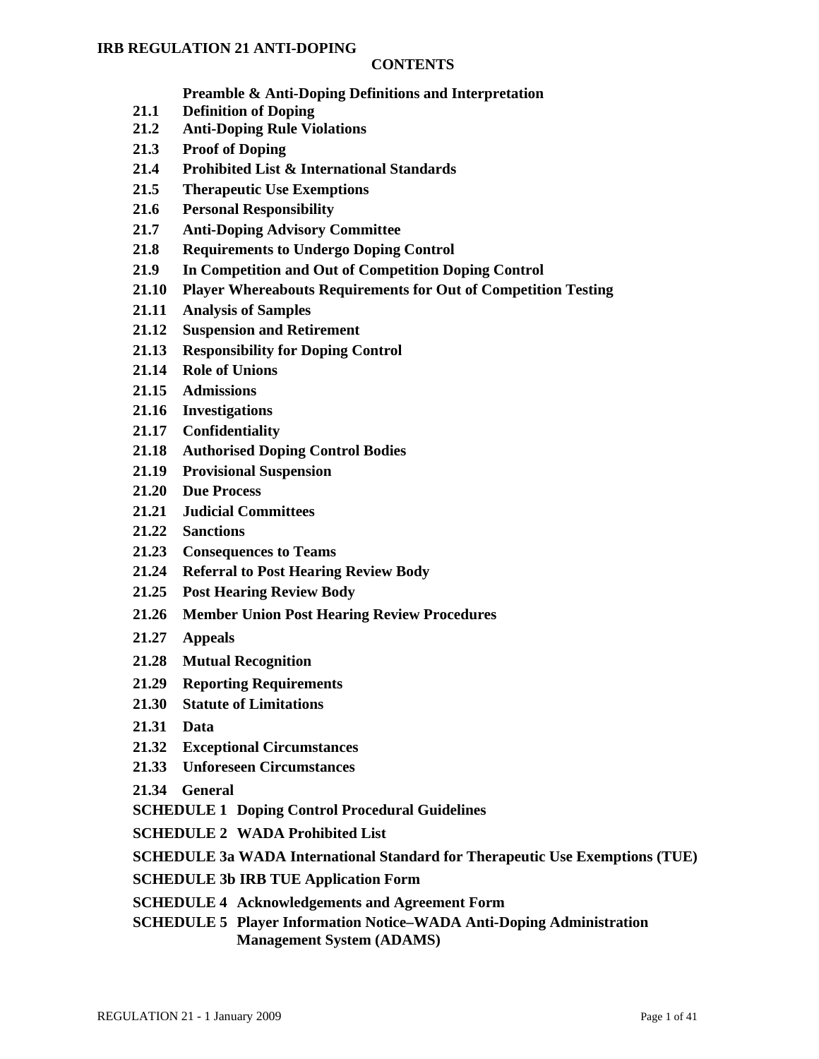**IRB REGULATION 21 ANTI-DOPING**

## CONTENTS

**Preamble & Anti-Doping Definitions and Interpretation**

**21.1 Definition of Doping**
**21.2 Anti-Doping Rule Violations**
**21.3 Proof of Doping**
**21.4 Prohibited List & International Standards**
**21.5 Therapeutic Use Exemptions**
**21.6 Personal Responsibility**
**21.7 Anti-Doping Advisory Committee**
**21.8 Requirements to Undergo Doping Control**
**21.9 In Competition and Out of Competition Doping Control**
**21.10 Player Whereabouts Requirements for Out of Competition Testing**
**21.11 Analysis of Samples**
**21.12 Suspension and Retirement**
**21.13 Responsibility for Doping Control**
**21.14 Role of Unions**
**21.15 Admissions**
**21.16 Investigations**
**21.17 Confidentiality**
**21.18 Authorised Doping Control Bodies**
**21.19 Provisional Suspension**
**21.20 Due Process**
**21.21 Judicial Committees**
**21.22 Sanctions**
**21.23 Consequences to Teams**
**21.24 Referral to Post Hearing Review Body**
**21.25 Post Hearing Review Body**
**21.26 Member Union Post Hearing Review Procedures**
**21.27 Appeals**
**21.28 Mutual Recognition**
**21.29 Reporting Requirements**
**21.30 Statute of Limitations**
**21.31 Data**
**21.32 Exceptional Circumstances**
**21.33 Unforeseen Circumstances**
**21.34 General**

**SCHEDULE 1 Doping Control Procedural Guidelines**

**SCHEDULE 2 WADA Prohibited List**

**SCHEDULE 3a WADA International Standard for Therapeutic Use Exemptions (TUE)**

**SCHEDULE 3b IRB TUE Application Form**

**SCHEDULE 4 Acknowledgements and Agreement Form**

**SCHEDULE 5 Player Information Notice–WADA Anti-Doping Administration Management System (ADAMS)**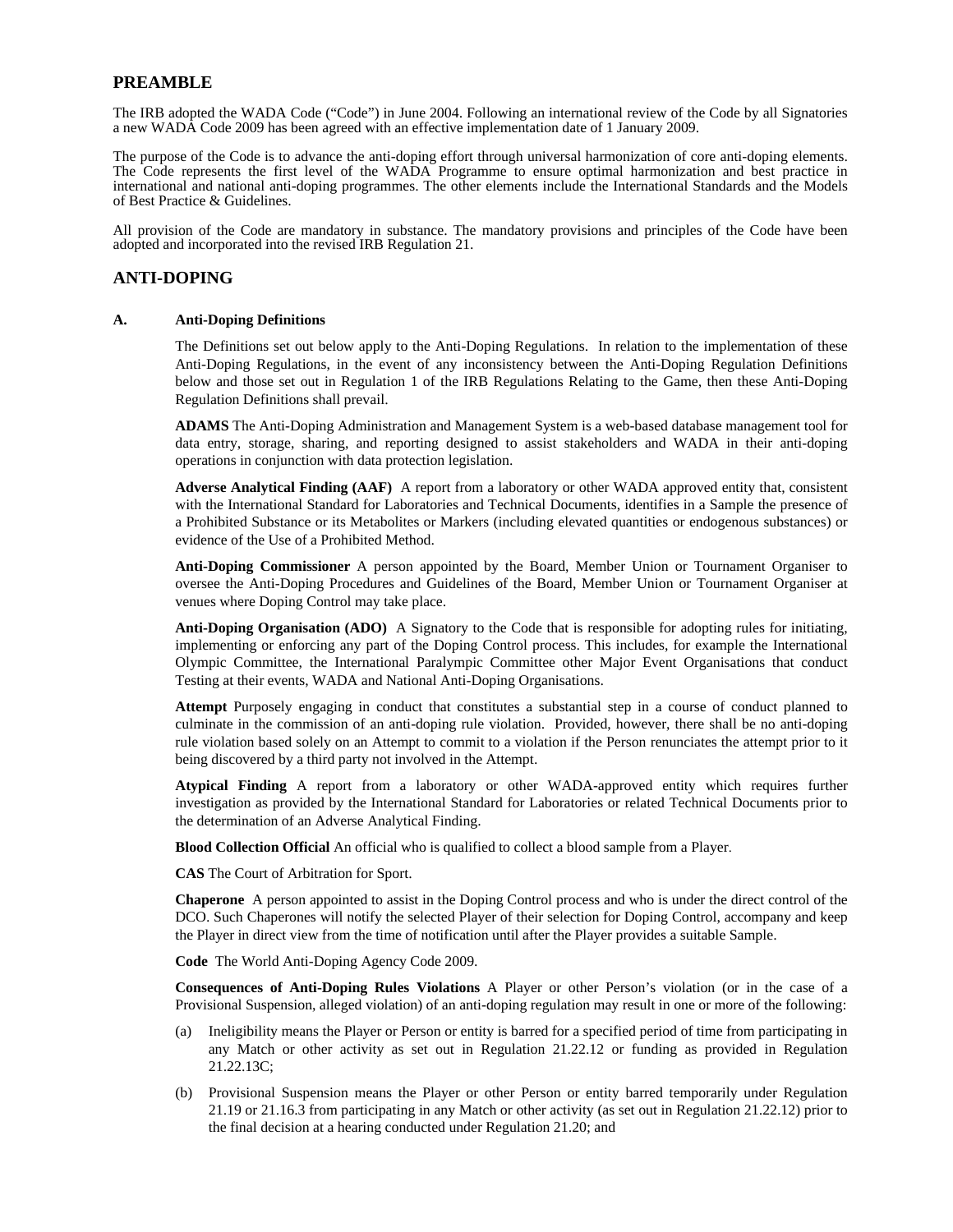## PREAMBLE

The IRB adopted the WADA Code ("Code") in June 2004. Following an international review of the Code by all Signatories a new WADA Code 2009 has been agreed with an effective implementation date of 1 January 2009.

The purpose of the Code is to advance the anti-doping effort through universal harmonization of core anti-doping elements. The Code represents the first level of the WADA Programme to ensure optimal harmonization and best practice in international and national anti-doping programmes. The other elements include the International Standards and the Models of Best Practice & Guidelines.

All provision of the Code are mandatory in substance. The mandatory provisions and principles of the Code have been adopted and incorporated into the revised IRB Regulation 21.

## ANTI-DOPING

### A. Anti-Doping Definitions

The Definitions set out below apply to the Anti-Doping Regulations. In relation to the implementation of these Anti-Doping Regulations, in the event of any inconsistency between the Anti-Doping Regulation Definitions below and those set out in Regulation 1 of the IRB Regulations Relating to the Game, then these Anti-Doping Regulation Definitions shall prevail.

**ADAMS** The Anti-Doping Administration and Management System is a web-based database management tool for data entry, storage, sharing, and reporting designed to assist stakeholders and WADA in their anti-doping operations in conjunction with data protection legislation.

**Adverse Analytical Finding (AAF)** A report from a laboratory or other WADA approved entity that, consistent with the International Standard for Laboratories and Technical Documents, identifies in a Sample the presence of a Prohibited Substance or its Metabolites or Markers (including elevated quantities or endogenous substances) or evidence of the Use of a Prohibited Method.

**Anti-Doping Commissioner** A person appointed by the Board, Member Union or Tournament Organiser to oversee the Anti-Doping Procedures and Guidelines of the Board, Member Union or Tournament Organiser at venues where Doping Control may take place.

**Anti-Doping Organisation (ADO)** A Signatory to the Code that is responsible for adopting rules for initiating, implementing or enforcing any part of the Doping Control process. This includes, for example the International Olympic Committee, the International Paralympic Committee other Major Event Organisations that conduct Testing at their events, WADA and National Anti-Doping Organisations.

**Attempt** Purposely engaging in conduct that constitutes a substantial step in a course of conduct planned to culminate in the commission of an anti-doping rule violation. Provided, however, there shall be no anti-doping rule violation based solely on an Attempt to commit to a violation if the Person renunciates the attempt prior to it being discovered by a third party not involved in the Attempt.

**Atypical Finding** A report from a laboratory or other WADA-approved entity which requires further investigation as provided by the International Standard for Laboratories or related Technical Documents prior to the determination of an Adverse Analytical Finding.

**Blood Collection Official** An official who is qualified to collect a blood sample from a Player.

**CAS** The Court of Arbitration for Sport.

**Chaperone** A person appointed to assist in the Doping Control process and who is under the direct control of the DCO. Such Chaperones will notify the selected Player of their selection for Doping Control, accompany and keep the Player in direct view from the time of notification until after the Player provides a suitable Sample.

**Code** The World Anti-Doping Agency Code 2009.

**Consequences of Anti-Doping Rules Violations** A Player or other Person's violation (or in the case of a Provisional Suspension, alleged violation) of an anti-doping regulation may result in one or more of the following:

(a) Ineligibility means the Player or Person or entity is barred for a specified period of time from participating in any Match or other activity as set out in Regulation 21.22.12 or funding as provided in Regulation 21.22.13C;

(b) Provisional Suspension means the Player or other Person or entity barred temporarily under Regulation 21.19 or 21.16.3 from participating in any Match or other activity (as set out in Regulation 21.22.12) prior to the final decision at a hearing conducted under Regulation 21.20; and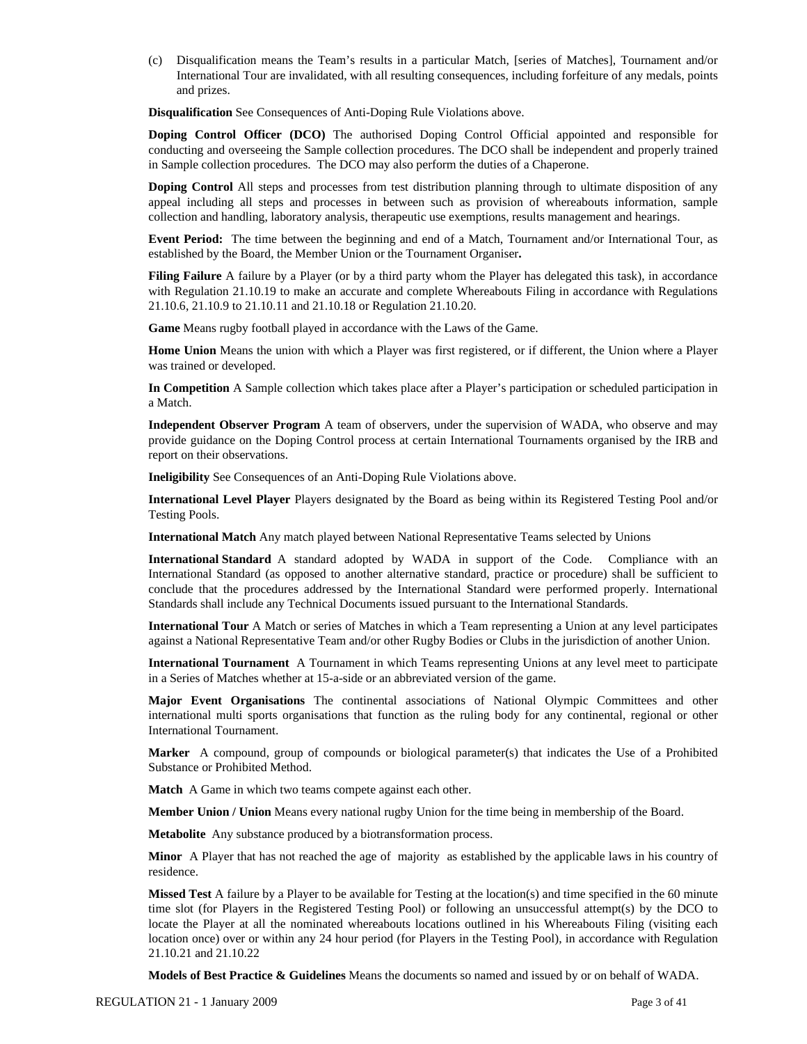(c) Disqualification means the Team's results in a particular Match, [series of Matches], Tournament and/or International Tour are invalidated, with all resulting consequences, including forfeiture of any medals, points and prizes.

**Disqualification** See Consequences of Anti-Doping Rule Violations above.

**Doping Control Officer (DCO)** The authorised Doping Control Official appointed and responsible for conducting and overseeing the Sample collection procedures. The DCO shall be independent and properly trained in Sample collection procedures. The DCO may also perform the duties of a Chaperone.

**Doping Control** All steps and processes from test distribution planning through to ultimate disposition of any appeal including all steps and processes in between such as provision of whereabouts information, sample collection and handling, laboratory analysis, therapeutic use exemptions, results management and hearings.

**Event Period:** The time between the beginning and end of a Match, Tournament and/or International Tour, as established by the Board, the Member Union or the Tournament Organiser**.**

**Filing Failure** A failure by a Player (or by a third party whom the Player has delegated this task), in accordance with Regulation 21.10.19 to make an accurate and complete Whereabouts Filing in accordance with Regulations 21.10.6, 21.10.9 to 21.10.11 and 21.10.18 or Regulation 21.10.20.

**Game** Means rugby football played in accordance with the Laws of the Game.

**Home Union** Means the union with which a Player was first registered, or if different, the Union where a Player was trained or developed.

**In Competition** A Sample collection which takes place after a Player's participation or scheduled participation in a Match.

**Independent Observer Program** A team of observers, under the supervision of WADA, who observe and may provide guidance on the Doping Control process at certain International Tournaments organised by the IRB and report on their observations.

**Ineligibility** See Consequences of an Anti-Doping Rule Violations above.

**International Level Player** Players designated by the Board as being within its Registered Testing Pool and/or Testing Pools.

**International Match** Any match played between National Representative Teams selected by Unions

**International Standard** A standard adopted by WADA in support of the Code. Compliance with an International Standard (as opposed to another alternative standard, practice or procedure) shall be sufficient to conclude that the procedures addressed by the International Standard were performed properly. International Standards shall include any Technical Documents issued pursuant to the International Standards.

**International Tour** A Match or series of Matches in which a Team representing a Union at any level participates against a National Representative Team and/or other Rugby Bodies or Clubs in the jurisdiction of another Union.

**International Tournament** A Tournament in which Teams representing Unions at any level meet to participate in a Series of Matches whether at 15-a-side or an abbreviated version of the game.

**Major Event Organisations** The continental associations of National Olympic Committees and other international multi sports organisations that function as the ruling body for any continental, regional or other International Tournament.

**Marker** A compound, group of compounds or biological parameter(s) that indicates the Use of a Prohibited Substance or Prohibited Method.

**Match** A Game in which two teams compete against each other.

**Member Union / Union** Means every national rugby Union for the time being in membership of the Board.

**Metabolite** Any substance produced by a biotransformation process.

**Minor** A Player that has not reached the age of majority as established by the applicable laws in his country of residence.

**Missed Test** A failure by a Player to be available for Testing at the location(s) and time specified in the 60 minute time slot (for Players in the Registered Testing Pool) or following an unsuccessful attempt(s) by the DCO to locate the Player at all the nominated whereabouts locations outlined in his Whereabouts Filing (visiting each location once) over or within any 24 hour period (for Players in the Testing Pool), in accordance with Regulation 21.10.21 and 21.10.22

**Models of Best Practice & Guidelines** Means the documents so named and issued by or on behalf of WADA.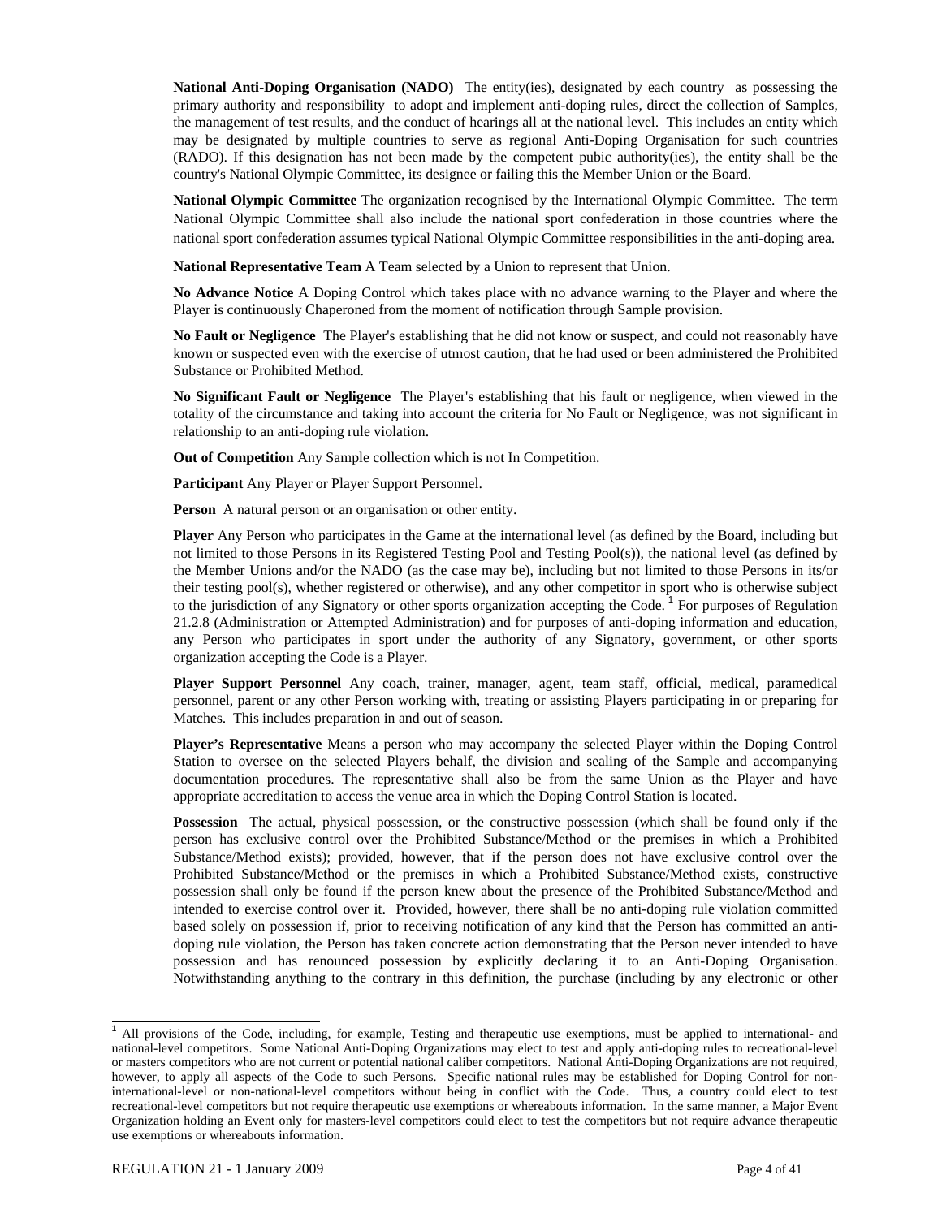**National Anti-Doping Organisation (NADO)** The entity(ies), designated by each country as possessing the primary authority and responsibility to adopt and implement anti-doping rules, direct the collection of Samples, the management of test results, and the conduct of hearings all at the national level. This includes an entity which may be designated by multiple countries to serve as regional Anti-Doping Organisation for such countries (RADO). If this designation has not been made by the competent pubic authority(ies), the entity shall be the country's National Olympic Committee, its designee or failing this the Member Union or the Board.

**National Olympic Committee** The organization recognised by the International Olympic Committee. The term National Olympic Committee shall also include the national sport confederation in those countries where the national sport confederation assumes typical National Olympic Committee responsibilities in the anti-doping area.

**National Representative Team** A Team selected by a Union to represent that Union.

**No Advance Notice** A Doping Control which takes place with no advance warning to the Player and where the Player is continuously Chaperoned from the moment of notification through Sample provision.

**No Fault or Negligence** The Player's establishing that he did not know or suspect, and could not reasonably have known or suspected even with the exercise of utmost caution, that he had used or been administered the Prohibited Substance or Prohibited Method.

**No Significant Fault or Negligence** The Player's establishing that his fault or negligence, when viewed in the totality of the circumstance and taking into account the criteria for No Fault or Negligence, was not significant in relationship to an anti-doping rule violation.

**Out of Competition** Any Sample collection which is not In Competition.

**Participant** Any Player or Player Support Personnel.

**Person** A natural person or an organisation or other entity.

**Player** Any Person who participates in the Game at the international level (as defined by the Board, including but not limited to those Persons in its Registered Testing Pool and Testing Pool(s)), the national level (as defined by the Member Unions and/or the NADO (as the case may be), including but not limited to those Persons in its/or their testing pool(s), whether registered or otherwise), and any other competitor in sport who is otherwise subject to the jurisdiction of any Signatory or other sports organization accepting the Code.[1] For purposes of Regulation 21.2.8 (Administration or Attempted Administration) and for purposes of anti-doping information and education, any Person who participates in sport under the authority of any Signatory, government, or other sports organization accepting the Code is a Player.

**Player Support Personnel** Any coach, trainer, manager, agent, team staff, official, medical, paramedical personnel, parent or any other Person working with, treating or assisting Players participating in or preparing for Matches. This includes preparation in and out of season.

**Player's Representative** Means a person who may accompany the selected Player within the Doping Control Station to oversee on the selected Players behalf, the division and sealing of the Sample and accompanying documentation procedures. The representative shall also be from the same Union as the Player and have appropriate accreditation to access the venue area in which the Doping Control Station is located.

**Possession** The actual, physical possession, or the constructive possession (which shall be found only if the person has exclusive control over the Prohibited Substance/Method or the premises in which a Prohibited Substance/Method exists); provided, however, that if the person does not have exclusive control over the Prohibited Substance/Method or the premises in which a Prohibited Substance/Method exists, constructive possession shall only be found if the person knew about the presence of the Prohibited Substance/Method and intended to exercise control over it. Provided, however, there shall be no anti-doping rule violation committed based solely on possession if, prior to receiving notification of any kind that the Person has committed an anti-doping rule violation, the Person has taken concrete action demonstrating that the Person never intended to have possession and has renounced possession by explicitly declaring it to an Anti-Doping Organisation. Notwithstanding anything to the contrary in this definition, the purchase (including by any electronic or other

---

[1] All provisions of the Code, including, for example, Testing and therapeutic use exemptions, must be applied to international- and national-level competitors. Some National Anti-Doping Organizations may elect to test and apply anti-doping rules to recreational-level or masters competitors who are not current or potential national caliber competitors. National Anti-Doping Organizations are not required, however, to apply all aspects of the Code to such Persons. Specific national rules may be established for Doping Control for non-international-level or non-national-level competitors without being in conflict with the Code. Thus, a country could elect to test recreational-level competitors but not require therapeutic use exemptions or whereabouts information. In the same manner, a Major Event Organization holding an Event only for masters-level competitors could elect to test the competitors but not require advance therapeutic use exemptions or whereabouts information.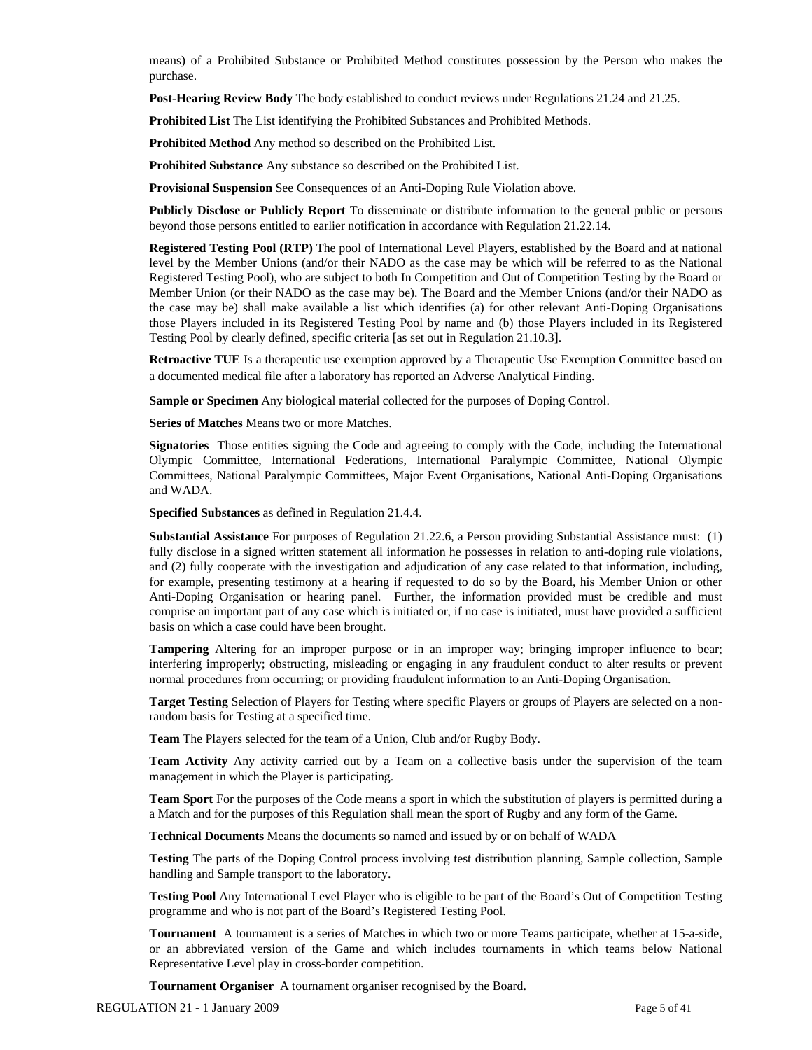means) of a Prohibited Substance or Prohibited Method constitutes possession by the Person who makes the purchase.

**Post-Hearing Review Body** The body established to conduct reviews under Regulations 21.24 and 21.25.

**Prohibited List** The List identifying the Prohibited Substances and Prohibited Methods.

**Prohibited Method** Any method so described on the Prohibited List.

**Prohibited Substance** Any substance so described on the Prohibited List.

**Provisional Suspension** See Consequences of an Anti-Doping Rule Violation above.

**Publicly Disclose or Publicly Report** To disseminate or distribute information to the general public or persons beyond those persons entitled to earlier notification in accordance with Regulation 21.22.14.

**Registered Testing Pool (RTP)** The pool of International Level Players, established by the Board and at national level by the Member Unions (and/or their NADO as the case may be which will be referred to as the National Registered Testing Pool), who are subject to both In Competition and Out of Competition Testing by the Board or Member Union (or their NADO as the case may be). The Board and the Member Unions (and/or their NADO as the case may be) shall make available a list which identifies (a) for other relevant Anti-Doping Organisations those Players included in its Registered Testing Pool by name and (b) those Players included in its Registered Testing Pool by clearly defined, specific criteria [as set out in Regulation 21.10.3].

**Retroactive TUE** Is a therapeutic use exemption approved by a Therapeutic Use Exemption Committee based on a documented medical file after a laboratory has reported an Adverse Analytical Finding.

**Sample or Specimen** Any biological material collected for the purposes of Doping Control.

**Series of Matches** Means two or more Matches.

**Signatories** Those entities signing the Code and agreeing to comply with the Code, including the International Olympic Committee, International Federations, International Paralympic Committee, National Olympic Committees, National Paralympic Committees, Major Event Organisations, National Anti-Doping Organisations and WADA.

**Specified Substances** as defined in Regulation 21.4.4.

**Substantial Assistance** For purposes of Regulation 21.22.6, a Person providing Substantial Assistance must: (1) fully disclose in a signed written statement all information he possesses in relation to anti-doping rule violations, and (2) fully cooperate with the investigation and adjudication of any case related to that information, including, for example, presenting testimony at a hearing if requested to do so by the Board, his Member Union or other Anti-Doping Organisation or hearing panel. Further, the information provided must be credible and must comprise an important part of any case which is initiated or, if no case is initiated, must have provided a sufficient basis on which a case could have been brought.

**Tampering** Altering for an improper purpose or in an improper way; bringing improper influence to bear; interfering improperly; obstructing, misleading or engaging in any fraudulent conduct to alter results or prevent normal procedures from occurring; or providing fraudulent information to an Anti-Doping Organisation.

**Target Testing** Selection of Players for Testing where specific Players or groups of Players are selected on a non-random basis for Testing at a specified time.

**Team** The Players selected for the team of a Union, Club and/or Rugby Body.

**Team Activity** Any activity carried out by a Team on a collective basis under the supervision of the team management in which the Player is participating.

**Team Sport** For the purposes of the Code means a sport in which the substitution of players is permitted during a a Match and for the purposes of this Regulation shall mean the sport of Rugby and any form of the Game.

**Technical Documents** Means the documents so named and issued by or on behalf of WADA

**Testing** The parts of the Doping Control process involving test distribution planning, Sample collection, Sample handling and Sample transport to the laboratory.

**Testing Pool** Any International Level Player who is eligible to be part of the Board's Out of Competition Testing programme and who is not part of the Board's Registered Testing Pool.

**Tournament** A tournament is a series of Matches in which two or more Teams participate, whether at 15-a-side, or an abbreviated version of the Game and which includes tournaments in which teams below National Representative Level play in cross-border competition.

**Tournament Organiser** A tournament organiser recognised by the Board.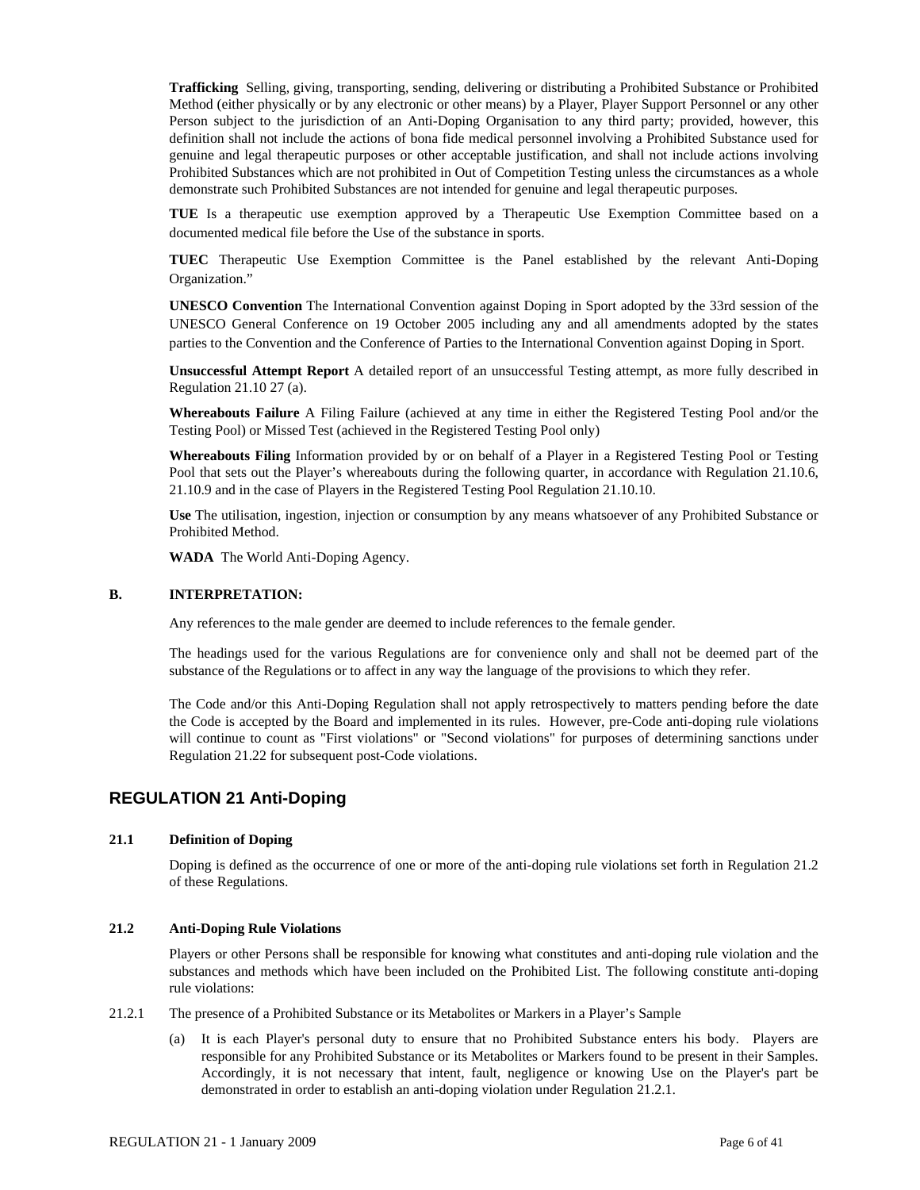**Trafficking** Selling, giving, transporting, sending, delivering or distributing a Prohibited Substance or Prohibited Method (either physically or by any electronic or other means) by a Player, Player Support Personnel or any other Person subject to the jurisdiction of an Anti-Doping Organisation to any third party; provided, however, this definition shall not include the actions of bona fide medical personnel involving a Prohibited Substance used for genuine and legal therapeutic purposes or other acceptable justification, and shall not include actions involving Prohibited Substances which are not prohibited in Out of Competition Testing unless the circumstances as a whole demonstrate such Prohibited Substances are not intended for genuine and legal therapeutic purposes.

**TUE** Is a therapeutic use exemption approved by a Therapeutic Use Exemption Committee based on a documented medical file before the Use of the substance in sports.

**TUEC** Therapeutic Use Exemption Committee is the Panel established by the relevant Anti-Doping Organization."

**UNESCO Convention** The International Convention against Doping in Sport adopted by the 33rd session of the UNESCO General Conference on 19 October 2005 including any and all amendments adopted by the states parties to the Convention and the Conference of Parties to the International Convention against Doping in Sport.

**Unsuccessful Attempt Report** A detailed report of an unsuccessful Testing attempt, as more fully described in Regulation 21.10 27 (a).

**Whereabouts Failure** A Filing Failure (achieved at any time in either the Registered Testing Pool and/or the Testing Pool) or Missed Test (achieved in the Registered Testing Pool only)

**Whereabouts Filing** Information provided by or on behalf of a Player in a Registered Testing Pool or Testing Pool that sets out the Player's whereabouts during the following quarter, in accordance with Regulation 21.10.6, 21.10.9 and in the case of Players in the Registered Testing Pool Regulation 21.10.10.

**Use** The utilisation, ingestion, injection or consumption by any means whatsoever of any Prohibited Substance or Prohibited Method.

**WADA** The World Anti-Doping Agency.

**B. INTERPRETATION:**

Any references to the male gender are deemed to include references to the female gender.

The headings used for the various Regulations are for convenience only and shall not be deemed part of the substance of the Regulations or to affect in any way the language of the provisions to which they refer.

The Code and/or this Anti-Doping Regulation shall not apply retrospectively to matters pending before the date the Code is accepted by the Board and implemented in its rules. However, pre-Code anti-doping rule violations will continue to count as "First violations" or "Second violations" for purposes of determining sanctions under Regulation 21.22 for subsequent post-Code violations.

## REGULATION 21 Anti-Doping

**21.1 Definition of Doping**

Doping is defined as the occurrence of one or more of the anti-doping rule violations set forth in Regulation 21.2 of these Regulations.

**21.2 Anti-Doping Rule Violations**

Players or other Persons shall be responsible for knowing what constitutes and anti-doping rule violation and the substances and methods which have been included on the Prohibited List. The following constitute anti-doping rule violations:

21.2.1 The presence of a Prohibited Substance or its Metabolites or Markers in a Player's Sample

(a) It is each Player's personal duty to ensure that no Prohibited Substance enters his body. Players are responsible for any Prohibited Substance or its Metabolites or Markers found to be present in their Samples. Accordingly, it is not necessary that intent, fault, negligence or knowing Use on the Player's part be demonstrated in order to establish an anti-doping violation under Regulation 21.2.1.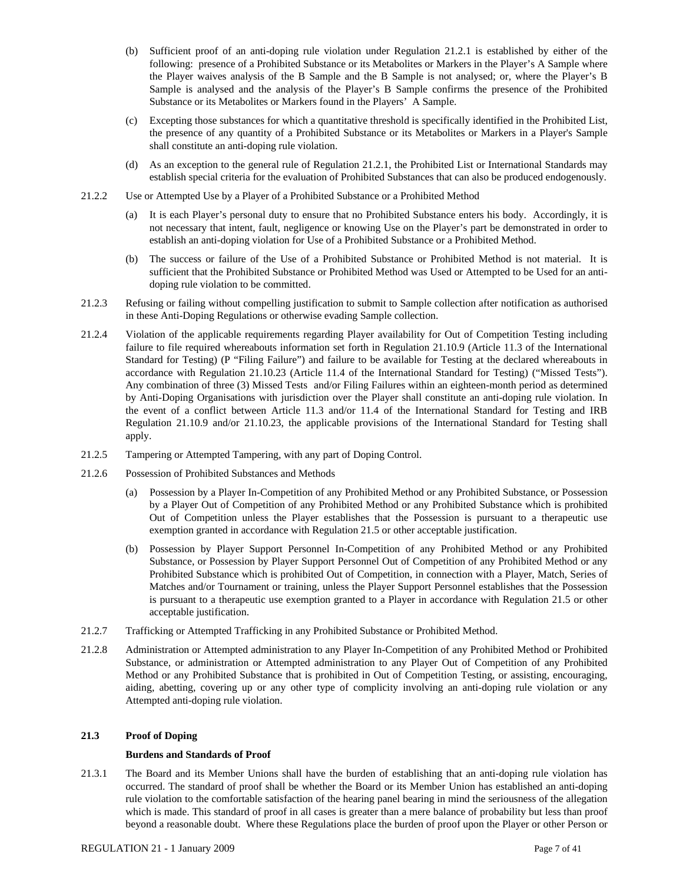(b) Sufficient proof of an anti-doping rule violation under Regulation 21.2.1 is established by either of the following: presence of a Prohibited Substance or its Metabolites or Markers in the Player's A Sample where the Player waives analysis of the B Sample and the B Sample is not analysed; or, where the Player's B Sample is analysed and the analysis of the Player's B Sample confirms the presence of the Prohibited Substance or its Metabolites or Markers found in the Players' A Sample.

(c) Excepting those substances for which a quantitative threshold is specifically identified in the Prohibited List, the presence of any quantity of a Prohibited Substance or its Metabolites or Markers in a Player's Sample shall constitute an anti-doping rule violation.

(d) As an exception to the general rule of Regulation 21.2.1, the Prohibited List or International Standards may establish special criteria for the evaluation of Prohibited Substances that can also be produced endogenously.

21.2.2 Use or Attempted Use by a Player of a Prohibited Substance or a Prohibited Method

(a) It is each Player's personal duty to ensure that no Prohibited Substance enters his body. Accordingly, it is not necessary that intent, fault, negligence or knowing Use on the Player's part be demonstrated in order to establish an anti-doping violation for Use of a Prohibited Substance or a Prohibited Method.

(b) The success or failure of the Use of a Prohibited Substance or Prohibited Method is not material. It is sufficient that the Prohibited Substance or Prohibited Method was Used or Attempted to be Used for an anti-doping rule violation to be committed.

21.2.3 Refusing or failing without compelling justification to submit to Sample collection after notification as authorised in these Anti-Doping Regulations or otherwise evading Sample collection.

21.2.4 Violation of the applicable requirements regarding Player availability for Out of Competition Testing including failure to file required whereabouts information set forth in Regulation 21.10.9 (Article 11.3 of the International Standard for Testing) (P "Filing Failure") and failure to be available for Testing at the declared whereabouts in accordance with Regulation 21.10.23 (Article 11.4 of the International Standard for Testing) ("Missed Tests"). Any combination of three (3) Missed Tests and/or Filing Failures within an eighteen-month period as determined by Anti-Doping Organisations with jurisdiction over the Player shall constitute an anti-doping rule violation. In the event of a conflict between Article 11.3 and/or 11.4 of the International Standard for Testing and IRB Regulation 21.10.9 and/or 21.10.23, the applicable provisions of the International Standard for Testing shall apply.

21.2.5 Tampering or Attempted Tampering, with any part of Doping Control.

21.2.6 Possession of Prohibited Substances and Methods

(a) Possession by a Player In-Competition of any Prohibited Method or any Prohibited Substance, or Possession by a Player Out of Competition of any Prohibited Method or any Prohibited Substance which is prohibited Out of Competition unless the Player establishes that the Possession is pursuant to a therapeutic use exemption granted in accordance with Regulation 21.5 or other acceptable justification.

(b) Possession by Player Support Personnel In-Competition of any Prohibited Method or any Prohibited Substance, or Possession by Player Support Personnel Out of Competition of any Prohibited Method or any Prohibited Substance which is prohibited Out of Competition, in connection with a Player, Match, Series of Matches and/or Tournament or training, unless the Player Support Personnel establishes that the Possession is pursuant to a therapeutic use exemption granted to a Player in accordance with Regulation 21.5 or other acceptable justification.

21.2.7 Trafficking or Attempted Trafficking in any Prohibited Substance or Prohibited Method.

21.2.8 Administration or Attempted administration to any Player In-Competition of any Prohibited Method or Prohibited Substance, or administration or Attempted administration to any Player Out of Competition of any Prohibited Method or any Prohibited Substance that is prohibited in Out of Competition Testing, or assisting, encouraging, aiding, abetting, covering up or any other type of complicity involving an anti-doping rule violation or any Attempted anti-doping rule violation.

## 21.3 Proof of Doping

**Burdens and Standards of Proof**

21.3.1 The Board and its Member Unions shall have the burden of establishing that an anti-doping rule violation has occurred. The standard of proof shall be whether the Board or its Member Union has established an anti-doping rule violation to the comfortable satisfaction of the hearing panel bearing in mind the seriousness of the allegation which is made. This standard of proof in all cases is greater than a mere balance of probability but less than proof beyond a reasonable doubt. Where these Regulations place the burden of proof upon the Player or other Person or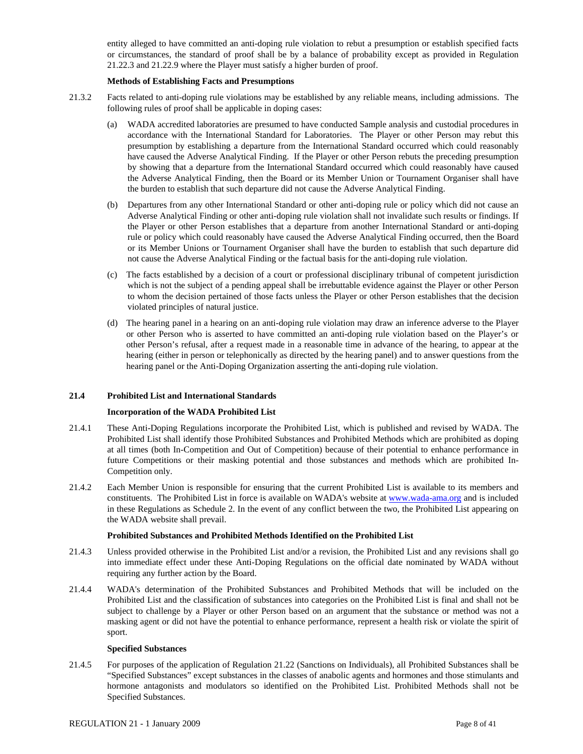entity alleged to have committed an anti-doping rule violation to rebut a presumption or establish specified facts or circumstances, the standard of proof shall be by a balance of probability except as provided in Regulation 21.22.3 and 21.22.9 where the Player must satisfy a higher burden of proof.

**Methods of Establishing Facts and Presumptions**

21.3.2 Facts related to anti-doping rule violations may be established by any reliable means, including admissions. The following rules of proof shall be applicable in doping cases:

(a) WADA accredited laboratories are presumed to have conducted Sample analysis and custodial procedures in accordance with the International Standard for Laboratories. The Player or other Person may rebut this presumption by establishing a departure from the International Standard occurred which could reasonably have caused the Adverse Analytical Finding. If the Player or other Person rebuts the preceding presumption by showing that a departure from the International Standard occurred which could reasonably have caused the Adverse Analytical Finding, then the Board or its Member Union or Tournament Organiser shall have the burden to establish that such departure did not cause the Adverse Analytical Finding.

(b) Departures from any other International Standard or other anti-doping rule or policy which did not cause an Adverse Analytical Finding or other anti-doping rule violation shall not invalidate such results or findings. If the Player or other Person establishes that a departure from another International Standard or anti-doping rule or policy which could reasonably have caused the Adverse Analytical Finding occurred, then the Board or its Member Unions or Tournament Organiser shall have the burden to establish that such departure did not cause the Adverse Analytical Finding or the factual basis for the anti-doping rule violation.

(c) The facts established by a decision of a court or professional disciplinary tribunal of competent jurisdiction which is not the subject of a pending appeal shall be irrebuttable evidence against the Player or other Person to whom the decision pertained of those facts unless the Player or other Person establishes that the decision violated principles of natural justice.

(d) The hearing panel in a hearing on an anti-doping rule violation may draw an inference adverse to the Player or other Person who is asserted to have committed an anti-doping rule violation based on the Player's or other Person's refusal, after a request made in a reasonable time in advance of the hearing, to appear at the hearing (either in person or telephonically as directed by the hearing panel) and to answer questions from the hearing panel or the Anti-Doping Organization asserting the anti-doping rule violation.

## 21.4 Prohibited List and International Standards

**Incorporation of the WADA Prohibited List**

21.4.1 These Anti-Doping Regulations incorporate the Prohibited List, which is published and revised by WADA. The Prohibited List shall identify those Prohibited Substances and Prohibited Methods which are prohibited as doping at all times (both In-Competition and Out of Competition) because of their potential to enhance performance in future Competitions or their masking potential and those substances and methods which are prohibited In-Competition only.

21.4.2 Each Member Union is responsible for ensuring that the current Prohibited List is available to its members and constituents. The Prohibited List in force is available on WADA's website at www.wada-ama.org and is included in these Regulations as Schedule 2. In the event of any conflict between the two, the Prohibited List appearing on the WADA website shall prevail.

**Prohibited Substances and Prohibited Methods Identified on the Prohibited List**

21.4.3 Unless provided otherwise in the Prohibited List and/or a revision, the Prohibited List and any revisions shall go into immediate effect under these Anti-Doping Regulations on the official date nominated by WADA without requiring any further action by the Board.

21.4.4 WADA's determination of the Prohibited Substances and Prohibited Methods that will be included on the Prohibited List and the classification of substances into categories on the Prohibited List is final and shall not be subject to challenge by a Player or other Person based on an argument that the substance or method was not a masking agent or did not have the potential to enhance performance, represent a health risk or violate the spirit of sport.

**Specified Substances**

21.4.5 For purposes of the application of Regulation 21.22 (Sanctions on Individuals), all Prohibited Substances shall be "Specified Substances" except substances in the classes of anabolic agents and hormones and those stimulants and hormone antagonists and modulators so identified on the Prohibited List. Prohibited Methods shall not be Specified Substances.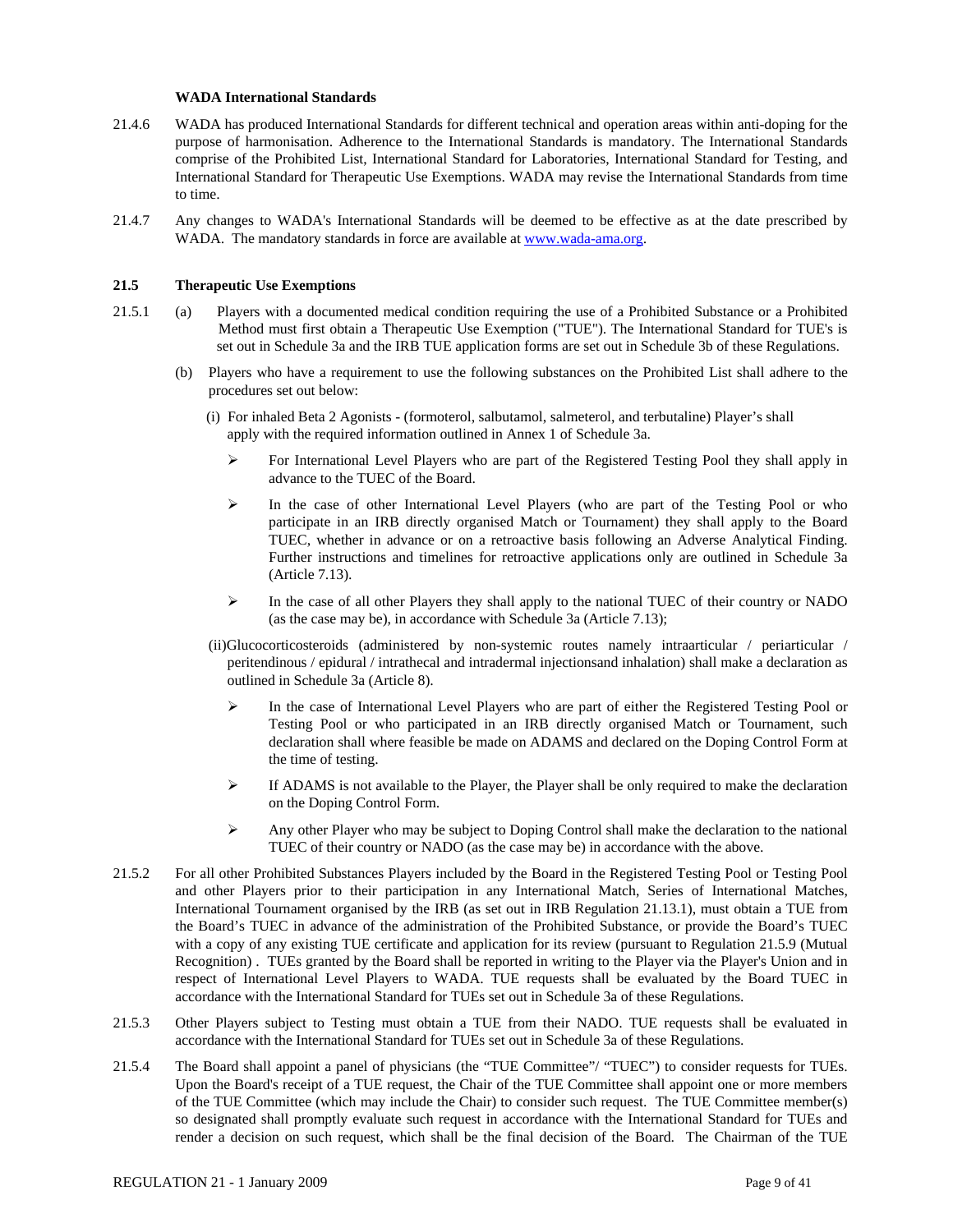**WADA International Standards**

21.4.6 WADA has produced International Standards for different technical and operation areas within anti-doping for the purpose of harmonisation. Adherence to the International Standards is mandatory. The International Standards comprise of the Prohibited List, International Standard for Laboratories, International Standard for Testing, and International Standard for Therapeutic Use Exemptions. WADA may revise the International Standards from time to time.

21.4.7 Any changes to WADA's International Standards will be deemed to be effective as at the date prescribed by WADA. The mandatory standards in force are available at www.wada-ama.org.

**21.5 Therapeutic Use Exemptions**

21.5.1 (a) Players with a documented medical condition requiring the use of a Prohibited Substance or a Prohibited Method must first obtain a Therapeutic Use Exemption ("TUE"). The International Standard for TUE's is set out in Schedule 3a and the IRB TUE application forms are set out in Schedule 3b of these Regulations.

(b) Players who have a requirement to use the following substances on the Prohibited List shall adhere to the procedures set out below:

(i) For inhaled Beta 2 Agonists - (formoterol, salbutamol, salmeterol, and terbutaline) Player's shall apply with the required information outlined in Annex 1 of Schedule 3a.

- For International Level Players who are part of the Registered Testing Pool they shall apply in advance to the TUEC of the Board.
- In the case of other International Level Players (who are part of the Testing Pool or who participate in an IRB directly organised Match or Tournament) they shall apply to the Board TUEC, whether in advance or on a retroactive basis following an Adverse Analytical Finding. Further instructions and timelines for retroactive applications only are outlined in Schedule 3a (Article 7.13).
- In the case of all other Players they shall apply to the national TUEC of their country or NADO (as the case may be), in accordance with Schedule 3a (Article 7.13);

(ii)Glucocorticosteroids (administered by non-systemic routes namely intraarticular / periarticular / peritendinous / epidural / intrathecal and intradermal injectionsand inhalation) shall make a declaration as outlined in Schedule 3a (Article 8).

- In the case of International Level Players who are part of either the Registered Testing Pool or Testing Pool or who participated in an IRB directly organised Match or Tournament, such declaration shall where feasible be made on ADAMS and declared on the Doping Control Form at the time of testing.
- If ADAMS is not available to the Player, the Player shall be only required to make the declaration on the Doping Control Form.
- Any other Player who may be subject to Doping Control shall make the declaration to the national TUEC of their country or NADO (as the case may be) in accordance with the above.

21.5.2 For all other Prohibited Substances Players included by the Board in the Registered Testing Pool or Testing Pool and other Players prior to their participation in any International Match, Series of International Matches, International Tournament organised by the IRB (as set out in IRB Regulation 21.13.1), must obtain a TUE from the Board's TUEC in advance of the administration of the Prohibited Substance, or provide the Board's TUEC with a copy of any existing TUE certificate and application for its review (pursuant to Regulation 21.5.9 (Mutual Recognition) . TUEs granted by the Board shall be reported in writing to the Player via the Player's Union and in respect of International Level Players to WADA. TUE requests shall be evaluated by the Board TUEC in accordance with the International Standard for TUEs set out in Schedule 3a of these Regulations.

21.5.3 Other Players subject to Testing must obtain a TUE from their NADO. TUE requests shall be evaluated in accordance with the International Standard for TUEs set out in Schedule 3a of these Regulations.

21.5.4 The Board shall appoint a panel of physicians (the "TUE Committee"/ "TUEC") to consider requests for TUEs. Upon the Board's receipt of a TUE request, the Chair of the TUE Committee shall appoint one or more members of the TUE Committee (which may include the Chair) to consider such request. The TUE Committee member(s) so designated shall promptly evaluate such request in accordance with the International Standard for TUEs and render a decision on such request, which shall be the final decision of the Board. The Chairman of the TUE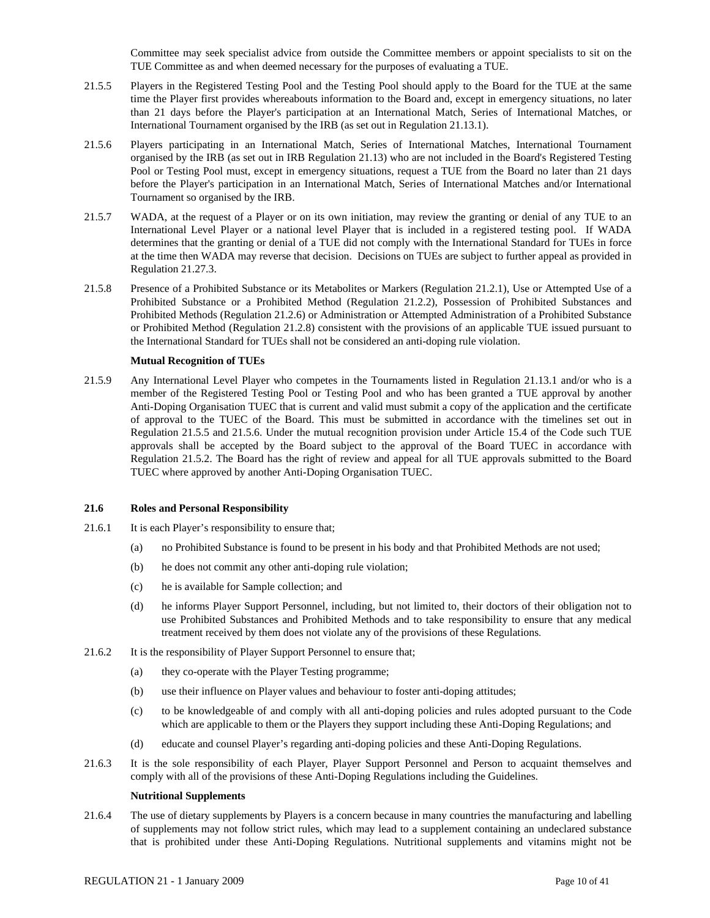Committee may seek specialist advice from outside the Committee members or appoint specialists to sit on the TUE Committee as and when deemed necessary for the purposes of evaluating a TUE.

21.5.5 Players in the Registered Testing Pool and the Testing Pool should apply to the Board for the TUE at the same time the Player first provides whereabouts information to the Board and, except in emergency situations, no later than 21 days before the Player's participation at an International Match, Series of International Matches, or International Tournament organised by the IRB (as set out in Regulation 21.13.1).

21.5.6 Players participating in an International Match, Series of International Matches, International Tournament organised by the IRB (as set out in IRB Regulation 21.13) who are not included in the Board's Registered Testing Pool or Testing Pool must, except in emergency situations, request a TUE from the Board no later than 21 days before the Player's participation in an International Match, Series of International Matches and/or International Tournament so organised by the IRB.

21.5.7 WADA, at the request of a Player or on its own initiation, may review the granting or denial of any TUE to an International Level Player or a national level Player that is included in a registered testing pool. If WADA determines that the granting or denial of a TUE did not comply with the International Standard for TUEs in force at the time then WADA may reverse that decision. Decisions on TUEs are subject to further appeal as provided in Regulation 21.27.3.

21.5.8 Presence of a Prohibited Substance or its Metabolites or Markers (Regulation 21.2.1), Use or Attempted Use of a Prohibited Substance or a Prohibited Method (Regulation 21.2.2), Possession of Prohibited Substances and Prohibited Methods (Regulation 21.2.6) or Administration or Attempted Administration of a Prohibited Substance or Prohibited Method (Regulation 21.2.8) consistent with the provisions of an applicable TUE issued pursuant to the International Standard for TUEs shall not be considered an anti-doping rule violation.

**Mutual Recognition of TUEs**

21.5.9 Any International Level Player who competes in the Tournaments listed in Regulation 21.13.1 and/or who is a member of the Registered Testing Pool or Testing Pool and who has been granted a TUE approval by another Anti-Doping Organisation TUEC that is current and valid must submit a copy of the application and the certificate of approval to the TUEC of the Board. This must be submitted in accordance with the timelines set out in Regulation 21.5.5 and 21.5.6. Under the mutual recognition provision under Article 15.4 of the Code such TUE approvals shall be accepted by the Board subject to the approval of the Board TUEC in accordance with Regulation 21.5.2. The Board has the right of review and appeal for all TUE approvals submitted to the Board TUEC where approved by another Anti-Doping Organisation TUEC.

**21.6 Roles and Personal Responsibility**

21.6.1 It is each Player's responsibility to ensure that;

(a) no Prohibited Substance is found to be present in his body and that Prohibited Methods are not used;

(b) he does not commit any other anti-doping rule violation;

(c) he is available for Sample collection; and

(d) he informs Player Support Personnel, including, but not limited to, their doctors of their obligation not to use Prohibited Substances and Prohibited Methods and to take responsibility to ensure that any medical treatment received by them does not violate any of the provisions of these Regulations.

21.6.2 It is the responsibility of Player Support Personnel to ensure that;

(a) they co-operate with the Player Testing programme;

(b) use their influence on Player values and behaviour to foster anti-doping attitudes;

(c) to be knowledgeable of and comply with all anti-doping policies and rules adopted pursuant to the Code which are applicable to them or the Players they support including these Anti-Doping Regulations; and

(d) educate and counsel Player's regarding anti-doping policies and these Anti-Doping Regulations.

21.6.3 It is the sole responsibility of each Player, Player Support Personnel and Person to acquaint themselves and comply with all of the provisions of these Anti-Doping Regulations including the Guidelines.

**Nutritional Supplements**

21.6.4 The use of dietary supplements by Players is a concern because in many countries the manufacturing and labelling of supplements may not follow strict rules, which may lead to a supplement containing an undeclared substance that is prohibited under these Anti-Doping Regulations. Nutritional supplements and vitamins might not be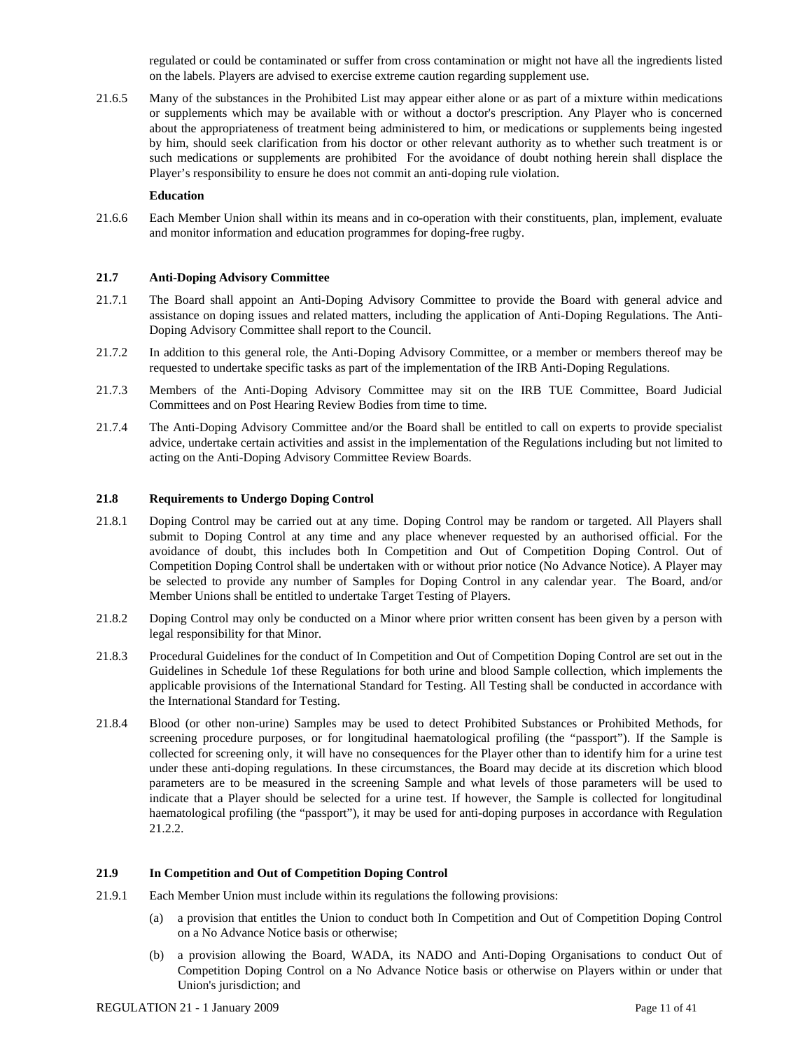regulated or could be contaminated or suffer from cross contamination or might not have all the ingredients listed on the labels. Players are advised to exercise extreme caution regarding supplement use.

21.6.5 Many of the substances in the Prohibited List may appear either alone or as part of a mixture within medications or supplements which may be available with or without a doctor's prescription. Any Player who is concerned about the appropriateness of treatment being administered to him, or medications or supplements being ingested by him, should seek clarification from his doctor or other relevant authority as to whether such treatment is or such medications or supplements are prohibited For the avoidance of doubt nothing herein shall displace the Player's responsibility to ensure he does not commit an anti-doping rule violation.

**Education**

21.6.6 Each Member Union shall within its means and in co-operation with their constituents, plan, implement, evaluate and monitor information and education programmes for doping-free rugby.

**21.7 Anti-Doping Advisory Committee**

21.7.1 The Board shall appoint an Anti-Doping Advisory Committee to provide the Board with general advice and assistance on doping issues and related matters, including the application of Anti-Doping Regulations. The Anti-Doping Advisory Committee shall report to the Council.

21.7.2 In addition to this general role, the Anti-Doping Advisory Committee, or a member or members thereof may be requested to undertake specific tasks as part of the implementation of the IRB Anti-Doping Regulations.

21.7.3 Members of the Anti-Doping Advisory Committee may sit on the IRB TUE Committee, Board Judicial Committees and on Post Hearing Review Bodies from time to time.

21.7.4 The Anti-Doping Advisory Committee and/or the Board shall be entitled to call on experts to provide specialist advice, undertake certain activities and assist in the implementation of the Regulations including but not limited to acting on the Anti-Doping Advisory Committee Review Boards.

**21.8 Requirements to Undergo Doping Control**

21.8.1 Doping Control may be carried out at any time. Doping Control may be random or targeted. All Players shall submit to Doping Control at any time and any place whenever requested by an authorised official. For the avoidance of doubt, this includes both In Competition and Out of Competition Doping Control. Out of Competition Doping Control shall be undertaken with or without prior notice (No Advance Notice). A Player may be selected to provide any number of Samples for Doping Control in any calendar year. The Board, and/or Member Unions shall be entitled to undertake Target Testing of Players.

21.8.2 Doping Control may only be conducted on a Minor where prior written consent has been given by a person with legal responsibility for that Minor.

21.8.3 Procedural Guidelines for the conduct of In Competition and Out of Competition Doping Control are set out in the Guidelines in Schedule 1of these Regulations for both urine and blood Sample collection, which implements the applicable provisions of the International Standard for Testing. All Testing shall be conducted in accordance with the International Standard for Testing.

21.8.4 Blood (or other non-urine) Samples may be used to detect Prohibited Substances or Prohibited Methods, for screening procedure purposes, or for longitudinal haematological profiling (the "passport"). If the Sample is collected for screening only, it will have no consequences for the Player other than to identify him for a urine test under these anti-doping regulations. In these circumstances, the Board may decide at its discretion which blood parameters are to be measured in the screening Sample and what levels of those parameters will be used to indicate that a Player should be selected for a urine test. If however, the Sample is collected for longitudinal haematological profiling (the "passport"), it may be used for anti-doping purposes in accordance with Regulation 21.2.2.

**21.9 In Competition and Out of Competition Doping Control**

21.9.1 Each Member Union must include within its regulations the following provisions:

(a) a provision that entitles the Union to conduct both In Competition and Out of Competition Doping Control on a No Advance Notice basis or otherwise;

(b) a provision allowing the Board, WADA, its NADO and Anti-Doping Organisations to conduct Out of Competition Doping Control on a No Advance Notice basis or otherwise on Players within or under that Union's jurisdiction; and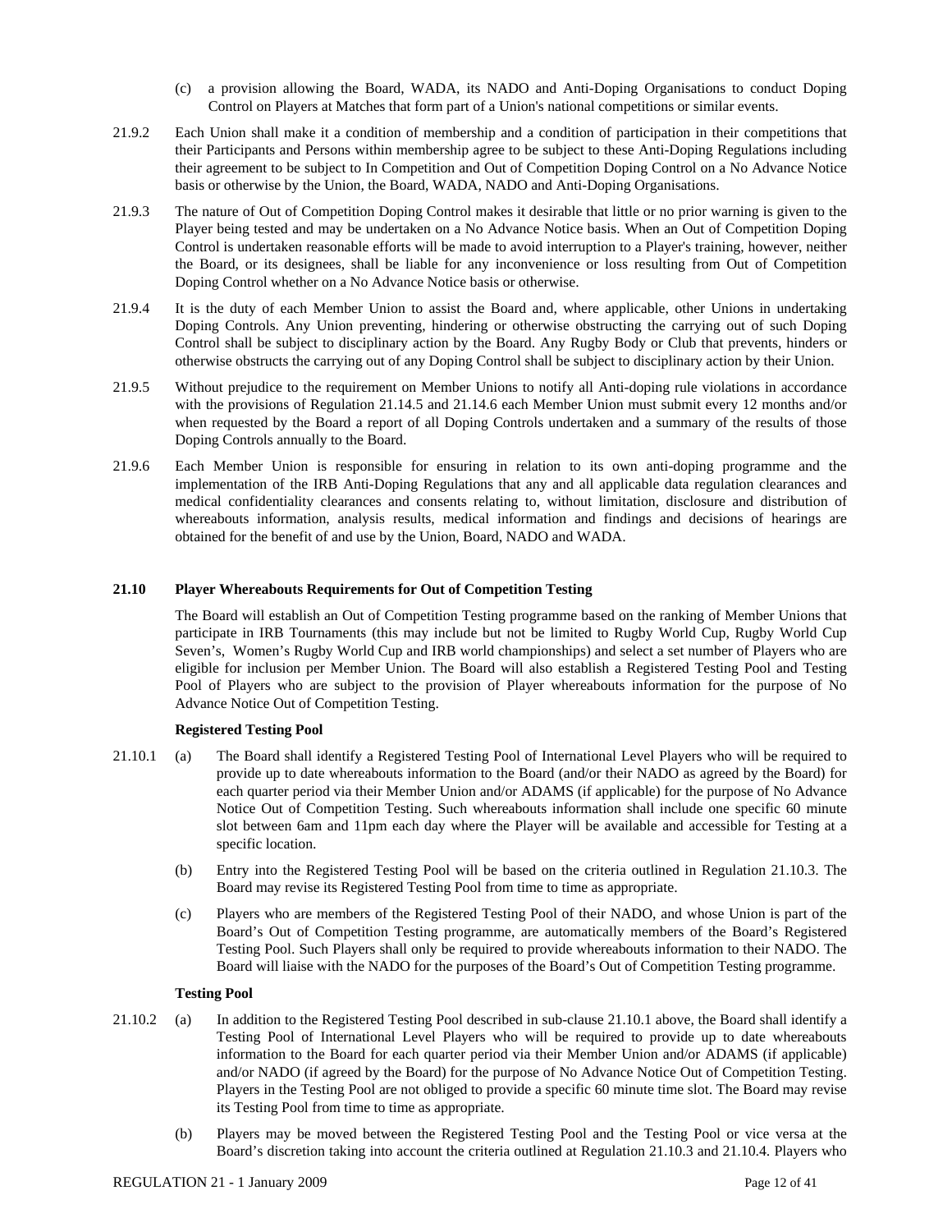(c) a provision allowing the Board, WADA, its NADO and Anti-Doping Organisations to conduct Doping Control on Players at Matches that form part of a Union's national competitions or similar events.

21.9.2 Each Union shall make it a condition of membership and a condition of participation in their competitions that their Participants and Persons within membership agree to be subject to these Anti-Doping Regulations including their agreement to be subject to In Competition and Out of Competition Doping Control on a No Advance Notice basis or otherwise by the Union, the Board, WADA, NADO and Anti-Doping Organisations.

21.9.3 The nature of Out of Competition Doping Control makes it desirable that little or no prior warning is given to the Player being tested and may be undertaken on a No Advance Notice basis. When an Out of Competition Doping Control is undertaken reasonable efforts will be made to avoid interruption to a Player's training, however, neither the Board, or its designees, shall be liable for any inconvenience or loss resulting from Out of Competition Doping Control whether on a No Advance Notice basis or otherwise.

21.9.4 It is the duty of each Member Union to assist the Board and, where applicable, other Unions in undertaking Doping Controls. Any Union preventing, hindering or otherwise obstructing the carrying out of such Doping Control shall be subject to disciplinary action by the Board. Any Rugby Body or Club that prevents, hinders or otherwise obstructs the carrying out of any Doping Control shall be subject to disciplinary action by their Union.

21.9.5 Without prejudice to the requirement on Member Unions to notify all Anti-doping rule violations in accordance with the provisions of Regulation 21.14.5 and 21.14.6 each Member Union must submit every 12 months and/or when requested by the Board a report of all Doping Controls undertaken and a summary of the results of those Doping Controls annually to the Board.

21.9.6 Each Member Union is responsible for ensuring in relation to its own anti-doping programme and the implementation of the IRB Anti-Doping Regulations that any and all applicable data regulation clearances and medical confidentiality clearances and consents relating to, without limitation, disclosure and distribution of whereabouts information, analysis results, medical information and findings and decisions of hearings are obtained for the benefit of and use by the Union, Board, NADO and WADA.

**21.10 Player Whereabouts Requirements for Out of Competition Testing**

The Board will establish an Out of Competition Testing programme based on the ranking of Member Unions that participate in IRB Tournaments (this may include but not be limited to Rugby World Cup, Rugby World Cup Seven's, Women's Rugby World Cup and IRB world championships) and select a set number of Players who are eligible for inclusion per Member Union. The Board will also establish a Registered Testing Pool and Testing Pool of Players who are subject to the provision of Player whereabouts information for the purpose of No Advance Notice Out of Competition Testing.

**Registered Testing Pool**

21.10.1 (a) The Board shall identify a Registered Testing Pool of International Level Players who will be required to provide up to date whereabouts information to the Board (and/or their NADO as agreed by the Board) for each quarter period via their Member Union and/or ADAMS (if applicable) for the purpose of No Advance Notice Out of Competition Testing. Such whereabouts information shall include one specific 60 minute slot between 6am and 11pm each day where the Player will be available and accessible for Testing at a specific location.

(b) Entry into the Registered Testing Pool will be based on the criteria outlined in Regulation 21.10.3. The Board may revise its Registered Testing Pool from time to time as appropriate.

(c) Players who are members of the Registered Testing Pool of their NADO, and whose Union is part of the Board's Out of Competition Testing programme, are automatically members of the Board's Registered Testing Pool. Such Players shall only be required to provide whereabouts information to their NADO. The Board will liaise with the NADO for the purposes of the Board's Out of Competition Testing programme.

**Testing Pool**

21.10.2 (a) In addition to the Registered Testing Pool described in sub-clause 21.10.1 above, the Board shall identify a Testing Pool of International Level Players who will be required to provide up to date whereabouts information to the Board for each quarter period via their Member Union and/or ADAMS (if applicable) and/or NADO (if agreed by the Board) for the purpose of No Advance Notice Out of Competition Testing. Players in the Testing Pool are not obliged to provide a specific 60 minute time slot. The Board may revise its Testing Pool from time to time as appropriate.

(b) Players may be moved between the Registered Testing Pool and the Testing Pool or vice versa at the Board's discretion taking into account the criteria outlined at Regulation 21.10.3 and 21.10.4. Players who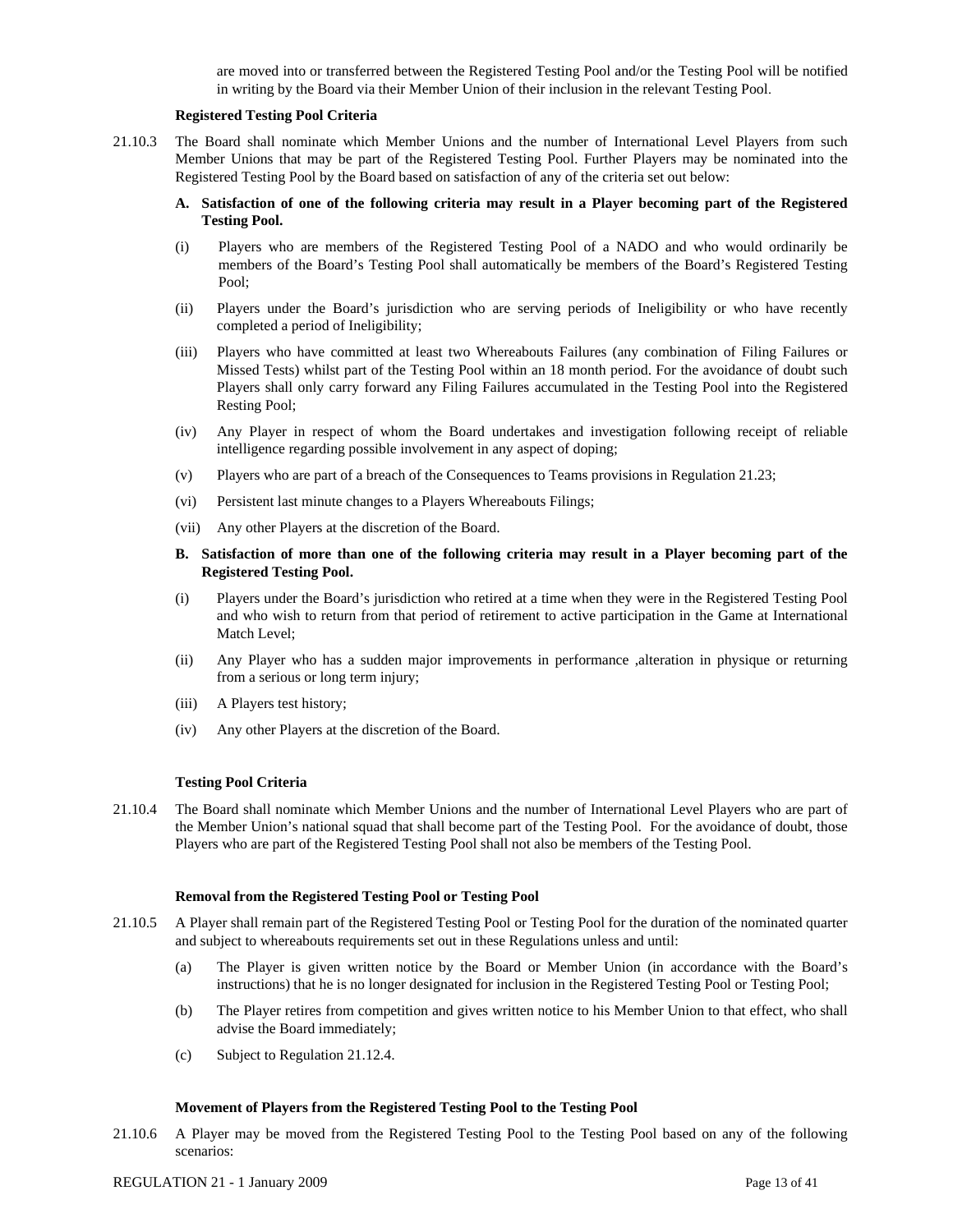are moved into or transferred between the Registered Testing Pool and/or the Testing Pool will be notified in writing by the Board via their Member Union of their inclusion in the relevant Testing Pool.

**Registered Testing Pool Criteria**

21.10.3 The Board shall nominate which Member Unions and the number of International Level Players from such Member Unions that may be part of the Registered Testing Pool. Further Players may be nominated into the Registered Testing Pool by the Board based on satisfaction of any of the criteria set out below:

**A. Satisfaction of one of the following criteria may result in a Player becoming part of the Registered Testing Pool.**

(i) Players who are members of the Registered Testing Pool of a NADO and who would ordinarily be members of the Board's Testing Pool shall automatically be members of the Board's Registered Testing Pool;

(ii) Players under the Board's jurisdiction who are serving periods of Ineligibility or who have recently completed a period of Ineligibility;

(iii) Players who have committed at least two Whereabouts Failures (any combination of Filing Failures or Missed Tests) whilst part of the Testing Pool within an 18 month period. For the avoidance of doubt such Players shall only carry forward any Filing Failures accumulated in the Testing Pool into the Registered Resting Pool;

(iv) Any Player in respect of whom the Board undertakes and investigation following receipt of reliable intelligence regarding possible involvement in any aspect of doping;

(v) Players who are part of a breach of the Consequences to Teams provisions in Regulation 21.23;

(vi) Persistent last minute changes to a Players Whereabouts Filings;

(vii) Any other Players at the discretion of the Board.

**B. Satisfaction of more than one of the following criteria may result in a Player becoming part of the Registered Testing Pool.**

(i) Players under the Board's jurisdiction who retired at a time when they were in the Registered Testing Pool and who wish to return from that period of retirement to active participation in the Game at International Match Level;

(ii) Any Player who has a sudden major improvements in performance ,alteration in physique or returning from a serious or long term injury;

(iii) A Players test history;

(iv) Any other Players at the discretion of the Board.

**Testing Pool Criteria**

21.10.4 The Board shall nominate which Member Unions and the number of International Level Players who are part of the Member Union's national squad that shall become part of the Testing Pool. For the avoidance of doubt, those Players who are part of the Registered Testing Pool shall not also be members of the Testing Pool.

**Removal from the Registered Testing Pool or Testing Pool**

21.10.5 A Player shall remain part of the Registered Testing Pool or Testing Pool for the duration of the nominated quarter and subject to whereabouts requirements set out in these Regulations unless and until:

(a) The Player is given written notice by the Board or Member Union (in accordance with the Board's instructions) that he is no longer designated for inclusion in the Registered Testing Pool or Testing Pool;

(b) The Player retires from competition and gives written notice to his Member Union to that effect, who shall advise the Board immediately;

(c) Subject to Regulation 21.12.4.

**Movement of Players from the Registered Testing Pool to the Testing Pool**

21.10.6 A Player may be moved from the Registered Testing Pool to the Testing Pool based on any of the following scenarios: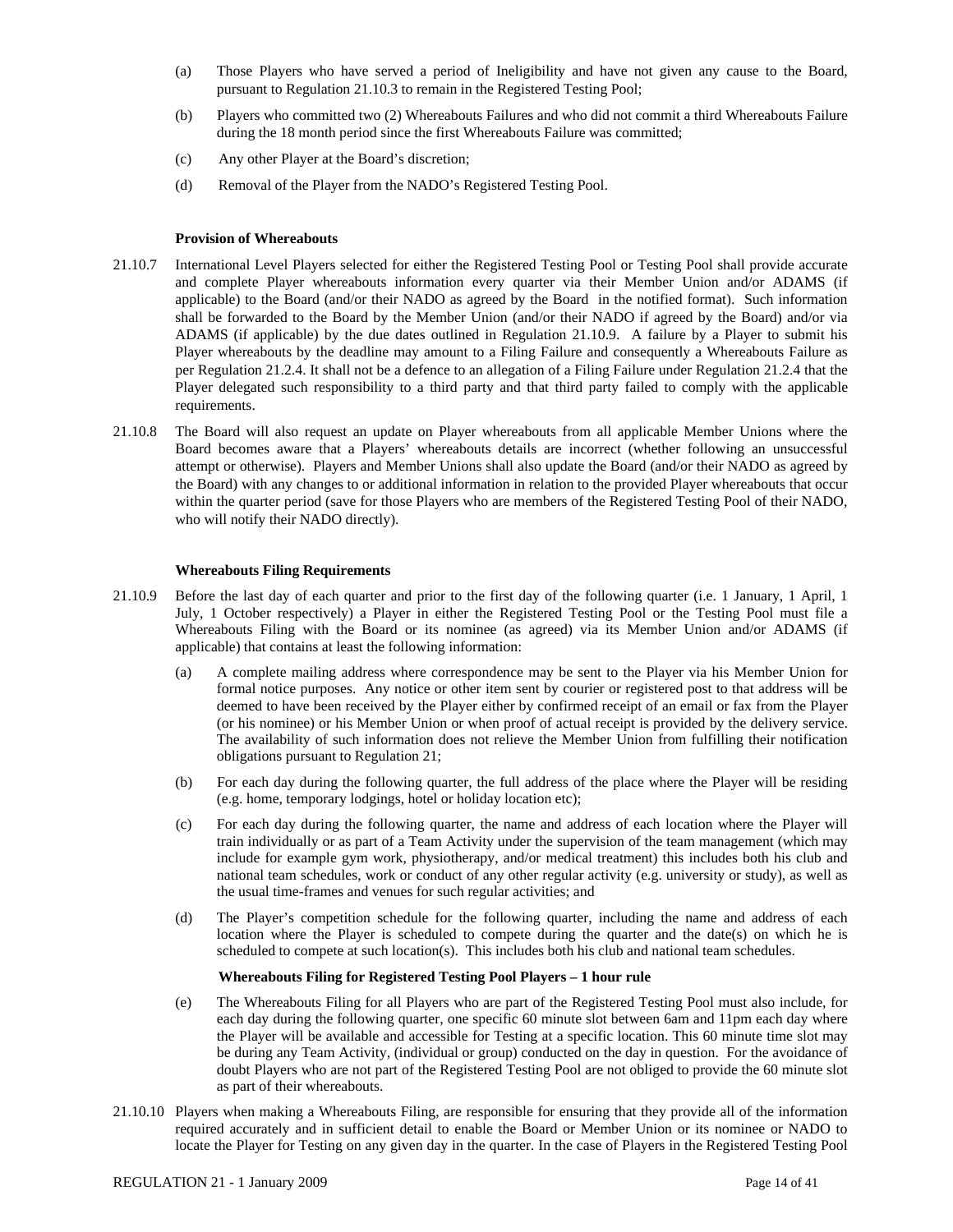(a) Those Players who have served a period of Ineligibility and have not given any cause to the Board, pursuant to Regulation 21.10.3 to remain in the Registered Testing Pool;

(b) Players who committed two (2) Whereabouts Failures and who did not commit a third Whereabouts Failure during the 18 month period since the first Whereabouts Failure was committed;

(c) Any other Player at the Board's discretion;

(d) Removal of the Player from the NADO's Registered Testing Pool.

**Provision of Whereabouts**

21.10.7 International Level Players selected for either the Registered Testing Pool or Testing Pool shall provide accurate and complete Player whereabouts information every quarter via their Member Union and/or ADAMS (if applicable) to the Board (and/or their NADO as agreed by the Board in the notified format). Such information shall be forwarded to the Board by the Member Union (and/or their NADO if agreed by the Board) and/or via ADAMS (if applicable) by the due dates outlined in Regulation 21.10.9. A failure by a Player to submit his Player whereabouts by the deadline may amount to a Filing Failure and consequently a Whereabouts Failure as per Regulation 21.2.4. It shall not be a defence to an allegation of a Filing Failure under Regulation 21.2.4 that the Player delegated such responsibility to a third party and that third party failed to comply with the applicable requirements.

21.10.8 The Board will also request an update on Player whereabouts from all applicable Member Unions where the Board becomes aware that a Players' whereabouts details are incorrect (whether following an unsuccessful attempt or otherwise). Players and Member Unions shall also update the Board (and/or their NADO as agreed by the Board) with any changes to or additional information in relation to the provided Player whereabouts that occur within the quarter period (save for those Players who are members of the Registered Testing Pool of their NADO, who will notify their NADO directly).

**Whereabouts Filing Requirements**

21.10.9 Before the last day of each quarter and prior to the first day of the following quarter (i.e. 1 January, 1 April, 1 July, 1 October respectively) a Player in either the Registered Testing Pool or the Testing Pool must file a Whereabouts Filing with the Board or its nominee (as agreed) via its Member Union and/or ADAMS (if applicable) that contains at least the following information:

(a) A complete mailing address where correspondence may be sent to the Player via his Member Union for formal notice purposes. Any notice or other item sent by courier or registered post to that address will be deemed to have been received by the Player either by confirmed receipt of an email or fax from the Player (or his nominee) or his Member Union or when proof of actual receipt is provided by the delivery service. The availability of such information does not relieve the Member Union from fulfilling their notification obligations pursuant to Regulation 21;

(b) For each day during the following quarter, the full address of the place where the Player will be residing (e.g. home, temporary lodgings, hotel or holiday location etc);

(c) For each day during the following quarter, the name and address of each location where the Player will train individually or as part of a Team Activity under the supervision of the team management (which may include for example gym work, physiotherapy, and/or medical treatment) this includes both his club and national team schedules, work or conduct of any other regular activity (e.g. university or study), as well as the usual time-frames and venues for such regular activities; and

(d) The Player's competition schedule for the following quarter, including the name and address of each location where the Player is scheduled to compete during the quarter and the date(s) on which he is scheduled to compete at such location(s). This includes both his club and national team schedules.

**Whereabouts Filing for Registered Testing Pool Players – 1 hour rule**

(e) The Whereabouts Filing for all Players who are part of the Registered Testing Pool must also include, for each day during the following quarter, one specific 60 minute slot between 6am and 11pm each day where the Player will be available and accessible for Testing at a specific location. This 60 minute time slot may be during any Team Activity, (individual or group) conducted on the day in question. For the avoidance of doubt Players who are not part of the Registered Testing Pool are not obliged to provide the 60 minute slot as part of their whereabouts.

21.10.10 Players when making a Whereabouts Filing, are responsible for ensuring that they provide all of the information required accurately and in sufficient detail to enable the Board or Member Union or its nominee or NADO to locate the Player for Testing on any given day in the quarter. In the case of Players in the Registered Testing Pool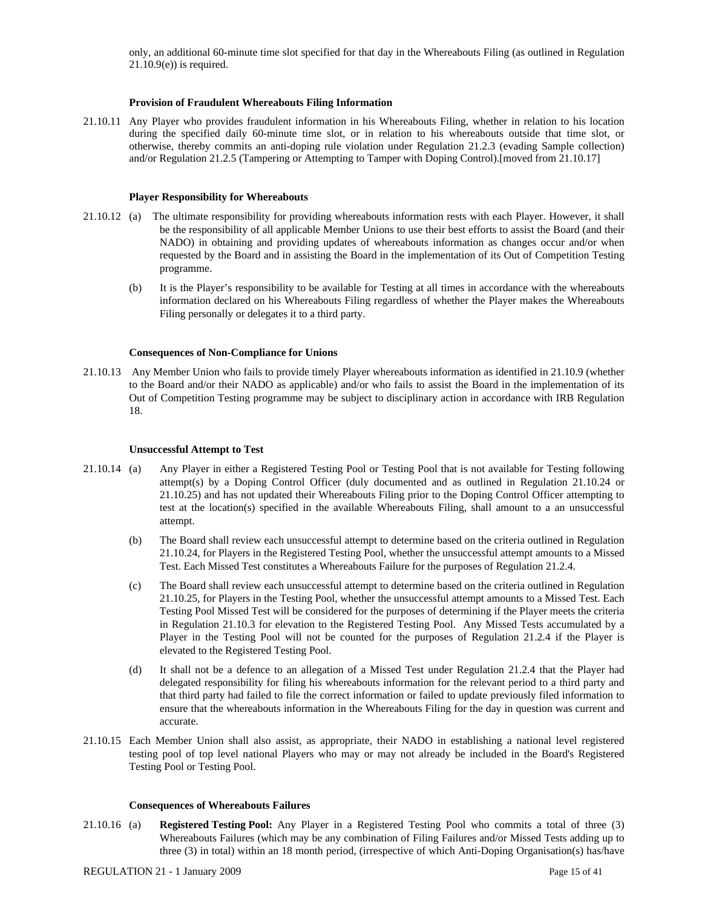only, an additional 60-minute time slot specified for that day in the Whereabouts Filing (as outlined in Regulation 21.10.9(e)) is required.

**Provision of Fraudulent Whereabouts Filing Information**

21.10.11 Any Player who provides fraudulent information in his Whereabouts Filing, whether in relation to his location during the specified daily 60-minute time slot, or in relation to his whereabouts outside that time slot, or otherwise, thereby commits an anti-doping rule violation under Regulation 21.2.3 (evading Sample collection) and/or Regulation 21.2.5 (Tampering or Attempting to Tamper with Doping Control).[moved from 21.10.17]

**Player Responsibility for Whereabouts**

21.10.12 (a) The ultimate responsibility for providing whereabouts information rests with each Player. However, it shall be the responsibility of all applicable Member Unions to use their best efforts to assist the Board (and their NADO) in obtaining and providing updates of whereabouts information as changes occur and/or when requested by the Board and in assisting the Board in the implementation of its Out of Competition Testing programme.

(b) It is the Player's responsibility to be available for Testing at all times in accordance with the whereabouts information declared on his Whereabouts Filing regardless of whether the Player makes the Whereabouts Filing personally or delegates it to a third party.

**Consequences of Non-Compliance for Unions**

21.10.13 Any Member Union who fails to provide timely Player whereabouts information as identified in 21.10.9 (whether to the Board and/or their NADO as applicable) and/or who fails to assist the Board in the implementation of its Out of Competition Testing programme may be subject to disciplinary action in accordance with IRB Regulation 18.

**Unsuccessful Attempt to Test**

21.10.14 (a) Any Player in either a Registered Testing Pool or Testing Pool that is not available for Testing following attempt(s) by a Doping Control Officer (duly documented and as outlined in Regulation 21.10.24 or 21.10.25) and has not updated their Whereabouts Filing prior to the Doping Control Officer attempting to test at the location(s) specified in the available Whereabouts Filing, shall amount to a an unsuccessful attempt.

(b) The Board shall review each unsuccessful attempt to determine based on the criteria outlined in Regulation 21.10.24, for Players in the Registered Testing Pool, whether the unsuccessful attempt amounts to a Missed Test. Each Missed Test constitutes a Whereabouts Failure for the purposes of Regulation 21.2.4.

(c) The Board shall review each unsuccessful attempt to determine based on the criteria outlined in Regulation 21.10.25, for Players in the Testing Pool, whether the unsuccessful attempt amounts to a Missed Test. Each Testing Pool Missed Test will be considered for the purposes of determining if the Player meets the criteria in Regulation 21.10.3 for elevation to the Registered Testing Pool. Any Missed Tests accumulated by a Player in the Testing Pool will not be counted for the purposes of Regulation 21.2.4 if the Player is elevated to the Registered Testing Pool.

(d) It shall not be a defence to an allegation of a Missed Test under Regulation 21.2.4 that the Player had delegated responsibility for filing his whereabouts information for the relevant period to a third party and that third party had failed to file the correct information or failed to update previously filed information to ensure that the whereabouts information in the Whereabouts Filing for the day in question was current and accurate.

21.10.15 Each Member Union shall also assist, as appropriate, their NADO in establishing a national level registered testing pool of top level national Players who may or may not already be included in the Board's Registered Testing Pool or Testing Pool.

**Consequences of Whereabouts Failures**

21.10.16 (a) **Registered Testing Pool:** Any Player in a Registered Testing Pool who commits a total of three (3) Whereabouts Failures (which may be any combination of Filing Failures and/or Missed Tests adding up to three (3) in total) within an 18 month period, (irrespective of which Anti-Doping Organisation(s) has/have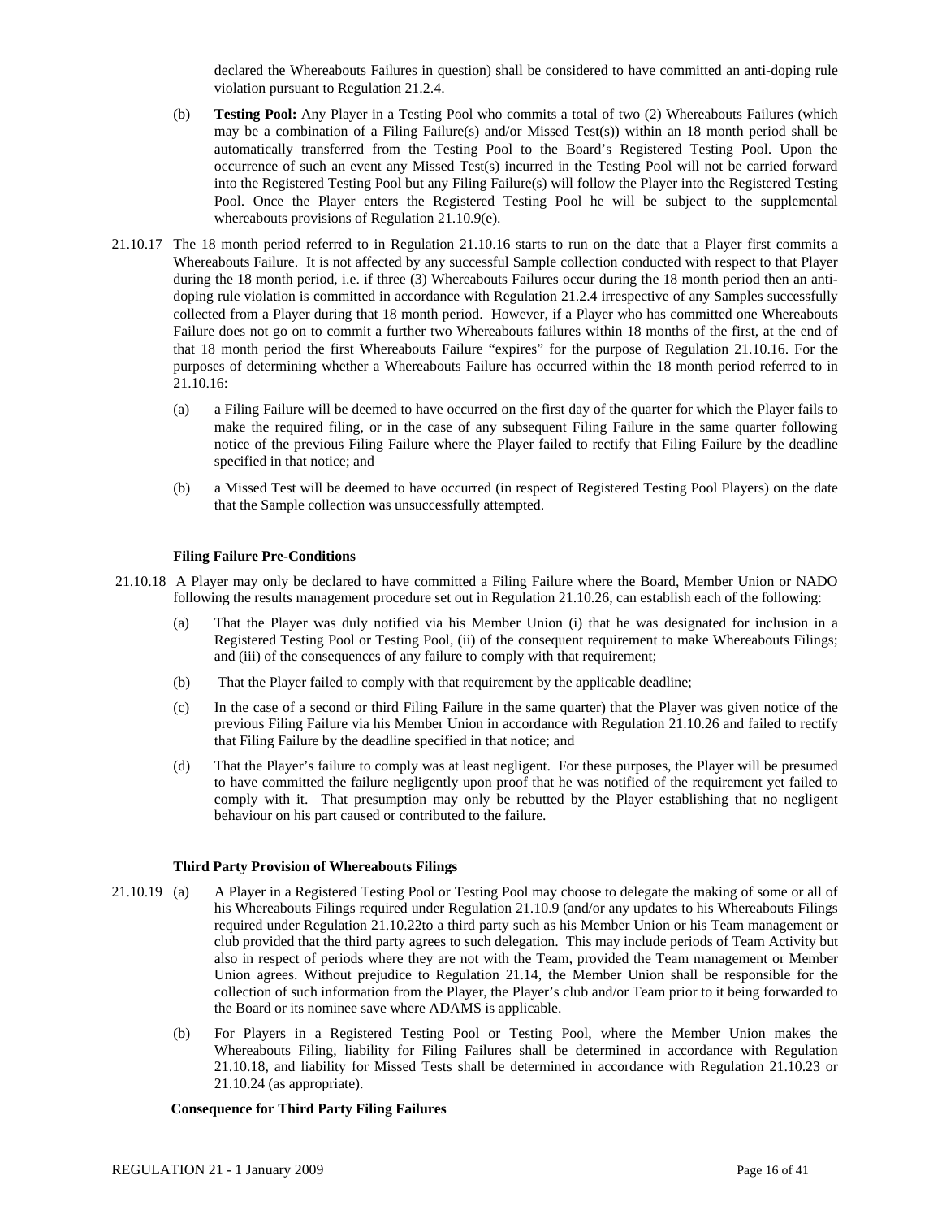declared the Whereabouts Failures in question) shall be considered to have committed an anti-doping rule violation pursuant to Regulation 21.2.4.

(b) **Testing Pool:** Any Player in a Testing Pool who commits a total of two (2) Whereabouts Failures (which may be a combination of a Filing Failure(s) and/or Missed Test(s)) within an 18 month period shall be automatically transferred from the Testing Pool to the Board's Registered Testing Pool. Upon the occurrence of such an event any Missed Test(s) incurred in the Testing Pool will not be carried forward into the Registered Testing Pool but any Filing Failure(s) will follow the Player into the Registered Testing Pool. Once the Player enters the Registered Testing Pool he will be subject to the supplemental whereabouts provisions of Regulation 21.10.9(e).

21.10.17 The 18 month period referred to in Regulation 21.10.16 starts to run on the date that a Player first commits a Whereabouts Failure. It is not affected by any successful Sample collection conducted with respect to that Player during the 18 month period, i.e. if three (3) Whereabouts Failures occur during the 18 month period then an anti-doping rule violation is committed in accordance with Regulation 21.2.4 irrespective of any Samples successfully collected from a Player during that 18 month period. However, if a Player who has committed one Whereabouts Failure does not go on to commit a further two Whereabouts failures within 18 months of the first, at the end of that 18 month period the first Whereabouts Failure "expires" for the purpose of Regulation 21.10.16. For the purposes of determining whether a Whereabouts Failure has occurred within the 18 month period referred to in 21.10.16:

(a) a Filing Failure will be deemed to have occurred on the first day of the quarter for which the Player fails to make the required filing, or in the case of any subsequent Filing Failure in the same quarter following notice of the previous Filing Failure where the Player failed to rectify that Filing Failure by the deadline specified in that notice; and

(b) a Missed Test will be deemed to have occurred (in respect of Registered Testing Pool Players) on the date that the Sample collection was unsuccessfully attempted.

**Filing Failure Pre-Conditions**

21.10.18 A Player may only be declared to have committed a Filing Failure where the Board, Member Union or NADO following the results management procedure set out in Regulation 21.10.26, can establish each of the following:

(a) That the Player was duly notified via his Member Union (i) that he was designated for inclusion in a Registered Testing Pool or Testing Pool, (ii) of the consequent requirement to make Whereabouts Filings; and (iii) of the consequences of any failure to comply with that requirement;

(b) That the Player failed to comply with that requirement by the applicable deadline;

(c) In the case of a second or third Filing Failure in the same quarter) that the Player was given notice of the previous Filing Failure via his Member Union in accordance with Regulation 21.10.26 and failed to rectify that Filing Failure by the deadline specified in that notice; and

(d) That the Player's failure to comply was at least negligent. For these purposes, the Player will be presumed to have committed the failure negligently upon proof that he was notified of the requirement yet failed to comply with it. That presumption may only be rebutted by the Player establishing that no negligent behaviour on his part caused or contributed to the failure.

**Third Party Provision of Whereabouts Filings**

21.10.19 (a) A Player in a Registered Testing Pool or Testing Pool may choose to delegate the making of some or all of his Whereabouts Filings required under Regulation 21.10.9 (and/or any updates to his Whereabouts Filings required under Regulation 21.10.22to a third party such as his Member Union or his Team management or club provided that the third party agrees to such delegation. This may include periods of Team Activity but also in respect of periods where they are not with the Team, provided the Team management or Member Union agrees. Without prejudice to Regulation 21.14, the Member Union shall be responsible for the collection of such information from the Player, the Player's club and/or Team prior to it being forwarded to the Board or its nominee save where ADAMS is applicable.

(b) For Players in a Registered Testing Pool or Testing Pool, where the Member Union makes the Whereabouts Filing, liability for Filing Failures shall be determined in accordance with Regulation 21.10.18, and liability for Missed Tests shall be determined in accordance with Regulation 21.10.23 or 21.10.24 (as appropriate).

**Consequence for Third Party Filing Failures**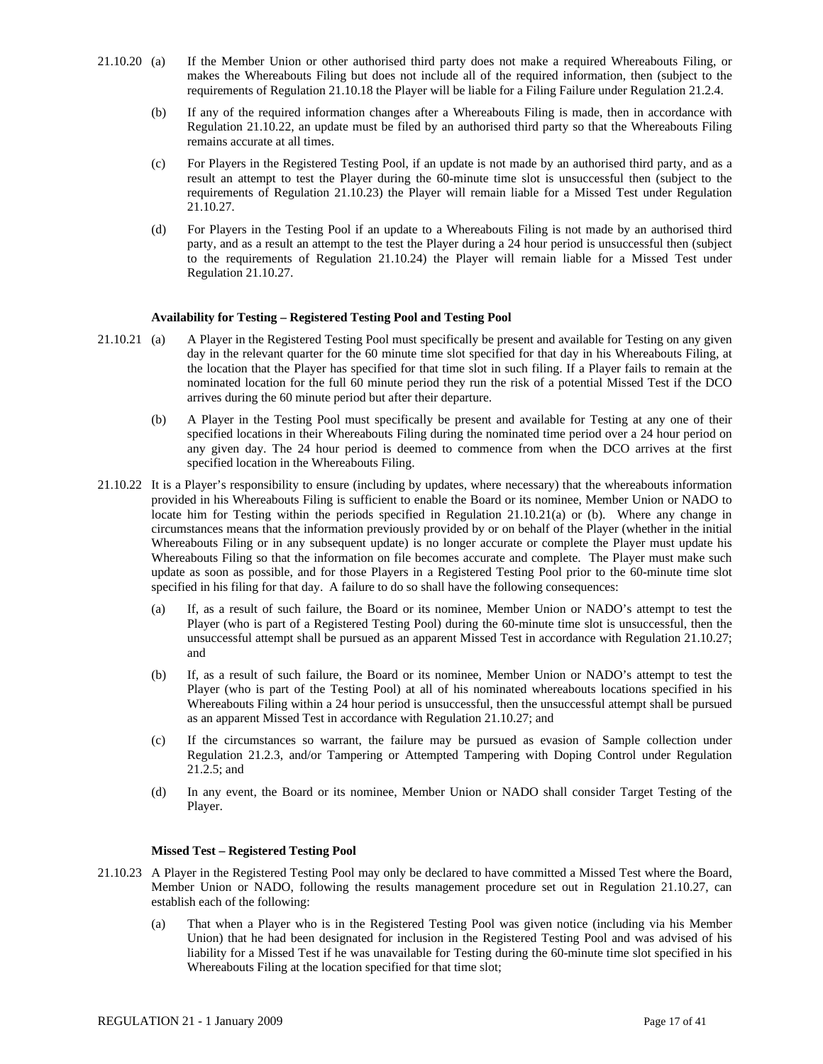21.10.20 (a) If the Member Union or other authorised third party does not make a required Whereabouts Filing, or makes the Whereabouts Filing but does not include all of the required information, then (subject to the requirements of Regulation 21.10.18 the Player will be liable for a Filing Failure under Regulation 21.2.4.

(b) If any of the required information changes after a Whereabouts Filing is made, then in accordance with Regulation 21.10.22, an update must be filed by an authorised third party so that the Whereabouts Filing remains accurate at all times.

(c) For Players in the Registered Testing Pool, if an update is not made by an authorised third party, and as a result an attempt to test the Player during the 60-minute time slot is unsuccessful then (subject to the requirements of Regulation 21.10.23) the Player will remain liable for a Missed Test under Regulation 21.10.27.

(d) For Players in the Testing Pool if an update to a Whereabouts Filing is not made by an authorised third party, and as a result an attempt to the test the Player during a 24 hour period is unsuccessful then (subject to the requirements of Regulation 21.10.24) the Player will remain liable for a Missed Test under Regulation 21.10.27.

**Availability for Testing – Registered Testing Pool and Testing Pool**

21.10.21 (a) A Player in the Registered Testing Pool must specifically be present and available for Testing on any given day in the relevant quarter for the 60 minute time slot specified for that day in his Whereabouts Filing, at the location that the Player has specified for that time slot in such filing. If a Player fails to remain at the nominated location for the full 60 minute period they run the risk of a potential Missed Test if the DCO arrives during the 60 minute period but after their departure.

(b) A Player in the Testing Pool must specifically be present and available for Testing at any one of their specified locations in their Whereabouts Filing during the nominated time period over a 24 hour period on any given day. The 24 hour period is deemed to commence from when the DCO arrives at the first specified location in the Whereabouts Filing.

21.10.22 It is a Player's responsibility to ensure (including by updates, where necessary) that the whereabouts information provided in his Whereabouts Filing is sufficient to enable the Board or its nominee, Member Union or NADO to locate him for Testing within the periods specified in Regulation 21.10.21(a) or (b). Where any change in circumstances means that the information previously provided by or on behalf of the Player (whether in the initial Whereabouts Filing or in any subsequent update) is no longer accurate or complete the Player must update his Whereabouts Filing so that the information on file becomes accurate and complete. The Player must make such update as soon as possible, and for those Players in a Registered Testing Pool prior to the 60-minute time slot specified in his filing for that day. A failure to do so shall have the following consequences:

(a) If, as a result of such failure, the Board or its nominee, Member Union or NADO's attempt to test the Player (who is part of a Registered Testing Pool) during the 60-minute time slot is unsuccessful, then the unsuccessful attempt shall be pursued as an apparent Missed Test in accordance with Regulation 21.10.27; and

(b) If, as a result of such failure, the Board or its nominee, Member Union or NADO's attempt to test the Player (who is part of the Testing Pool) at all of his nominated whereabouts locations specified in his Whereabouts Filing within a 24 hour period is unsuccessful, then the unsuccessful attempt shall be pursued as an apparent Missed Test in accordance with Regulation 21.10.27; and

(c) If the circumstances so warrant, the failure may be pursued as evasion of Sample collection under Regulation 21.2.3, and/or Tampering or Attempted Tampering with Doping Control under Regulation 21.2.5; and

(d) In any event, the Board or its nominee, Member Union or NADO shall consider Target Testing of the Player.

**Missed Test – Registered Testing Pool**

21.10.23 A Player in the Registered Testing Pool may only be declared to have committed a Missed Test where the Board, Member Union or NADO, following the results management procedure set out in Regulation 21.10.27, can establish each of the following:

(a) That when a Player who is in the Registered Testing Pool was given notice (including via his Member Union) that he had been designated for inclusion in the Registered Testing Pool and was advised of his liability for a Missed Test if he was unavailable for Testing during the 60-minute time slot specified in his Whereabouts Filing at the location specified for that time slot;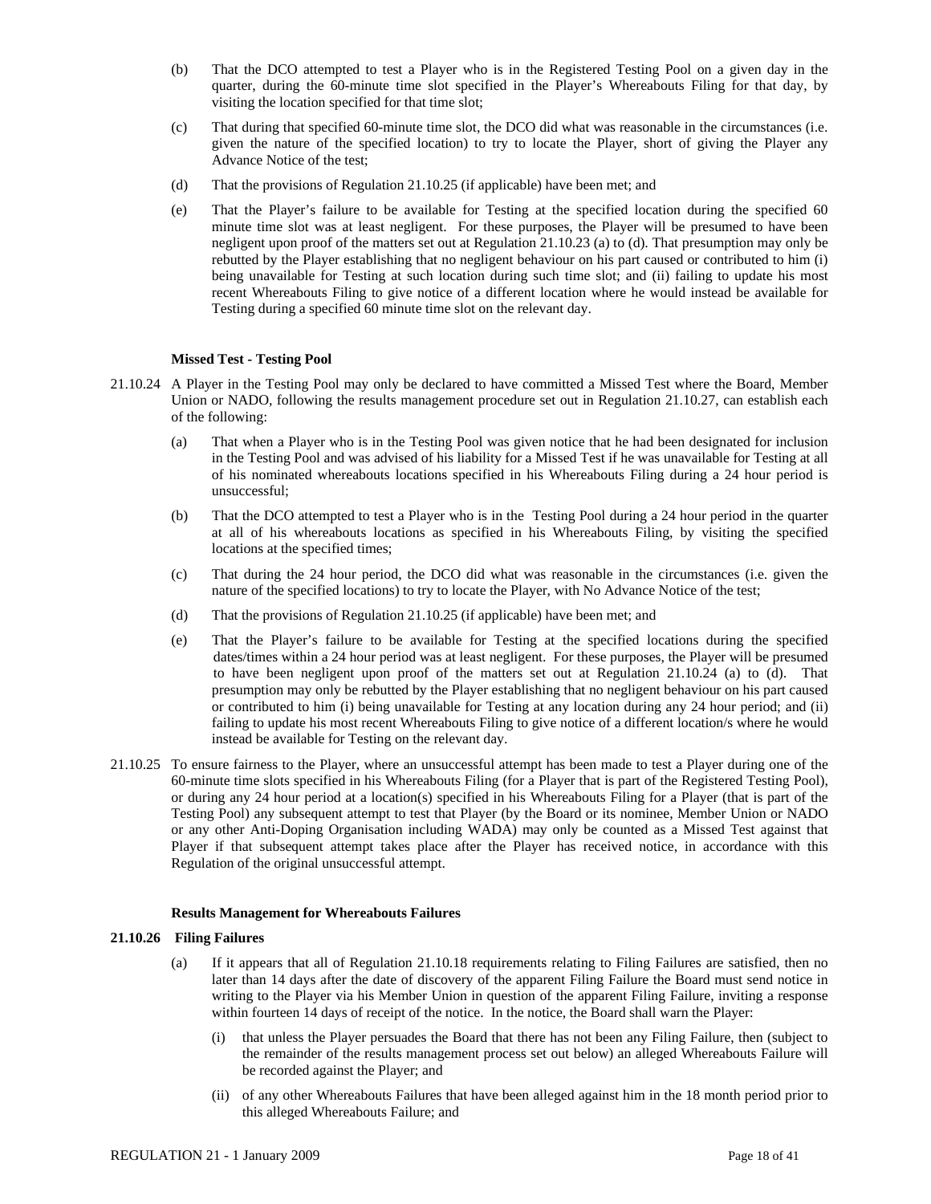(b) That the DCO attempted to test a Player who is in the Registered Testing Pool on a given day in the quarter, during the 60-minute time slot specified in the Player's Whereabouts Filing for that day, by visiting the location specified for that time slot;

(c) That during that specified 60-minute time slot, the DCO did what was reasonable in the circumstances (i.e. given the nature of the specified location) to try to locate the Player, short of giving the Player any Advance Notice of the test;

(d) That the provisions of Regulation 21.10.25 (if applicable) have been met; and

(e) That the Player's failure to be available for Testing at the specified location during the specified 60 minute time slot was at least negligent. For these purposes, the Player will be presumed to have been negligent upon proof of the matters set out at Regulation 21.10.23 (a) to (d). That presumption may only be rebutted by the Player establishing that no negligent behaviour on his part caused or contributed to him (i) being unavailable for Testing at such location during such time slot; and (ii) failing to update his most recent Whereabouts Filing to give notice of a different location where he would instead be available for Testing during a specified 60 minute time slot on the relevant day.

**Missed Test - Testing Pool**

21.10.24 A Player in the Testing Pool may only be declared to have committed a Missed Test where the Board, Member Union or NADO, following the results management procedure set out in Regulation 21.10.27, can establish each of the following:

(a) That when a Player who is in the Testing Pool was given notice that he had been designated for inclusion in the Testing Pool and was advised of his liability for a Missed Test if he was unavailable for Testing at all of his nominated whereabouts locations specified in his Whereabouts Filing during a 24 hour period is unsuccessful;

(b) That the DCO attempted to test a Player who is in the Testing Pool during a 24 hour period in the quarter at all of his whereabouts locations as specified in his Whereabouts Filing, by visiting the specified locations at the specified times;

(c) That during the 24 hour period, the DCO did what was reasonable in the circumstances (i.e. given the nature of the specified locations) to try to locate the Player, with No Advance Notice of the test;

(d) That the provisions of Regulation 21.10.25 (if applicable) have been met; and

(e) That the Player's failure to be available for Testing at the specified locations during the specified dates/times within a 24 hour period was at least negligent. For these purposes, the Player will be presumed to have been negligent upon proof of the matters set out at Regulation 21.10.24 (a) to (d). That presumption may only be rebutted by the Player establishing that no negligent behaviour on his part caused or contributed to him (i) being unavailable for Testing at any location during any 24 hour period; and (ii) failing to update his most recent Whereabouts Filing to give notice of a different location/s where he would instead be available for Testing on the relevant day.

21.10.25 To ensure fairness to the Player, where an unsuccessful attempt has been made to test a Player during one of the 60-minute time slots specified in his Whereabouts Filing (for a Player that is part of the Registered Testing Pool), or during any 24 hour period at a location(s) specified in his Whereabouts Filing for a Player (that is part of the Testing Pool) any subsequent attempt to test that Player (by the Board or its nominee, Member Union or NADO or any other Anti-Doping Organisation including WADA) may only be counted as a Missed Test against that Player if that subsequent attempt takes place after the Player has received notice, in accordance with this Regulation of the original unsuccessful attempt.

**Results Management for Whereabouts Failures**

**21.10.26 Filing Failures**

(a) If it appears that all of Regulation 21.10.18 requirements relating to Filing Failures are satisfied, then no later than 14 days after the date of discovery of the apparent Filing Failure the Board must send notice in writing to the Player via his Member Union in question of the apparent Filing Failure, inviting a response within fourteen 14 days of receipt of the notice. In the notice, the Board shall warn the Player:

(i) that unless the Player persuades the Board that there has not been any Filing Failure, then (subject to the remainder of the results management process set out below) an alleged Whereabouts Failure will be recorded against the Player; and

(ii) of any other Whereabouts Failures that have been alleged against him in the 18 month period prior to this alleged Whereabouts Failure; and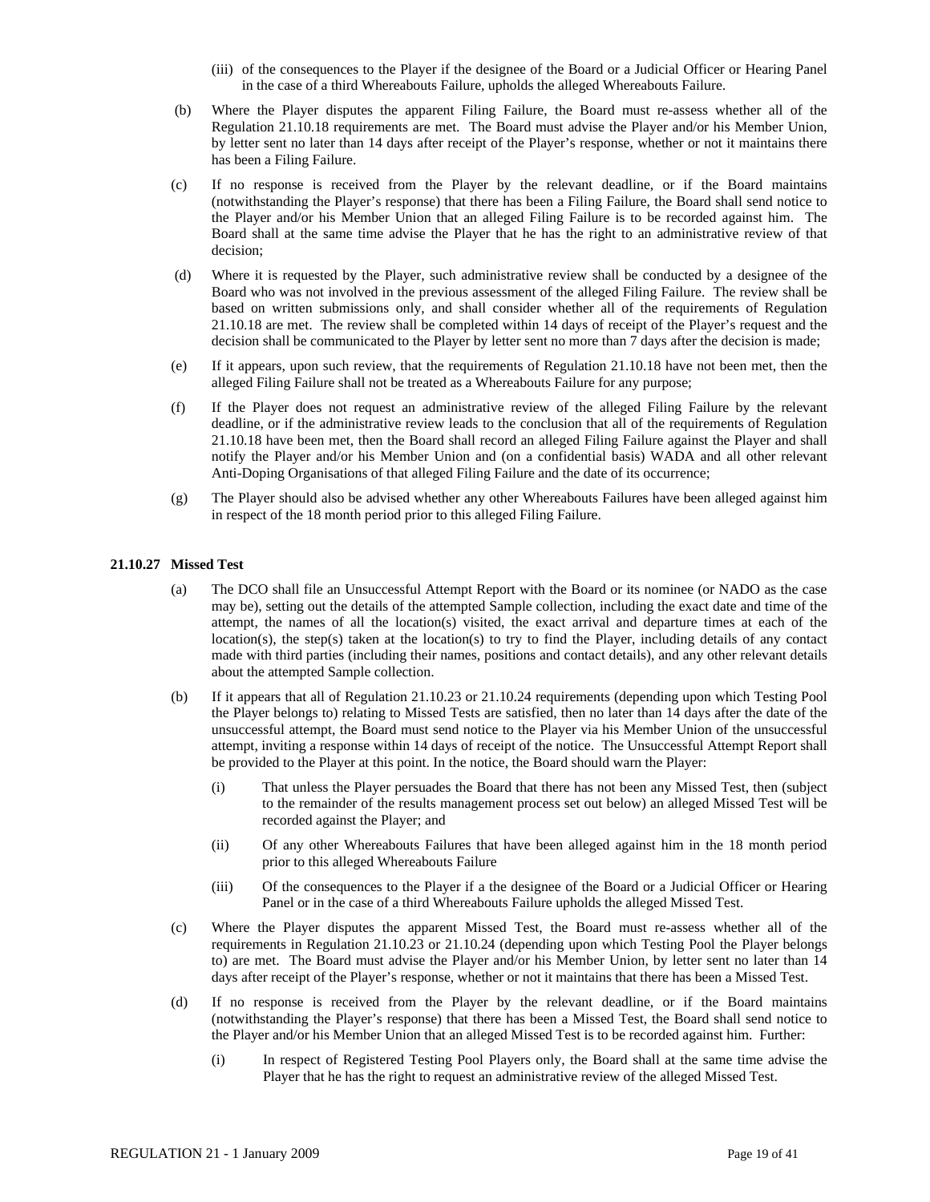(iii) of the consequences to the Player if the designee of the Board or a Judicial Officer or Hearing Panel in the case of a third Whereabouts Failure, upholds the alleged Whereabouts Failure.

(b) Where the Player disputes the apparent Filing Failure, the Board must re-assess whether all of the Regulation 21.10.18 requirements are met. The Board must advise the Player and/or his Member Union, by letter sent no later than 14 days after receipt of the Player's response, whether or not it maintains there has been a Filing Failure.

(c) If no response is received from the Player by the relevant deadline, or if the Board maintains (notwithstanding the Player's response) that there has been a Filing Failure, the Board shall send notice to the Player and/or his Member Union that an alleged Filing Failure is to be recorded against him. The Board shall at the same time advise the Player that he has the right to an administrative review of that decision;

(d) Where it is requested by the Player, such administrative review shall be conducted by a designee of the Board who was not involved in the previous assessment of the alleged Filing Failure. The review shall be based on written submissions only, and shall consider whether all of the requirements of Regulation 21.10.18 are met. The review shall be completed within 14 days of receipt of the Player's request and the decision shall be communicated to the Player by letter sent no more than 7 days after the decision is made;

(e) If it appears, upon such review, that the requirements of Regulation 21.10.18 have not been met, then the alleged Filing Failure shall not be treated as a Whereabouts Failure for any purpose;

(f) If the Player does not request an administrative review of the alleged Filing Failure by the relevant deadline, or if the administrative review leads to the conclusion that all of the requirements of Regulation 21.10.18 have been met, then the Board shall record an alleged Filing Failure against the Player and shall notify the Player and/or his Member Union and (on a confidential basis) WADA and all other relevant Anti-Doping Organisations of that alleged Filing Failure and the date of its occurrence;

(g) The Player should also be advised whether any other Whereabouts Failures have been alleged against him in respect of the 18 month period prior to this alleged Filing Failure.

**21.10.27 Missed Test**

(a) The DCO shall file an Unsuccessful Attempt Report with the Board or its nominee (or NADO as the case may be), setting out the details of the attempted Sample collection, including the exact date and time of the attempt, the names of all the location(s) visited, the exact arrival and departure times at each of the location(s), the step(s) taken at the location(s) to try to find the Player, including details of any contact made with third parties (including their names, positions and contact details), and any other relevant details about the attempted Sample collection.

(b) If it appears that all of Regulation 21.10.23 or 21.10.24 requirements (depending upon which Testing Pool the Player belongs to) relating to Missed Tests are satisfied, then no later than 14 days after the date of the unsuccessful attempt, the Board must send notice to the Player via his Member Union of the unsuccessful attempt, inviting a response within 14 days of receipt of the notice. The Unsuccessful Attempt Report shall be provided to the Player at this point. In the notice, the Board should warn the Player:

   (i) That unless the Player persuades the Board that there has not been any Missed Test, then (subject to the remainder of the results management process set out below) an alleged Missed Test will be recorded against the Player; and

   (ii) Of any other Whereabouts Failures that have been alleged against him in the 18 month period prior to this alleged Whereabouts Failure

   (iii) Of the consequences to the Player if a the designee of the Board or a Judicial Officer or Hearing Panel or in the case of a third Whereabouts Failure upholds the alleged Missed Test.

(c) Where the Player disputes the apparent Missed Test, the Board must re-assess whether all of the requirements in Regulation 21.10.23 or 21.10.24 (depending upon which Testing Pool the Player belongs to) are met. The Board must advise the Player and/or his Member Union, by letter sent no later than 14 days after receipt of the Player's response, whether or not it maintains that there has been a Missed Test.

(d) If no response is received from the Player by the relevant deadline, or if the Board maintains (notwithstanding the Player's response) that there has been a Missed Test, the Board shall send notice to the Player and/or his Member Union that an alleged Missed Test is to be recorded against him. Further:

   (i) In respect of Registered Testing Pool Players only, the Board shall at the same time advise the Player that he has the right to request an administrative review of the alleged Missed Test.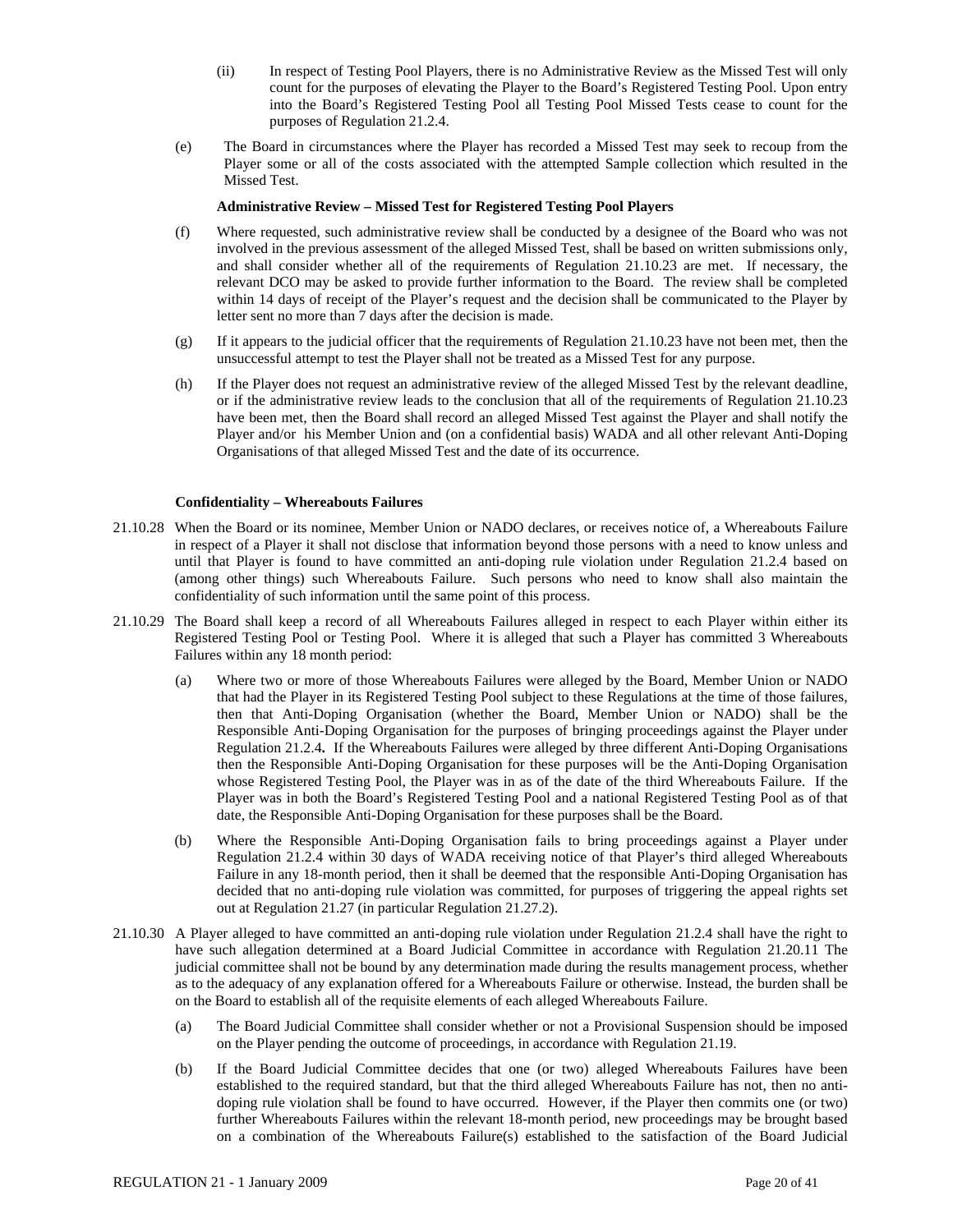(ii) In respect of Testing Pool Players, there is no Administrative Review as the Missed Test will only count for the purposes of elevating the Player to the Board's Registered Testing Pool. Upon entry into the Board's Registered Testing Pool all Testing Pool Missed Tests cease to count for the purposes of Regulation 21.2.4.

(e) The Board in circumstances where the Player has recorded a Missed Test may seek to recoup from the Player some or all of the costs associated with the attempted Sample collection which resulted in the Missed Test.

**Administrative Review – Missed Test for Registered Testing Pool Players**

(f) Where requested, such administrative review shall be conducted by a designee of the Board who was not involved in the previous assessment of the alleged Missed Test, shall be based on written submissions only, and shall consider whether all of the requirements of Regulation 21.10.23 are met. If necessary, the relevant DCO may be asked to provide further information to the Board. The review shall be completed within 14 days of receipt of the Player's request and the decision shall be communicated to the Player by letter sent no more than 7 days after the decision is made.

(g) If it appears to the judicial officer that the requirements of Regulation 21.10.23 have not been met, then the unsuccessful attempt to test the Player shall not be treated as a Missed Test for any purpose.

(h) If the Player does not request an administrative review of the alleged Missed Test by the relevant deadline, or if the administrative review leads to the conclusion that all of the requirements of Regulation 21.10.23 have been met, then the Board shall record an alleged Missed Test against the Player and shall notify the Player and/or his Member Union and (on a confidential basis) WADA and all other relevant Anti-Doping Organisations of that alleged Missed Test and the date of its occurrence.

**Confidentiality – Whereabouts Failures**

21.10.28 When the Board or its nominee, Member Union or NADO declares, or receives notice of, a Whereabouts Failure in respect of a Player it shall not disclose that information beyond those persons with a need to know unless and until that Player is found to have committed an anti-doping rule violation under Regulation 21.2.4 based on (among other things) such Whereabouts Failure. Such persons who need to know shall also maintain the confidentiality of such information until the same point of this process.

21.10.29 The Board shall keep a record of all Whereabouts Failures alleged in respect to each Player within either its Registered Testing Pool or Testing Pool. Where it is alleged that such a Player has committed 3 Whereabouts Failures within any 18 month period:

(a) Where two or more of those Whereabouts Failures were alleged by the Board, Member Union or NADO that had the Player in its Registered Testing Pool subject to these Regulations at the time of those failures, then that Anti-Doping Organisation (whether the Board, Member Union or NADO) shall be the Responsible Anti-Doping Organisation for the purposes of bringing proceedings against the Player under Regulation 21.2.4**.** If the Whereabouts Failures were alleged by three different Anti-Doping Organisations then the Responsible Anti-Doping Organisation for these purposes will be the Anti-Doping Organisation whose Registered Testing Pool, the Player was in as of the date of the third Whereabouts Failure. If the Player was in both the Board's Registered Testing Pool and a national Registered Testing Pool as of that date, the Responsible Anti-Doping Organisation for these purposes shall be the Board.

(b) Where the Responsible Anti-Doping Organisation fails to bring proceedings against a Player under Regulation 21.2.4 within 30 days of WADA receiving notice of that Player's third alleged Whereabouts Failure in any 18-month period, then it shall be deemed that the responsible Anti-Doping Organisation has decided that no anti-doping rule violation was committed, for purposes of triggering the appeal rights set out at Regulation 21.27 (in particular Regulation 21.27.2).

21.10.30 A Player alleged to have committed an anti-doping rule violation under Regulation 21.2.4 shall have the right to have such allegation determined at a Board Judicial Committee in accordance with Regulation 21.20.11 The judicial committee shall not be bound by any determination made during the results management process, whether as to the adequacy of any explanation offered for a Whereabouts Failure or otherwise. Instead, the burden shall be on the Board to establish all of the requisite elements of each alleged Whereabouts Failure.

(a) The Board Judicial Committee shall consider whether or not a Provisional Suspension should be imposed on the Player pending the outcome of proceedings, in accordance with Regulation 21.19.

(b) If the Board Judicial Committee decides that one (or two) alleged Whereabouts Failures have been established to the required standard, but that the third alleged Whereabouts Failure has not, then no anti-doping rule violation shall be found to have occurred. However, if the Player then commits one (or two) further Whereabouts Failures within the relevant 18-month period, new proceedings may be brought based on a combination of the Whereabouts Failure(s) established to the satisfaction of the Board Judicial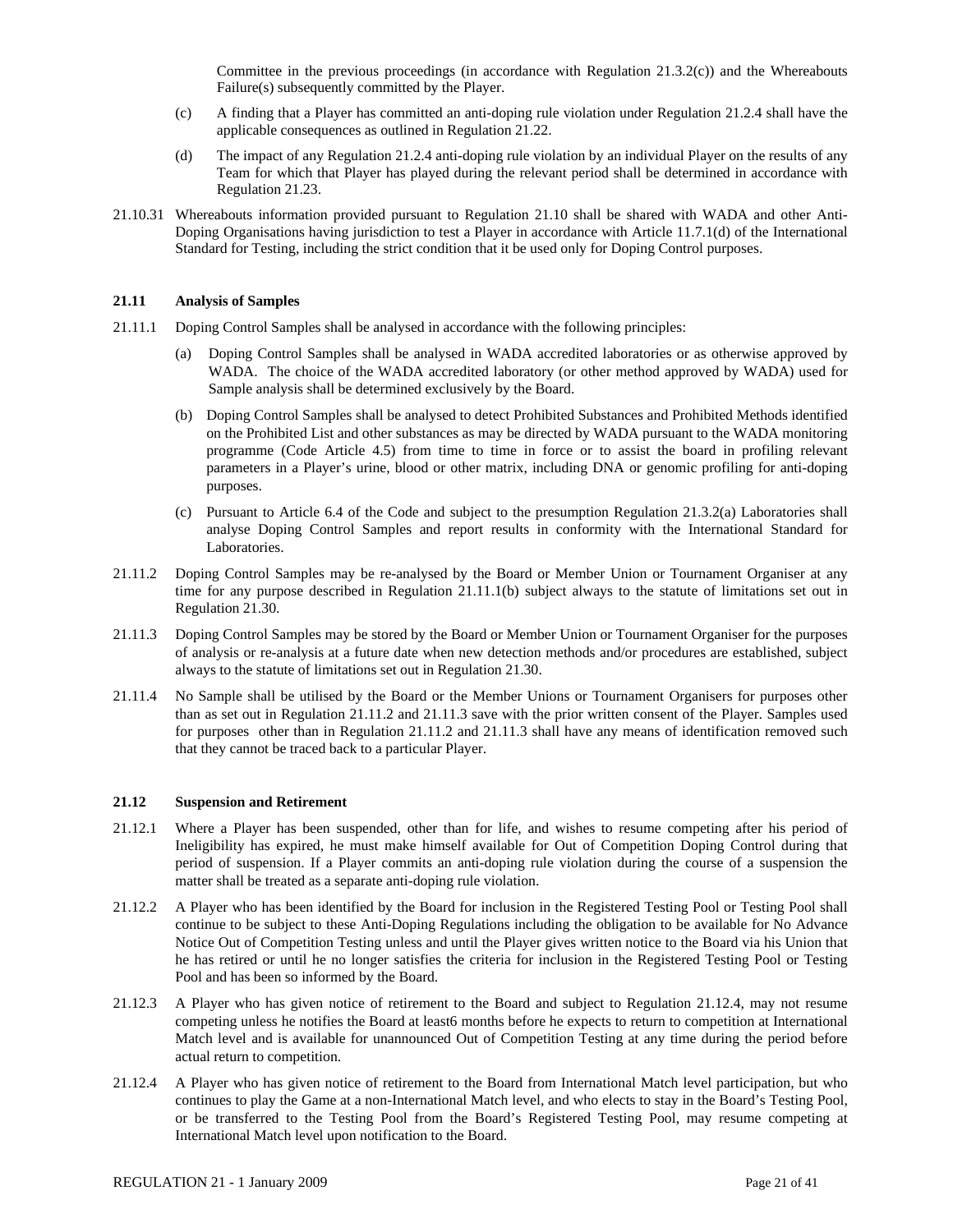Committee in the previous proceedings (in accordance with Regulation 21.3.2(c)) and the Whereabouts Failure(s) subsequently committed by the Player.

(c) A finding that a Player has committed an anti-doping rule violation under Regulation 21.2.4 shall have the applicable consequences as outlined in Regulation 21.22.

(d) The impact of any Regulation 21.2.4 anti-doping rule violation by an individual Player on the results of any Team for which that Player has played during the relevant period shall be determined in accordance with Regulation 21.23.

21.10.31 Whereabouts information provided pursuant to Regulation 21.10 shall be shared with WADA and other Anti-Doping Organisations having jurisdiction to test a Player in accordance with Article 11.7.1(d) of the International Standard for Testing, including the strict condition that it be used only for Doping Control purposes.

**21.11 Analysis of Samples**

21.11.1 Doping Control Samples shall be analysed in accordance with the following principles:

(a) Doping Control Samples shall be analysed in WADA accredited laboratories or as otherwise approved by WADA. The choice of the WADA accredited laboratory (or other method approved by WADA) used for Sample analysis shall be determined exclusively by the Board.

(b) Doping Control Samples shall be analysed to detect Prohibited Substances and Prohibited Methods identified on the Prohibited List and other substances as may be directed by WADA pursuant to the WADA monitoring programme (Code Article 4.5) from time to time in force or to assist the board in profiling relevant parameters in a Player's urine, blood or other matrix, including DNA or genomic profiling for anti-doping purposes.

(c) Pursuant to Article 6.4 of the Code and subject to the presumption Regulation 21.3.2(a) Laboratories shall analyse Doping Control Samples and report results in conformity with the International Standard for Laboratories.

21.11.2 Doping Control Samples may be re-analysed by the Board or Member Union or Tournament Organiser at any time for any purpose described in Regulation 21.11.1(b) subject always to the statute of limitations set out in Regulation 21.30.

21.11.3 Doping Control Samples may be stored by the Board or Member Union or Tournament Organiser for the purposes of analysis or re-analysis at a future date when new detection methods and/or procedures are established, subject always to the statute of limitations set out in Regulation 21.30.

21.11.4 No Sample shall be utilised by the Board or the Member Unions or Tournament Organisers for purposes other than as set out in Regulation 21.11.2 and 21.11.3 save with the prior written consent of the Player. Samples used for purposes other than in Regulation 21.11.2 and 21.11.3 shall have any means of identification removed such that they cannot be traced back to a particular Player.

**21.12 Suspension and Retirement**

21.12.1 Where a Player has been suspended, other than for life, and wishes to resume competing after his period of Ineligibility has expired, he must make himself available for Out of Competition Doping Control during that period of suspension. If a Player commits an anti-doping rule violation during the course of a suspension the matter shall be treated as a separate anti-doping rule violation.

21.12.2 A Player who has been identified by the Board for inclusion in the Registered Testing Pool or Testing Pool shall continue to be subject to these Anti-Doping Regulations including the obligation to be available for No Advance Notice Out of Competition Testing unless and until the Player gives written notice to the Board via his Union that he has retired or until he no longer satisfies the criteria for inclusion in the Registered Testing Pool or Testing Pool and has been so informed by the Board.

21.12.3 A Player who has given notice of retirement to the Board and subject to Regulation 21.12.4, may not resume competing unless he notifies the Board at least6 months before he expects to return to competition at International Match level and is available for unannounced Out of Competition Testing at any time during the period before actual return to competition.

21.12.4 A Player who has given notice of retirement to the Board from International Match level participation, but who continues to play the Game at a non-International Match level, and who elects to stay in the Board's Testing Pool, or be transferred to the Testing Pool from the Board's Registered Testing Pool, may resume competing at International Match level upon notification to the Board.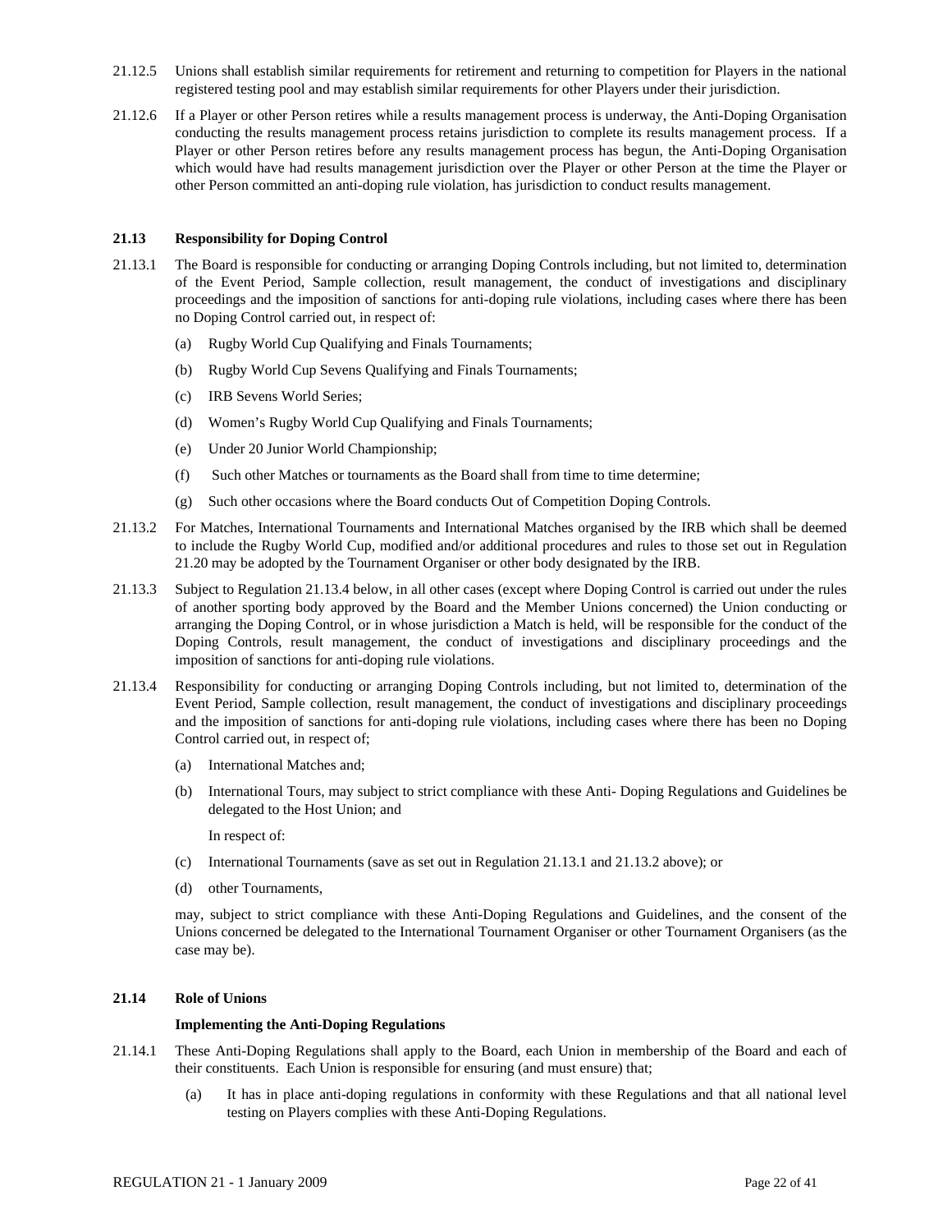21.12.5 Unions shall establish similar requirements for retirement and returning to competition for Players in the national registered testing pool and may establish similar requirements for other Players under their jurisdiction.

21.12.6 If a Player or other Person retires while a results management process is underway, the Anti-Doping Organisation conducting the results management process retains jurisdiction to complete its results management process. If a Player or other Person retires before any results management process has begun, the Anti-Doping Organisation which would have had results management jurisdiction over the Player or other Person at the time the Player or other Person committed an anti-doping rule violation, has jurisdiction to conduct results management.

### 21.13 Responsibility for Doping Control

21.13.1 The Board is responsible for conducting or arranging Doping Controls including, but not limited to, determination of the Event Period, Sample collection, result management, the conduct of investigations and disciplinary proceedings and the imposition of sanctions for anti-doping rule violations, including cases where there has been no Doping Control carried out, in respect of:

- (a) Rugby World Cup Qualifying and Finals Tournaments;
- (b) Rugby World Cup Sevens Qualifying and Finals Tournaments;
- (c) IRB Sevens World Series;
- (d) Women's Rugby World Cup Qualifying and Finals Tournaments;
- (e) Under 20 Junior World Championship;
- (f) Such other Matches or tournaments as the Board shall from time to time determine;
- (g) Such other occasions where the Board conducts Out of Competition Doping Controls.

21.13.2 For Matches, International Tournaments and International Matches organised by the IRB which shall be deemed to include the Rugby World Cup, modified and/or additional procedures and rules to those set out in Regulation 21.20 may be adopted by the Tournament Organiser or other body designated by the IRB.

21.13.3 Subject to Regulation 21.13.4 below, in all other cases (except where Doping Control is carried out under the rules of another sporting body approved by the Board and the Member Unions concerned) the Union conducting or arranging the Doping Control, or in whose jurisdiction a Match is held, will be responsible for the conduct of the Doping Controls, result management, the conduct of investigations and disciplinary proceedings and the imposition of sanctions for anti-doping rule violations.

21.13.4 Responsibility for conducting or arranging Doping Controls including, but not limited to, determination of the Event Period, Sample collection, result management, the conduct of investigations and disciplinary proceedings and the imposition of sanctions for anti-doping rule violations, including cases where there has been no Doping Control carried out, in respect of;

- (a) International Matches and;
- (b) International Tours, may subject to strict compliance with these Anti- Doping Regulations and Guidelines be delegated to the Host Union; and

  In respect of:

- (c) International Tournaments (save as set out in Regulation 21.13.1 and 21.13.2 above); or
- (d) other Tournaments,

may, subject to strict compliance with these Anti-Doping Regulations and Guidelines, and the consent of the Unions concerned be delegated to the International Tournament Organiser or other Tournament Organisers (as the case may be).

### 21.14 Role of Unions

**Implementing the Anti-Doping Regulations**

21.14.1 These Anti-Doping Regulations shall apply to the Board, each Union in membership of the Board and each of their constituents. Each Union is responsible for ensuring (and must ensure) that;

- (a) It has in place anti-doping regulations in conformity with these Regulations and that all national level testing on Players complies with these Anti-Doping Regulations.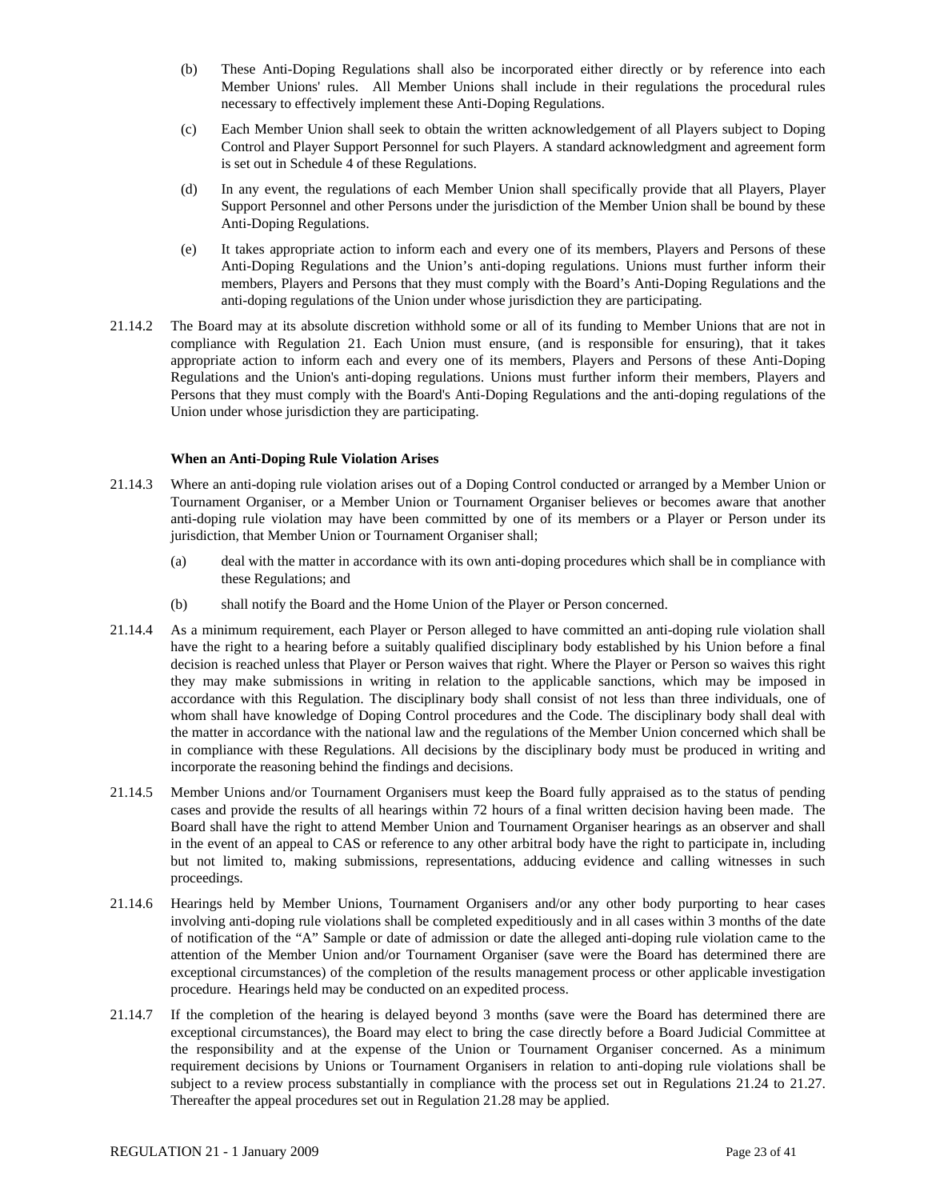(b) These Anti-Doping Regulations shall also be incorporated either directly or by reference into each Member Unions' rules. All Member Unions shall include in their regulations the procedural rules necessary to effectively implement these Anti-Doping Regulations.

(c) Each Member Union shall seek to obtain the written acknowledgement of all Players subject to Doping Control and Player Support Personnel for such Players. A standard acknowledgment and agreement form is set out in Schedule 4 of these Regulations.

(d) In any event, the regulations of each Member Union shall specifically provide that all Players, Player Support Personnel and other Persons under the jurisdiction of the Member Union shall be bound by these Anti-Doping Regulations.

(e) It takes appropriate action to inform each and every one of its members, Players and Persons of these Anti-Doping Regulations and the Union's anti-doping regulations. Unions must further inform their members, Players and Persons that they must comply with the Board's Anti-Doping Regulations and the anti-doping regulations of the Union under whose jurisdiction they are participating.

21.14.2 The Board may at its absolute discretion withhold some or all of its funding to Member Unions that are not in compliance with Regulation 21. Each Union must ensure, (and is responsible for ensuring), that it takes appropriate action to inform each and every one of its members, Players and Persons of these Anti-Doping Regulations and the Union's anti-doping regulations. Unions must further inform their members, Players and Persons that they must comply with the Board's Anti-Doping Regulations and the anti-doping regulations of the Union under whose jurisdiction they are participating.

**When an Anti-Doping Rule Violation Arises**

21.14.3 Where an anti-doping rule violation arises out of a Doping Control conducted or arranged by a Member Union or Tournament Organiser, or a Member Union or Tournament Organiser believes or becomes aware that another anti-doping rule violation may have been committed by one of its members or a Player or Person under its jurisdiction, that Member Union or Tournament Organiser shall;

(a) deal with the matter in accordance with its own anti-doping procedures which shall be in compliance with these Regulations; and

(b) shall notify the Board and the Home Union of the Player or Person concerned.

21.14.4 As a minimum requirement, each Player or Person alleged to have committed an anti-doping rule violation shall have the right to a hearing before a suitably qualified disciplinary body established by his Union before a final decision is reached unless that Player or Person waives that right. Where the Player or Person so waives this right they may make submissions in writing in relation to the applicable sanctions, which may be imposed in accordance with this Regulation. The disciplinary body shall consist of not less than three individuals, one of whom shall have knowledge of Doping Control procedures and the Code. The disciplinary body shall deal with the matter in accordance with the national law and the regulations of the Member Union concerned which shall be in compliance with these Regulations. All decisions by the disciplinary body must be produced in writing and incorporate the reasoning behind the findings and decisions.

21.14.5 Member Unions and/or Tournament Organisers must keep the Board fully appraised as to the status of pending cases and provide the results of all hearings within 72 hours of a final written decision having been made. The Board shall have the right to attend Member Union and Tournament Organiser hearings as an observer and shall in the event of an appeal to CAS or reference to any other arbitral body have the right to participate in, including but not limited to, making submissions, representations, adducing evidence and calling witnesses in such proceedings.

21.14.6 Hearings held by Member Unions, Tournament Organisers and/or any other body purporting to hear cases involving anti-doping rule violations shall be completed expeditiously and in all cases within 3 months of the date of notification of the "A" Sample or date of admission or date the alleged anti-doping rule violation came to the attention of the Member Union and/or Tournament Organiser (save were the Board has determined there are exceptional circumstances) of the completion of the results management process or other applicable investigation procedure. Hearings held may be conducted on an expedited process.

21.14.7 If the completion of the hearing is delayed beyond 3 months (save were the Board has determined there are exceptional circumstances), the Board may elect to bring the case directly before a Board Judicial Committee at the responsibility and at the expense of the Union or Tournament Organiser concerned. As a minimum requirement decisions by Unions or Tournament Organisers in relation to anti-doping rule violations shall be subject to a review process substantially in compliance with the process set out in Regulations 21.24 to 21.27. Thereafter the appeal procedures set out in Regulation 21.28 may be applied.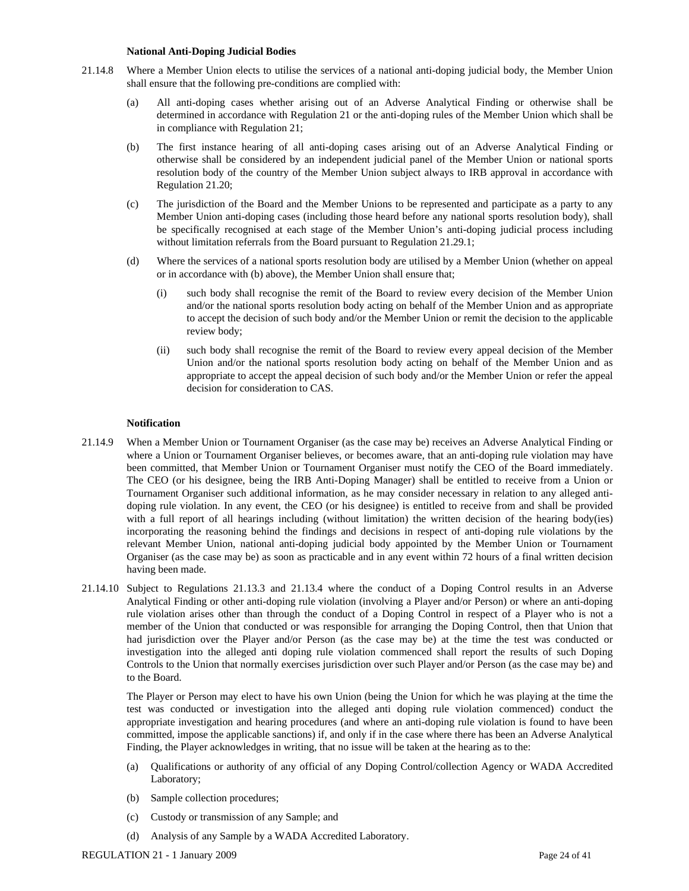**National Anti-Doping Judicial Bodies**

21.14.8 Where a Member Union elects to utilise the services of a national anti-doping judicial body, the Member Union shall ensure that the following pre-conditions are complied with:

(a) All anti-doping cases whether arising out of an Adverse Analytical Finding or otherwise shall be determined in accordance with Regulation 21 or the anti-doping rules of the Member Union which shall be in compliance with Regulation 21;

(b) The first instance hearing of all anti-doping cases arising out of an Adverse Analytical Finding or otherwise shall be considered by an independent judicial panel of the Member Union or national sports resolution body of the country of the Member Union subject always to IRB approval in accordance with Regulation 21.20;

(c) The jurisdiction of the Board and the Member Unions to be represented and participate as a party to any Member Union anti-doping cases (including those heard before any national sports resolution body), shall be specifically recognised at each stage of the Member Union's anti-doping judicial process including without limitation referrals from the Board pursuant to Regulation 21.29.1;

(d) Where the services of a national sports resolution body are utilised by a Member Union (whether on appeal or in accordance with (b) above), the Member Union shall ensure that;

(i) such body shall recognise the remit of the Board to review every decision of the Member Union and/or the national sports resolution body acting on behalf of the Member Union and as appropriate to accept the decision of such body and/or the Member Union or remit the decision to the applicable review body;

(ii) such body shall recognise the remit of the Board to review every appeal decision of the Member Union and/or the national sports resolution body acting on behalf of the Member Union and as appropriate to accept the appeal decision of such body and/or the Member Union or refer the appeal decision for consideration to CAS.

**Notification**

21.14.9 When a Member Union or Tournament Organiser (as the case may be) receives an Adverse Analytical Finding or where a Union or Tournament Organiser believes, or becomes aware, that an anti-doping rule violation may have been committed, that Member Union or Tournament Organiser must notify the CEO of the Board immediately. The CEO (or his designee, being the IRB Anti-Doping Manager) shall be entitled to receive from a Union or Tournament Organiser such additional information, as he may consider necessary in relation to any alleged anti-doping rule violation. In any event, the CEO (or his designee) is entitled to receive from and shall be provided with a full report of all hearings including (without limitation) the written decision of the hearing body(ies) incorporating the reasoning behind the findings and decisions in respect of anti-doping rule violations by the relevant Member Union, national anti-doping judicial body appointed by the Member Union or Tournament Organiser (as the case may be) as soon as practicable and in any event within 72 hours of a final written decision having been made.

21.14.10 Subject to Regulations 21.13.3 and 21.13.4 where the conduct of a Doping Control results in an Adverse Analytical Finding or other anti-doping rule violation (involving a Player and/or Person) or where an anti-doping rule violation arises other than through the conduct of a Doping Control in respect of a Player who is not a member of the Union that conducted or was responsible for arranging the Doping Control, then that Union that had jurisdiction over the Player and/or Person (as the case may be) at the time the test was conducted or investigation into the alleged anti doping rule violation commenced shall report the results of such Doping Controls to the Union that normally exercises jurisdiction over such Player and/or Person (as the case may be) and to the Board.

The Player or Person may elect to have his own Union (being the Union for which he was playing at the time the test was conducted or investigation into the alleged anti doping rule violation commenced) conduct the appropriate investigation and hearing procedures (and where an anti-doping rule violation is found to have been committed, impose the applicable sanctions) if, and only if in the case where there has been an Adverse Analytical Finding, the Player acknowledges in writing, that no issue will be taken at the hearing as to the:

(a) Qualifications or authority of any official of any Doping Control/collection Agency or WADA Accredited Laboratory;

(b) Sample collection procedures;

(c) Custody or transmission of any Sample; and

(d) Analysis of any Sample by a WADA Accredited Laboratory.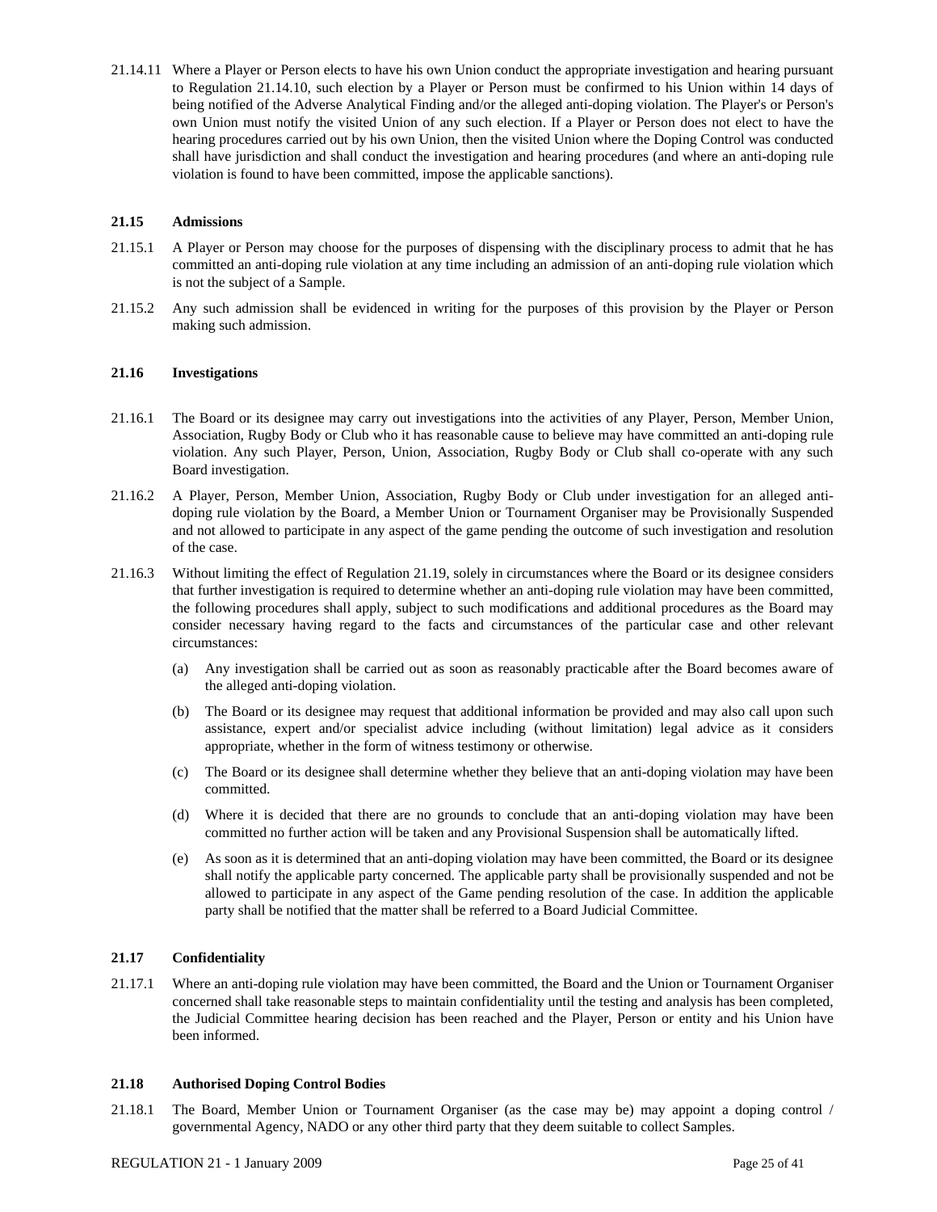21.14.11 Where a Player or Person elects to have his own Union conduct the appropriate investigation and hearing pursuant to Regulation 21.14.10, such election by a Player or Person must be confirmed to his Union within 14 days of being notified of the Adverse Analytical Finding and/or the alleged anti-doping violation. The Player's or Person's own Union must notify the visited Union of any such election. If a Player or Person does not elect to have the hearing procedures carried out by his own Union, then the visited Union where the Doping Control was conducted shall have jurisdiction and shall conduct the investigation and hearing procedures (and where an anti-doping rule violation is found to have been committed, impose the applicable sanctions).

### 21.15 Admissions

21.15.1 A Player or Person may choose for the purposes of dispensing with the disciplinary process to admit that he has committed an anti-doping rule violation at any time including an admission of an anti-doping rule violation which is not the subject of a Sample.

21.15.2 Any such admission shall be evidenced in writing for the purposes of this provision by the Player or Person making such admission.

### 21.16 Investigations

21.16.1 The Board or its designee may carry out investigations into the activities of any Player, Person, Member Union, Association, Rugby Body or Club who it has reasonable cause to believe may have committed an anti-doping rule violation. Any such Player, Person, Union, Association, Rugby Body or Club shall co-operate with any such Board investigation.

21.16.2 A Player, Person, Member Union, Association, Rugby Body or Club under investigation for an alleged anti-doping rule violation by the Board, a Member Union or Tournament Organiser may be Provisionally Suspended and not allowed to participate in any aspect of the game pending the outcome of such investigation and resolution of the case.

21.16.3 Without limiting the effect of Regulation 21.19, solely in circumstances where the Board or its designee considers that further investigation is required to determine whether an anti-doping rule violation may have been committed, the following procedures shall apply, subject to such modifications and additional procedures as the Board may consider necessary having regard to the facts and circumstances of the particular case and other relevant circumstances:

(a) Any investigation shall be carried out as soon as reasonably practicable after the Board becomes aware of the alleged anti-doping violation.

(b) The Board or its designee may request that additional information be provided and may also call upon such assistance, expert and/or specialist advice including (without limitation) legal advice as it considers appropriate, whether in the form of witness testimony or otherwise.

(c) The Board or its designee shall determine whether they believe that an anti-doping violation may have been committed.

(d) Where it is decided that there are no grounds to conclude that an anti-doping violation may have been committed no further action will be taken and any Provisional Suspension shall be automatically lifted.

(e) As soon as it is determined that an anti-doping violation may have been committed, the Board or its designee shall notify the applicable party concerned. The applicable party shall be provisionally suspended and not be allowed to participate in any aspect of the Game pending resolution of the case. In addition the applicable party shall be notified that the matter shall be referred to a Board Judicial Committee.

### 21.17 Confidentiality

21.17.1 Where an anti-doping rule violation may have been committed, the Board and the Union or Tournament Organiser concerned shall take reasonable steps to maintain confidentiality until the testing and analysis has been completed, the Judicial Committee hearing decision has been reached and the Player, Person or entity and his Union have been informed.

### 21.18 Authorised Doping Control Bodies

21.18.1 The Board, Member Union or Tournament Organiser (as the case may be) may appoint a doping control / governmental Agency, NADO or any other third party that they deem suitable to collect Samples.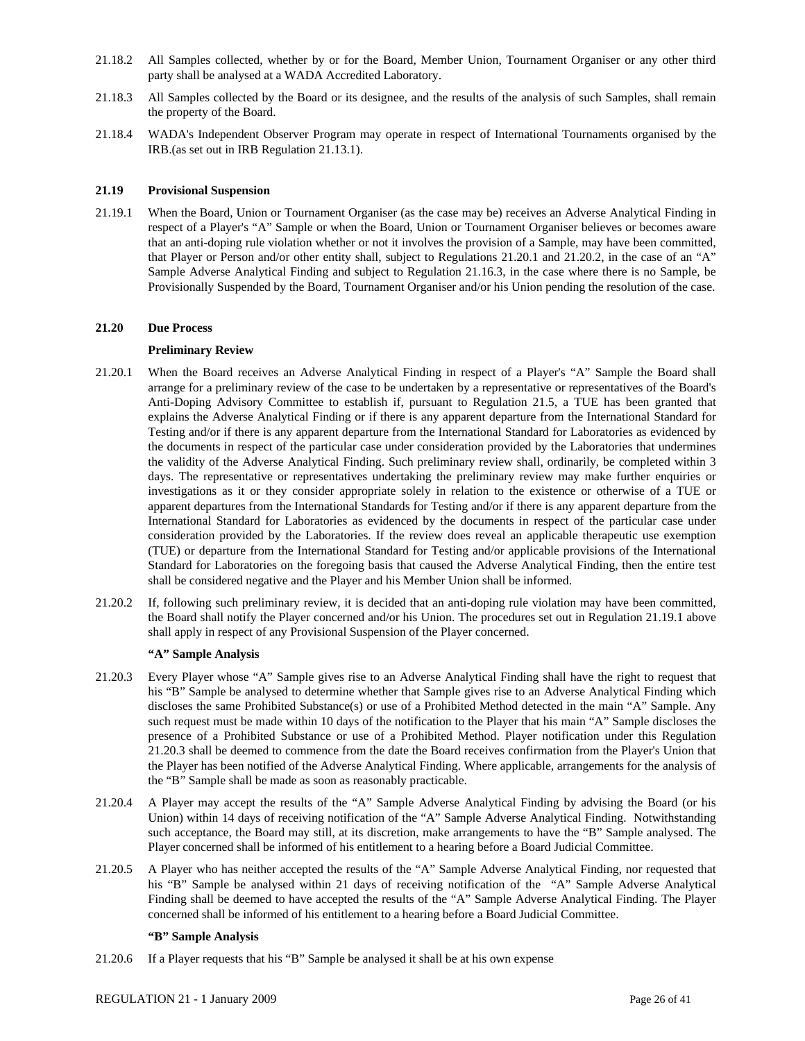21.18.2 All Samples collected, whether by or for the Board, Member Union, Tournament Organiser or any other third party shall be analysed at a WADA Accredited Laboratory.

21.18.3 All Samples collected by the Board or its designee, and the results of the analysis of such Samples, shall remain the property of the Board.

21.18.4 WADA's Independent Observer Program may operate in respect of International Tournaments organised by the IRB.(as set out in IRB Regulation 21.13.1).

**21.19 Provisional Suspension**

21.19.1 When the Board, Union or Tournament Organiser (as the case may be) receives an Adverse Analytical Finding in respect of a Player's "A" Sample or when the Board, Union or Tournament Organiser believes or becomes aware that an anti-doping rule violation whether or not it involves the provision of a Sample, may have been committed, that Player or Person and/or other entity shall, subject to Regulations 21.20.1 and 21.20.2, in the case of an "A" Sample Adverse Analytical Finding and subject to Regulation 21.16.3, in the case where there is no Sample, be Provisionally Suspended by the Board, Tournament Organiser and/or his Union pending the resolution of the case.

**21.20 Due Process**

**Preliminary Review**

21.20.1 When the Board receives an Adverse Analytical Finding in respect of a Player's "A" Sample the Board shall arrange for a preliminary review of the case to be undertaken by a representative or representatives of the Board's Anti-Doping Advisory Committee to establish if, pursuant to Regulation 21.5, a TUE has been granted that explains the Adverse Analytical Finding or if there is any apparent departure from the International Standard for Testing and/or if there is any apparent departure from the International Standard for Laboratories as evidenced by the documents in respect of the particular case under consideration provided by the Laboratories that undermines the validity of the Adverse Analytical Finding. Such preliminary review shall, ordinarily, be completed within 3 days. The representative or representatives undertaking the preliminary review may make further enquiries or investigations as it or they consider appropriate solely in relation to the existence or otherwise of a TUE or apparent departures from the International Standards for Testing and/or if there is any apparent departure from the International Standard for Laboratories as evidenced by the documents in respect of the particular case under consideration provided by the Laboratories. If the review does reveal an applicable therapeutic use exemption (TUE) or departure from the International Standard for Testing and/or applicable provisions of the International Standard for Laboratories on the foregoing basis that caused the Adverse Analytical Finding, then the entire test shall be considered negative and the Player and his Member Union shall be informed.

21.20.2 If, following such preliminary review, it is decided that an anti-doping rule violation may have been committed, the Board shall notify the Player concerned and/or his Union. The procedures set out in Regulation 21.19.1 above shall apply in respect of any Provisional Suspension of the Player concerned.

**"A" Sample Analysis**

21.20.3 Every Player whose "A" Sample gives rise to an Adverse Analytical Finding shall have the right to request that his "B" Sample be analysed to determine whether that Sample gives rise to an Adverse Analytical Finding which discloses the same Prohibited Substance(s) or use of a Prohibited Method detected in the main "A" Sample. Any such request must be made within 10 days of the notification to the Player that his main "A" Sample discloses the presence of a Prohibited Substance or use of a Prohibited Method. Player notification under this Regulation 21.20.3 shall be deemed to commence from the date the Board receives confirmation from the Player's Union that the Player has been notified of the Adverse Analytical Finding. Where applicable, arrangements for the analysis of the "B" Sample shall be made as soon as reasonably practicable.

21.20.4 A Player may accept the results of the "A" Sample Adverse Analytical Finding by advising the Board (or his Union) within 14 days of receiving notification of the "A" Sample Adverse Analytical Finding. Notwithstanding such acceptance, the Board may still, at its discretion, make arrangements to have the "B" Sample analysed. The Player concerned shall be informed of his entitlement to a hearing before a Board Judicial Committee.

21.20.5 A Player who has neither accepted the results of the "A" Sample Adverse Analytical Finding, nor requested that his "B" Sample be analysed within 21 days of receiving notification of the "A" Sample Adverse Analytical Finding shall be deemed to have accepted the results of the "A" Sample Adverse Analytical Finding. The Player concerned shall be informed of his entitlement to a hearing before a Board Judicial Committee.

**"B" Sample Analysis**

21.20.6 If a Player requests that his "B" Sample be analysed it shall be at his own expense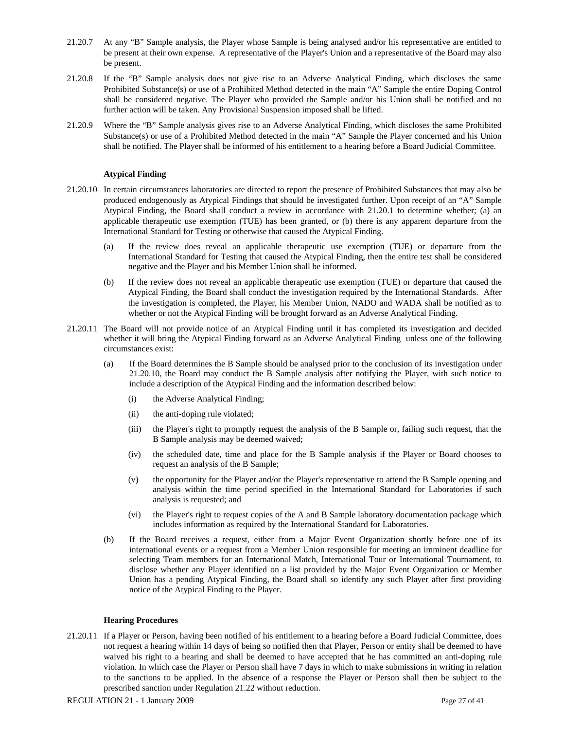21.20.7 At any "B" Sample analysis, the Player whose Sample is being analysed and/or his representative are entitled to be present at their own expense. A representative of the Player's Union and a representative of the Board may also be present.

21.20.8 If the "B" Sample analysis does not give rise to an Adverse Analytical Finding, which discloses the same Prohibited Substance(s) or use of a Prohibited Method detected in the main "A" Sample the entire Doping Control shall be considered negative. The Player who provided the Sample and/or his Union shall be notified and no further action will be taken. Any Provisional Suspension imposed shall be lifted.

21.20.9 Where the "B" Sample analysis gives rise to an Adverse Analytical Finding, which discloses the same Prohibited Substance(s) or use of a Prohibited Method detected in the main "A" Sample the Player concerned and his Union shall be notified. The Player shall be informed of his entitlement to a hearing before a Board Judicial Committee.

**Atypical Finding**

21.20.10 In certain circumstances laboratories are directed to report the presence of Prohibited Substances that may also be produced endogenously as Atypical Findings that should be investigated further. Upon receipt of an "A" Sample Atypical Finding, the Board shall conduct a review in accordance with 21.20.1 to determine whether; (a) an applicable therapeutic use exemption (TUE) has been granted, or (b) there is any apparent departure from the International Standard for Testing or otherwise that caused the Atypical Finding.

(a) If the review does reveal an applicable therapeutic use exemption (TUE) or departure from the International Standard for Testing that caused the Atypical Finding, then the entire test shall be considered negative and the Player and his Member Union shall be informed.

(b) If the review does not reveal an applicable therapeutic use exemption (TUE) or departure that caused the Atypical Finding, the Board shall conduct the investigation required by the International Standards. After the investigation is completed, the Player, his Member Union, NADO and WADA shall be notified as to whether or not the Atypical Finding will be brought forward as an Adverse Analytical Finding.

21.20.11 The Board will not provide notice of an Atypical Finding until it has completed its investigation and decided whether it will bring the Atypical Finding forward as an Adverse Analytical Finding unless one of the following circumstances exist:

(a) If the Board determines the B Sample should be analysed prior to the conclusion of its investigation under 21.20.10, the Board may conduct the B Sample analysis after notifying the Player, with such notice to include a description of the Atypical Finding and the information described below:

(i) the Adverse Analytical Finding;

(ii) the anti-doping rule violated;

(iii) the Player's right to promptly request the analysis of the B Sample or, failing such request, that the B Sample analysis may be deemed waived;

(iv) the scheduled date, time and place for the B Sample analysis if the Player or Board chooses to request an analysis of the B Sample;

(v) the opportunity for the Player and/or the Player's representative to attend the B Sample opening and analysis within the time period specified in the International Standard for Laboratories if such analysis is requested; and

(vi) the Player's right to request copies of the A and B Sample laboratory documentation package which includes information as required by the International Standard for Laboratories.

(b) If the Board receives a request, either from a Major Event Organization shortly before one of its international events or a request from a Member Union responsible for meeting an imminent deadline for selecting Team members for an International Match, International Tour or International Tournament, to disclose whether any Player identified on a list provided by the Major Event Organization or Member Union has a pending Atypical Finding, the Board shall so identify any such Player after first providing notice of the Atypical Finding to the Player.

**Hearing Procedures**

21.20.11 If a Player or Person, having been notified of his entitlement to a hearing before a Board Judicial Committee, does not request a hearing within 14 days of being so notified then that Player, Person or entity shall be deemed to have waived his right to a hearing and shall be deemed to have accepted that he has committed an anti-doping rule violation. In which case the Player or Person shall have 7 days in which to make submissions in writing in relation to the sanctions to be applied. In the absence of a response the Player or Person shall then be subject to the prescribed sanction under Regulation 21.22 without reduction.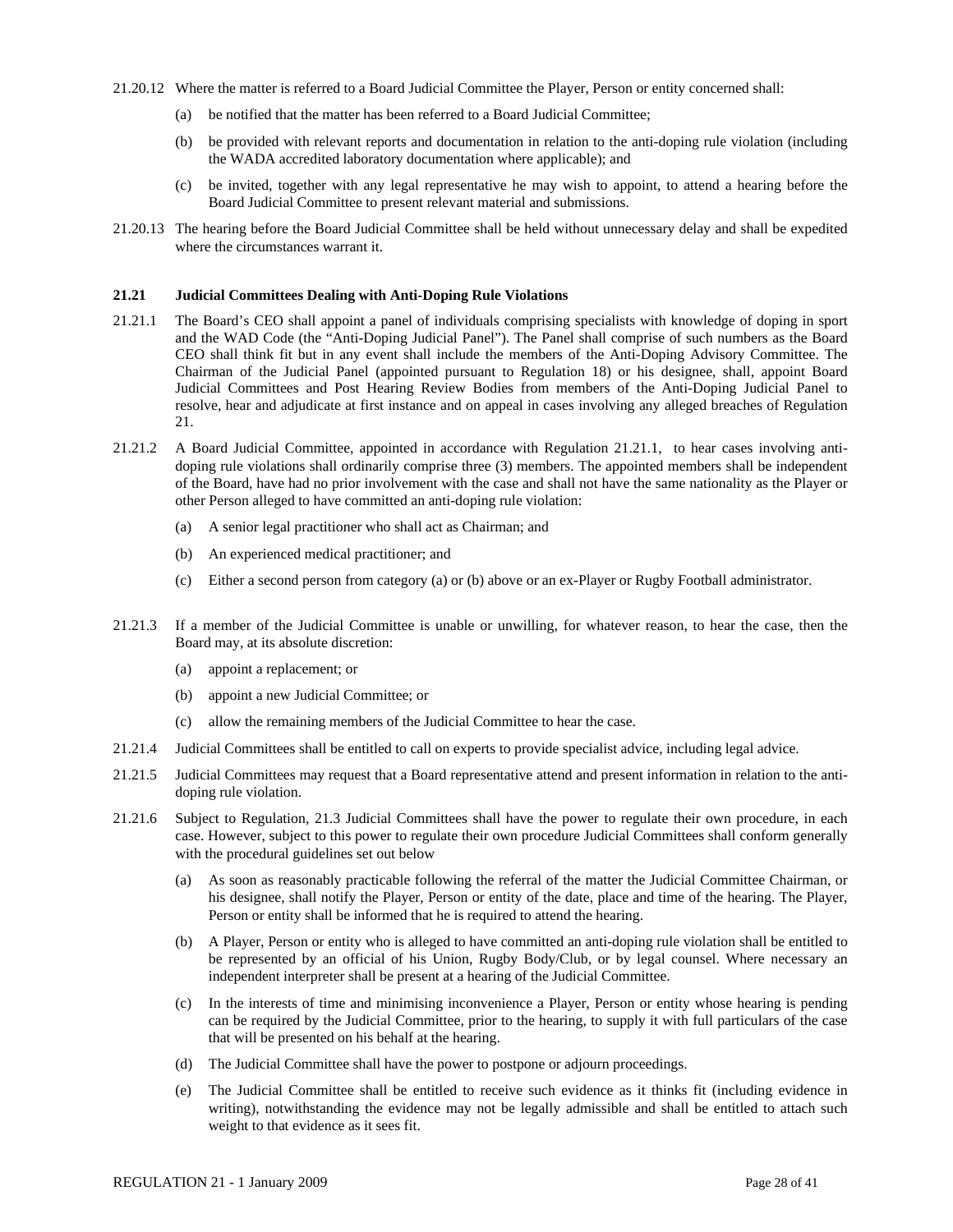21.20.12 Where the matter is referred to a Board Judicial Committee the Player, Person or entity concerned shall:

(a) be notified that the matter has been referred to a Board Judicial Committee;

(b) be provided with relevant reports and documentation in relation to the anti-doping rule violation (including the WADA accredited laboratory documentation where applicable); and

(c) be invited, together with any legal representative he may wish to appoint, to attend a hearing before the Board Judicial Committee to present relevant material and submissions.

21.20.13 The hearing before the Board Judicial Committee shall be held without unnecessary delay and shall be expedited where the circumstances warrant it.

### 21.21 Judicial Committees Dealing with Anti-Doping Rule Violations

21.21.1 The Board's CEO shall appoint a panel of individuals comprising specialists with knowledge of doping in sport and the WAD Code (the "Anti-Doping Judicial Panel"). The Panel shall comprise of such numbers as the Board CEO shall think fit but in any event shall include the members of the Anti-Doping Advisory Committee. The Chairman of the Judicial Panel (appointed pursuant to Regulation 18) or his designee, shall, appoint Board Judicial Committees and Post Hearing Review Bodies from members of the Anti-Doping Judicial Panel to resolve, hear and adjudicate at first instance and on appeal in cases involving any alleged breaches of Regulation 21.

21.21.2 A Board Judicial Committee, appointed in accordance with Regulation 21.21.1, to hear cases involving anti-doping rule violations shall ordinarily comprise three (3) members. The appointed members shall be independent of the Board, have had no prior involvement with the case and shall not have the same nationality as the Player or other Person alleged to have committed an anti-doping rule violation:

(a) A senior legal practitioner who shall act as Chairman; and

(b) An experienced medical practitioner; and

(c) Either a second person from category (a) or (b) above or an ex-Player or Rugby Football administrator.

21.21.3 If a member of the Judicial Committee is unable or unwilling, for whatever reason, to hear the case, then the Board may, at its absolute discretion:

(a) appoint a replacement; or

(b) appoint a new Judicial Committee; or

(c) allow the remaining members of the Judicial Committee to hear the case.

21.21.4 Judicial Committees shall be entitled to call on experts to provide specialist advice, including legal advice.

21.21.5 Judicial Committees may request that a Board representative attend and present information in relation to the anti-doping rule violation.

21.21.6 Subject to Regulation, 21.3 Judicial Committees shall have the power to regulate their own procedure, in each case. However, subject to this power to regulate their own procedure Judicial Committees shall conform generally with the procedural guidelines set out below

(a) As soon as reasonably practicable following the referral of the matter the Judicial Committee Chairman, or his designee, shall notify the Player, Person or entity of the date, place and time of the hearing. The Player, Person or entity shall be informed that he is required to attend the hearing.

(b) A Player, Person or entity who is alleged to have committed an anti-doping rule violation shall be entitled to be represented by an official of his Union, Rugby Body/Club, or by legal counsel. Where necessary an independent interpreter shall be present at a hearing of the Judicial Committee.

(c) In the interests of time and minimising inconvenience a Player, Person or entity whose hearing is pending can be required by the Judicial Committee, prior to the hearing, to supply it with full particulars of the case that will be presented on his behalf at the hearing.

(d) The Judicial Committee shall have the power to postpone or adjourn proceedings.

(e) The Judicial Committee shall be entitled to receive such evidence as it thinks fit (including evidence in writing), notwithstanding the evidence may not be legally admissible and shall be entitled to attach such weight to that evidence as it sees fit.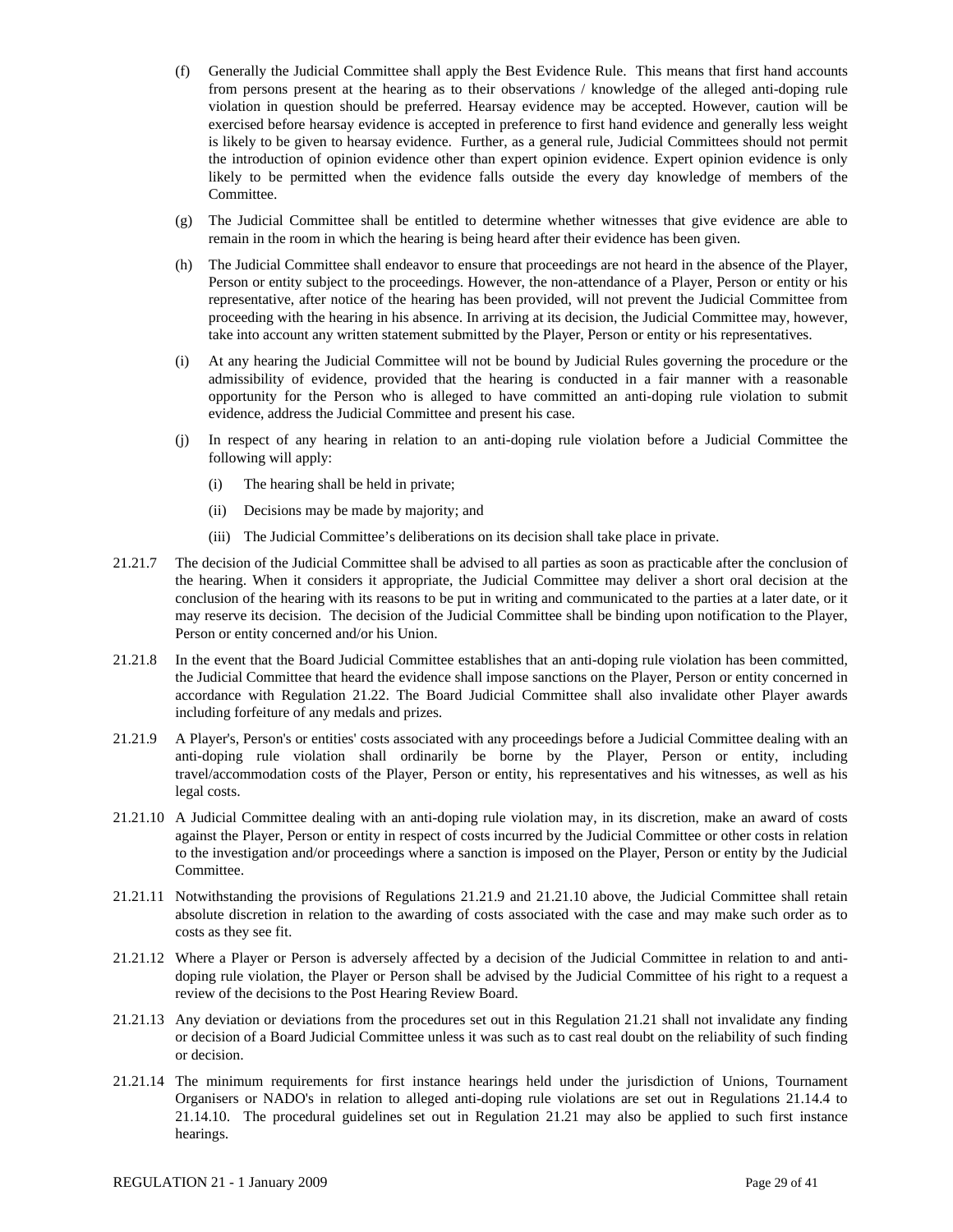(f) Generally the Judicial Committee shall apply the Best Evidence Rule. This means that first hand accounts from persons present at the hearing as to their observations / knowledge of the alleged anti-doping rule violation in question should be preferred. Hearsay evidence may be accepted. However, caution will be exercised before hearsay evidence is accepted in preference to first hand evidence and generally less weight is likely to be given to hearsay evidence. Further, as a general rule, Judicial Committees should not permit the introduction of opinion evidence other than expert opinion evidence. Expert opinion evidence is only likely to be permitted when the evidence falls outside the every day knowledge of members of the Committee.

(g) The Judicial Committee shall be entitled to determine whether witnesses that give evidence are able to remain in the room in which the hearing is being heard after their evidence has been given.

(h) The Judicial Committee shall endeavor to ensure that proceedings are not heard in the absence of the Player, Person or entity subject to the proceedings. However, the non-attendance of a Player, Person or entity or his representative, after notice of the hearing has been provided, will not prevent the Judicial Committee from proceeding with the hearing in his absence. In arriving at its decision, the Judicial Committee may, however, take into account any written statement submitted by the Player, Person or entity or his representatives.

(i) At any hearing the Judicial Committee will not be bound by Judicial Rules governing the procedure or the admissibility of evidence, provided that the hearing is conducted in a fair manner with a reasonable opportunity for the Person who is alleged to have committed an anti-doping rule violation to submit evidence, address the Judicial Committee and present his case.

(j) In respect of any hearing in relation to an anti-doping rule violation before a Judicial Committee the following will apply:

(i) The hearing shall be held in private;

(ii) Decisions may be made by majority; and

(iii) The Judicial Committee's deliberations on its decision shall take place in private.

21.21.7 The decision of the Judicial Committee shall be advised to all parties as soon as practicable after the conclusion of the hearing. When it considers it appropriate, the Judicial Committee may deliver a short oral decision at the conclusion of the hearing with its reasons to be put in writing and communicated to the parties at a later date, or it may reserve its decision. The decision of the Judicial Committee shall be binding upon notification to the Player, Person or entity concerned and/or his Union.

21.21.8 In the event that the Board Judicial Committee establishes that an anti-doping rule violation has been committed, the Judicial Committee that heard the evidence shall impose sanctions on the Player, Person or entity concerned in accordance with Regulation 21.22. The Board Judicial Committee shall also invalidate other Player awards including forfeiture of any medals and prizes.

21.21.9 A Player's, Person's or entities' costs associated with any proceedings before a Judicial Committee dealing with an anti-doping rule violation shall ordinarily be borne by the Player, Person or entity, including travel/accommodation costs of the Player, Person or entity, his representatives and his witnesses, as well as his legal costs.

21.21.10 A Judicial Committee dealing with an anti-doping rule violation may, in its discretion, make an award of costs against the Player, Person or entity in respect of costs incurred by the Judicial Committee or other costs in relation to the investigation and/or proceedings where a sanction is imposed on the Player, Person or entity by the Judicial Committee.

21.21.11 Notwithstanding the provisions of Regulations 21.21.9 and 21.21.10 above, the Judicial Committee shall retain absolute discretion in relation to the awarding of costs associated with the case and may make such order as to costs as they see fit.

21.21.12 Where a Player or Person is adversely affected by a decision of the Judicial Committee in relation to and anti-doping rule violation, the Player or Person shall be advised by the Judicial Committee of his right to a request a review of the decisions to the Post Hearing Review Board.

21.21.13 Any deviation or deviations from the procedures set out in this Regulation 21.21 shall not invalidate any finding or decision of a Board Judicial Committee unless it was such as to cast real doubt on the reliability of such finding or decision.

21.21.14 The minimum requirements for first instance hearings held under the jurisdiction of Unions, Tournament Organisers or NADO's in relation to alleged anti-doping rule violations are set out in Regulations 21.14.4 to 21.14.10. The procedural guidelines set out in Regulation 21.21 may also be applied to such first instance hearings.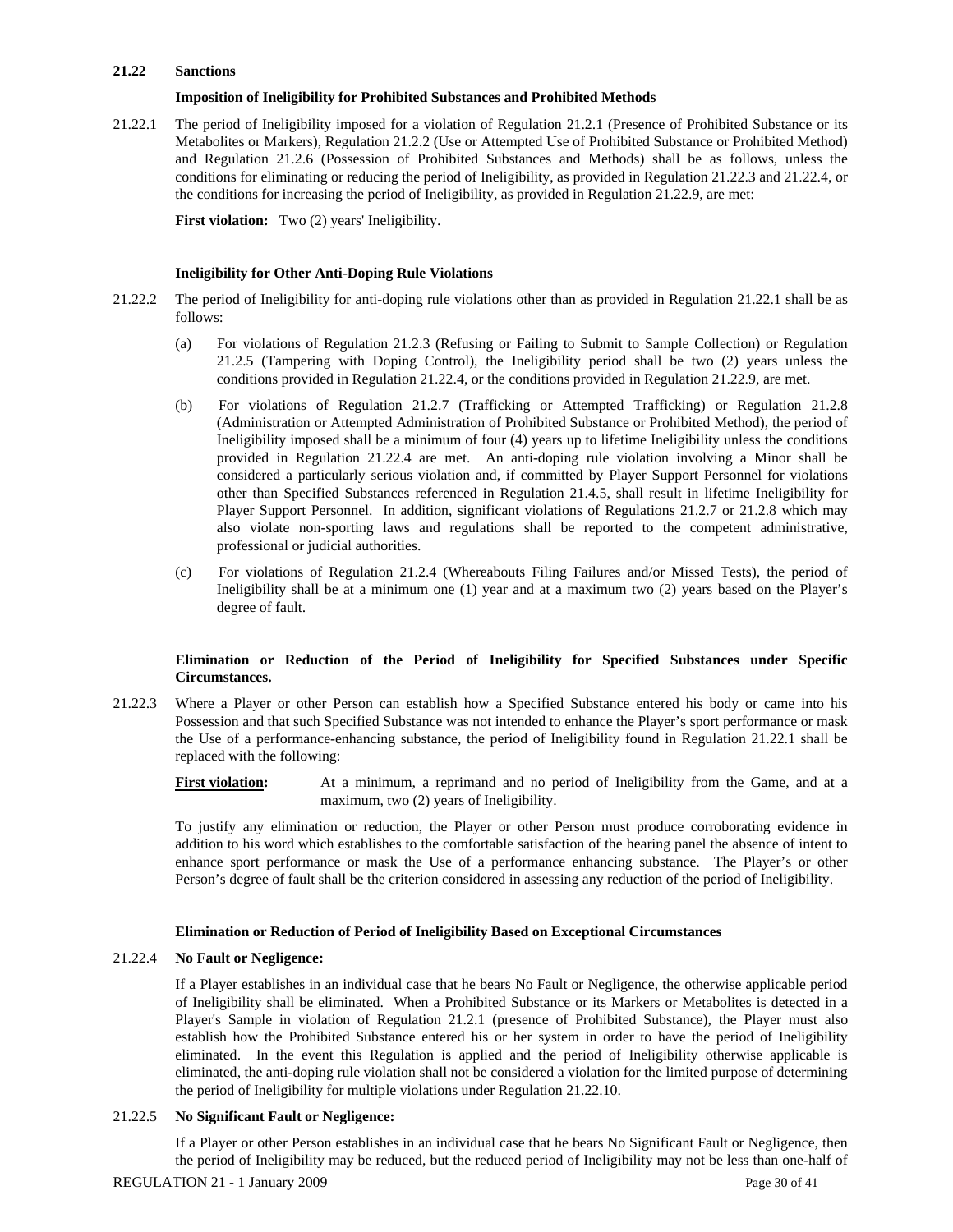### 21.22 Sanctions

**Imposition of Ineligibility for Prohibited Substances and Prohibited Methods**

21.22.1 The period of Ineligibility imposed for a violation of Regulation 21.2.1 (Presence of Prohibited Substance or its Metabolites or Markers), Regulation 21.2.2 (Use or Attempted Use of Prohibited Substance or Prohibited Method) and Regulation 21.2.6 (Possession of Prohibited Substances and Methods) shall be as follows, unless the conditions for eliminating or reducing the period of Ineligibility, as provided in Regulation 21.22.3 and 21.22.4, or the conditions for increasing the period of Ineligibility, as provided in Regulation 21.22.9, are met:

**First violation:** Two (2) years' Ineligibility.

**Ineligibility for Other Anti-Doping Rule Violations**

21.22.2 The period of Ineligibility for anti-doping rule violations other than as provided in Regulation 21.22.1 shall be as follows:

(a) For violations of Regulation 21.2.3 (Refusing or Failing to Submit to Sample Collection) or Regulation 21.2.5 (Tampering with Doping Control), the Ineligibility period shall be two (2) years unless the conditions provided in Regulation 21.22.4, or the conditions provided in Regulation 21.22.9, are met.

(b) For violations of Regulation 21.2.7 (Trafficking or Attempted Trafficking) or Regulation 21.2.8 (Administration or Attempted Administration of Prohibited Substance or Prohibited Method), the period of Ineligibility imposed shall be a minimum of four (4) years up to lifetime Ineligibility unless the conditions provided in Regulation 21.22.4 are met. An anti-doping rule violation involving a Minor shall be considered a particularly serious violation and, if committed by Player Support Personnel for violations other than Specified Substances referenced in Regulation 21.4.5, shall result in lifetime Ineligibility for Player Support Personnel. In addition, significant violations of Regulations 21.2.7 or 21.2.8 which may also violate non-sporting laws and regulations shall be reported to the competent administrative, professional or judicial authorities.

(c) For violations of Regulation 21.2.4 (Whereabouts Filing Failures and/or Missed Tests), the period of Ineligibility shall be at a minimum one (1) year and at a maximum two (2) years based on the Player's degree of fault.

**Elimination or Reduction of the Period of Ineligibility for Specified Substances under Specific Circumstances.**

21.22.3 Where a Player or other Person can establish how a Specified Substance entered his body or came into his Possession and that such Specified Substance was not intended to enhance the Player's sport performance or mask the Use of a performance-enhancing substance, the period of Ineligibility found in Regulation 21.22.1 shall be replaced with the following:

**First violation:** At a minimum, a reprimand and no period of Ineligibility from the Game, and at a maximum, two (2) years of Ineligibility.

To justify any elimination or reduction, the Player or other Person must produce corroborating evidence in addition to his word which establishes to the comfortable satisfaction of the hearing panel the absence of intent to enhance sport performance or mask the Use of a performance enhancing substance. The Player's or other Person's degree of fault shall be the criterion considered in assessing any reduction of the period of Ineligibility.

**Elimination or Reduction of Period of Ineligibility Based on Exceptional Circumstances**

21.22.4 **No Fault or Negligence:**

If a Player establishes in an individual case that he bears No Fault or Negligence, the otherwise applicable period of Ineligibility shall be eliminated. When a Prohibited Substance or its Markers or Metabolites is detected in a Player's Sample in violation of Regulation 21.2.1 (presence of Prohibited Substance), the Player must also establish how the Prohibited Substance entered his or her system in order to have the period of Ineligibility eliminated. In the event this Regulation is applied and the period of Ineligibility otherwise applicable is eliminated, the anti-doping rule violation shall not be considered a violation for the limited purpose of determining the period of Ineligibility for multiple violations under Regulation 21.22.10.

21.22.5 **No Significant Fault or Negligence:**

If a Player or other Person establishes in an individual case that he bears No Significant Fault or Negligence, then the period of Ineligibility may be reduced, but the reduced period of Ineligibility may not be less than one-half of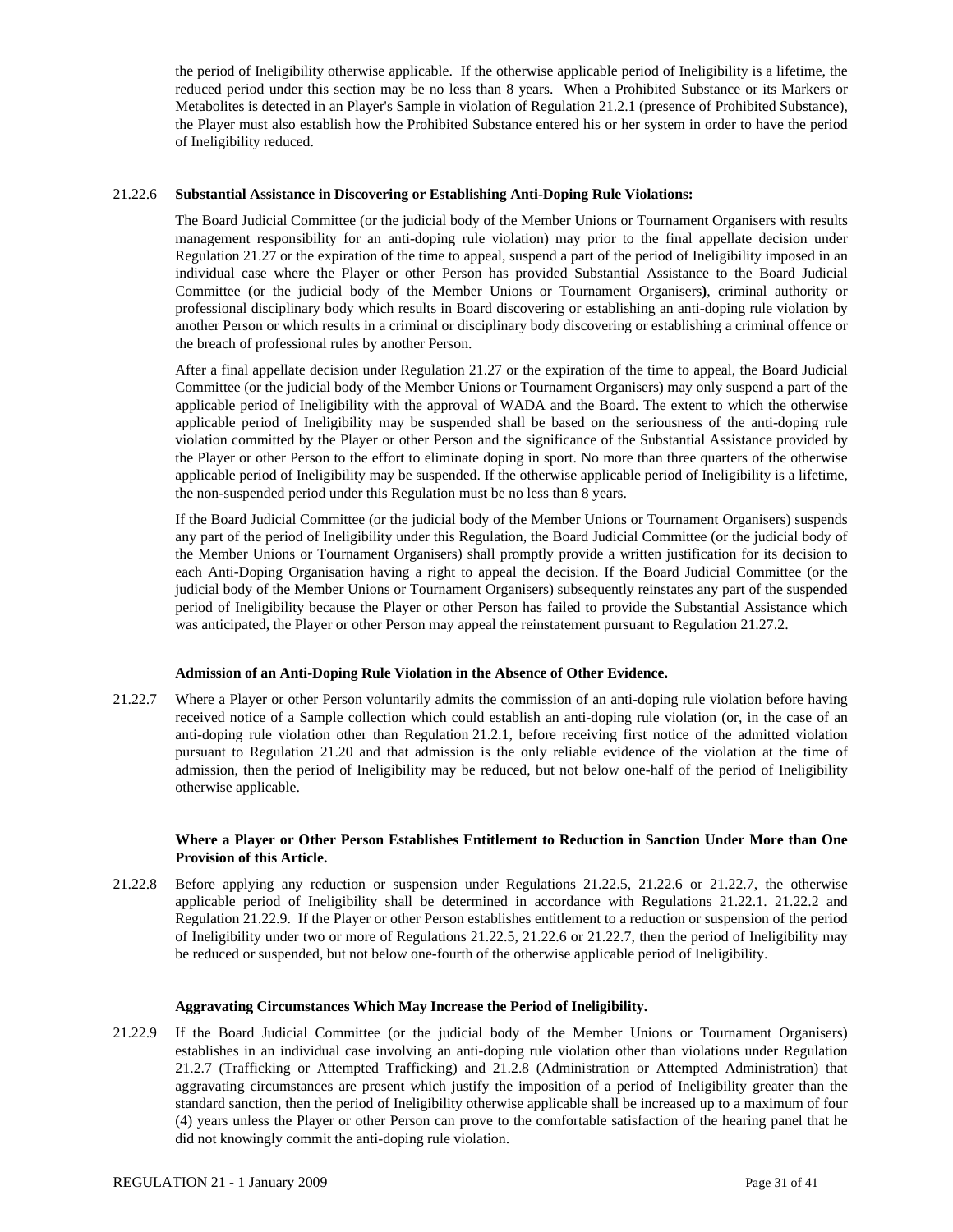the period of Ineligibility otherwise applicable. If the otherwise applicable period of Ineligibility is a lifetime, the reduced period under this section may be no less than 8 years. When a Prohibited Substance or its Markers or Metabolites is detected in an Player's Sample in violation of Regulation 21.2.1 (presence of Prohibited Substance), the Player must also establish how the Prohibited Substance entered his or her system in order to have the period of Ineligibility reduced.

21.22.6 **Substantial Assistance in Discovering or Establishing Anti-Doping Rule Violations:**

The Board Judicial Committee (or the judicial body of the Member Unions or Tournament Organisers with results management responsibility for an anti-doping rule violation) may prior to the final appellate decision under Regulation 21.27 or the expiration of the time to appeal, suspend a part of the period of Ineligibility imposed in an individual case where the Player or other Person has provided Substantial Assistance to the Board Judicial Committee (or the judicial body of the Member Unions or Tournament Organisers**)**, criminal authority or professional disciplinary body which results in Board discovering or establishing an anti-doping rule violation by another Person or which results in a criminal or disciplinary body discovering or establishing a criminal offence or the breach of professional rules by another Person.

After a final appellate decision under Regulation 21.27 or the expiration of the time to appeal, the Board Judicial Committee (or the judicial body of the Member Unions or Tournament Organisers) may only suspend a part of the applicable period of Ineligibility with the approval of WADA and the Board. The extent to which the otherwise applicable period of Ineligibility may be suspended shall be based on the seriousness of the anti-doping rule violation committed by the Player or other Person and the significance of the Substantial Assistance provided by the Player or other Person to the effort to eliminate doping in sport. No more than three quarters of the otherwise applicable period of Ineligibility may be suspended. If the otherwise applicable period of Ineligibility is a lifetime, the non-suspended period under this Regulation must be no less than 8 years.

If the Board Judicial Committee (or the judicial body of the Member Unions or Tournament Organisers) suspends any part of the period of Ineligibility under this Regulation, the Board Judicial Committee (or the judicial body of the Member Unions or Tournament Organisers) shall promptly provide a written justification for its decision to each Anti-Doping Organisation having a right to appeal the decision. If the Board Judicial Committee (or the judicial body of the Member Unions or Tournament Organisers) subsequently reinstates any part of the suspended period of Ineligibility because the Player or other Person has failed to provide the Substantial Assistance which was anticipated, the Player or other Person may appeal the reinstatement pursuant to Regulation 21.27.2.

**Admission of an Anti-Doping Rule Violation in the Absence of Other Evidence.**

21.22.7 Where a Player or other Person voluntarily admits the commission of an anti-doping rule violation before having received notice of a Sample collection which could establish an anti-doping rule violation (or, in the case of an anti-doping rule violation other than Regulation 21.2.1, before receiving first notice of the admitted violation pursuant to Regulation 21.20 and that admission is the only reliable evidence of the violation at the time of admission, then the period of Ineligibility may be reduced, but not below one-half of the period of Ineligibility otherwise applicable.

**Where a Player or Other Person Establishes Entitlement to Reduction in Sanction Under More than One Provision of this Article.**

21.22.8 Before applying any reduction or suspension under Regulations 21.22.5, 21.22.6 or 21.22.7, the otherwise applicable period of Ineligibility shall be determined in accordance with Regulations 21.22.1. 21.22.2 and Regulation 21.22.9. If the Player or other Person establishes entitlement to a reduction or suspension of the period of Ineligibility under two or more of Regulations 21.22.5, 21.22.6 or 21.22.7, then the period of Ineligibility may be reduced or suspended, but not below one-fourth of the otherwise applicable period of Ineligibility.

**Aggravating Circumstances Which May Increase the Period of Ineligibility.**

21.22.9 If the Board Judicial Committee (or the judicial body of the Member Unions or Tournament Organisers) establishes in an individual case involving an anti-doping rule violation other than violations under Regulation 21.2.7 (Trafficking or Attempted Trafficking) and 21.2.8 (Administration or Attempted Administration) that aggravating circumstances are present which justify the imposition of a period of Ineligibility greater than the standard sanction, then the period of Ineligibility otherwise applicable shall be increased up to a maximum of four (4) years unless the Player or other Person can prove to the comfortable satisfaction of the hearing panel that he did not knowingly commit the anti-doping rule violation.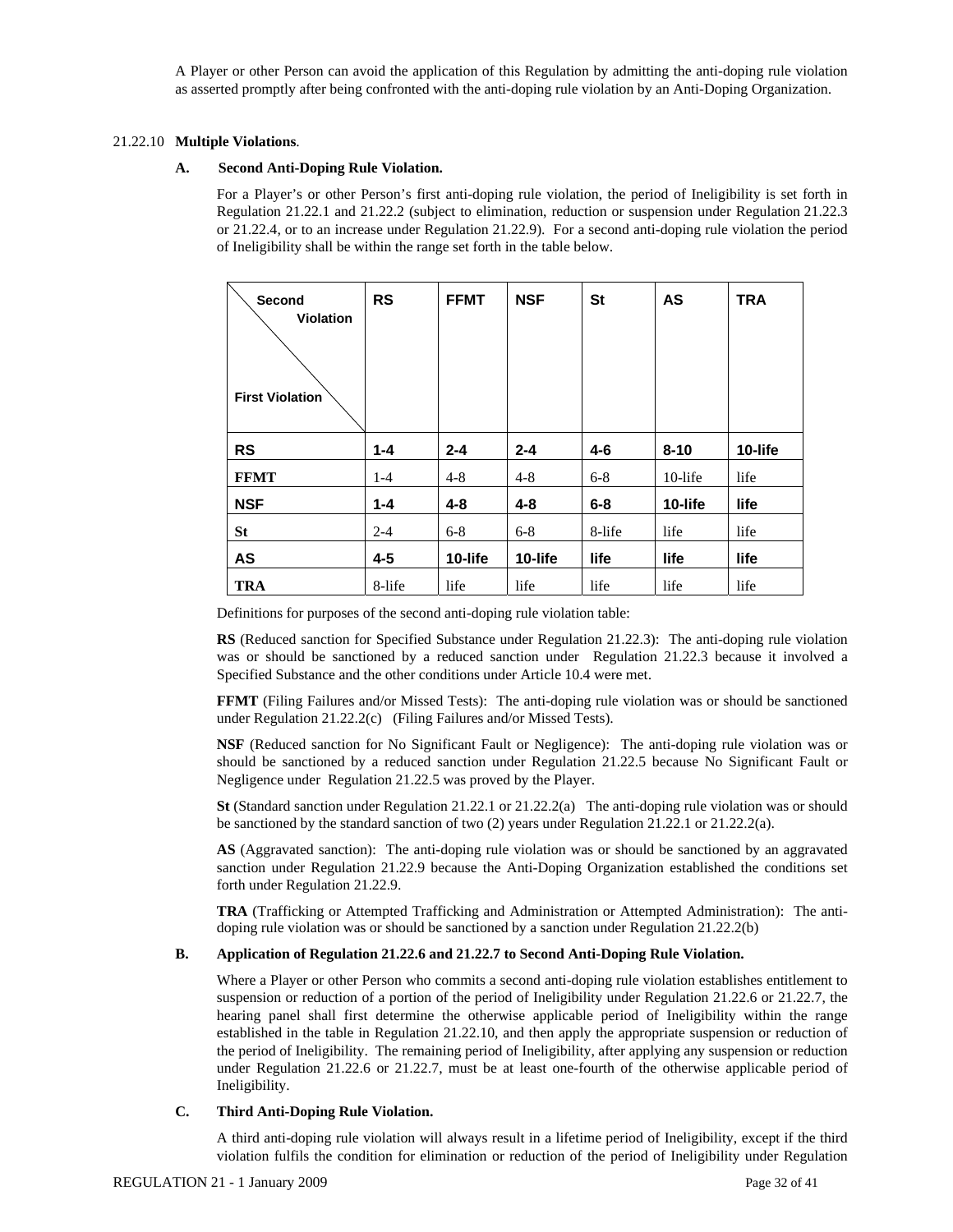A Player or other Person can avoid the application of this Regulation by admitting the anti-doping rule violation as asserted promptly after being confronted with the anti-doping rule violation by an Anti-Doping Organization.

21.22.10 **Multiple Violations**.

**A. Second Anti-Doping Rule Violation.**

For a Player's or other Person's first anti-doping rule violation, the period of Ineligibility is set forth in Regulation 21.22.1 and 21.22.2 (subject to elimination, reduction or suspension under Regulation 21.22.3 or 21.22.4, or to an increase under Regulation 21.22.9). For a second anti-doping rule violation the period of Ineligibility shall be within the range set forth in the table below.

| Second Violation / First Violation | RS | FFMT | NSF | St | AS | TRA |
|---|---|---|---|---|---|---|
| **RS** | **1-4** | **2-4** | **2-4** | **4-6** | **8-10** | **10-life** |
| **FFMT** | 1-4 | 4-8 | 4-8 | 6-8 | 10-life | life |
| **NSF** | **1-4** | **4-8** | **4-8** | **6-8** | **10-life** | **life** |
| **St** | 2-4 | 6-8 | 6-8 | 8-life | life | life |
| **AS** | **4-5** | **10-life** | **10-life** | **life** | **life** | **life** |
| **TRA** | 8-life | life | life | life | life | life |

Definitions for purposes of the second anti-doping rule violation table:

**RS** (Reduced sanction for Specified Substance under Regulation 21.22.3): The anti-doping rule violation was or should be sanctioned by a reduced sanction under Regulation 21.22.3 because it involved a Specified Substance and the other conditions under Article 10.4 were met.

**FFMT** (Filing Failures and/or Missed Tests): The anti-doping rule violation was or should be sanctioned under Regulation 21.22.2(c) (Filing Failures and/or Missed Tests).

**NSF** (Reduced sanction for No Significant Fault or Negligence): The anti-doping rule violation was or should be sanctioned by a reduced sanction under Regulation 21.22.5 because No Significant Fault or Negligence under Regulation 21.22.5 was proved by the Player.

**St** (Standard sanction under Regulation 21.22.1 or 21.22.2(a) The anti-doping rule violation was or should be sanctioned by the standard sanction of two (2) years under Regulation 21.22.1 or 21.22.2(a).

**AS** (Aggravated sanction): The anti-doping rule violation was or should be sanctioned by an aggravated sanction under Regulation 21.22.9 because the Anti-Doping Organization established the conditions set forth under Regulation 21.22.9.

**TRA** (Trafficking or Attempted Trafficking and Administration or Attempted Administration): The anti-doping rule violation was or should be sanctioned by a sanction under Regulation 21.22.2(b)

**B. Application of Regulation 21.22.6 and 21.22.7 to Second Anti-Doping Rule Violation.**

Where a Player or other Person who commits a second anti-doping rule violation establishes entitlement to suspension or reduction of a portion of the period of Ineligibility under Regulation 21.22.6 or 21.22.7, the hearing panel shall first determine the otherwise applicable period of Ineligibility within the range established in the table in Regulation 21.22.10, and then apply the appropriate suspension or reduction of the period of Ineligibility. The remaining period of Ineligibility, after applying any suspension or reduction under Regulation 21.22.6 or 21.22.7, must be at least one-fourth of the otherwise applicable period of Ineligibility.

**C. Third Anti-Doping Rule Violation.**

A third anti-doping rule violation will always result in a lifetime period of Ineligibility, except if the third violation fulfils the condition for elimination or reduction of the period of Ineligibility under Regulation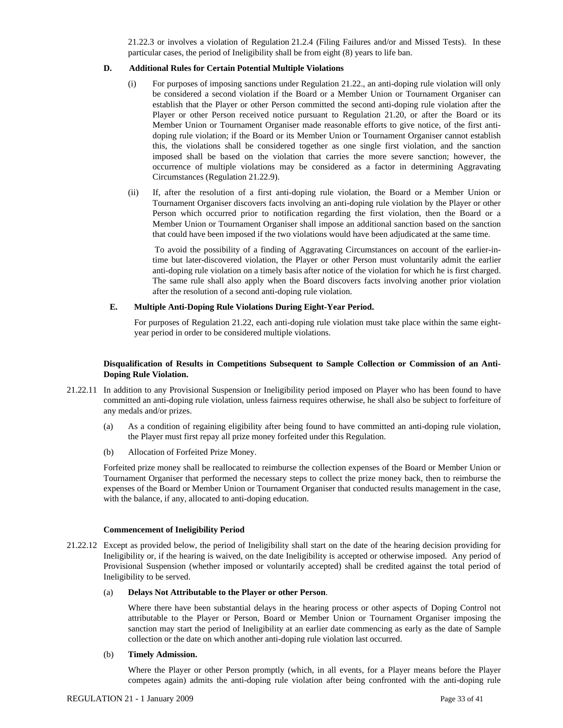21.22.3 or involves a violation of Regulation 21.2.4 (Filing Failures and/or and Missed Tests). In these particular cases, the period of Ineligibility shall be from eight (8) years to life ban.

**D. Additional Rules for Certain Potential Multiple Violations**

(i) For purposes of imposing sanctions under Regulation 21.22., an anti-doping rule violation will only be considered a second violation if the Board or a Member Union or Tournament Organiser can establish that the Player or other Person committed the second anti-doping rule violation after the Player or other Person received notice pursuant to Regulation 21.20, or after the Board or its Member Union or Tournament Organiser made reasonable efforts to give notice, of the first anti-doping rule violation; if the Board or its Member Union or Tournament Organiser cannot establish this, the violations shall be considered together as one single first violation, and the sanction imposed shall be based on the violation that carries the more severe sanction; however, the occurrence of multiple violations may be considered as a factor in determining Aggravating Circumstances (Regulation 21.22.9).

(ii) If, after the resolution of a first anti-doping rule violation, the Board or a Member Union or Tournament Organiser discovers facts involving an anti-doping rule violation by the Player or other Person which occurred prior to notification regarding the first violation, then the Board or a Member Union or Tournament Organiser shall impose an additional sanction based on the sanction that could have been imposed if the two violations would have been adjudicated at the same time.

To avoid the possibility of a finding of Aggravating Circumstances on account of the earlier-in-time but later-discovered violation, the Player or other Person must voluntarily admit the earlier anti-doping rule violation on a timely basis after notice of the violation for which he is first charged. The same rule shall also apply when the Board discovers facts involving another prior violation after the resolution of a second anti-doping rule violation.

**E. Multiple Anti-Doping Rule Violations During Eight-Year Period.**

For purposes of Regulation 21.22, each anti-doping rule violation must take place within the same eight-year period in order to be considered multiple violations.

**Disqualification of Results in Competitions Subsequent to Sample Collection or Commission of an Anti-Doping Rule Violation.**

21.22.11 In addition to any Provisional Suspension or Ineligibility period imposed on Player who has been found to have committed an anti-doping rule violation, unless fairness requires otherwise, he shall also be subject to forfeiture of any medals and/or prizes.

(a) As a condition of regaining eligibility after being found to have committed an anti-doping rule violation, the Player must first repay all prize money forfeited under this Regulation.

(b) Allocation of Forfeited Prize Money.

Forfeited prize money shall be reallocated to reimburse the collection expenses of the Board or Member Union or Tournament Organiser that performed the necessary steps to collect the prize money back, then to reimburse the expenses of the Board or Member Union or Tournament Organiser that conducted results management in the case, with the balance, if any, allocated to anti-doping education.

**Commencement of Ineligibility Period**

21.22.12 Except as provided below, the period of Ineligibility shall start on the date of the hearing decision providing for Ineligibility or, if the hearing is waived, on the date Ineligibility is accepted or otherwise imposed. Any period of Provisional Suspension (whether imposed or voluntarily accepted) shall be credited against the total period of Ineligibility to be served.

(a) **Delays Not Attributable to the Player or other Person**.

Where there have been substantial delays in the hearing process or other aspects of Doping Control not attributable to the Player or Person, Board or Member Union or Tournament Organiser imposing the sanction may start the period of Ineligibility at an earlier date commencing as early as the date of Sample collection or the date on which another anti-doping rule violation last occurred.

(b) **Timely Admission.**

Where the Player or other Person promptly (which, in all events, for a Player means before the Player competes again) admits the anti-doping rule violation after being confronted with the anti-doping rule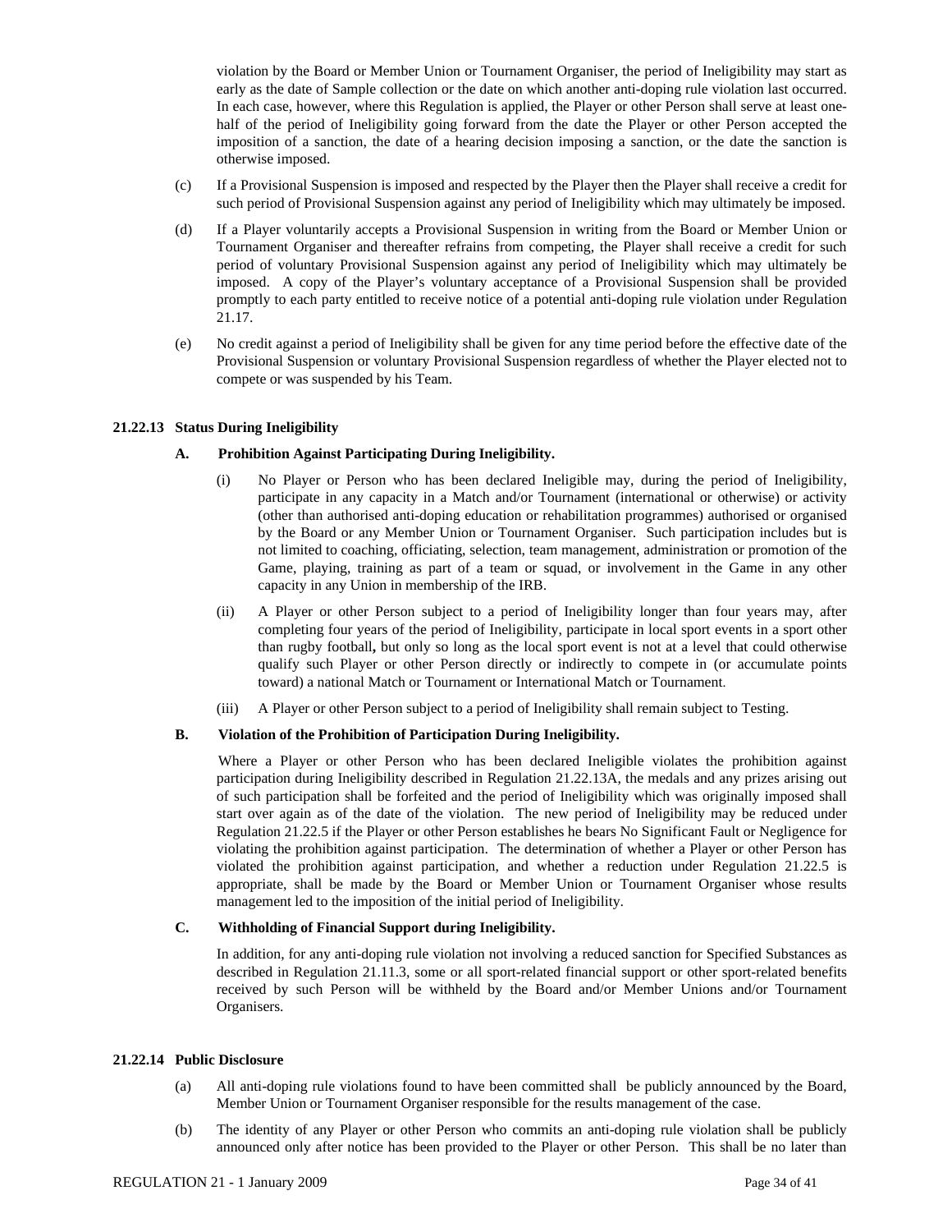violation by the Board or Member Union or Tournament Organiser, the period of Ineligibility may start as early as the date of Sample collection or the date on which another anti-doping rule violation last occurred. In each case, however, where this Regulation is applied, the Player or other Person shall serve at least one-half of the period of Ineligibility going forward from the date the Player or other Person accepted the imposition of a sanction, the date of a hearing decision imposing a sanction, or the date the sanction is otherwise imposed.

(c) If a Provisional Suspension is imposed and respected by the Player then the Player shall receive a credit for such period of Provisional Suspension against any period of Ineligibility which may ultimately be imposed.

(d) If a Player voluntarily accepts a Provisional Suspension in writing from the Board or Member Union or Tournament Organiser and thereafter refrains from competing, the Player shall receive a credit for such period of voluntary Provisional Suspension against any period of Ineligibility which may ultimately be imposed. A copy of the Player's voluntary acceptance of a Provisional Suspension shall be provided promptly to each party entitled to receive notice of a potential anti-doping rule violation under Regulation 21.17.

(e) No credit against a period of Ineligibility shall be given for any time period before the effective date of the Provisional Suspension or voluntary Provisional Suspension regardless of whether the Player elected not to compete or was suspended by his Team.

**21.22.13 Status During Ineligibility**

**A. Prohibition Against Participating During Ineligibility.**

(i) No Player or Person who has been declared Ineligible may, during the period of Ineligibility, participate in any capacity in a Match and/or Tournament (international or otherwise) or activity (other than authorised anti-doping education or rehabilitation programmes) authorised or organised by the Board or any Member Union or Tournament Organiser. Such participation includes but is not limited to coaching, officiating, selection, team management, administration or promotion of the Game, playing, training as part of a team or squad, or involvement in the Game in any other capacity in any Union in membership of the IRB.

(ii) A Player or other Person subject to a period of Ineligibility longer than four years may, after completing four years of the period of Ineligibility, participate in local sport events in a sport other than rugby football**,** but only so long as the local sport event is not at a level that could otherwise qualify such Player or other Person directly or indirectly to compete in (or accumulate points toward) a national Match or Tournament or International Match or Tournament.

(iii) A Player or other Person subject to a period of Ineligibility shall remain subject to Testing.

**B. Violation of the Prohibition of Participation During Ineligibility.**

Where a Player or other Person who has been declared Ineligible violates the prohibition against participation during Ineligibility described in Regulation 21.22.13A, the medals and any prizes arising out of such participation shall be forfeited and the period of Ineligibility which was originally imposed shall start over again as of the date of the violation. The new period of Ineligibility may be reduced under Regulation 21.22.5 if the Player or other Person establishes he bears No Significant Fault or Negligence for violating the prohibition against participation. The determination of whether a Player or other Person has violated the prohibition against participation, and whether a reduction under Regulation 21.22.5 is appropriate, shall be made by the Board or Member Union or Tournament Organiser whose results management led to the imposition of the initial period of Ineligibility.

**C. Withholding of Financial Support during Ineligibility.**

In addition, for any anti-doping rule violation not involving a reduced sanction for Specified Substances as described in Regulation 21.11.3, some or all sport-related financial support or other sport-related benefits received by such Person will be withheld by the Board and/or Member Unions and/or Tournament Organisers.

**21.22.14 Public Disclosure**

(a) All anti-doping rule violations found to have been committed shall be publicly announced by the Board, Member Union or Tournament Organiser responsible for the results management of the case.

(b) The identity of any Player or other Person who commits an anti-doping rule violation shall be publicly announced only after notice has been provided to the Player or other Person. This shall be no later than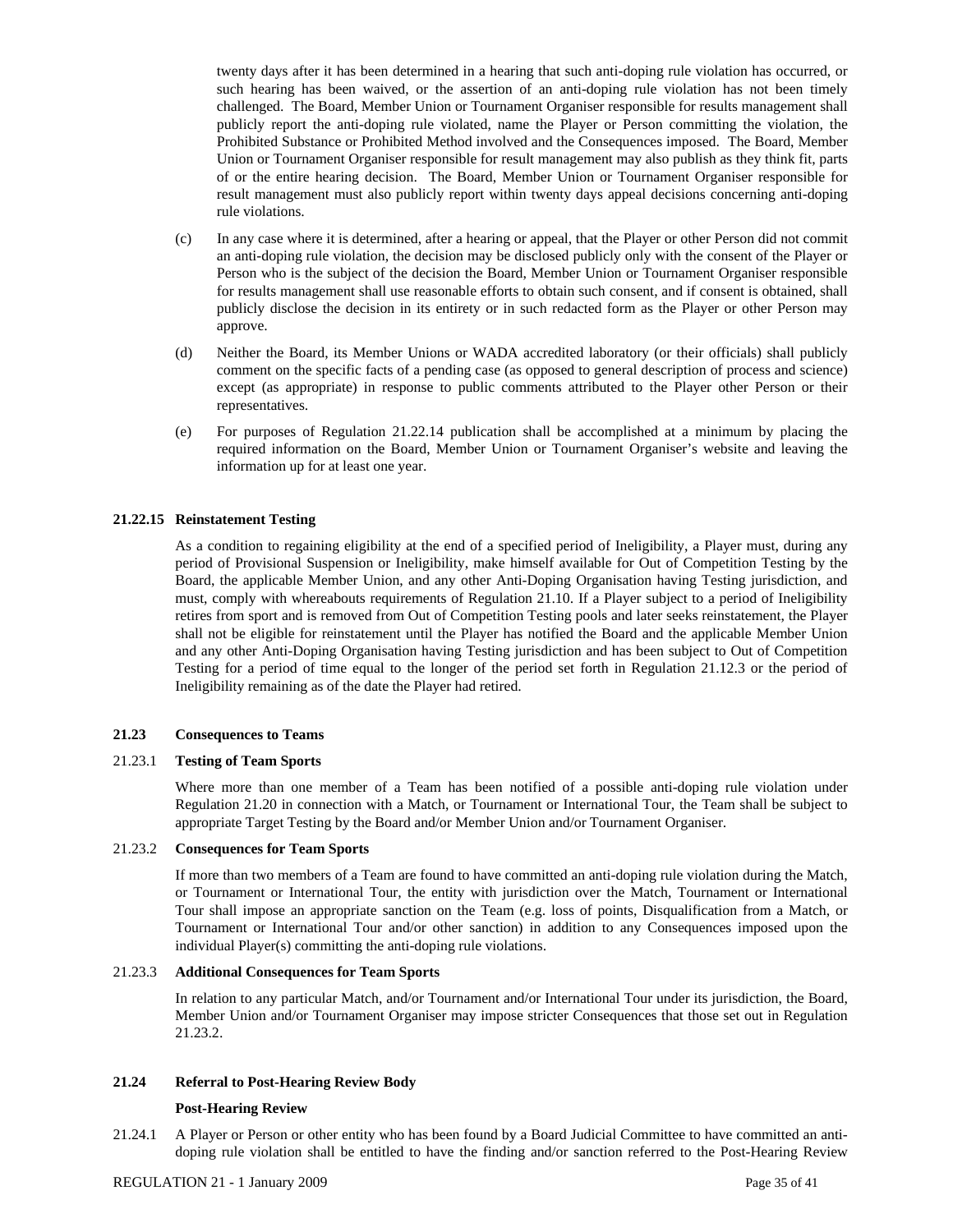twenty days after it has been determined in a hearing that such anti-doping rule violation has occurred, or such hearing has been waived, or the assertion of an anti-doping rule violation has not been timely challenged. The Board, Member Union or Tournament Organiser responsible for results management shall publicly report the anti-doping rule violated, name the Player or Person committing the violation, the Prohibited Substance or Prohibited Method involved and the Consequences imposed. The Board, Member Union or Tournament Organiser responsible for result management may also publish as they think fit, parts of or the entire hearing decision. The Board, Member Union or Tournament Organiser responsible for result management must also publicly report within twenty days appeal decisions concerning anti-doping rule violations.

(c) In any case where it is determined, after a hearing or appeal, that the Player or other Person did not commit an anti-doping rule violation, the decision may be disclosed publicly only with the consent of the Player or Person who is the subject of the decision the Board, Member Union or Tournament Organiser responsible for results management shall use reasonable efforts to obtain such consent, and if consent is obtained, shall publicly disclose the decision in its entirety or in such redacted form as the Player or other Person may approve.

(d) Neither the Board, its Member Unions or WADA accredited laboratory (or their officials) shall publicly comment on the specific facts of a pending case (as opposed to general description of process and science) except (as appropriate) in response to public comments attributed to the Player other Person or their representatives.

(e) For purposes of Regulation 21.22.14 publication shall be accomplished at a minimum by placing the required information on the Board, Member Union or Tournament Organiser's website and leaving the information up for at least one year.

**21.22.15 Reinstatement Testing**

As a condition to regaining eligibility at the end of a specified period of Ineligibility, a Player must, during any period of Provisional Suspension or Ineligibility, make himself available for Out of Competition Testing by the Board, the applicable Member Union, and any other Anti-Doping Organisation having Testing jurisdiction, and must, comply with whereabouts requirements of Regulation 21.10. If a Player subject to a period of Ineligibility retires from sport and is removed from Out of Competition Testing pools and later seeks reinstatement, the Player shall not be eligible for reinstatement until the Player has notified the Board and the applicable Member Union and any other Anti-Doping Organisation having Testing jurisdiction and has been subject to Out of Competition Testing for a period of time equal to the longer of the period set forth in Regulation 21.12.3 or the period of Ineligibility remaining as of the date the Player had retired.

**21.23 Consequences to Teams**

21.23.1 **Testing of Team Sports**

Where more than one member of a Team has been notified of a possible anti-doping rule violation under Regulation 21.20 in connection with a Match, or Tournament or International Tour, the Team shall be subject to appropriate Target Testing by the Board and/or Member Union and/or Tournament Organiser.

21.23.2 **Consequences for Team Sports**

If more than two members of a Team are found to have committed an anti-doping rule violation during the Match, or Tournament or International Tour, the entity with jurisdiction over the Match, Tournament or International Tour shall impose an appropriate sanction on the Team (e.g. loss of points, Disqualification from a Match, or Tournament or International Tour and/or other sanction) in addition to any Consequences imposed upon the individual Player(s) committing the anti-doping rule violations.

21.23.3 **Additional Consequences for Team Sports**

In relation to any particular Match, and/or Tournament and/or International Tour under its jurisdiction, the Board, Member Union and/or Tournament Organiser may impose stricter Consequences that those set out in Regulation 21.23.2.

**21.24 Referral to Post-Hearing Review Body**

**Post-Hearing Review**

21.24.1 A Player or Person or other entity who has been found by a Board Judicial Committee to have committed an anti-doping rule violation shall be entitled to have the finding and/or sanction referred to the Post-Hearing Review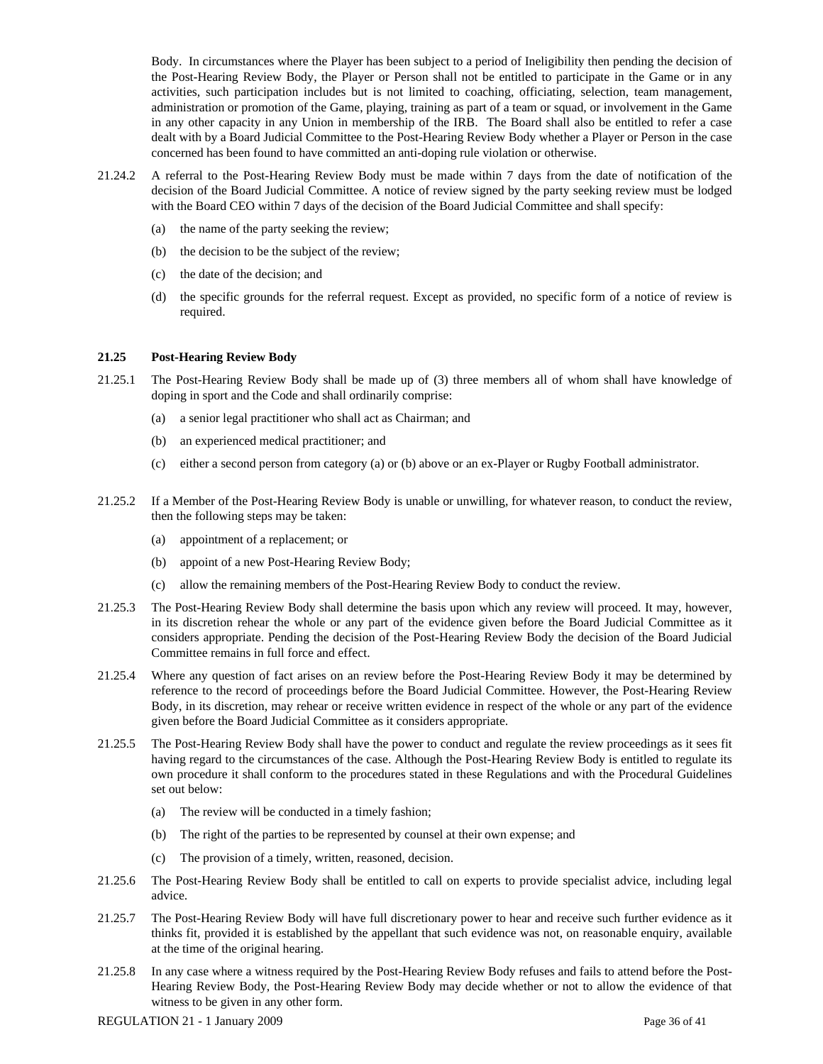Body. In circumstances where the Player has been subject to a period of Ineligibility then pending the decision of the Post-Hearing Review Body, the Player or Person shall not be entitled to participate in the Game or in any activities, such participation includes but is not limited to coaching, officiating, selection, team management, administration or promotion of the Game, playing, training as part of a team or squad, or involvement in the Game in any other capacity in any Union in membership of the IRB. The Board shall also be entitled to refer a case dealt with by a Board Judicial Committee to the Post-Hearing Review Body whether a Player or Person in the case concerned has been found to have committed an anti-doping rule violation or otherwise.

21.24.2 A referral to the Post-Hearing Review Body must be made within 7 days from the date of notification of the decision of the Board Judicial Committee. A notice of review signed by the party seeking review must be lodged with the Board CEO within 7 days of the decision of the Board Judicial Committee and shall specify:

(a) the name of the party seeking the review;

(b) the decision to be the subject of the review;

(c) the date of the decision; and

(d) the specific grounds for the referral request. Except as provided, no specific form of a notice of review is required.

**21.25 Post-Hearing Review Body**

21.25.1 The Post-Hearing Review Body shall be made up of (3) three members all of whom shall have knowledge of doping in sport and the Code and shall ordinarily comprise:

(a) a senior legal practitioner who shall act as Chairman; and

(b) an experienced medical practitioner; and

(c) either a second person from category (a) or (b) above or an ex-Player or Rugby Football administrator.

21.25.2 If a Member of the Post-Hearing Review Body is unable or unwilling, for whatever reason, to conduct the review, then the following steps may be taken:

(a) appointment of a replacement; or

(b) appoint of a new Post-Hearing Review Body;

(c) allow the remaining members of the Post-Hearing Review Body to conduct the review.

21.25.3 The Post-Hearing Review Body shall determine the basis upon which any review will proceed. It may, however, in its discretion rehear the whole or any part of the evidence given before the Board Judicial Committee as it considers appropriate. Pending the decision of the Post-Hearing Review Body the decision of the Board Judicial Committee remains in full force and effect.

21.25.4 Where any question of fact arises on an review before the Post-Hearing Review Body it may be determined by reference to the record of proceedings before the Board Judicial Committee. However, the Post-Hearing Review Body, in its discretion, may rehear or receive written evidence in respect of the whole or any part of the evidence given before the Board Judicial Committee as it considers appropriate.

21.25.5 The Post-Hearing Review Body shall have the power to conduct and regulate the review proceedings as it sees fit having regard to the circumstances of the case. Although the Post-Hearing Review Body is entitled to regulate its own procedure it shall conform to the procedures stated in these Regulations and with the Procedural Guidelines set out below:

(a) The review will be conducted in a timely fashion;

(b) The right of the parties to be represented by counsel at their own expense; and

(c) The provision of a timely, written, reasoned, decision.

21.25.6 The Post-Hearing Review Body shall be entitled to call on experts to provide specialist advice, including legal advice.

21.25.7 The Post-Hearing Review Body will have full discretionary power to hear and receive such further evidence as it thinks fit, provided it is established by the appellant that such evidence was not, on reasonable enquiry, available at the time of the original hearing.

21.25.8 In any case where a witness required by the Post-Hearing Review Body refuses and fails to attend before the Post-Hearing Review Body, the Post-Hearing Review Body may decide whether or not to allow the evidence of that witness to be given in any other form.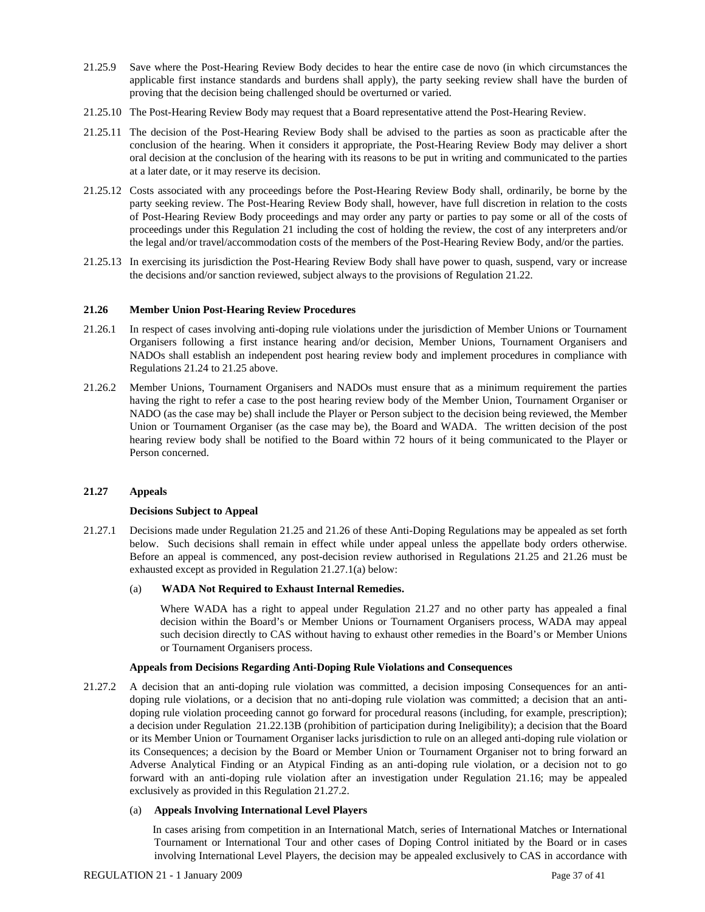21.25.9 Save where the Post-Hearing Review Body decides to hear the entire case de novo (in which circumstances the applicable first instance standards and burdens shall apply), the party seeking review shall have the burden of proving that the decision being challenged should be overturned or varied.

21.25.10 The Post-Hearing Review Body may request that a Board representative attend the Post-Hearing Review.

21.25.11 The decision of the Post-Hearing Review Body shall be advised to the parties as soon as practicable after the conclusion of the hearing. When it considers it appropriate, the Post-Hearing Review Body may deliver a short oral decision at the conclusion of the hearing with its reasons to be put in writing and communicated to the parties at a later date, or it may reserve its decision.

21.25.12 Costs associated with any proceedings before the Post-Hearing Review Body shall, ordinarily, be borne by the party seeking review. The Post-Hearing Review Body shall, however, have full discretion in relation to the costs of Post-Hearing Review Body proceedings and may order any party or parties to pay some or all of the costs of proceedings under this Regulation 21 including the cost of holding the review, the cost of any interpreters and/or the legal and/or travel/accommodation costs of the members of the Post-Hearing Review Body, and/or the parties.

21.25.13 In exercising its jurisdiction the Post-Hearing Review Body shall have power to quash, suspend, vary or increase the decisions and/or sanction reviewed, subject always to the provisions of Regulation 21.22.

**21.26 Member Union Post-Hearing Review Procedures**

21.26.1 In respect of cases involving anti-doping rule violations under the jurisdiction of Member Unions or Tournament Organisers following a first instance hearing and/or decision, Member Unions, Tournament Organisers and NADOs shall establish an independent post hearing review body and implement procedures in compliance with Regulations 21.24 to 21.25 above.

21.26.2 Member Unions, Tournament Organisers and NADOs must ensure that as a minimum requirement the parties having the right to refer a case to the post hearing review body of the Member Union, Tournament Organiser or NADO (as the case may be) shall include the Player or Person subject to the decision being reviewed, the Member Union or Tournament Organiser (as the case may be), the Board and WADA. The written decision of the post hearing review body shall be notified to the Board within 72 hours of it being communicated to the Player or Person concerned.

**21.27 Appeals**

**Decisions Subject to Appeal**

21.27.1 Decisions made under Regulation 21.25 and 21.26 of these Anti-Doping Regulations may be appealed as set forth below. Such decisions shall remain in effect while under appeal unless the appellate body orders otherwise. Before an appeal is commenced, any post-decision review authorised in Regulations 21.25 and 21.26 must be exhausted except as provided in Regulation 21.27.1(a) below:

(a) **WADA Not Required to Exhaust Internal Remedies.**

Where WADA has a right to appeal under Regulation 21.27 and no other party has appealed a final decision within the Board's or Member Unions or Tournament Organisers process, WADA may appeal such decision directly to CAS without having to exhaust other remedies in the Board's or Member Unions or Tournament Organisers process.

**Appeals from Decisions Regarding Anti-Doping Rule Violations and Consequences**

21.27.2 A decision that an anti-doping rule violation was committed, a decision imposing Consequences for an anti-doping rule violations, or a decision that no anti-doping rule violation was committed; a decision that an anti-doping rule violation proceeding cannot go forward for procedural reasons (including, for example, prescription); a decision under Regulation 21.22.13B (prohibition of participation during Ineligibility); a decision that the Board or its Member Union or Tournament Organiser lacks jurisdiction to rule on an alleged anti-doping rule violation or its Consequences; a decision by the Board or Member Union or Tournament Organiser not to bring forward an Adverse Analytical Finding or an Atypical Finding as an anti-doping rule violation, or a decision not to go forward with an anti-doping rule violation after an investigation under Regulation 21.16; may be appealed exclusively as provided in this Regulation 21.27.2.

(a) **Appeals Involving International Level Players**

In cases arising from competition in an International Match, series of International Matches or International Tournament or International Tour and other cases of Doping Control initiated by the Board or in cases involving International Level Players, the decision may be appealed exclusively to CAS in accordance with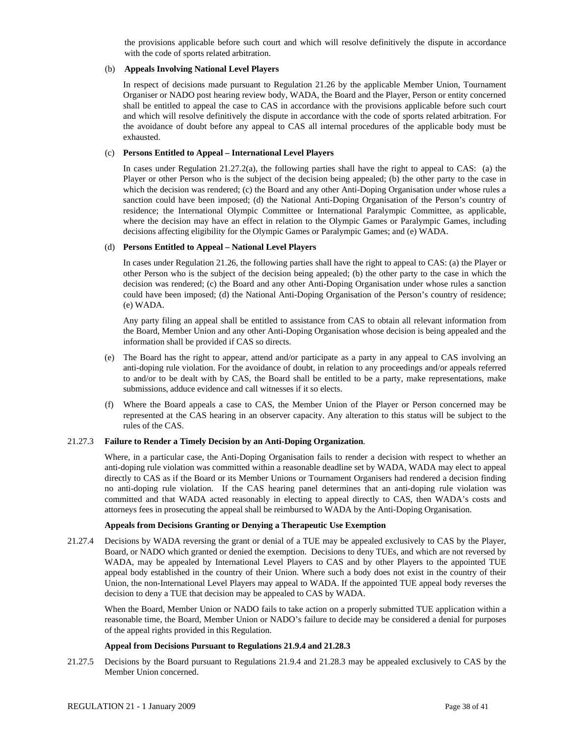the provisions applicable before such court and which will resolve definitively the dispute in accordance with the code of sports related arbitration.

(b) **Appeals Involving National Level Players**

In respect of decisions made pursuant to Regulation 21.26 by the applicable Member Union, Tournament Organiser or NADO post hearing review body, WADA, the Board and the Player, Person or entity concerned shall be entitled to appeal the case to CAS in accordance with the provisions applicable before such court and which will resolve definitively the dispute in accordance with the code of sports related arbitration. For the avoidance of doubt before any appeal to CAS all internal procedures of the applicable body must be exhausted.

(c) **Persons Entitled to Appeal – International Level Players**

In cases under Regulation 21.27.2(a), the following parties shall have the right to appeal to CAS: (a) the Player or other Person who is the subject of the decision being appealed; (b) the other party to the case in which the decision was rendered; (c) the Board and any other Anti-Doping Organisation under whose rules a sanction could have been imposed; (d) the National Anti-Doping Organisation of the Person's country of residence; the International Olympic Committee or International Paralympic Committee, as applicable, where the decision may have an effect in relation to the Olympic Games or Paralympic Games, including decisions affecting eligibility for the Olympic Games or Paralympic Games; and (e) WADA.

(d) **Persons Entitled to Appeal – National Level Players**

In cases under Regulation 21.26, the following parties shall have the right to appeal to CAS: (a) the Player or other Person who is the subject of the decision being appealed; (b) the other party to the case in which the decision was rendered; (c) the Board and any other Anti-Doping Organisation under whose rules a sanction could have been imposed; (d) the National Anti-Doping Organisation of the Person's country of residence; (e) WADA.

Any party filing an appeal shall be entitled to assistance from CAS to obtain all relevant information from the Board, Member Union and any other Anti-Doping Organisation whose decision is being appealed and the information shall be provided if CAS so directs.

(e) The Board has the right to appear, attend and/or participate as a party in any appeal to CAS involving an anti-doping rule violation. For the avoidance of doubt, in relation to any proceedings and/or appeals referred to and/or to be dealt with by CAS, the Board shall be entitled to be a party, make representations, make submissions, adduce evidence and call witnesses if it so elects.

(f) Where the Board appeals a case to CAS, the Member Union of the Player or Person concerned may be represented at the CAS hearing in an observer capacity. Any alteration to this status will be subject to the rules of the CAS.

21.27.3 **Failure to Render a Timely Decision by an Anti-Doping Organization**.

Where, in a particular case, the Anti-Doping Organisation fails to render a decision with respect to whether an anti-doping rule violation was committed within a reasonable deadline set by WADA, WADA may elect to appeal directly to CAS as if the Board or its Member Unions or Tournament Organisers had rendered a decision finding no anti-doping rule violation. If the CAS hearing panel determines that an anti-doping rule violation was committed and that WADA acted reasonably in electing to appeal directly to CAS, then WADA's costs and attorneys fees in prosecuting the appeal shall be reimbursed to WADA by the Anti-Doping Organisation.

**Appeals from Decisions Granting or Denying a Therapeutic Use Exemption**

21.27.4 Decisions by WADA reversing the grant or denial of a TUE may be appealed exclusively to CAS by the Player, Board, or NADO which granted or denied the exemption. Decisions to deny TUEs, and which are not reversed by WADA, may be appealed by International Level Players to CAS and by other Players to the appointed TUE appeal body established in the country of their Union. Where such a body does not exist in the country of their Union, the non-International Level Players may appeal to WADA. If the appointed TUE appeal body reverses the decision to deny a TUE that decision may be appealed to CAS by WADA.

When the Board, Member Union or NADO fails to take action on a properly submitted TUE application within a reasonable time, the Board, Member Union or NADO's failure to decide may be considered a denial for purposes of the appeal rights provided in this Regulation.

**Appeal from Decisions Pursuant to Regulations 21.9.4 and 21.28.3**

21.27.5 Decisions by the Board pursuant to Regulations 21.9.4 and 21.28.3 may be appealed exclusively to CAS by the Member Union concerned.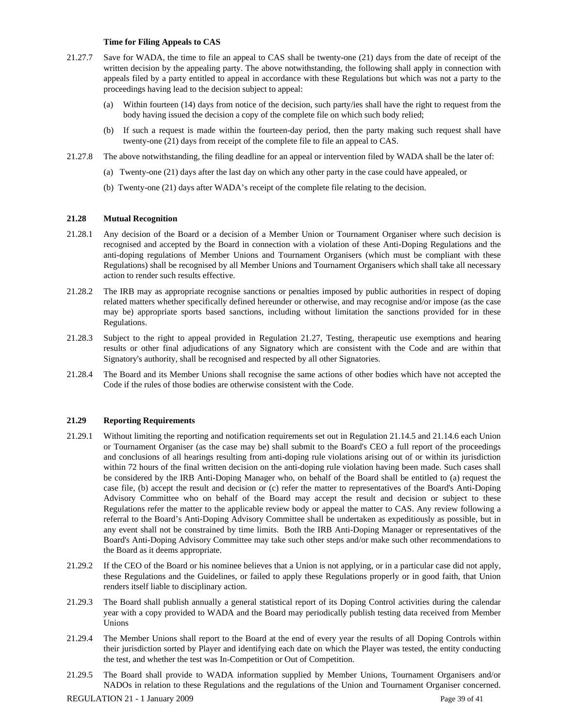**Time for Filing Appeals to CAS**

21.27.7 Save for WADA, the time to file an appeal to CAS shall be twenty-one (21) days from the date of receipt of the written decision by the appealing party. The above notwithstanding, the following shall apply in connection with appeals filed by a party entitled to appeal in accordance with these Regulations but which was not a party to the proceedings having lead to the decision subject to appeal:

(a) Within fourteen (14) days from notice of the decision, such party/ies shall have the right to request from the body having issued the decision a copy of the complete file on which such body relied;

(b) If such a request is made within the fourteen-day period, then the party making such request shall have twenty-one (21) days from receipt of the complete file to file an appeal to CAS.

21.27.8 The above notwithstanding, the filing deadline for an appeal or intervention filed by WADA shall be the later of:

(a) Twenty-one (21) days after the last day on which any other party in the case could have appealed, or

(b) Twenty-one (21) days after WADA's receipt of the complete file relating to the decision.

### 21.28 Mutual Recognition

21.28.1 Any decision of the Board or a decision of a Member Union or Tournament Organiser where such decision is recognised and accepted by the Board in connection with a violation of these Anti-Doping Regulations and the anti-doping regulations of Member Unions and Tournament Organisers (which must be compliant with these Regulations) shall be recognised by all Member Unions and Tournament Organisers which shall take all necessary action to render such results effective.

21.28.2 The IRB may as appropriate recognise sanctions or penalties imposed by public authorities in respect of doping related matters whether specifically defined hereunder or otherwise, and may recognise and/or impose (as the case may be) appropriate sports based sanctions, including without limitation the sanctions provided for in these Regulations.

21.28.3 Subject to the right to appeal provided in Regulation 21.27, Testing, therapeutic use exemptions and hearing results or other final adjudications of any Signatory which are consistent with the Code and are within that Signatory's authority, shall be recognised and respected by all other Signatories.

21.28.4 The Board and its Member Unions shall recognise the same actions of other bodies which have not accepted the Code if the rules of those bodies are otherwise consistent with the Code.

### 21.29 Reporting Requirements

21.29.1 Without limiting the reporting and notification requirements set out in Regulation 21.14.5 and 21.14.6 each Union or Tournament Organiser (as the case may be) shall submit to the Board's CEO a full report of the proceedings and conclusions of all hearings resulting from anti-doping rule violations arising out of or within its jurisdiction within 72 hours of the final written decision on the anti-doping rule violation having been made. Such cases shall be considered by the IRB Anti-Doping Manager who, on behalf of the Board shall be entitled to (a) request the case file, (b) accept the result and decision or (c) refer the matter to representatives of the Board's Anti-Doping Advisory Committee who on behalf of the Board may accept the result and decision or subject to these Regulations refer the matter to the applicable review body or appeal the matter to CAS. Any review following a referral to the Board's Anti-Doping Advisory Committee shall be undertaken as expeditiously as possible, but in any event shall not be constrained by time limits. Both the IRB Anti-Doping Manager or representatives of the Board's Anti-Doping Advisory Committee may take such other steps and/or make such other recommendations to the Board as it deems appropriate.

21.29.2 If the CEO of the Board or his nominee believes that a Union is not applying, or in a particular case did not apply, these Regulations and the Guidelines, or failed to apply these Regulations properly or in good faith, that Union renders itself liable to disciplinary action.

21.29.3 The Board shall publish annually a general statistical report of its Doping Control activities during the calendar year with a copy provided to WADA and the Board may periodically publish testing data received from Member Unions

21.29.4 The Member Unions shall report to the Board at the end of every year the results of all Doping Controls within their jurisdiction sorted by Player and identifying each date on which the Player was tested, the entity conducting the test, and whether the test was In-Competition or Out of Competition.

21.29.5 The Board shall provide to WADA information supplied by Member Unions, Tournament Organisers and/or NADOs in relation to these Regulations and the regulations of the Union and Tournament Organiser concerned.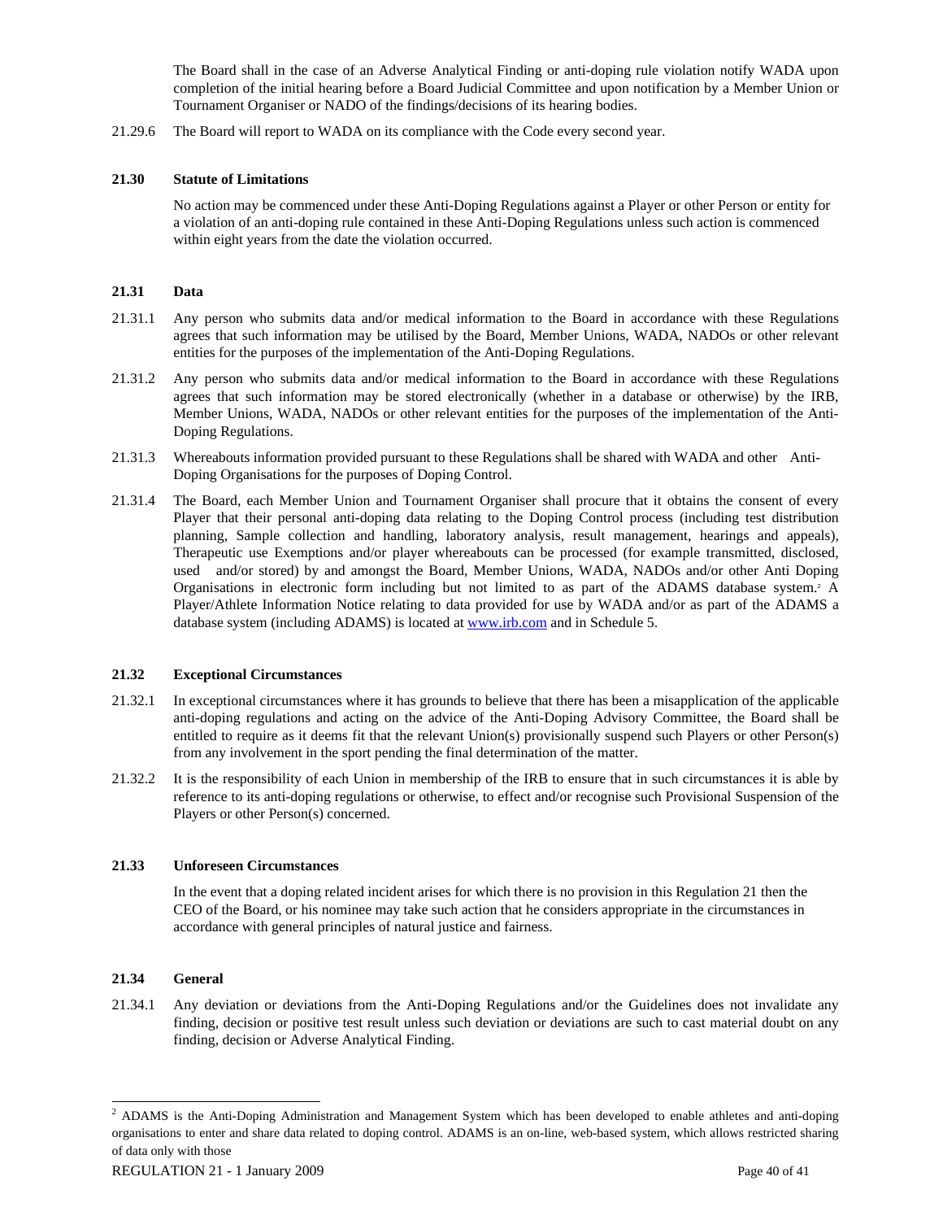The Board shall in the case of an Adverse Analytical Finding or anti-doping rule violation notify WADA upon completion of the initial hearing before a Board Judicial Committee and upon notification by a Member Union or Tournament Organiser or NADO of the findings/decisions of its hearing bodies.

21.29.6 The Board will report to WADA on its compliance with the Code every second year.

**21.30 Statute of Limitations**

No action may be commenced under these Anti-Doping Regulations against a Player or other Person or entity for a violation of an anti-doping rule contained in these Anti-Doping Regulations unless such action is commenced within eight years from the date the violation occurred.

**21.31 Data**

21.31.1 Any person who submits data and/or medical information to the Board in accordance with these Regulations agrees that such information may be utilised by the Board, Member Unions, WADA, NADOs or other relevant entities for the purposes of the implementation of the Anti-Doping Regulations.

21.31.2 Any person who submits data and/or medical information to the Board in accordance with these Regulations agrees that such information may be stored electronically (whether in a database or otherwise) by the IRB, Member Unions, WADA, NADOs or other relevant entities for the purposes of the implementation of the Anti-Doping Regulations.

21.31.3 Whereabouts information provided pursuant to these Regulations shall be shared with WADA and other Anti-Doping Organisations for the purposes of Doping Control.

21.31.4 The Board, each Member Union and Tournament Organiser shall procure that it obtains the consent of every Player that their personal anti-doping data relating to the Doping Control process (including test distribution planning, Sample collection and handling, laboratory analysis, result management, hearings and appeals), Therapeutic use Exemptions and/or player whereabouts can be processed (for example transmitted, disclosed, used and/or stored) by and amongst the Board, Member Unions, WADA, NADOs and/or other Anti Doping Organisations in electronic form including but not limited to as part of the ADAMS database system.[2] A Player/Athlete Information Notice relating to data provided for use by WADA and/or as part of the ADAMS a database system (including ADAMS) is located at www.irb.com and in Schedule 5.

**21.32 Exceptional Circumstances**

21.32.1 In exceptional circumstances where it has grounds to believe that there has been a misapplication of the applicable anti-doping regulations and acting on the advice of the Anti-Doping Advisory Committee, the Board shall be entitled to require as it deems fit that the relevant Union(s) provisionally suspend such Players or other Person(s) from any involvement in the sport pending the final determination of the matter.

21.32.2 It is the responsibility of each Union in membership of the IRB to ensure that in such circumstances it is able by reference to its anti-doping regulations or otherwise, to effect and/or recognise such Provisional Suspension of the Players or other Person(s) concerned.

**21.33 Unforeseen Circumstances**

In the event that a doping related incident arises for which there is no provision in this Regulation 21 then the CEO of the Board, or his nominee may take such action that he considers appropriate in the circumstances in accordance with general principles of natural justice and fairness.

**21.34 General**

21.34.1 Any deviation or deviations from the Anti-Doping Regulations and/or the Guidelines does not invalidate any finding, decision or positive test result unless such deviation or deviations are such to cast material doubt on any finding, decision or Adverse Analytical Finding.

---

[2] ADAMS is the Anti-Doping Administration and Management System which has been developed to enable athletes and anti-doping organisations to enter and share data related to doping control. ADAMS is an on-line, web-based system, which allows restricted sharing of data only with those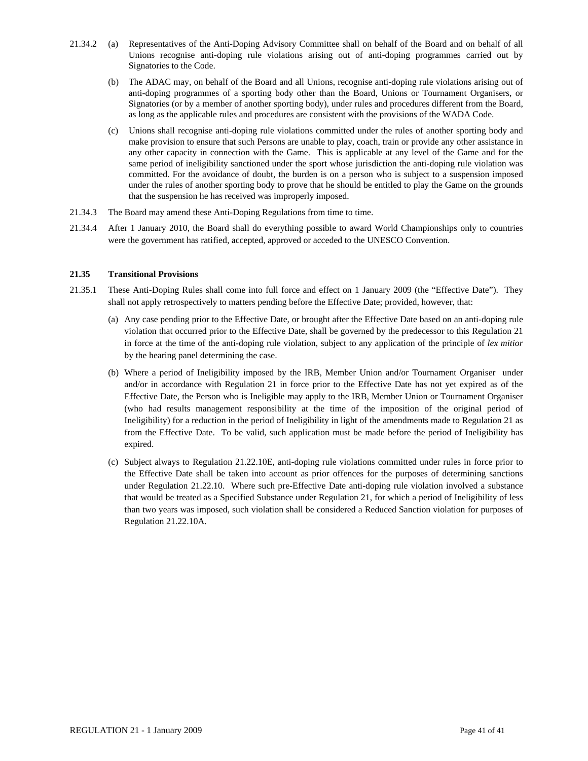21.34.2 (a) Representatives of the Anti-Doping Advisory Committee shall on behalf of the Board and on behalf of all Unions recognise anti-doping rule violations arising out of anti-doping programmes carried out by Signatories to the Code.

(b) The ADAC may, on behalf of the Board and all Unions, recognise anti-doping rule violations arising out of anti-doping programmes of a sporting body other than the Board, Unions or Tournament Organisers, or Signatories (or by a member of another sporting body), under rules and procedures different from the Board, as long as the applicable rules and procedures are consistent with the provisions of the WADA Code.

(c) Unions shall recognise anti-doping rule violations committed under the rules of another sporting body and make provision to ensure that such Persons are unable to play, coach, train or provide any other assistance in any other capacity in connection with the Game. This is applicable at any level of the Game and for the same period of ineligibility sanctioned under the sport whose jurisdiction the anti-doping rule violation was committed. For the avoidance of doubt, the burden is on a person who is subject to a suspension imposed under the rules of another sporting body to prove that he should be entitled to play the Game on the grounds that the suspension he has received was improperly imposed.

21.34.3 The Board may amend these Anti-Doping Regulations from time to time.

21.34.4 After 1 January 2010, the Board shall do everything possible to award World Championships only to countries were the government has ratified, accepted, approved or acceded to the UNESCO Convention.

### 21.35 Transitional Provisions

21.35.1 These Anti-Doping Rules shall come into full force and effect on 1 January 2009 (the "Effective Date"). They shall not apply retrospectively to matters pending before the Effective Date; provided, however, that:

(a) Any case pending prior to the Effective Date, or brought after the Effective Date based on an anti-doping rule violation that occurred prior to the Effective Date, shall be governed by the predecessor to this Regulation 21 in force at the time of the anti-doping rule violation, subject to any application of the principle of *lex mitior* by the hearing panel determining the case.

(b) Where a period of Ineligibility imposed by the IRB, Member Union and/or Tournament Organiser under and/or in accordance with Regulation 21 in force prior to the Effective Date has not yet expired as of the Effective Date, the Person who is Ineligible may apply to the IRB, Member Union or Tournament Organiser (who had results management responsibility at the time of the imposition of the original period of Ineligibility) for a reduction in the period of Ineligibility in light of the amendments made to Regulation 21 as from the Effective Date. To be valid, such application must be made before the period of Ineligibility has expired.

(c) Subject always to Regulation 21.22.10E, anti-doping rule violations committed under rules in force prior to the Effective Date shall be taken into account as prior offences for the purposes of determining sanctions under Regulation 21.22.10. Where such pre-Effective Date anti-doping rule violation involved a substance that would be treated as a Specified Substance under Regulation 21, for which a period of Ineligibility of less than two years was imposed, such violation shall be considered a Reduced Sanction violation for purposes of Regulation 21.22.10A.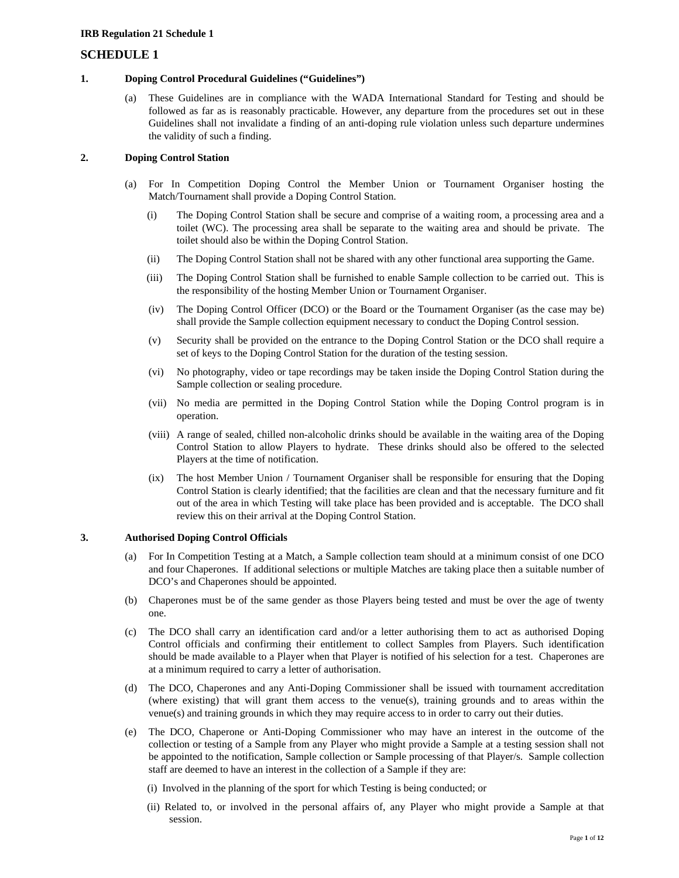**IRB Regulation 21 Schedule 1**

# SCHEDULE 1

## 1. Doping Control Procedural Guidelines ("Guidelines")

(a) These Guidelines are in compliance with the WADA International Standard for Testing and should be followed as far as is reasonably practicable. However, any departure from the procedures set out in these Guidelines shall not invalidate a finding of an anti-doping rule violation unless such departure undermines the validity of such a finding.

## 2. Doping Control Station

(a) For In Competition Doping Control the Member Union or Tournament Organiser hosting the Match/Tournament shall provide a Doping Control Station.

(i) The Doping Control Station shall be secure and comprise of a waiting room, a processing area and a toilet (WC). The processing area shall be separate to the waiting area and should be private. The toilet should also be within the Doping Control Station.

(ii) The Doping Control Station shall not be shared with any other functional area supporting the Game.

(iii) The Doping Control Station shall be furnished to enable Sample collection to be carried out. This is the responsibility of the hosting Member Union or Tournament Organiser.

(iv) The Doping Control Officer (DCO) or the Board or the Tournament Organiser (as the case may be) shall provide the Sample collection equipment necessary to conduct the Doping Control session.

(v) Security shall be provided on the entrance to the Doping Control Station or the DCO shall require a set of keys to the Doping Control Station for the duration of the testing session.

(vi) No photography, video or tape recordings may be taken inside the Doping Control Station during the Sample collection or sealing procedure.

(vii) No media are permitted in the Doping Control Station while the Doping Control program is in operation.

(viii) A range of sealed, chilled non-alcoholic drinks should be available in the waiting area of the Doping Control Station to allow Players to hydrate. These drinks should also be offered to the selected Players at the time of notification.

(ix) The host Member Union / Tournament Organiser shall be responsible for ensuring that the Doping Control Station is clearly identified; that the facilities are clean and that the necessary furniture and fit out of the area in which Testing will take place has been provided and is acceptable. The DCO shall review this on their arrival at the Doping Control Station.

## 3. Authorised Doping Control Officials

(a) For In Competition Testing at a Match, a Sample collection team should at a minimum consist of one DCO and four Chaperones. If additional selections or multiple Matches are taking place then a suitable number of DCO's and Chaperones should be appointed.

(b) Chaperones must be of the same gender as those Players being tested and must be over the age of twenty one.

(c) The DCO shall carry an identification card and/or a letter authorising them to act as authorised Doping Control officials and confirming their entitlement to collect Samples from Players. Such identification should be made available to a Player when that Player is notified of his selection for a test. Chaperones are at a minimum required to carry a letter of authorisation.

(d) The DCO, Chaperones and any Anti-Doping Commissioner shall be issued with tournament accreditation (where existing) that will grant them access to the venue(s), training grounds and to areas within the venue(s) and training grounds in which they may require access to in order to carry out their duties.

(e) The DCO, Chaperone or Anti-Doping Commissioner who may have an interest in the outcome of the collection or testing of a Sample from any Player who might provide a Sample at a testing session shall not be appointed to the notification, Sample collection or Sample processing of that Player/s. Sample collection staff are deemed to have an interest in the collection of a Sample if they are:

(i) Involved in the planning of the sport for which Testing is being conducted; or

(ii) Related to, or involved in the personal affairs of, any Player who might provide a Sample at that session.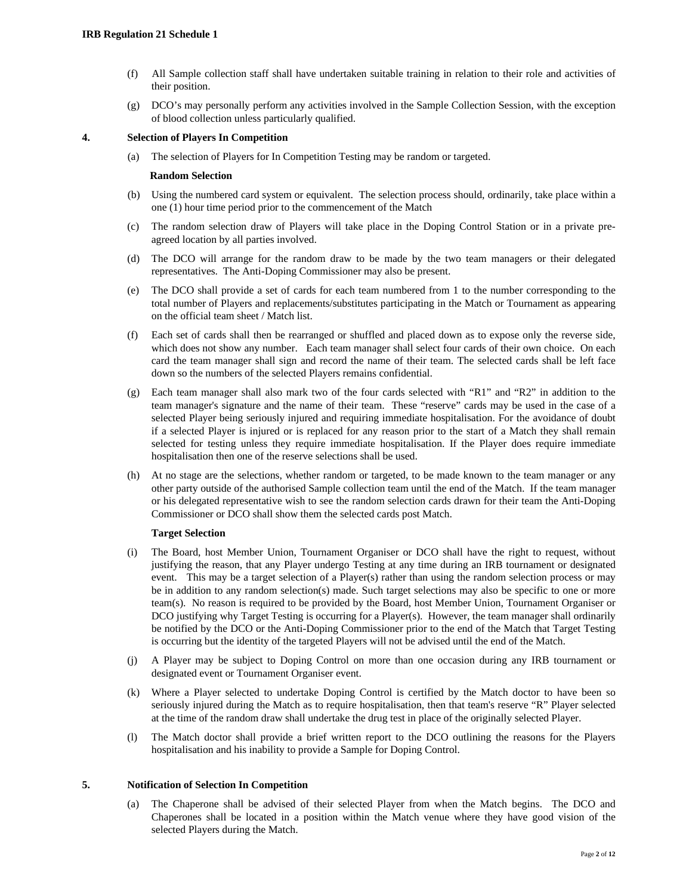(f) All Sample collection staff shall have undertaken suitable training in relation to their role and activities of their position.

(g) DCO's may personally perform any activities involved in the Sample Collection Session, with the exception of blood collection unless particularly qualified.

## 4. Selection of Players In Competition

(a) The selection of Players for In Competition Testing may be random or targeted.

**Random Selection**

(b) Using the numbered card system or equivalent. The selection process should, ordinarily, take place within a one (1) hour time period prior to the commencement of the Match

(c) The random selection draw of Players will take place in the Doping Control Station or in a private pre-agreed location by all parties involved.

(d) The DCO will arrange for the random draw to be made by the two team managers or their delegated representatives. The Anti-Doping Commissioner may also be present.

(e) The DCO shall provide a set of cards for each team numbered from 1 to the number corresponding to the total number of Players and replacements/substitutes participating in the Match or Tournament as appearing on the official team sheet / Match list.

(f) Each set of cards shall then be rearranged or shuffled and placed down as to expose only the reverse side, which does not show any number. Each team manager shall select four cards of their own choice. On each card the team manager shall sign and record the name of their team. The selected cards shall be left face down so the numbers of the selected Players remains confidential.

(g) Each team manager shall also mark two of the four cards selected with "R1" and "R2" in addition to the team manager's signature and the name of their team. These "reserve" cards may be used in the case of a selected Player being seriously injured and requiring immediate hospitalisation. For the avoidance of doubt if a selected Player is injured or is replaced for any reason prior to the start of a Match they shall remain selected for testing unless they require immediate hospitalisation. If the Player does require immediate hospitalisation then one of the reserve selections shall be used.

(h) At no stage are the selections, whether random or targeted, to be made known to the team manager or any other party outside of the authorised Sample collection team until the end of the Match. If the team manager or his delegated representative wish to see the random selection cards drawn for their team the Anti-Doping Commissioner or DCO shall show them the selected cards post Match.

**Target Selection**

(i) The Board, host Member Union, Tournament Organiser or DCO shall have the right to request, without justifying the reason, that any Player undergo Testing at any time during an IRB tournament or designated event. This may be a target selection of a Player(s) rather than using the random selection process or may be in addition to any random selection(s) made. Such target selections may also be specific to one or more team(s). No reason is required to be provided by the Board, host Member Union, Tournament Organiser or DCO justifying why Target Testing is occurring for a Player(s). However, the team manager shall ordinarily be notified by the DCO or the Anti-Doping Commissioner prior to the end of the Match that Target Testing is occurring but the identity of the targeted Players will not be advised until the end of the Match.

(j) A Player may be subject to Doping Control on more than one occasion during any IRB tournament or designated event or Tournament Organiser event.

(k) Where a Player selected to undertake Doping Control is certified by the Match doctor to have been so seriously injured during the Match as to require hospitalisation, then that team's reserve "R" Player selected at the time of the random draw shall undertake the drug test in place of the originally selected Player.

(l) The Match doctor shall provide a brief written report to the DCO outlining the reasons for the Players hospitalisation and his inability to provide a Sample for Doping Control.

## 5. Notification of Selection In Competition

(a) The Chaperone shall be advised of their selected Player from when the Match begins. The DCO and Chaperones shall be located in a position within the Match venue where they have good vision of the selected Players during the Match.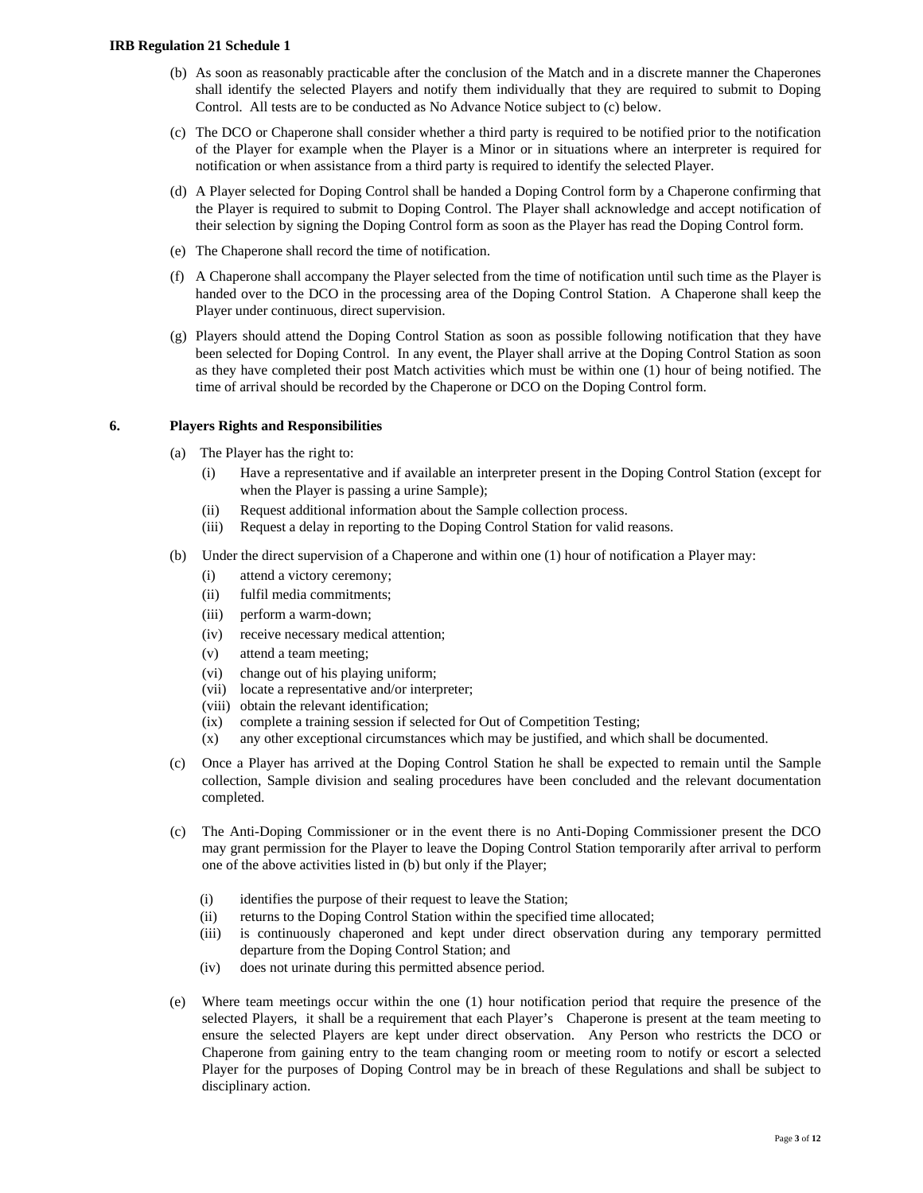(b) As soon as reasonably practicable after the conclusion of the Match and in a discrete manner the Chaperones shall identify the selected Players and notify them individually that they are required to submit to Doping Control. All tests are to be conducted as No Advance Notice subject to (c) below.

(c) The DCO or Chaperone shall consider whether a third party is required to be notified prior to the notification of the Player for example when the Player is a Minor or in situations where an interpreter is required for notification or when assistance from a third party is required to identify the selected Player.

(d) A Player selected for Doping Control shall be handed a Doping Control form by a Chaperone confirming that the Player is required to submit to Doping Control. The Player shall acknowledge and accept notification of their selection by signing the Doping Control form as soon as the Player has read the Doping Control form.

(e) The Chaperone shall record the time of notification.

(f) A Chaperone shall accompany the Player selected from the time of notification until such time as the Player is handed over to the DCO in the processing area of the Doping Control Station. A Chaperone shall keep the Player under continuous, direct supervision.

(g) Players should attend the Doping Control Station as soon as possible following notification that they have been selected for Doping Control. In any event, the Player shall arrive at the Doping Control Station as soon as they have completed their post Match activities which must be within one (1) hour of being notified. The time of arrival should be recorded by the Chaperone or DCO on the Doping Control form.

## 6. Players Rights and Responsibilities

(a) The Player has the right to:

(i) Have a representative and if available an interpreter present in the Doping Control Station (except for when the Player is passing a urine Sample);
(ii) Request additional information about the Sample collection process.
(iii) Request a delay in reporting to the Doping Control Station for valid reasons.

(b) Under the direct supervision of a Chaperone and within one (1) hour of notification a Player may:

(i) attend a victory ceremony;
(ii) fulfil media commitments;
(iii) perform a warm-down;
(iv) receive necessary medical attention;
(v) attend a team meeting;
(vi) change out of his playing uniform;
(vii) locate a representative and/or interpreter;
(viii) obtain the relevant identification;
(ix) complete a training session if selected for Out of Competition Testing;
(x) any other exceptional circumstances which may be justified, and which shall be documented.

(c) Once a Player has arrived at the Doping Control Station he shall be expected to remain until the Sample collection, Sample division and sealing procedures have been concluded and the relevant documentation completed.

(c) The Anti-Doping Commissioner or in the event there is no Anti-Doping Commissioner present the DCO may grant permission for the Player to leave the Doping Control Station temporarily after arrival to perform one of the above activities listed in (b) but only if the Player;

(i) identifies the purpose of their request to leave the Station;
(ii) returns to the Doping Control Station within the specified time allocated;
(iii) is continuously chaperoned and kept under direct observation during any temporary permitted departure from the Doping Control Station; and
(iv) does not urinate during this permitted absence period.

(e) Where team meetings occur within the one (1) hour notification period that require the presence of the selected Players, it shall be a requirement that each Player's Chaperone is present at the team meeting to ensure the selected Players are kept under direct observation. Any Person who restricts the DCO or Chaperone from gaining entry to the team changing room or meeting room to notify or escort a selected Player for the purposes of Doping Control may be in breach of these Regulations and shall be subject to disciplinary action.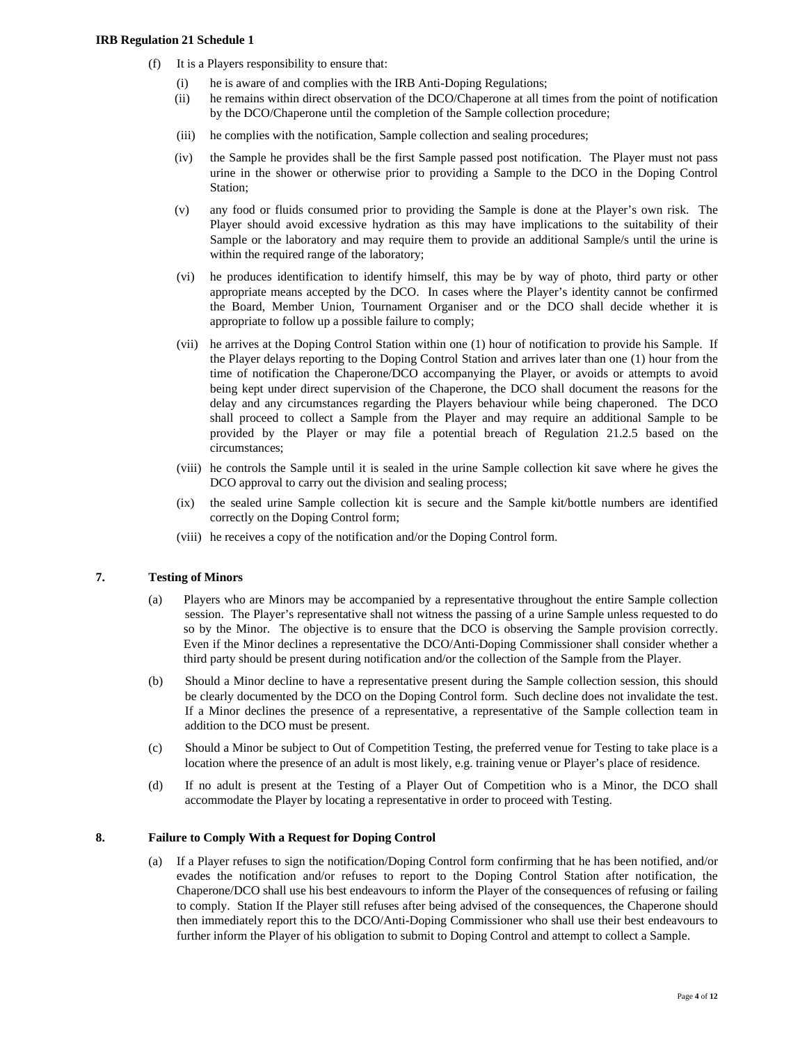(f) It is a Players responsibility to ensure that:

(i) he is aware of and complies with the IRB Anti-Doping Regulations;

(ii) he remains within direct observation of the DCO/Chaperone at all times from the point of notification by the DCO/Chaperone until the completion of the Sample collection procedure;

(iii) he complies with the notification, Sample collection and sealing procedures;

(iv) the Sample he provides shall be the first Sample passed post notification. The Player must not pass urine in the shower or otherwise prior to providing a Sample to the DCO in the Doping Control Station;

(v) any food or fluids consumed prior to providing the Sample is done at the Player's own risk. The Player should avoid excessive hydration as this may have implications to the suitability of their Sample or the laboratory and may require them to provide an additional Sample/s until the urine is within the required range of the laboratory;

(vi) he produces identification to identify himself, this may be by way of photo, third party or other appropriate means accepted by the DCO. In cases where the Player's identity cannot be confirmed the Board, Member Union, Tournament Organiser and or the DCO shall decide whether it is appropriate to follow up a possible failure to comply;

(vii) he arrives at the Doping Control Station within one (1) hour of notification to provide his Sample. If the Player delays reporting to the Doping Control Station and arrives later than one (1) hour from the time of notification the Chaperone/DCO accompanying the Player, or avoids or attempts to avoid being kept under direct supervision of the Chaperone, the DCO shall document the reasons for the delay and any circumstances regarding the Players behaviour while being chaperoned. The DCO shall proceed to collect a Sample from the Player and may require an additional Sample to be provided by the Player or may file a potential breach of Regulation 21.2.5 based on the circumstances;

(viii) he controls the Sample until it is sealed in the urine Sample collection kit save where he gives the DCO approval to carry out the division and sealing process;

(ix) the sealed urine Sample collection kit is secure and the Sample kit/bottle numbers are identified correctly on the Doping Control form;

(viii) he receives a copy of the notification and/or the Doping Control form.

## 7. Testing of Minors

(a) Players who are Minors may be accompanied by a representative throughout the entire Sample collection session. The Player's representative shall not witness the passing of a urine Sample unless requested to do so by the Minor. The objective is to ensure that the DCO is observing the Sample provision correctly. Even if the Minor declines a representative the DCO/Anti-Doping Commissioner shall consider whether a third party should be present during notification and/or the collection of the Sample from the Player.

(b) Should a Minor decline to have a representative present during the Sample collection session, this should be clearly documented by the DCO on the Doping Control form. Such decline does not invalidate the test. If a Minor declines the presence of a representative, a representative of the Sample collection team in addition to the DCO must be present.

(c) Should a Minor be subject to Out of Competition Testing, the preferred venue for Testing to take place is a location where the presence of an adult is most likely, e.g. training venue or Player's place of residence.

(d) If no adult is present at the Testing of a Player Out of Competition who is a Minor, the DCO shall accommodate the Player by locating a representative in order to proceed with Testing.

## 8. Failure to Comply With a Request for Doping Control

(a) If a Player refuses to sign the notification/Doping Control form confirming that he has been notified, and/or evades the notification and/or refuses to report to the Doping Control Station after notification, the Chaperone/DCO shall use his best endeavours to inform the Player of the consequences of refusing or failing to comply. Station If the Player still refuses after being advised of the consequences, the Chaperone should then immediately report this to the DCO/Anti-Doping Commissioner who shall use their best endeavours to further inform the Player of his obligation to submit to Doping Control and attempt to collect a Sample.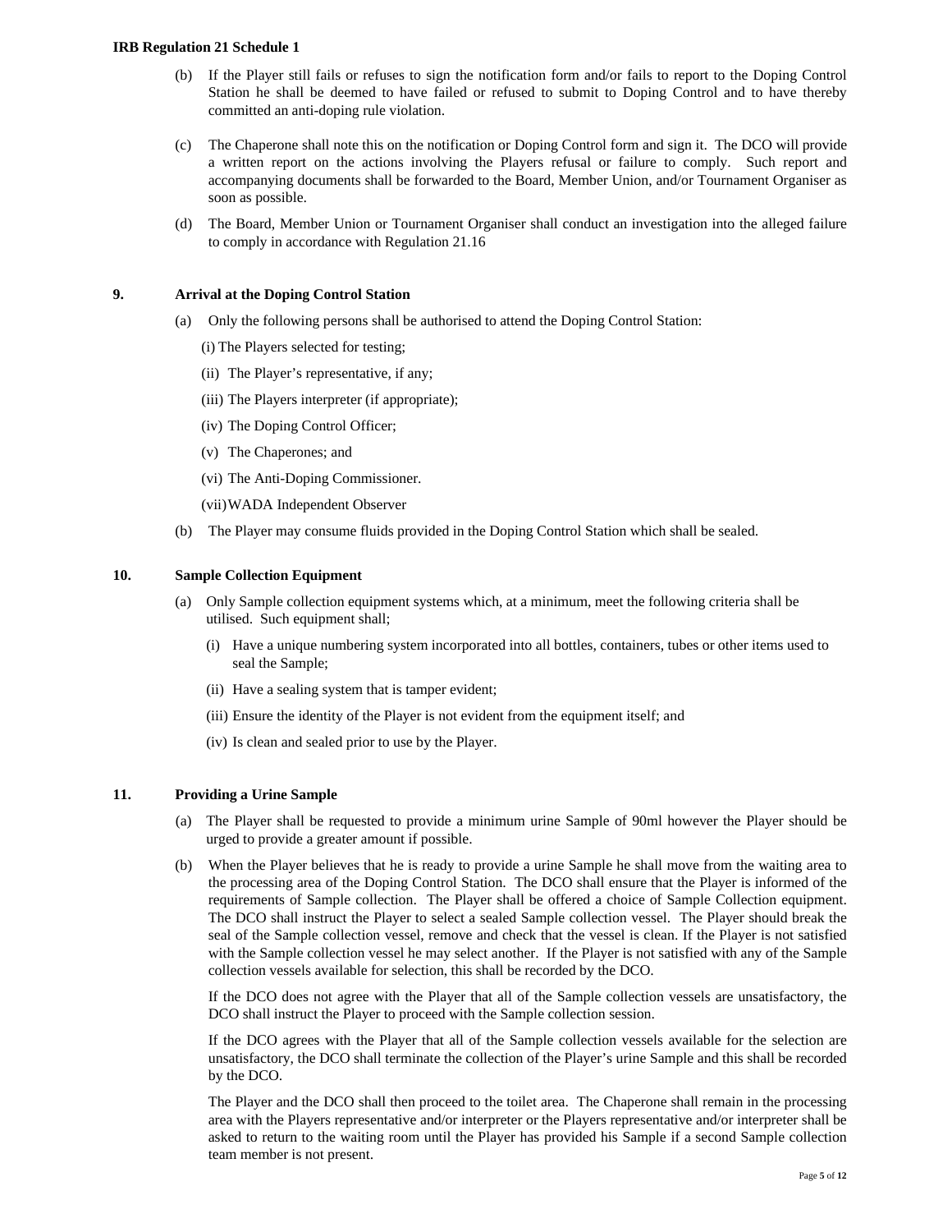(b) If the Player still fails or refuses to sign the notification form and/or fails to report to the Doping Control Station he shall be deemed to have failed or refused to submit to Doping Control and to have thereby committed an anti-doping rule violation.

(c) The Chaperone shall note this on the notification or Doping Control form and sign it. The DCO will provide a written report on the actions involving the Players refusal or failure to comply. Such report and accompanying documents shall be forwarded to the Board, Member Union, and/or Tournament Organiser as soon as possible.

(d) The Board, Member Union or Tournament Organiser shall conduct an investigation into the alleged failure to comply in accordance with Regulation 21.16

**9. Arrival at the Doping Control Station**

(a) Only the following persons shall be authorised to attend the Doping Control Station:

(i) The Players selected for testing;

(ii) The Player's representative, if any;

(iii) The Players interpreter (if appropriate);

(iv) The Doping Control Officer;

(v) The Chaperones; and

(vi) The Anti-Doping Commissioner.

(vii) WADA Independent Observer

(b) The Player may consume fluids provided in the Doping Control Station which shall be sealed.

**10. Sample Collection Equipment**

(a) Only Sample collection equipment systems which, at a minimum, meet the following criteria shall be utilised. Such equipment shall;

(i) Have a unique numbering system incorporated into all bottles, containers, tubes or other items used to seal the Sample;

(ii) Have a sealing system that is tamper evident;

(iii) Ensure the identity of the Player is not evident from the equipment itself; and

(iv) Is clean and sealed prior to use by the Player.

**11. Providing a Urine Sample**

(a) The Player shall be requested to provide a minimum urine Sample of 90ml however the Player should be urged to provide a greater amount if possible.

(b) When the Player believes that he is ready to provide a urine Sample he shall move from the waiting area to the processing area of the Doping Control Station. The DCO shall ensure that the Player is informed of the requirements of Sample collection. The Player shall be offered a choice of Sample Collection equipment. The DCO shall instruct the Player to select a sealed Sample collection vessel. The Player should break the seal of the Sample collection vessel, remove and check that the vessel is clean. If the Player is not satisfied with the Sample collection vessel he may select another. If the Player is not satisfied with any of the Sample collection vessels available for selection, this shall be recorded by the DCO.

If the DCO does not agree with the Player that all of the Sample collection vessels are unsatisfactory, the DCO shall instruct the Player to proceed with the Sample collection session.

If the DCO agrees with the Player that all of the Sample collection vessels available for the selection are unsatisfactory, the DCO shall terminate the collection of the Player's urine Sample and this shall be recorded by the DCO.

The Player and the DCO shall then proceed to the toilet area. The Chaperone shall remain in the processing area with the Players representative and/or interpreter or the Players representative and/or interpreter shall be asked to return to the waiting room until the Player has provided his Sample if a second Sample collection team member is not present.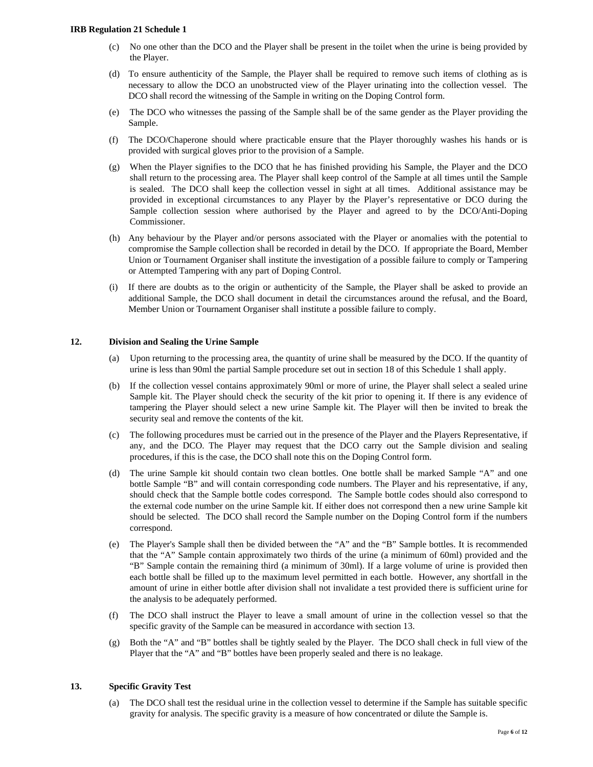(c) No one other than the DCO and the Player shall be present in the toilet when the urine is being provided by the Player.

(d) To ensure authenticity of the Sample, the Player shall be required to remove such items of clothing as is necessary to allow the DCO an unobstructed view of the Player urinating into the collection vessel. The DCO shall record the witnessing of the Sample in writing on the Doping Control form.

(e) The DCO who witnesses the passing of the Sample shall be of the same gender as the Player providing the Sample.

(f) The DCO/Chaperone should where practicable ensure that the Player thoroughly washes his hands or is provided with surgical gloves prior to the provision of a Sample.

(g) When the Player signifies to the DCO that he has finished providing his Sample, the Player and the DCO shall return to the processing area. The Player shall keep control of the Sample at all times until the Sample is sealed. The DCO shall keep the collection vessel in sight at all times. Additional assistance may be provided in exceptional circumstances to any Player by the Player's representative or DCO during the Sample collection session where authorised by the Player and agreed to by the DCO/Anti-Doping Commissioner.

(h) Any behaviour by the Player and/or persons associated with the Player or anomalies with the potential to compromise the Sample collection shall be recorded in detail by the DCO. If appropriate the Board, Member Union or Tournament Organiser shall institute the investigation of a possible failure to comply or Tampering or Attempted Tampering with any part of Doping Control.

(i) If there are doubts as to the origin or authenticity of the Sample, the Player shall be asked to provide an additional Sample, the DCO shall document in detail the circumstances around the refusal, and the Board, Member Union or Tournament Organiser shall institute a possible failure to comply.

## 12. Division and Sealing the Urine Sample

(a) Upon returning to the processing area, the quantity of urine shall be measured by the DCO. If the quantity of urine is less than 90ml the partial Sample procedure set out in section 18 of this Schedule 1 shall apply.

(b) If the collection vessel contains approximately 90ml or more of urine, the Player shall select a sealed urine Sample kit. The Player should check the security of the kit prior to opening it. If there is any evidence of tampering the Player should select a new urine Sample kit. The Player will then be invited to break the security seal and remove the contents of the kit.

(c) The following procedures must be carried out in the presence of the Player and the Players Representative, if any, and the DCO. The Player may request that the DCO carry out the Sample division and sealing procedures, if this is the case, the DCO shall note this on the Doping Control form.

(d) The urine Sample kit should contain two clean bottles. One bottle shall be marked Sample "A" and one bottle Sample "B" and will contain corresponding code numbers. The Player and his representative, if any, should check that the Sample bottle codes correspond. The Sample bottle codes should also correspond to the external code number on the urine Sample kit. If either does not correspond then a new urine Sample kit should be selected. The DCO shall record the Sample number on the Doping Control form if the numbers correspond.

(e) The Player's Sample shall then be divided between the "A" and the "B" Sample bottles. It is recommended that the "A" Sample contain approximately two thirds of the urine (a minimum of 60ml) provided and the "B" Sample contain the remaining third (a minimum of 30ml). If a large volume of urine is provided then each bottle shall be filled up to the maximum level permitted in each bottle. However, any shortfall in the amount of urine in either bottle after division shall not invalidate a test provided there is sufficient urine for the analysis to be adequately performed.

(f) The DCO shall instruct the Player to leave a small amount of urine in the collection vessel so that the specific gravity of the Sample can be measured in accordance with section 13.

(g) Both the "A" and "B" bottles shall be tightly sealed by the Player. The DCO shall check in full view of the Player that the "A" and "B" bottles have been properly sealed and there is no leakage.

## 13. Specific Gravity Test

(a) The DCO shall test the residual urine in the collection vessel to determine if the Sample has suitable specific gravity for analysis. The specific gravity is a measure of how concentrated or dilute the Sample is.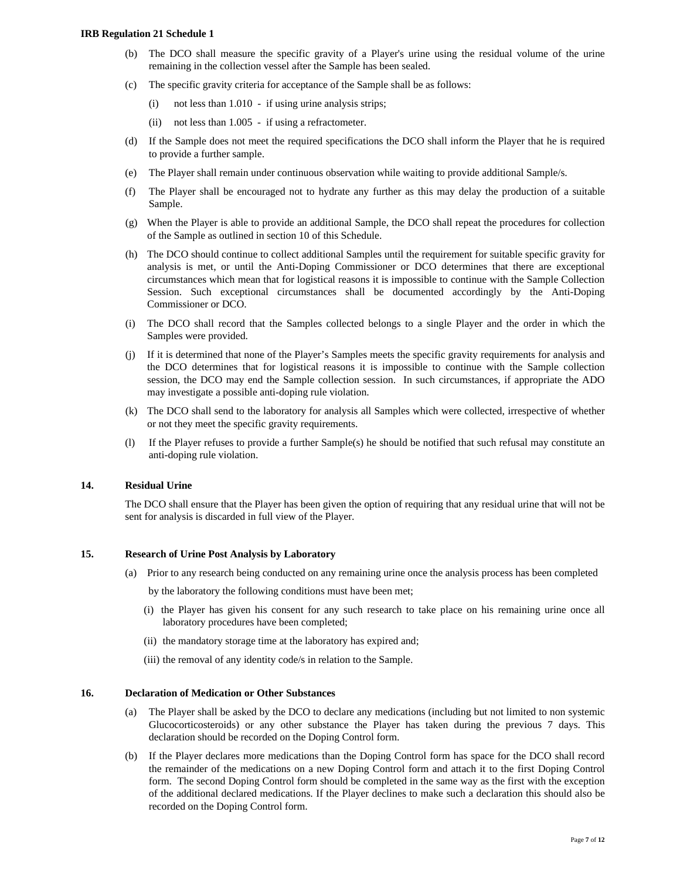(b) The DCO shall measure the specific gravity of a Player's urine using the residual volume of the urine remaining in the collection vessel after the Sample has been sealed.

(c) The specific gravity criteria for acceptance of the Sample shall be as follows:

 (i) not less than 1.010 - if using urine analysis strips;

 (ii) not less than 1.005 - if using a refractometer.

(d) If the Sample does not meet the required specifications the DCO shall inform the Player that he is required to provide a further sample.

(e) The Player shall remain under continuous observation while waiting to provide additional Sample/s.

(f) The Player shall be encouraged not to hydrate any further as this may delay the production of a suitable Sample.

(g) When the Player is able to provide an additional Sample, the DCO shall repeat the procedures for collection of the Sample as outlined in section 10 of this Schedule.

(h) The DCO should continue to collect additional Samples until the requirement for suitable specific gravity for analysis is met, or until the Anti-Doping Commissioner or DCO determines that there are exceptional circumstances which mean that for logistical reasons it is impossible to continue with the Sample Collection Session. Such exceptional circumstances shall be documented accordingly by the Anti-Doping Commissioner or DCO.

(i) The DCO shall record that the Samples collected belongs to a single Player and the order in which the Samples were provided.

(j) If it is determined that none of the Player's Samples meets the specific gravity requirements for analysis and the DCO determines that for logistical reasons it is impossible to continue with the Sample collection session, the DCO may end the Sample collection session. In such circumstances, if appropriate the ADO may investigate a possible anti-doping rule violation.

(k) The DCO shall send to the laboratory for analysis all Samples which were collected, irrespective of whether or not they meet the specific gravity requirements.

(l) If the Player refuses to provide a further Sample(s) he should be notified that such refusal may constitute an anti-doping rule violation.

## 14. Residual Urine

The DCO shall ensure that the Player has been given the option of requiring that any residual urine that will not be sent for analysis is discarded in full view of the Player.

## 15. Research of Urine Post Analysis by Laboratory

(a) Prior to any research being conducted on any remaining urine once the analysis process has been completed by the laboratory the following conditions must have been met;

 (i) the Player has given his consent for any such research to take place on his remaining urine once all laboratory procedures have been completed;

 (ii) the mandatory storage time at the laboratory has expired and;

 (iii) the removal of any identity code/s in relation to the Sample.

## 16. Declaration of Medication or Other Substances

(a) The Player shall be asked by the DCO to declare any medications (including but not limited to non systemic Glucocorticosteroids) or any other substance the Player has taken during the previous 7 days. This declaration should be recorded on the Doping Control form.

(b) If the Player declares more medications than the Doping Control form has space for the DCO shall record the remainder of the medications on a new Doping Control form and attach it to the first Doping Control form. The second Doping Control form should be completed in the same way as the first with the exception of the additional declared medications. If the Player declines to make such a declaration this should also be recorded on the Doping Control form.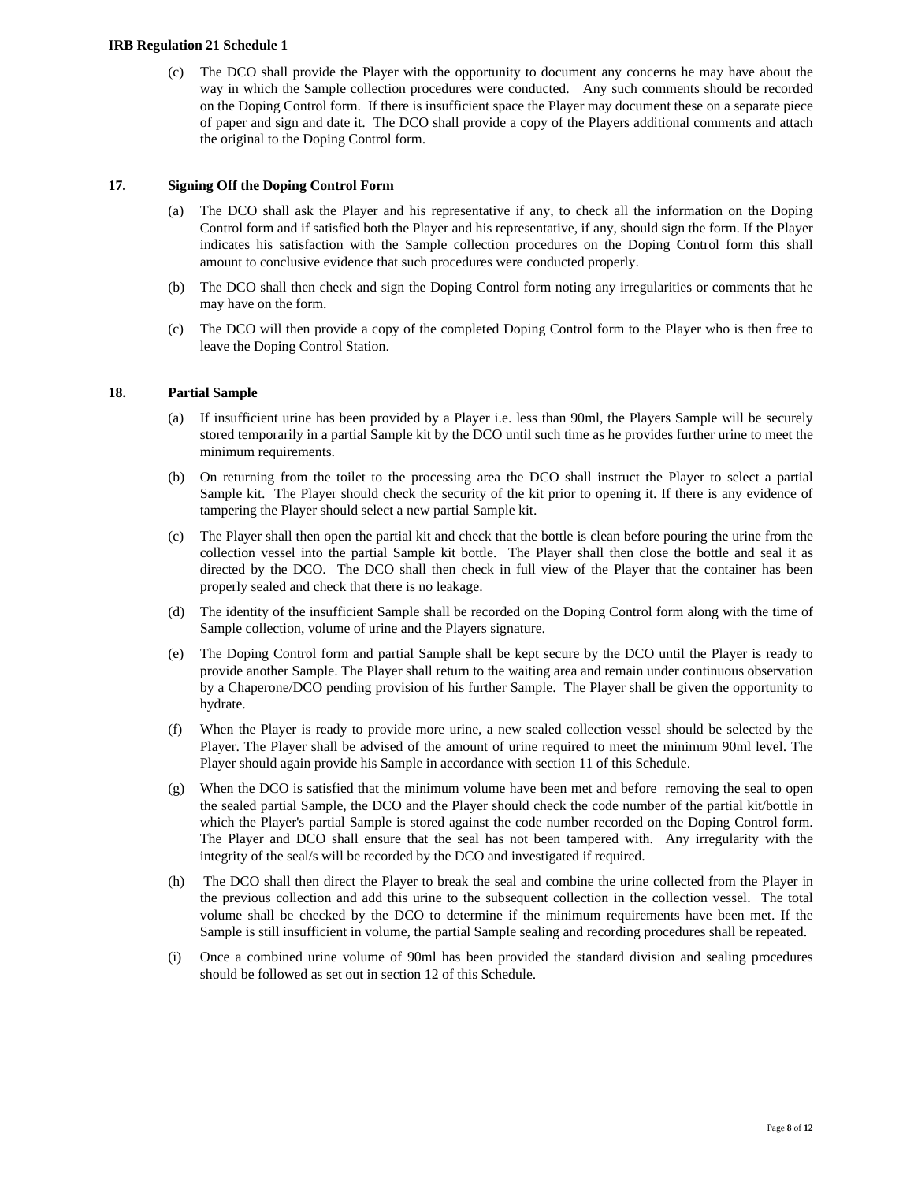(c) The DCO shall provide the Player with the opportunity to document any concerns he may have about the way in which the Sample collection procedures were conducted. Any such comments should be recorded on the Doping Control form. If there is insufficient space the Player may document these on a separate piece of paper and sign and date it. The DCO shall provide a copy of the Players additional comments and attach the original to the Doping Control form.

## 17. Signing Off the Doping Control Form

(a) The DCO shall ask the Player and his representative if any, to check all the information on the Doping Control form and if satisfied both the Player and his representative, if any, should sign the form. If the Player indicates his satisfaction with the Sample collection procedures on the Doping Control form this shall amount to conclusive evidence that such procedures were conducted properly.

(b) The DCO shall then check and sign the Doping Control form noting any irregularities or comments that he may have on the form.

(c) The DCO will then provide a copy of the completed Doping Control form to the Player who is then free to leave the Doping Control Station.

## 18. Partial Sample

(a) If insufficient urine has been provided by a Player i.e. less than 90ml, the Players Sample will be securely stored temporarily in a partial Sample kit by the DCO until such time as he provides further urine to meet the minimum requirements.

(b) On returning from the toilet to the processing area the DCO shall instruct the Player to select a partial Sample kit. The Player should check the security of the kit prior to opening it. If there is any evidence of tampering the Player should select a new partial Sample kit.

(c) The Player shall then open the partial kit and check that the bottle is clean before pouring the urine from the collection vessel into the partial Sample kit bottle. The Player shall then close the bottle and seal it as directed by the DCO. The DCO shall then check in full view of the Player that the container has been properly sealed and check that there is no leakage.

(d) The identity of the insufficient Sample shall be recorded on the Doping Control form along with the time of Sample collection, volume of urine and the Players signature.

(e) The Doping Control form and partial Sample shall be kept secure by the DCO until the Player is ready to provide another Sample. The Player shall return to the waiting area and remain under continuous observation by a Chaperone/DCO pending provision of his further Sample. The Player shall be given the opportunity to hydrate.

(f) When the Player is ready to provide more urine, a new sealed collection vessel should be selected by the Player. The Player shall be advised of the amount of urine required to meet the minimum 90ml level. The Player should again provide his Sample in accordance with section 11 of this Schedule.

(g) When the DCO is satisfied that the minimum volume have been met and before removing the seal to open the sealed partial Sample, the DCO and the Player should check the code number of the partial kit/bottle in which the Player's partial Sample is stored against the code number recorded on the Doping Control form. The Player and DCO shall ensure that the seal has not been tampered with. Any irregularity with the integrity of the seal/s will be recorded by the DCO and investigated if required.

(h) The DCO shall then direct the Player to break the seal and combine the urine collected from the Player in the previous collection and add this urine to the subsequent collection in the collection vessel. The total volume shall be checked by the DCO to determine if the minimum requirements have been met. If the Sample is still insufficient in volume, the partial Sample sealing and recording procedures shall be repeated.

(i) Once a combined urine volume of 90ml has been provided the standard division and sealing procedures should be followed as set out in section 12 of this Schedule.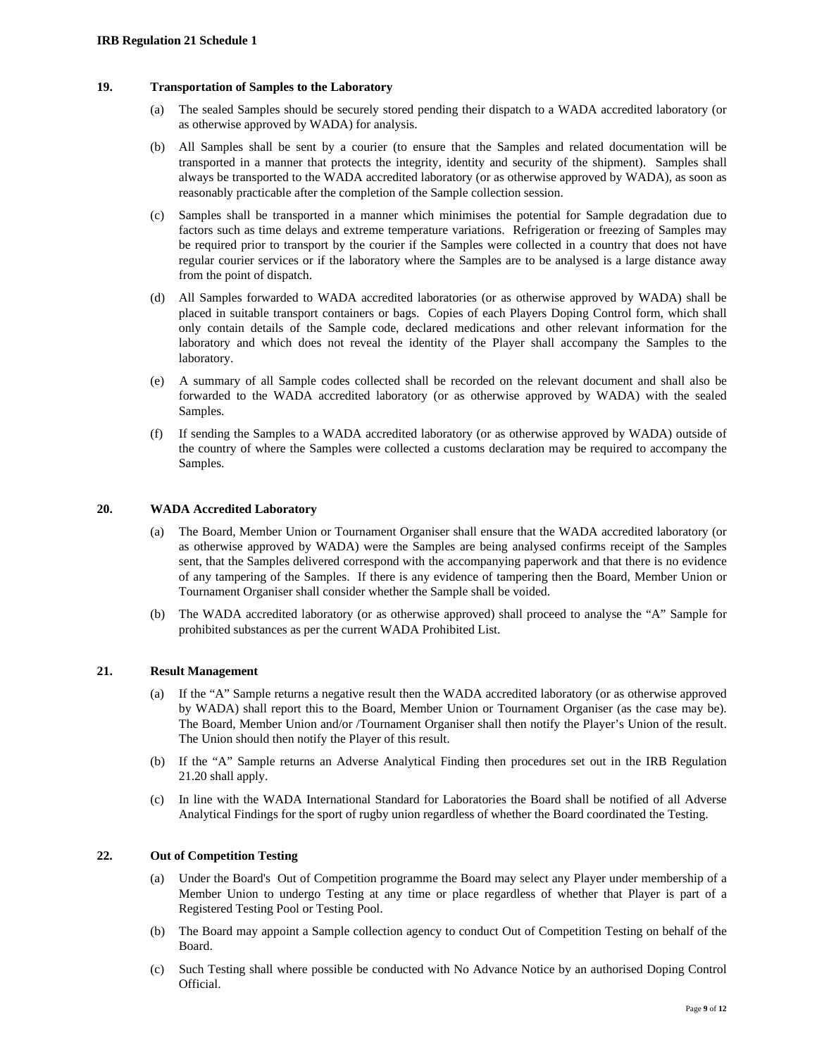## 19. Transportation of Samples to the Laboratory

(a) The sealed Samples should be securely stored pending their dispatch to a WADA accredited laboratory (or as otherwise approved by WADA) for analysis.

(b) All Samples shall be sent by a courier (to ensure that the Samples and related documentation will be transported in a manner that protects the integrity, identity and security of the shipment). Samples shall always be transported to the WADA accredited laboratory (or as otherwise approved by WADA), as soon as reasonably practicable after the completion of the Sample collection session.

(c) Samples shall be transported in a manner which minimises the potential for Sample degradation due to factors such as time delays and extreme temperature variations. Refrigeration or freezing of Samples may be required prior to transport by the courier if the Samples were collected in a country that does not have regular courier services or if the laboratory where the Samples are to be analysed is a large distance away from the point of dispatch.

(d) All Samples forwarded to WADA accredited laboratories (or as otherwise approved by WADA) shall be placed in suitable transport containers or bags. Copies of each Players Doping Control form, which shall only contain details of the Sample code, declared medications and other relevant information for the laboratory and which does not reveal the identity of the Player shall accompany the Samples to the laboratory.

(e) A summary of all Sample codes collected shall be recorded on the relevant document and shall also be forwarded to the WADA accredited laboratory (or as otherwise approved by WADA) with the sealed Samples.

(f) If sending the Samples to a WADA accredited laboratory (or as otherwise approved by WADA) outside of the country of where the Samples were collected a customs declaration may be required to accompany the Samples.

## 20. WADA Accredited Laboratory

(a) The Board, Member Union or Tournament Organiser shall ensure that the WADA accredited laboratory (or as otherwise approved by WADA) were the Samples are being analysed confirms receipt of the Samples sent, that the Samples delivered correspond with the accompanying paperwork and that there is no evidence of any tampering of the Samples. If there is any evidence of tampering then the Board, Member Union or Tournament Organiser shall consider whether the Sample shall be voided.

(b) The WADA accredited laboratory (or as otherwise approved) shall proceed to analyse the "A" Sample for prohibited substances as per the current WADA Prohibited List.

## 21. Result Management

(a) If the "A" Sample returns a negative result then the WADA accredited laboratory (or as otherwise approved by WADA) shall report this to the Board, Member Union or Tournament Organiser (as the case may be). The Board, Member Union and/or /Tournament Organiser shall then notify the Player's Union of the result. The Union should then notify the Player of this result.

(b) If the "A" Sample returns an Adverse Analytical Finding then procedures set out in the IRB Regulation 21.20 shall apply.

(c) In line with the WADA International Standard for Laboratories the Board shall be notified of all Adverse Analytical Findings for the sport of rugby union regardless of whether the Board coordinated the Testing.

## 22. Out of Competition Testing

(a) Under the Board's Out of Competition programme the Board may select any Player under membership of a Member Union to undergo Testing at any time or place regardless of whether that Player is part of a Registered Testing Pool or Testing Pool.

(b) The Board may appoint a Sample collection agency to conduct Out of Competition Testing on behalf of the Board.

(c) Such Testing shall where possible be conducted with No Advance Notice by an authorised Doping Control Official.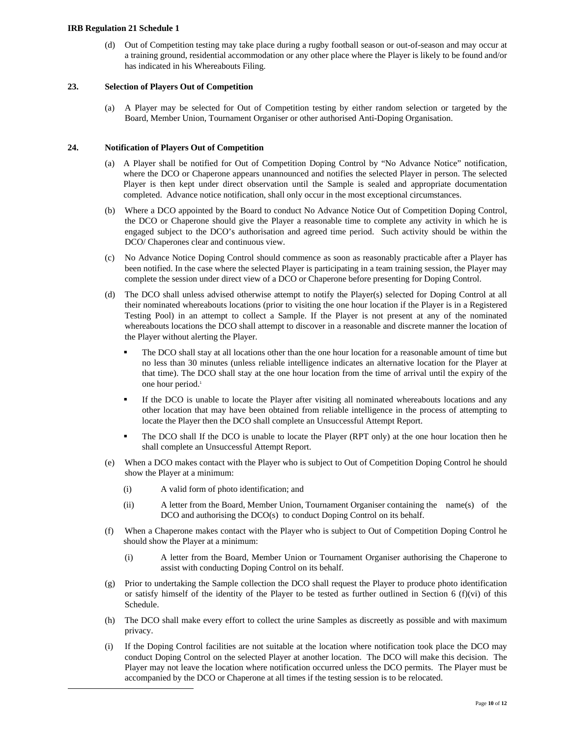(d) Out of Competition testing may take place during a rugby football season or out-of-season and may occur at a training ground, residential accommodation or any other place where the Player is likely to be found and/or has indicated in his Whereabouts Filing.

## 23. Selection of Players Out of Competition

(a) A Player may be selected for Out of Competition testing by either random selection or targeted by the Board, Member Union, Tournament Organiser or other authorised Anti-Doping Organisation.

## 24. Notification of Players Out of Competition

(a) A Player shall be notified for Out of Competition Doping Control by "No Advance Notice" notification, where the DCO or Chaperone appears unannounced and notifies the selected Player in person. The selected Player is then kept under direct observation until the Sample is sealed and appropriate documentation completed. Advance notice notification, shall only occur in the most exceptional circumstances.

(b) Where a DCO appointed by the Board to conduct No Advance Notice Out of Competition Doping Control, the DCO or Chaperone should give the Player a reasonable time to complete any activity in which he is engaged subject to the DCO's authorisation and agreed time period. Such activity should be within the DCO/ Chaperones clear and continuous view.

(c) No Advance Notice Doping Control should commence as soon as reasonably practicable after a Player has been notified. In the case where the selected Player is participating in a team training session, the Player may complete the session under direct view of a DCO or Chaperone before presenting for Doping Control.

(d) The DCO shall unless advised otherwise attempt to notify the Player(s) selected for Doping Control at all their nominated whereabouts locations (prior to visiting the one hour location if the Player is in a Registered Testing Pool) in an attempt to collect a Sample. If the Player is not present at any of the nominated whereabouts locations the DCO shall attempt to discover in a reasonable and discrete manner the location of the Player without alerting the Player.

- The DCO shall stay at all locations other than the one hour location for a reasonable amount of time but no less than 30 minutes (unless reliable intelligence indicates an alternative location for the Player at that time). The DCO shall stay at the one hour location from the time of arrival until the expiry of the one hour period.[1]
- If the DCO is unable to locate the Player after visiting all nominated whereabouts locations and any other location that may have been obtained from reliable intelligence in the process of attempting to locate the Player then the DCO shall complete an Unsuccessful Attempt Report.
- The DCO shall If the DCO is unable to locate the Player (RPT only) at the one hour location then he shall complete an Unsuccessful Attempt Report.

(e) When a DCO makes contact with the Player who is subject to Out of Competition Doping Control he should show the Player at a minimum:

(i) A valid form of photo identification; and

(ii) A letter from the Board, Member Union, Tournament Organiser containing the name(s) of the DCO and authorising the DCO(s) to conduct Doping Control on its behalf.

(f) When a Chaperone makes contact with the Player who is subject to Out of Competition Doping Control he should show the Player at a minimum:

(i) A letter from the Board, Member Union or Tournament Organiser authorising the Chaperone to assist with conducting Doping Control on its behalf.

(g) Prior to undertaking the Sample collection the DCO shall request the Player to produce photo identification or satisfy himself of the identity of the Player to be tested as further outlined in Section 6 (f)(vi) of this Schedule.

(h) The DCO shall make every effort to collect the urine Samples as discreetly as possible and with maximum privacy.

(i) If the Doping Control facilities are not suitable at the location where notification took place the DCO may conduct Doping Control on the selected Player at another location. The DCO will make this decision. The Player may not leave the location where notification occurred unless the DCO permits. The Player must be accompanied by the DCO or Chaperone at all times if the testing session is to be relocated.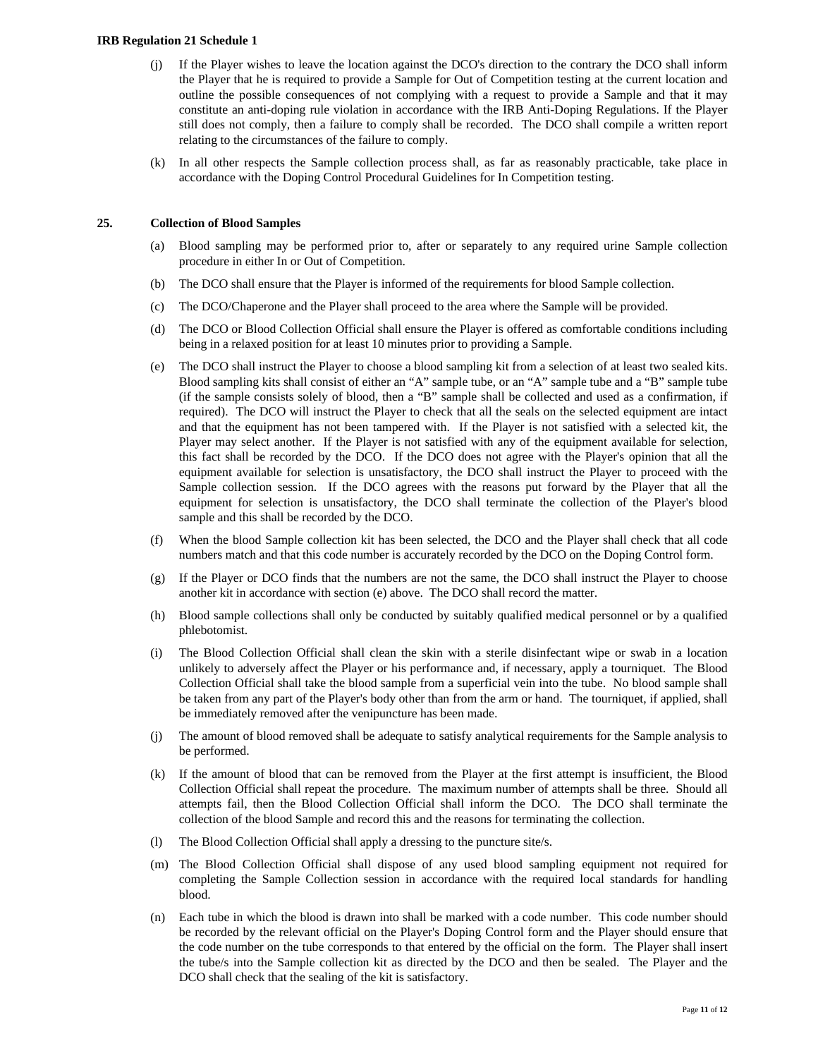(j) If the Player wishes to leave the location against the DCO's direction to the contrary the DCO shall inform the Player that he is required to provide a Sample for Out of Competition testing at the current location and outline the possible consequences of not complying with a request to provide a Sample and that it may constitute an anti-doping rule violation in accordance with the IRB Anti-Doping Regulations. If the Player still does not comply, then a failure to comply shall be recorded. The DCO shall compile a written report relating to the circumstances of the failure to comply.

(k) In all other respects the Sample collection process shall, as far as reasonably practicable, take place in accordance with the Doping Control Procedural Guidelines for In Competition testing.

## 25. Collection of Blood Samples

(a) Blood sampling may be performed prior to, after or separately to any required urine Sample collection procedure in either In or Out of Competition.

(b) The DCO shall ensure that the Player is informed of the requirements for blood Sample collection.

(c) The DCO/Chaperone and the Player shall proceed to the area where the Sample will be provided.

(d) The DCO or Blood Collection Official shall ensure the Player is offered as comfortable conditions including being in a relaxed position for at least 10 minutes prior to providing a Sample.

(e) The DCO shall instruct the Player to choose a blood sampling kit from a selection of at least two sealed kits. Blood sampling kits shall consist of either an "A" sample tube, or an "A" sample tube and a "B" sample tube (if the sample consists solely of blood, then a "B" sample shall be collected and used as a confirmation, if required). The DCO will instruct the Player to check that all the seals on the selected equipment are intact and that the equipment has not been tampered with. If the Player is not satisfied with a selected kit, the Player may select another. If the Player is not satisfied with any of the equipment available for selection, this fact shall be recorded by the DCO. If the DCO does not agree with the Player's opinion that all the equipment available for selection is unsatisfactory, the DCO shall instruct the Player to proceed with the Sample collection session. If the DCO agrees with the reasons put forward by the Player that all the equipment for selection is unsatisfactory, the DCO shall terminate the collection of the Player's blood sample and this shall be recorded by the DCO.

(f) When the blood Sample collection kit has been selected, the DCO and the Player shall check that all code numbers match and that this code number is accurately recorded by the DCO on the Doping Control form.

(g) If the Player or DCO finds that the numbers are not the same, the DCO shall instruct the Player to choose another kit in accordance with section (e) above. The DCO shall record the matter.

(h) Blood sample collections shall only be conducted by suitably qualified medical personnel or by a qualified phlebotomist.

(i) The Blood Collection Official shall clean the skin with a sterile disinfectant wipe or swab in a location unlikely to adversely affect the Player or his performance and, if necessary, apply a tourniquet. The Blood Collection Official shall take the blood sample from a superficial vein into the tube. No blood sample shall be taken from any part of the Player's body other than from the arm or hand. The tourniquet, if applied, shall be immediately removed after the venipuncture has been made.

(j) The amount of blood removed shall be adequate to satisfy analytical requirements for the Sample analysis to be performed.

(k) If the amount of blood that can be removed from the Player at the first attempt is insufficient, the Blood Collection Official shall repeat the procedure. The maximum number of attempts shall be three. Should all attempts fail, then the Blood Collection Official shall inform the DCO. The DCO shall terminate the collection of the blood Sample and record this and the reasons for terminating the collection.

(l) The Blood Collection Official shall apply a dressing to the puncture site/s.

(m) The Blood Collection Official shall dispose of any used blood sampling equipment not required for completing the Sample Collection session in accordance with the required local standards for handling blood.

(n) Each tube in which the blood is drawn into shall be marked with a code number. This code number should be recorded by the relevant official on the Player's Doping Control form and the Player should ensure that the code number on the tube corresponds to that entered by the official on the form. The Player shall insert the tube/s into the Sample collection kit as directed by the DCO and then be sealed. The Player and the DCO shall check that the sealing of the kit is satisfactory.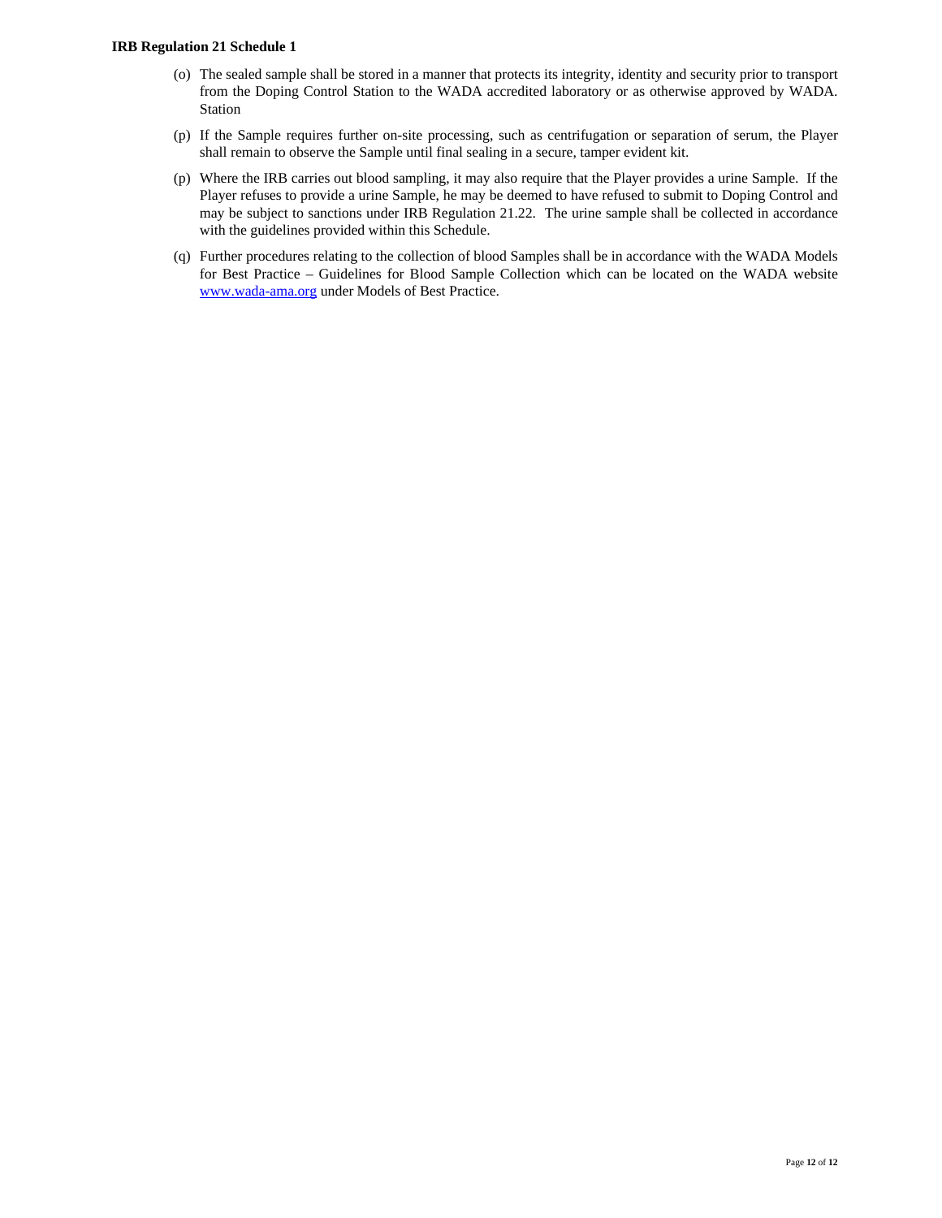(o) The sealed sample shall be stored in a manner that protects its integrity, identity and security prior to transport from the Doping Control Station to the WADA accredited laboratory or as otherwise approved by WADA. Station

(p) If the Sample requires further on-site processing, such as centrifugation or separation of serum, the Player shall remain to observe the Sample until final sealing in a secure, tamper evident kit.

(p) Where the IRB carries out blood sampling, it may also require that the Player provides a urine Sample. If the Player refuses to provide a urine Sample, he may be deemed to have refused to submit to Doping Control and may be subject to sanctions under IRB Regulation 21.22. The urine sample shall be collected in accordance with the guidelines provided within this Schedule.

(q) Further procedures relating to the collection of blood Samples shall be in accordance with the WADA Models for Best Practice – Guidelines for Blood Sample Collection which can be located on the WADA website [www.wada-ama.org](http://www.wada-ama.org) under Models of Best Practice.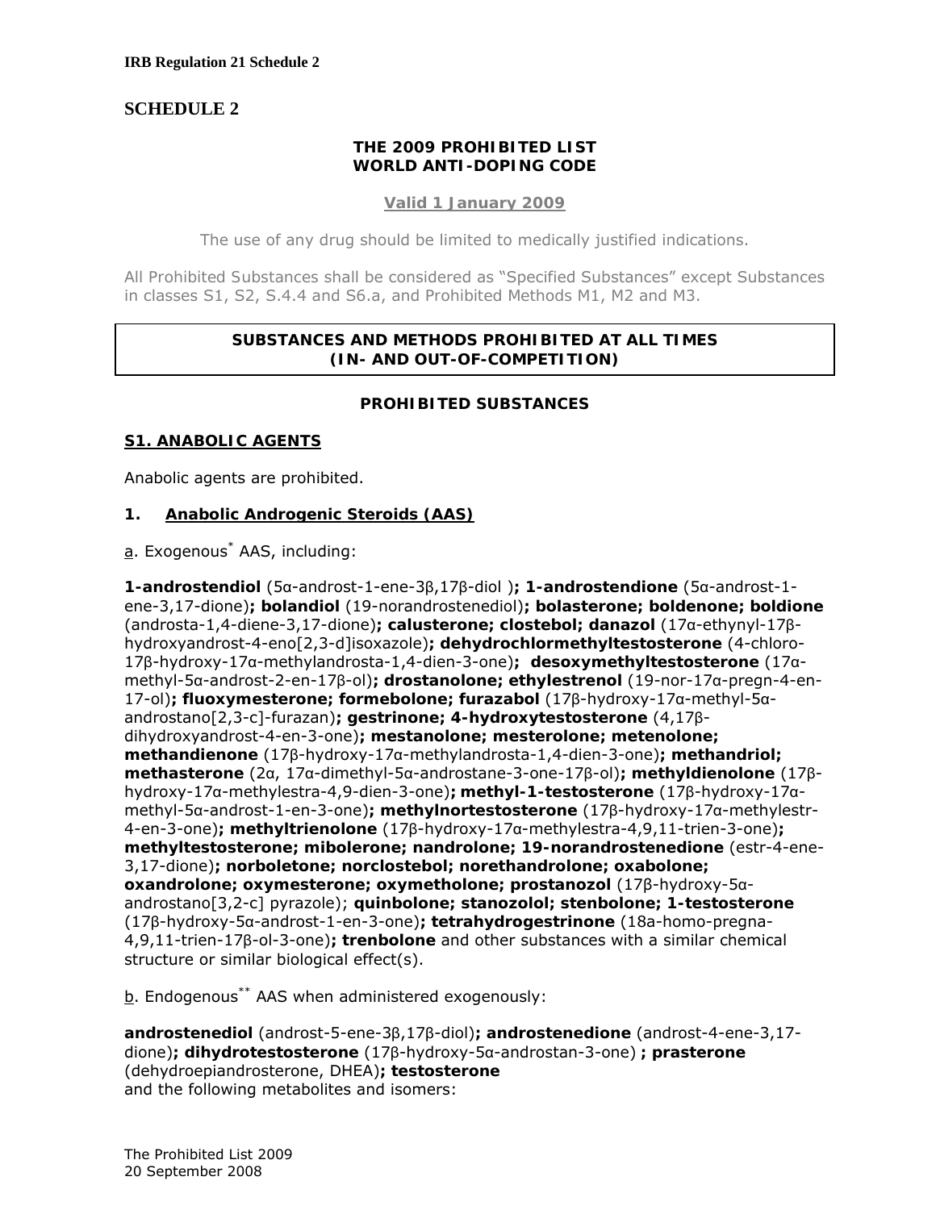# SCHEDULE 2

**THE 2009 PROHIBITED LIST**
**WORLD ANTI-DOPING CODE**

**Valid 1 January 2009**

The use of any drug should be limited to medically justified indications.

All Prohibited Substances shall be considered as "Specified Substances" except Substances in classes S1, S2, S.4.4 and S6.a, and Prohibited Methods M1, M2 and M3.

**SUBSTANCES AND METHODS PROHIBITED AT ALL TIMES (IN- AND OUT-OF-COMPETITION)**

**PROHIBITED SUBSTANCES**

## S1. ANABOLIC AGENTS

Anabolic agents are prohibited.

### 1. Anabolic Androgenic Steroids (AAS)

a. Exogenous* AAS, including:

**1-androstendiol** (5α-androst-1-ene-3β,17β-diol )**; 1-androstendione** (5α-androst-1-ene-3,17-dione)**; bolandiol** (19-norandrostenediol)**; bolasterone; boldenone; boldione** (androsta-1,4-diene-3,17-dione)**; calusterone; clostebol; danazol** (17α-ethynyl-17β-hydroxyandrost-4-eno[2,3-d]isoxazole)**; dehydrochlormethyltestosterone** (4-chloro-17β-hydroxy-17α-methylandrosta-1,4-dien-3-one)**; desoxymethyltestosterone** (17α-methyl-5α-androst-2-en-17β-ol)**; drostanolone; ethylestrenol** (19-nor-17α-pregn-4-en-17-ol)**; fluoxymesterone; formebolone; furazabol** (17β-hydroxy-17α-methyl-5α-androstano[2,3-c]-furazan)**; gestrinone; 4-hydroxytestosterone** (4,17β-dihydroxyandrost-4-en-3-one)**; mestanolone; mesterolone; metenolone; methandienone** (17β-hydroxy-17α-methylandrosta-1,4-dien-3-one)**; methandriol; methasterone** (2α, 17α-dimethyl-5α-androstane-3-one-17β-ol)**; methyldienolone** (17β-hydroxy-17α-methylestra-4,9-dien-3-one)**; methyl-1-testosterone** (17β-hydroxy-17α-methyl-5α-androst-1-en-3-one)**; methylnortestosterone** (17β-hydroxy-17α-methylestr-4-en-3-one)**; methyltrienolone** (17β-hydroxy-17α-methylestra-4,9,11-trien-3-one)**; methyltestosterone; mibolerone; nandrolone; 19-norandrostenedione** (estr-4-ene-3,17-dione)**; norboletone; norclostebol; norethandrolone; oxabolone; oxandrolone; oxymesterone; oxymetholone; prostanozol** (17β-hydroxy-5α-androstano[3,2-c] pyrazole); **quinbolone; stanozolol; stenbolone; 1-testosterone** (17β-hydroxy-5α-androst-1-en-3-one)**; tetrahydrogestrinone** (18a-homo-pregna-4,9,11-trien-17β-ol-3-one)**; trenbolone** and other substances with a similar chemical structure or similar biological effect(s).

b. Endogenous** AAS when administered exogenously:

**androstenediol** (androst-5-ene-3β,17β-diol)**; androstenedione** (androst-4-ene-3,17-dione)**; dihydrotestosterone** (17β-hydroxy-5α-androstan-3-one) **; prasterone** (dehydroepiandrosterone, DHEA)**; testosterone**
and the following metabolites and isomers: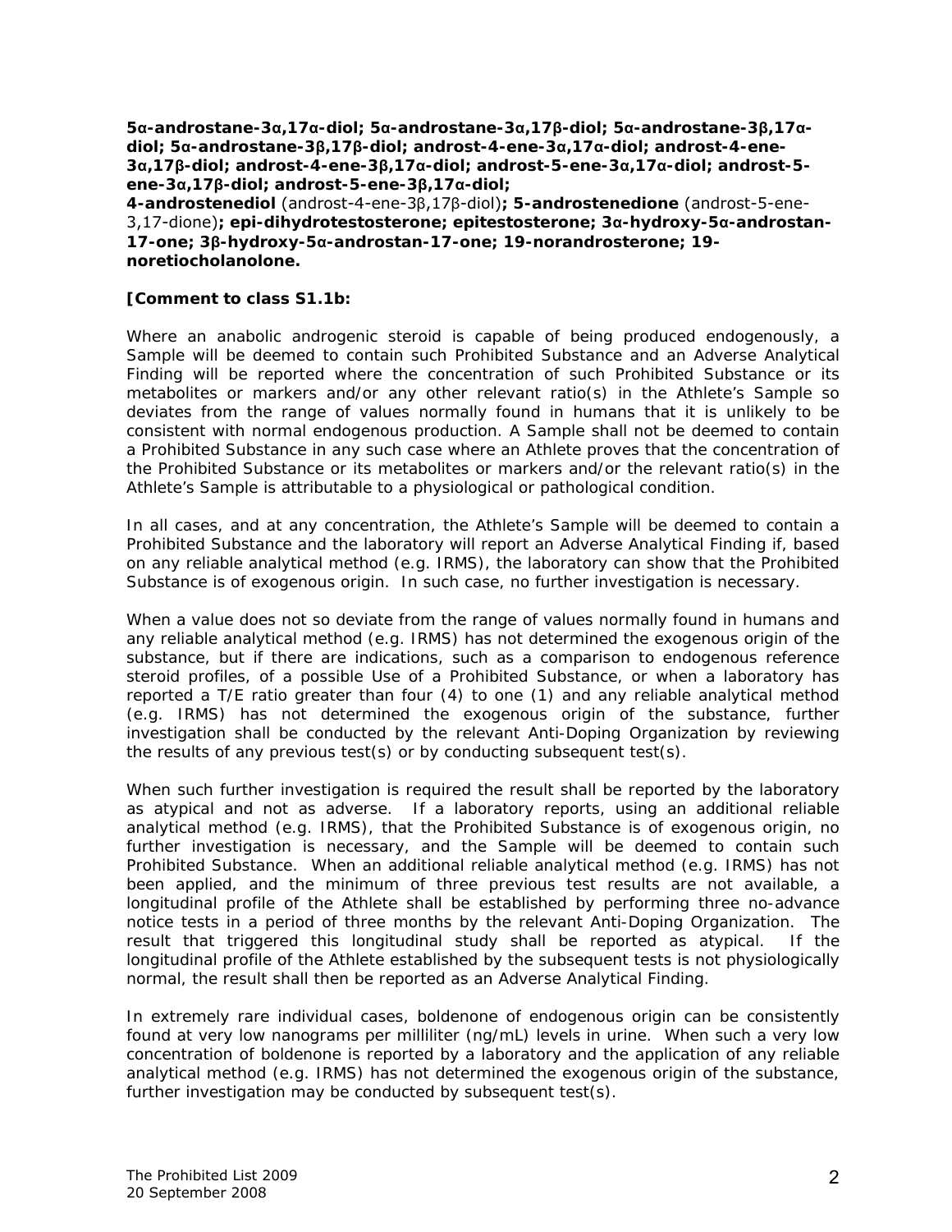**5α-androstane-3α,17α-diol; 5α-androstane-3α,17β-diol; 5α-androstane-3β,17α-diol; 5α-androstane-3β,17β-diol; androst-4-ene-3α,17α-diol; androst-4-ene-3α,17β-diol; androst-4-ene-3β,17α-diol; androst-5-ene-3α,17α-diol; androst-5-ene-3α,17β-diol; androst-5-ene-3β,17α-diol;**
**4-androstenediol** (androst-4-ene-3β,17β-diol)**; 5-androstenedione** (androst-5-ene-3,17-dione)**; epi-dihydrotestosterone; epitestosterone; 3α-hydroxy-5α-androstan-17-one; 3β-hydroxy-5α-androstan-17-one; 19-norandrosterone; 19-noretiocholanolone.**

**[Comment to class S1.1b:**

*Where an anabolic androgenic steroid is capable of being produced endogenously, a Sample will be deemed to contain such Prohibited Substance and an Adverse Analytical Finding will be reported where the concentration of such Prohibited Substance or its metabolites or markers and/or any other relevant ratio(s) in the Athlete's Sample so deviates from the range of values normally found in humans that it is unlikely to be consistent with normal endogenous production. A Sample shall not be deemed to contain a Prohibited Substance in any such case where an Athlete proves that the concentration of the Prohibited Substance or its metabolites or markers and/or the relevant ratio(s) in the Athlete's Sample is attributable to a physiological or pathological condition.*

*In all cases, and at any concentration, the Athlete's Sample will be deemed to contain a Prohibited Substance and the laboratory will report an Adverse Analytical Finding if, based on any reliable analytical method (e.g. IRMS), the laboratory can show that the Prohibited Substance is of exogenous origin. In such case, no further investigation is necessary.*

*When a value does not so deviate from the range of values normally found in humans and any reliable analytical method (e.g. IRMS) has not determined the exogenous origin of the substance, but if there are indications, such as a comparison to endogenous reference steroid profiles, of a possible Use of a Prohibited Substance, or when a laboratory has reported a T/E ratio greater than four (4) to one (1) and any reliable analytical method (e.g. IRMS) has not determined the exogenous origin of the substance, further investigation shall be conducted by the relevant Anti-Doping Organization by reviewing the results of any previous test(s) or by conducting subsequent test(s).*

*When such further investigation is required the result shall be reported by the laboratory as atypical and not as adverse. If a laboratory reports, using an additional reliable analytical method (e.g. IRMS), that the Prohibited Substance is of exogenous origin, no further investigation is necessary, and the Sample will be deemed to contain such Prohibited Substance. When an additional reliable analytical method (e.g. IRMS) has not been applied, and the minimum of three previous test results are not available, a longitudinal profile of the Athlete shall be established by performing three no-advance notice tests in a period of three months by the relevant Anti-Doping Organization. The result that triggered this longitudinal study shall be reported as atypical. If the longitudinal profile of the Athlete established by the subsequent tests is not physiologically normal, the result shall then be reported as an Adverse Analytical Finding.*

*In extremely rare individual cases, boldenone of endogenous origin can be consistently found at very low nanograms per milliliter (ng/mL) levels in urine. When such a very low concentration of boldenone is reported by a laboratory and the application of any reliable analytical method (e.g. IRMS) has not determined the exogenous origin of the substance, further investigation may be conducted by subsequent test(s).*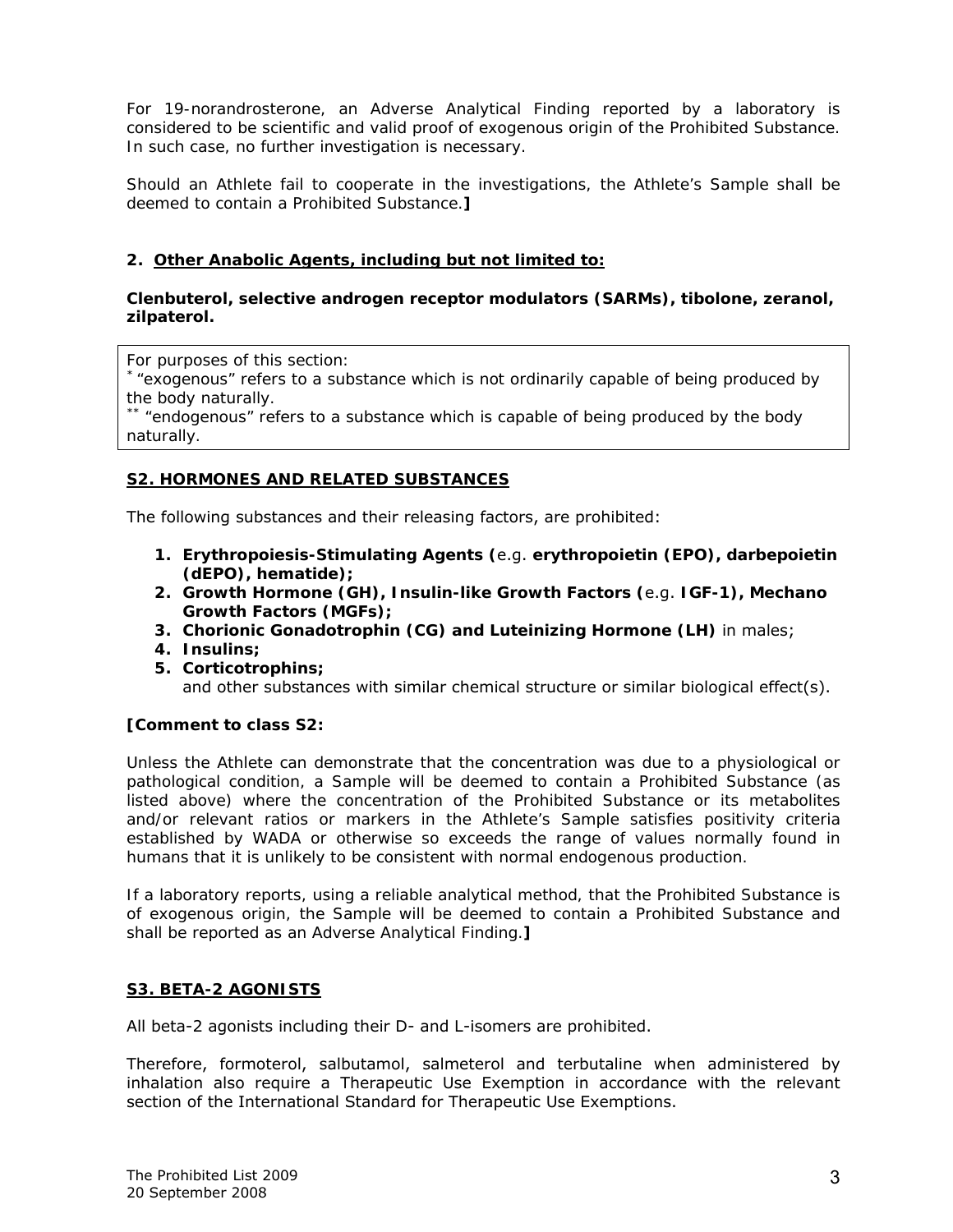For 19-norandrosterone, an Adverse Analytical Finding reported by a laboratory is considered to be scientific and valid proof of exogenous origin of the Prohibited Substance. In such case, no further investigation is necessary.

Should an Athlete fail to cooperate in the investigations, the Athlete's Sample shall be deemed to contain a Prohibited Substance.**]**

**2. Other Anabolic Agents, including but not limited to:**

**Clenbuterol, selective androgen receptor modulators (SARMs), tibolone, zeranol, zilpaterol.**

For purposes of this section:
* "exogenous" refers to a substance which is not ordinarily capable of being produced by the body naturally.
** "endogenous" refers to a substance which is capable of being produced by the body naturally.

## S2. HORMONES AND RELATED SUBSTANCES

The following substances and their releasing factors, are prohibited:

1. **Erythropoiesis-Stimulating Agents (**e.g. **erythropoietin (EPO), darbepoietin (dEPO), hematide);**
2. **Growth Hormone (GH), Insulin-like Growth Factors (**e.g. **IGF-1), Mechano Growth Factors (MGFs);**
3. **Chorionic Gonadotrophin (CG) and Luteinizing Hormone (LH)** in males;
4. **Insulins;**
5. **Corticotrophins;**
   and other substances with similar chemical structure or similar biological effect(s).

**[Comment to class S2:**

Unless the Athlete can demonstrate that the concentration was due to a physiological or pathological condition, a Sample will be deemed to contain a Prohibited Substance (as listed above) where the concentration of the Prohibited Substance or its metabolites and/or relevant ratios or markers in the Athlete's Sample satisfies positivity criteria established by WADA or otherwise so exceeds the range of values normally found in humans that it is unlikely to be consistent with normal endogenous production.

If a laboratory reports, using a reliable analytical method, that the Prohibited Substance is of exogenous origin, the Sample will be deemed to contain a Prohibited Substance and shall be reported as an Adverse Analytical Finding.**]**

## S3. BETA-2 AGONISTS

All beta-2 agonists including their D- and L-isomers are prohibited.

Therefore, formoterol, salbutamol, salmeterol and terbutaline when administered by inhalation also require a Therapeutic Use Exemption in accordance with the relevant section of the International Standard for Therapeutic Use Exemptions.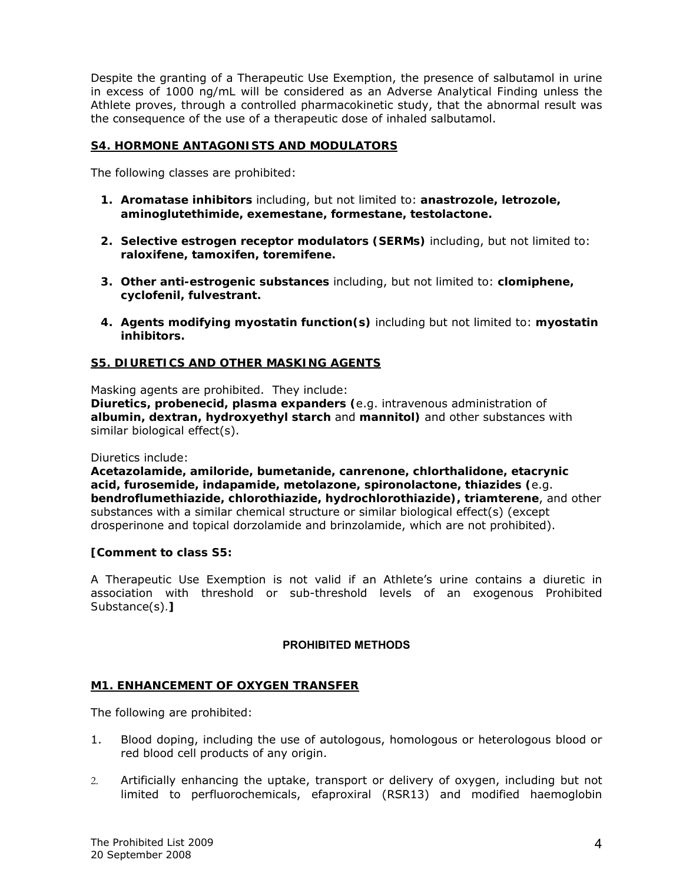Despite the granting of a Therapeutic Use Exemption, the presence of salbutamol in urine in excess of 1000 ng/mL will be considered as an Adverse Analytical Finding unless the Athlete proves, through a controlled pharmacokinetic study, that the abnormal result was the consequence of the use of a therapeutic dose of inhaled salbutamol.

## S4. HORMONE ANTAGONISTS AND MODULATORS

The following classes are prohibited:

1. **Aromatase inhibitors** including, but not limited to: **anastrozole, letrozole, aminoglutethimide, exemestane, formestane, testolactone.**

2. **Selective estrogen receptor modulators (SERMs)** including, but not limited to: **raloxifene, tamoxifen, toremifene.**

3. **Other anti-estrogenic substances** including, but not limited to: **clomiphene, cyclofenil, fulvestrant.**

4. **Agents modifying myostatin function(s)** including but not limited to: **myostatin inhibitors.**

## S5. DIURETICS AND OTHER MASKING AGENTS

Masking agents are prohibited. They include:
**Diuretics, probenecid, plasma expanders (**e.g. intravenous administration of **albumin, dextran, hydroxyethyl starch** and **mannitol)** and other substances with similar biological effect(s).

Diuretics include:
**Acetazolamide, amiloride, bumetanide, canrenone, chlorthalidone, etacrynic acid, furosemide, indapamide, metolazone, spironolactone, thiazides (**e.g. **bendroflumethiazide, chlorothiazide, hydrochlorothiazide), triamterene**, and other substances with a similar chemical structure or similar biological effect(s) (except drosperinone and topical dorzolamide and brinzolamide, which are not prohibited).

**[Comment to class S5:**

A Therapeutic Use Exemption is not valid if an Athlete's urine contains a diuretic in association with threshold or sub-threshold levels of an exogenous Prohibited Substance(s).**]**

# PROHIBITED METHODS

## M1. ENHANCEMENT OF OXYGEN TRANSFER

The following are prohibited:

1. Blood doping, including the use of autologous, homologous or heterologous blood or red blood cell products of any origin.

2. Artificially enhancing the uptake, transport or delivery of oxygen, including but not limited to perfluorochemicals, efaproxiral (RSR13) and modified haemoglobin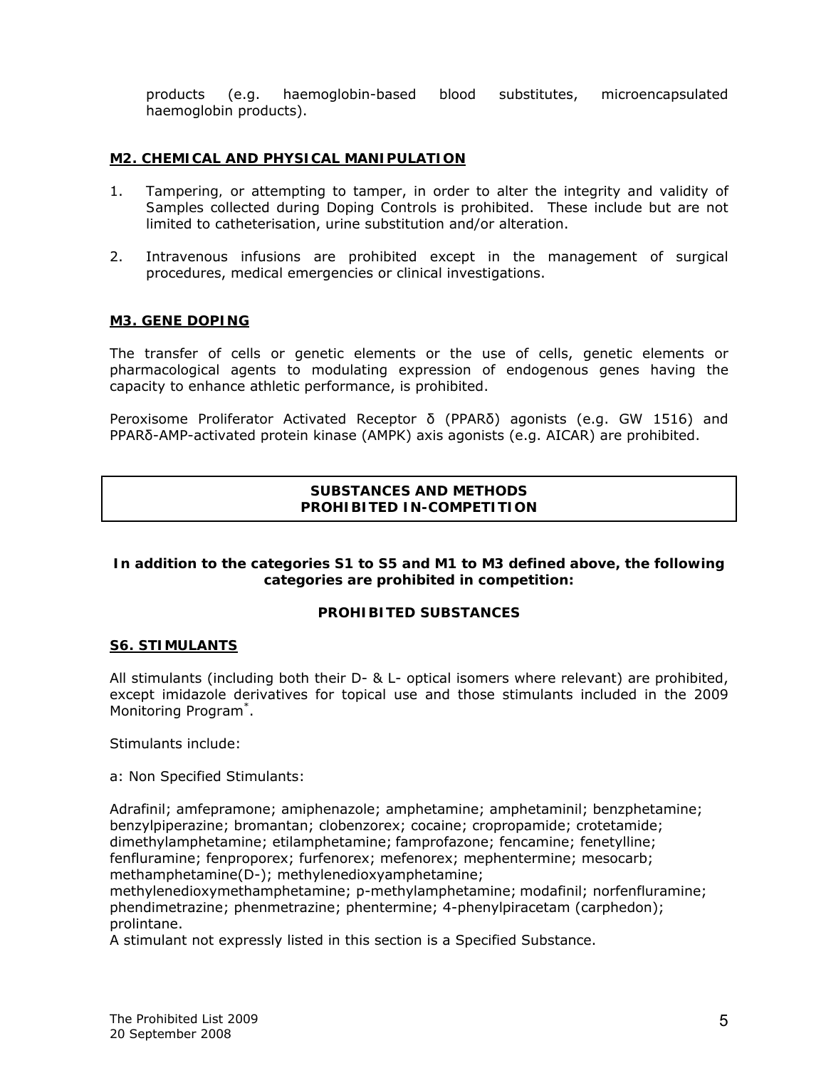products (e.g. haemoglobin-based blood substitutes, microencapsulated haemoglobin products).

## M2. CHEMICAL AND PHYSICAL MANIPULATION

1. Tampering, or attempting to tamper, in order to alter the integrity and validity of Samples collected during Doping Controls is prohibited. These include but are not limited to catheterisation, urine substitution and/or alteration.

2. Intravenous infusions are prohibited except in the management of surgical procedures, medical emergencies or clinical investigations.

## M3. GENE DOPING

The transfer of cells or genetic elements or the use of cells, genetic elements or pharmacological agents to modulating expression of endogenous genes having the capacity to enhance athletic performance, is prohibited.

Peroxisome Proliferator Activated Receptor δ (PPARδ) agonists (e.g. GW 1516) and PPARδ-AMP-activated protein kinase (AMPK) axis agonists (e.g. AICAR) are prohibited.

# SUBSTANCES AND METHODS PROHIBITED IN-COMPETITION

**In addition to the categories S1 to S5 and M1 to M3 defined above, the following categories are prohibited in competition:**

**PROHIBITED SUBSTANCES**

## S6. STIMULANTS

All stimulants (including both their D- & L- optical isomers where relevant) are prohibited, except imidazole derivatives for topical use and those stimulants included in the 2009 Monitoring Program[*].

Stimulants include:

a: Non Specified Stimulants:

Adrafinil; amfepramone; amiphenazole; amphetamine; amphetaminil; benzphetamine; benzylpiperazine; bromantan; clobenzorex; cocaine; cropropamide; crotetamide; dimethylamphetamine; etilamphetamine; famprofazone; fencamine; fenetylline; fenfluramine; fenproporex; furfenorex; mefenorex; mephentermine; mesocarb; methamphetamine(D-); methylenedioxyamphetamine; methylenedioxymethamphetamine; p-methylamphetamine; modafinil; norfenfluramine; phendimetrazine; phenmetrazine; phentermine; 4-phenylpiracetam (carphedon); prolintane.
A stimulant not expressly listed in this section is a Specified Substance.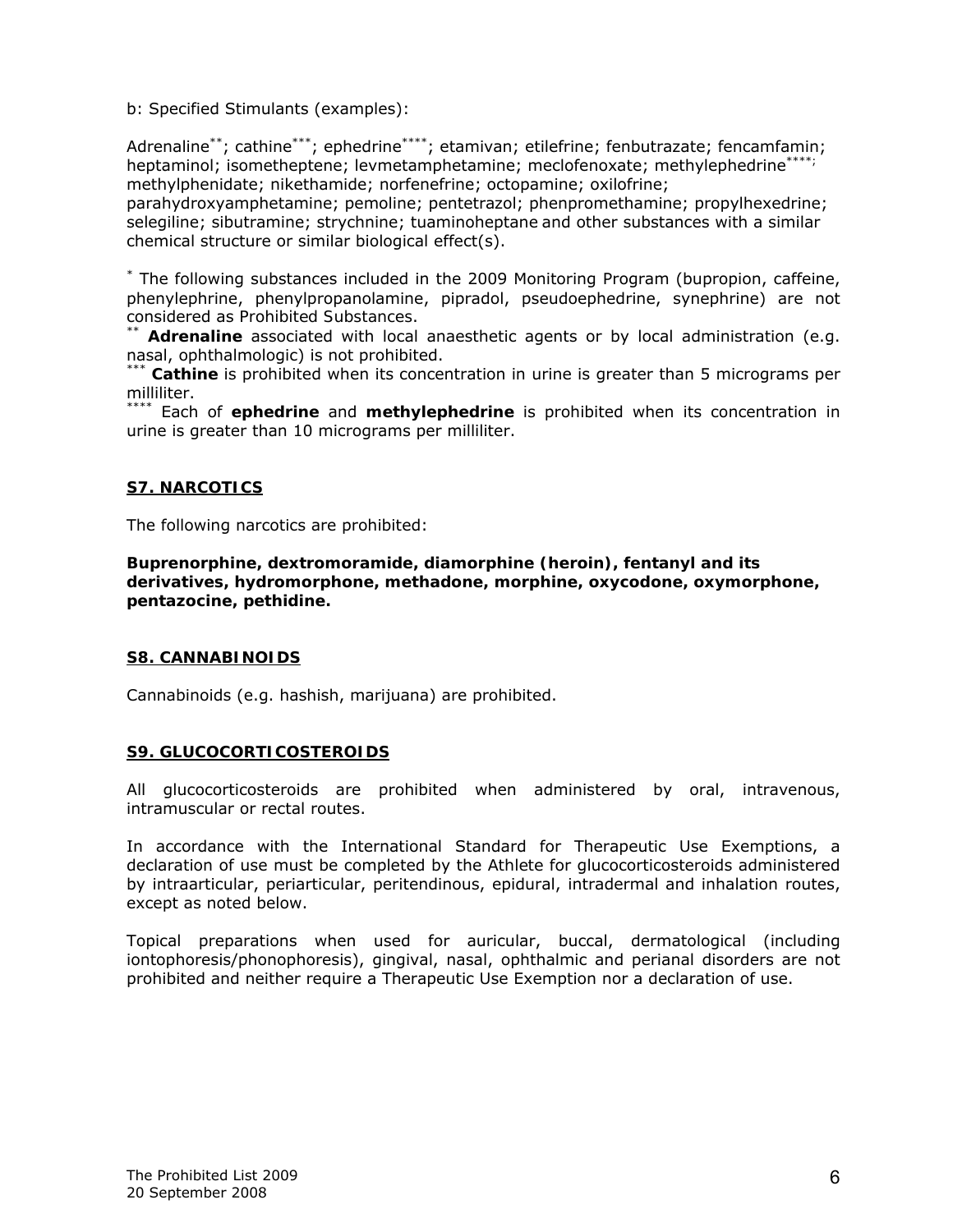b: Specified Stimulants (examples):

Adrenaline**; cathine***; ephedrine****; etamivan; etilefrine; fenbutrazate; fencamfamin; heptaminol; isometheptene; levmetamphetamine; meclofenoxate; methylephedrine****; methylphenidate; nikethamide; norfenefrine; octopamine; oxilofrine; parahydroxyamphetamine; pemoline; pentetrazol; phenpromethamine; propylhexedrine; selegiline; sibutramine; strychnine; tuaminoheptane and other substances with a similar chemical structure or similar biological effect(s).

* The following substances included in the 2009 Monitoring Program (bupropion, caffeine, phenylephrine, phenylpropanolamine, pipradol, pseudoephedrine, synephrine) are not considered as Prohibited Substances.

** **Adrenaline** associated with local anaesthetic agents or by local administration (e.g. nasal, ophthalmologic) is not prohibited.

*** **Cathine** is prohibited when its concentration in urine is greater than 5 micrograms per milliliter.

**** Each of **ephedrine** and **methylephedrine** is prohibited when its concentration in urine is greater than 10 micrograms per milliliter.

## S7. NARCOTICS

The following narcotics are prohibited:

**Buprenorphine, dextromoramide, diamorphine (heroin), fentanyl and its derivatives, hydromorphone, methadone, morphine, oxycodone, oxymorphone, pentazocine, pethidine.**

## S8. CANNABINOIDS

Cannabinoids (e.g. hashish, marijuana) are prohibited.

## S9. GLUCOCORTICOSTEROIDS

All glucocorticosteroids are prohibited when administered by oral, intravenous, intramuscular or rectal routes.

In accordance with the International Standard for Therapeutic Use Exemptions, a declaration of use must be completed by the Athlete for glucocorticosteroids administered by intraarticular, periarticular, peritendinous, epidural, intradermal and inhalation routes, except as noted below.

Topical preparations when used for auricular, buccal, dermatological (including iontophoresis/phonophoresis), gingival, nasal, ophthalmic and perianal disorders are not prohibited and neither require a Therapeutic Use Exemption nor a declaration of use.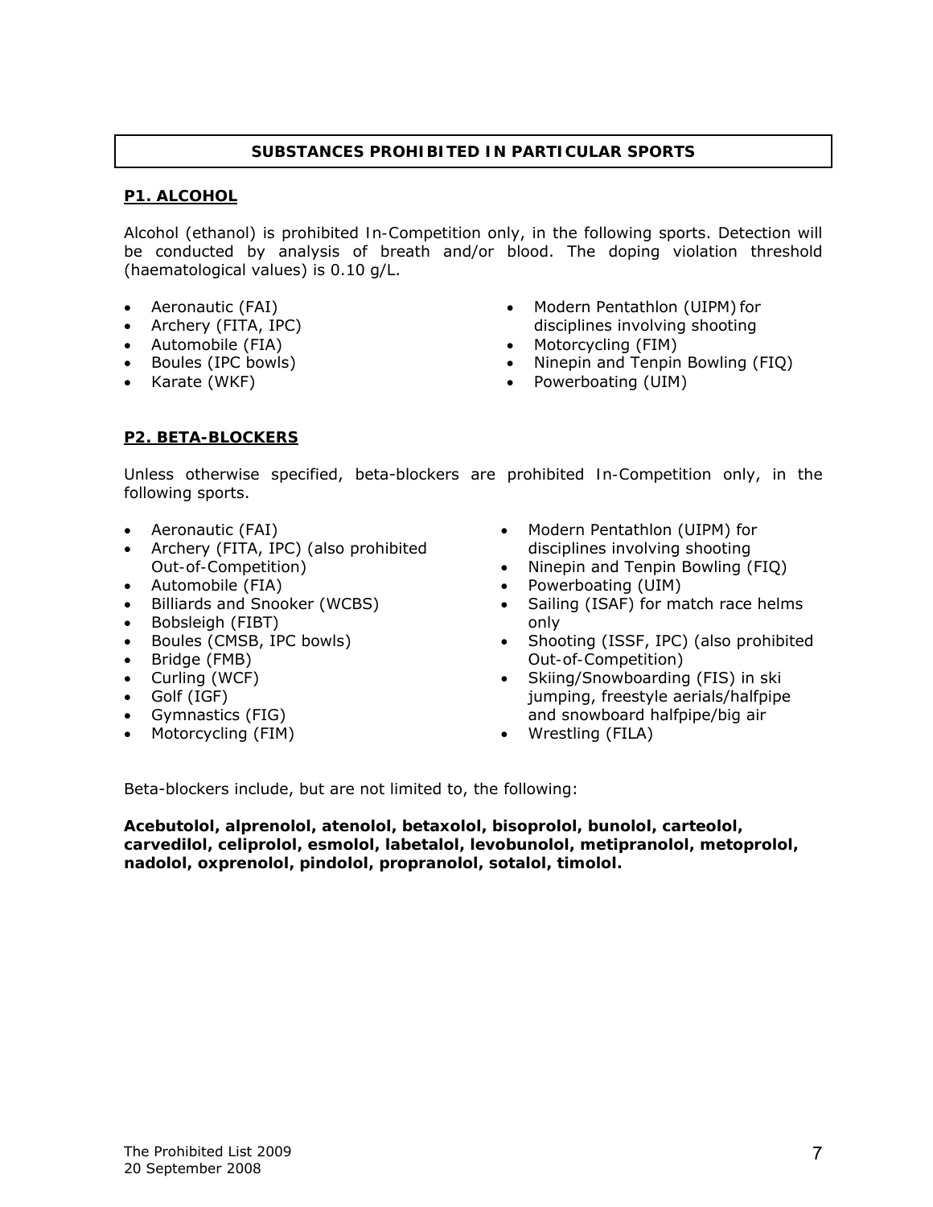## SUBSTANCES PROHIBITED IN PARTICULAR SPORTS

### P1. ALCOHOL

Alcohol (ethanol) is prohibited In-Competition only, in the following sports. Detection will be conducted by analysis of breath and/or blood. The doping violation threshold (haematological values) is 0.10 g/L.

- Aeronautic (FAI)
- Archery (FITA, IPC)
- Automobile (FIA)
- Boules (IPC bowls)
- Karate (WKF)
- Modern Pentathlon (UIPM) for disciplines involving shooting
- Motorcycling (FIM)
- Ninepin and Tenpin Bowling (FIQ)
- Powerboating (UIM)

### P2. BETA-BLOCKERS

Unless otherwise specified, beta-blockers are prohibited In-Competition only, in the following sports.

- Aeronautic (FAI)
- Archery (FITA, IPC) (also prohibited Out-of-Competition)
- Automobile (FIA)
- Billiards and Snooker (WCBS)
- Bobsleigh (FIBT)
- Boules (CMSB, IPC bowls)
- Bridge (FMB)
- Curling (WCF)
- Golf (IGF)
- Gymnastics (FIG)
- Motorcycling (FIM)
- Modern Pentathlon (UIPM) for disciplines involving shooting
- Ninepin and Tenpin Bowling (FIQ)
- Powerboating (UIM)
- Sailing (ISAF) for match race helms only
- Shooting (ISSF, IPC) (also prohibited Out-of-Competition)
- Skiing/Snowboarding (FIS) in ski jumping, freestyle aerials/halfpipe and snowboard halfpipe/big air
- Wrestling (FILA)

Beta-blockers include, but are not limited to, the following:

**Acebutolol, alprenolol, atenolol, betaxolol, bisoprolol, bunolol, carteolol, carvedilol, celiprolol, esmolol, labetalol, levobunolol, metipranolol, metoprolol, nadolol, oxprenolol, pindolol, propranolol, sotalol, timolol.**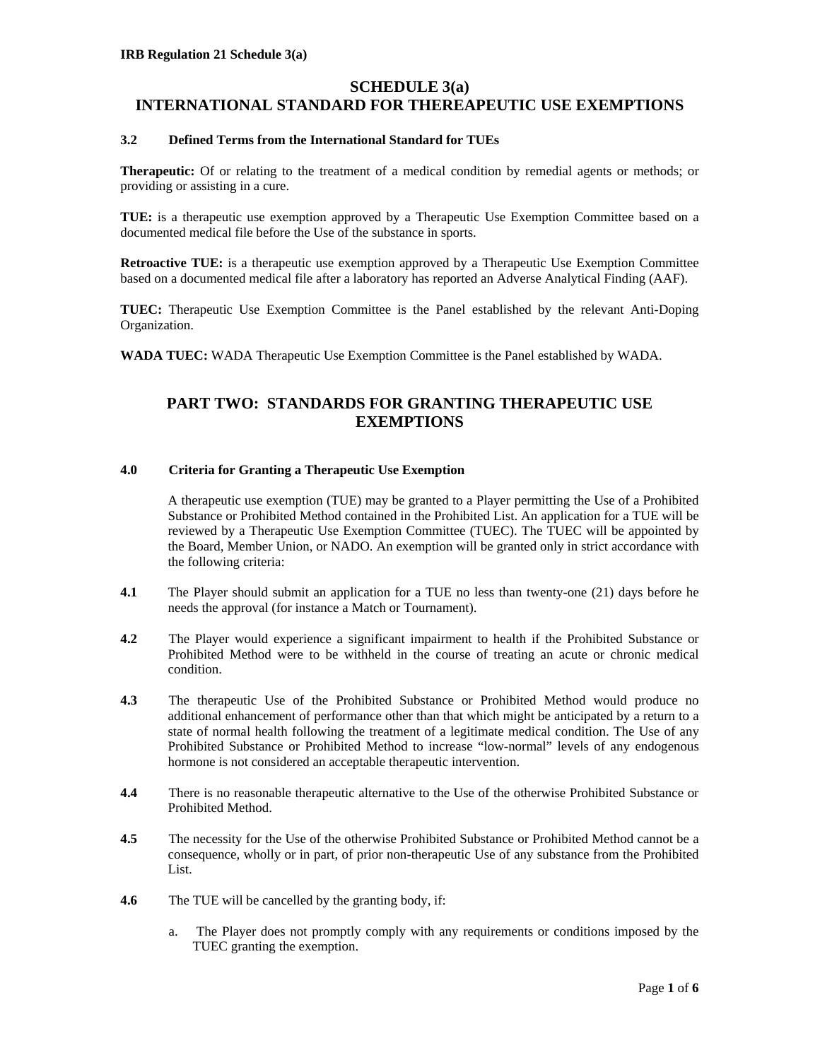# SCHEDULE 3(a)
# INTERNATIONAL STANDARD FOR THEREAPEUTIC USE EXEMPTIONS

### 3.2 Defined Terms from the International Standard for TUEs

**Therapeutic:** Of or relating to the treatment of a medical condition by remedial agents or methods; or providing or assisting in a cure.

**TUE:** is a therapeutic use exemption approved by a Therapeutic Use Exemption Committee based on a documented medical file before the Use of the substance in sports.

**Retroactive TUE:** is a therapeutic use exemption approved by a Therapeutic Use Exemption Committee based on a documented medical file after a laboratory has reported an Adverse Analytical Finding (AAF).

**TUEC:** Therapeutic Use Exemption Committee is the Panel established by the relevant Anti-Doping Organization.

**WADA TUEC:** WADA Therapeutic Use Exemption Committee is the Panel established by WADA.

## PART TWO: STANDARDS FOR GRANTING THERAPEUTIC USE EXEMPTIONS

### 4.0 Criteria for Granting a Therapeutic Use Exemption

A therapeutic use exemption (TUE) may be granted to a Player permitting the Use of a Prohibited Substance or Prohibited Method contained in the Prohibited List. An application for a TUE will be reviewed by a Therapeutic Use Exemption Committee (TUEC). The TUEC will be appointed by the Board, Member Union, or NADO. An exemption will be granted only in strict accordance with the following criteria:

**4.1** The Player should submit an application for a TUE no less than twenty-one (21) days before he needs the approval (for instance a Match or Tournament).

**4.2** The Player would experience a significant impairment to health if the Prohibited Substance or Prohibited Method were to be withheld in the course of treating an acute or chronic medical condition.

**4.3** The therapeutic Use of the Prohibited Substance or Prohibited Method would produce no additional enhancement of performance other than that which might be anticipated by a return to a state of normal health following the treatment of a legitimate medical condition. The Use of any Prohibited Substance or Prohibited Method to increase "low-normal" levels of any endogenous hormone is not considered an acceptable therapeutic intervention.

**4.4** There is no reasonable therapeutic alternative to the Use of the otherwise Prohibited Substance or Prohibited Method.

**4.5** The necessity for the Use of the otherwise Prohibited Substance or Prohibited Method cannot be a consequence, wholly or in part, of prior non-therapeutic Use of any substance from the Prohibited List.

**4.6** The TUE will be cancelled by the granting body, if:

a. The Player does not promptly comply with any requirements or conditions imposed by the TUEC granting the exemption.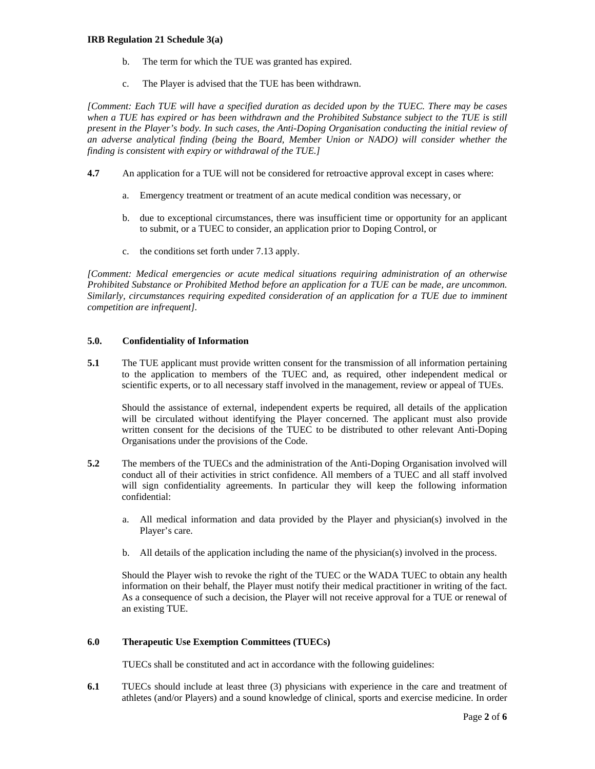b. The term for which the TUE was granted has expired.

c. The Player is advised that the TUE has been withdrawn.

*[Comment: Each TUE will have a specified duration as decided upon by the TUEC. There may be cases when a TUE has expired or has been withdrawn and the Prohibited Substance subject to the TUE is still present in the Player's body. In such cases, the Anti-Doping Organisation conducting the initial review of an adverse analytical finding (being the Board, Member Union or NADO) will consider whether the finding is consistent with expiry or withdrawal of the TUE.]*

**4.7** An application for a TUE will not be considered for retroactive approval except in cases where:

a. Emergency treatment or treatment of an acute medical condition was necessary, or

b. due to exceptional circumstances, there was insufficient time or opportunity for an applicant to submit, or a TUEC to consider, an application prior to Doping Control, or

c. the conditions set forth under 7.13 apply.

*[Comment: Medical emergencies or acute medical situations requiring administration of an otherwise Prohibited Substance or Prohibited Method before an application for a TUE can be made, are uncommon. Similarly, circumstances requiring expedited consideration of an application for a TUE due to imminent competition are infrequent].*

### 5.0. Confidentiality of Information

**5.1** The TUE applicant must provide written consent for the transmission of all information pertaining to the application to members of the TUEC and, as required, other independent medical or scientific experts, or to all necessary staff involved in the management, review or appeal of TUEs.

Should the assistance of external, independent experts be required, all details of the application will be circulated without identifying the Player concerned. The applicant must also provide written consent for the decisions of the TUEC to be distributed to other relevant Anti-Doping Organisations under the provisions of the Code.

**5.2** The members of the TUECs and the administration of the Anti-Doping Organisation involved will conduct all of their activities in strict confidence. All members of a TUEC and all staff involved will sign confidentiality agreements. In particular they will keep the following information confidential:

a. All medical information and data provided by the Player and physician(s) involved in the Player's care.

b. All details of the application including the name of the physician(s) involved in the process.

Should the Player wish to revoke the right of the TUEC or the WADA TUEC to obtain any health information on their behalf, the Player must notify their medical practitioner in writing of the fact. As a consequence of such a decision, the Player will not receive approval for a TUE or renewal of an existing TUE.

### 6.0 Therapeutic Use Exemption Committees (TUECs)

TUECs shall be constituted and act in accordance with the following guidelines:

**6.1** TUECs should include at least three (3) physicians with experience in the care and treatment of athletes (and/or Players) and a sound knowledge of clinical, sports and exercise medicine. In order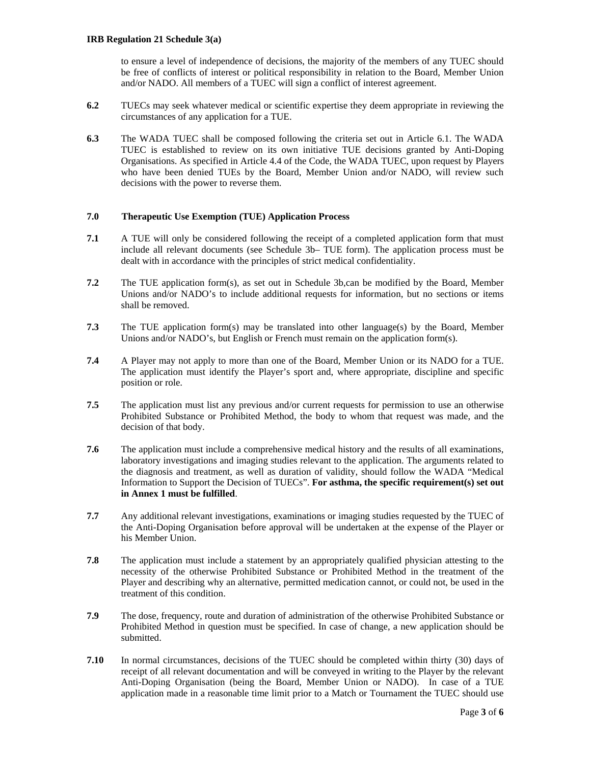to ensure a level of independence of decisions, the majority of the members of any TUEC should be free of conflicts of interest or political responsibility in relation to the Board, Member Union and/or NADO. All members of a TUEC will sign a conflict of interest agreement.

**6.2** TUECs may seek whatever medical or scientific expertise they deem appropriate in reviewing the circumstances of any application for a TUE.

**6.3** The WADA TUEC shall be composed following the criteria set out in Article 6.1. The WADA TUEC is established to review on its own initiative TUE decisions granted by Anti-Doping Organisations. As specified in Article 4.4 of the Code, the WADA TUEC, upon request by Players who have been denied TUEs by the Board, Member Union and/or NADO, will review such decisions with the power to reverse them.

### 7.0 Therapeutic Use Exemption (TUE) Application Process

**7.1** A TUE will only be considered following the receipt of a completed application form that must include all relevant documents (see Schedule 3b– TUE form). The application process must be dealt with in accordance with the principles of strict medical confidentiality.

**7.2** The TUE application form(s), as set out in Schedule 3b,can be modified by the Board, Member Unions and/or NADO's to include additional requests for information, but no sections or items shall be removed.

**7.3** The TUE application form(s) may be translated into other language(s) by the Board, Member Unions and/or NADO's, but English or French must remain on the application form(s).

**7.4** A Player may not apply to more than one of the Board, Member Union or its NADO for a TUE. The application must identify the Player's sport and, where appropriate, discipline and specific position or role.

**7.5** The application must list any previous and/or current requests for permission to use an otherwise Prohibited Substance or Prohibited Method, the body to whom that request was made, and the decision of that body.

**7.6** The application must include a comprehensive medical history and the results of all examinations, laboratory investigations and imaging studies relevant to the application. The arguments related to the diagnosis and treatment, as well as duration of validity, should follow the WADA "Medical Information to Support the Decision of TUECs". **For asthma, the specific requirement(s) set out in Annex 1 must be fulfilled**.

**7.7** Any additional relevant investigations, examinations or imaging studies requested by the TUEC of the Anti-Doping Organisation before approval will be undertaken at the expense of the Player or his Member Union.

**7.8** The application must include a statement by an appropriately qualified physician attesting to the necessity of the otherwise Prohibited Substance or Prohibited Method in the treatment of the Player and describing why an alternative, permitted medication cannot, or could not, be used in the treatment of this condition.

**7.9** The dose, frequency, route and duration of administration of the otherwise Prohibited Substance or Prohibited Method in question must be specified. In case of change, a new application should be submitted.

**7.10** In normal circumstances, decisions of the TUEC should be completed within thirty (30) days of receipt of all relevant documentation and will be conveyed in writing to the Player by the relevant Anti-Doping Organisation (being the Board, Member Union or NADO). In case of a TUE application made in a reasonable time limit prior to a Match or Tournament the TUEC should use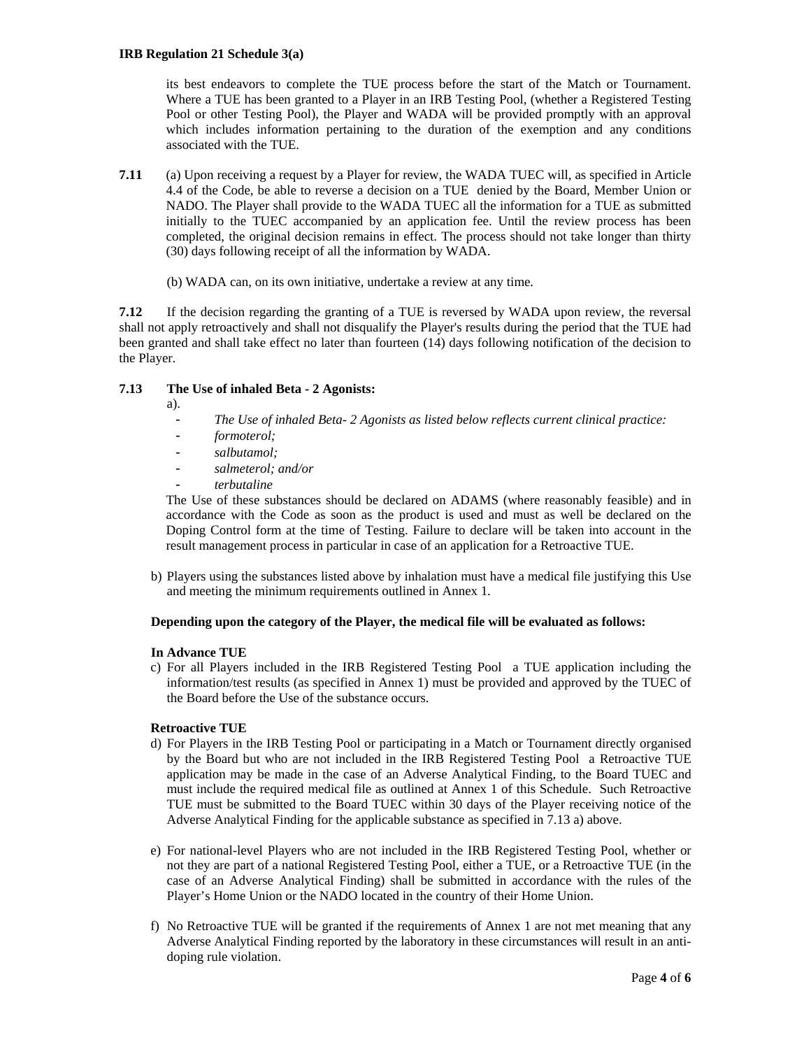its best endeavors to complete the TUE process before the start of the Match or Tournament. Where a TUE has been granted to a Player in an IRB Testing Pool, (whether a Registered Testing Pool or other Testing Pool), the Player and WADA will be provided promptly with an approval which includes information pertaining to the duration of the exemption and any conditions associated with the TUE.

**7.11** (a) Upon receiving a request by a Player for review, the WADA TUEC will, as specified in Article 4.4 of the Code, be able to reverse a decision on a TUE denied by the Board, Member Union or NADO. The Player shall provide to the WADA TUEC all the information for a TUE as submitted initially to the TUEC accompanied by an application fee. Until the review process has been completed, the original decision remains in effect. The process should not take longer than thirty (30) days following receipt of all the information by WADA.

(b) WADA can, on its own initiative, undertake a review at any time.

**7.12** If the decision regarding the granting of a TUE is reversed by WADA upon review, the reversal shall not apply retroactively and shall not disqualify the Player's results during the period that the TUE had been granted and shall take effect no later than fourteen (14) days following notification of the decision to the Player.

**7.13 The Use of inhaled Beta - 2 Agonists:**

a).

- *The Use of inhaled Beta- 2 Agonists as listed below reflects current clinical practice:*
- *formoterol;*
- *salbutamol;*
- *salmeterol; and/or*
- *terbutaline*

The Use of these substances should be declared on ADAMS (where reasonably feasible) and in accordance with the Code as soon as the product is used and must as well be declared on the Doping Control form at the time of Testing. Failure to declare will be taken into account in the result management process in particular in case of an application for a Retroactive TUE.

b) Players using the substances listed above by inhalation must have a medical file justifying this Use and meeting the minimum requirements outlined in Annex 1.

**Depending upon the category of the Player, the medical file will be evaluated as follows:**

**In Advance TUE**

c) For all Players included in the IRB Registered Testing Pool a TUE application including the information/test results (as specified in Annex 1) must be provided and approved by the TUEC of the Board before the Use of the substance occurs.

**Retroactive TUE**

d) For Players in the IRB Testing Pool or participating in a Match or Tournament directly organised by the Board but who are not included in the IRB Registered Testing Pool a Retroactive TUE application may be made in the case of an Adverse Analytical Finding, to the Board TUEC and must include the required medical file as outlined at Annex 1 of this Schedule. Such Retroactive TUE must be submitted to the Board TUEC within 30 days of the Player receiving notice of the Adverse Analytical Finding for the applicable substance as specified in 7.13 a) above.

e) For national-level Players who are not included in the IRB Registered Testing Pool, whether or not they are part of a national Registered Testing Pool, either a TUE, or a Retroactive TUE (in the case of an Adverse Analytical Finding) shall be submitted in accordance with the rules of the Player's Home Union or the NADO located in the country of their Home Union.

f) No Retroactive TUE will be granted if the requirements of Annex 1 are not met meaning that any Adverse Analytical Finding reported by the laboratory in these circumstances will result in an anti-doping rule violation.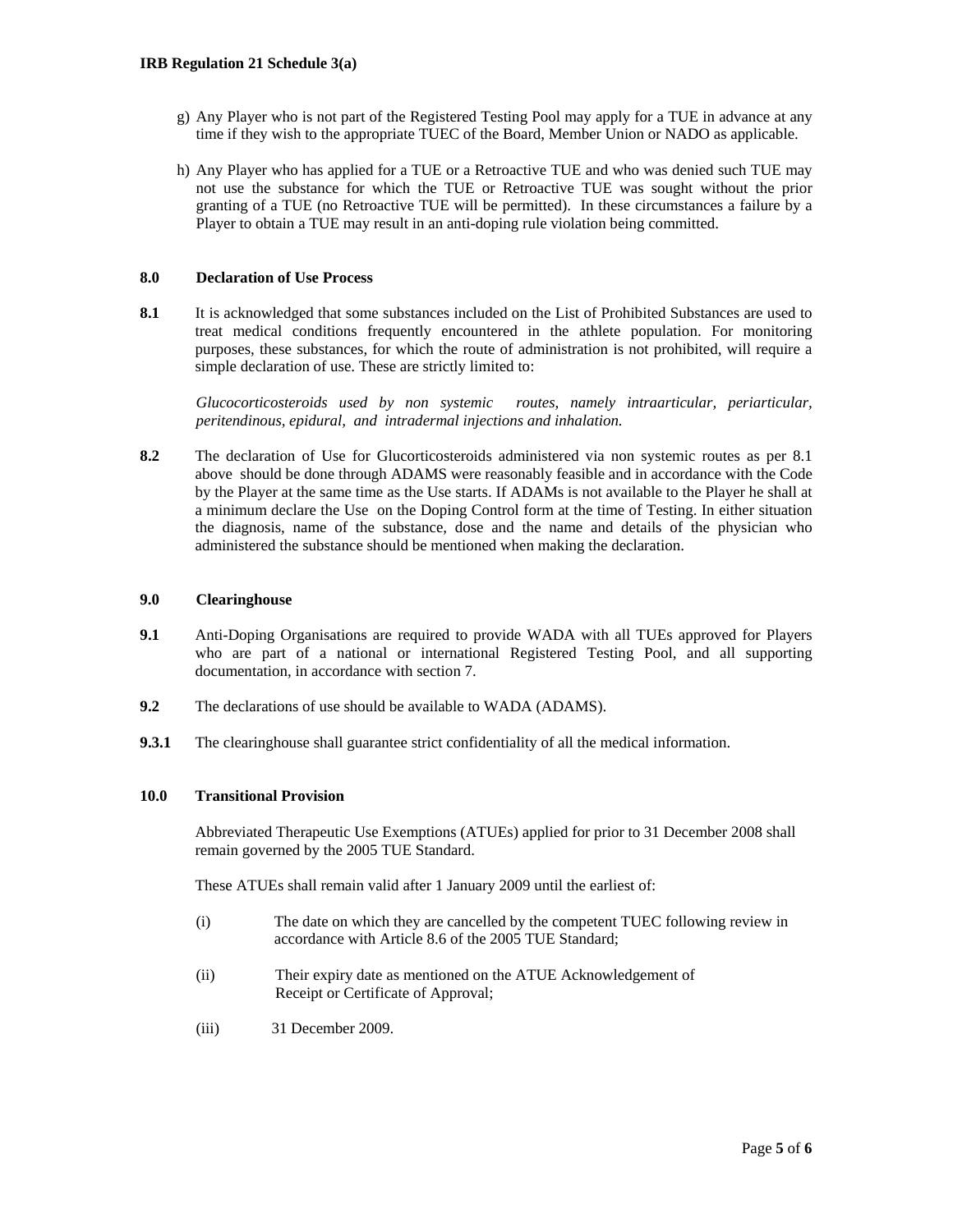g) Any Player who is not part of the Registered Testing Pool may apply for a TUE in advance at any time if they wish to the appropriate TUEC of the Board, Member Union or NADO as applicable.

h) Any Player who has applied for a TUE or a Retroactive TUE and who was denied such TUE may not use the substance for which the TUE or Retroactive TUE was sought without the prior granting of a TUE (no Retroactive TUE will be permitted). In these circumstances a failure by a Player to obtain a TUE may result in an anti-doping rule violation being committed.

## 8.0 Declaration of Use Process

**8.1** It is acknowledged that some substances included on the List of Prohibited Substances are used to treat medical conditions frequently encountered in the athlete population. For monitoring purposes, these substances, for which the route of administration is not prohibited, will require a simple declaration of use. These are strictly limited to:

*Glucocorticosteroids used by non systemic routes, namely intraarticular, periarticular, peritendinous, epidural, and intradermal injections and inhalation.*

**8.2** The declaration of Use for Glucorticosteroids administered via non systemic routes as per 8.1 above should be done through ADAMS were reasonably feasible and in accordance with the Code by the Player at the same time as the Use starts. If ADAMs is not available to the Player he shall at a minimum declare the Use on the Doping Control form at the time of Testing. In either situation the diagnosis, name of the substance, dose and the name and details of the physician who administered the substance should be mentioned when making the declaration.

## 9.0 Clearinghouse

**9.1** Anti-Doping Organisations are required to provide WADA with all TUEs approved for Players who are part of a national or international Registered Testing Pool, and all supporting documentation, in accordance with section 7.

**9.2** The declarations of use should be available to WADA (ADAMS).

**9.3.1** The clearinghouse shall guarantee strict confidentiality of all the medical information.

## 10.0 Transitional Provision

Abbreviated Therapeutic Use Exemptions (ATUEs) applied for prior to 31 December 2008 shall remain governed by the 2005 TUE Standard.

These ATUEs shall remain valid after 1 January 2009 until the earliest of:

(i) The date on which they are cancelled by the competent TUEC following review in accordance with Article 8.6 of the 2005 TUE Standard;

(ii) Their expiry date as mentioned on the ATUE Acknowledgement of Receipt or Certificate of Approval;

(iii) 31 December 2009.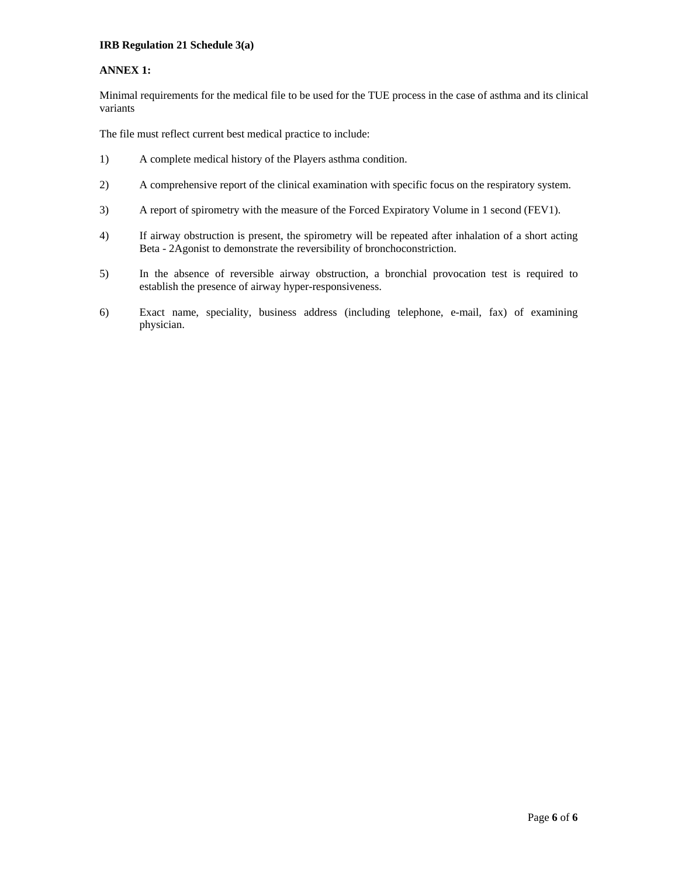**IRB Regulation 21 Schedule 3(a)**

**ANNEX 1:**

Minimal requirements for the medical file to be used for the TUE process in the case of asthma and its clinical variants

The file must reflect current best medical practice to include:

1) A complete medical history of the Players asthma condition.

2) A comprehensive report of the clinical examination with specific focus on the respiratory system.

3) A report of spirometry with the measure of the Forced Expiratory Volume in 1 second (FEV1).

4) If airway obstruction is present, the spirometry will be repeated after inhalation of a short acting Beta - 2Agonist to demonstrate the reversibility of bronchoconstriction.

5) In the absence of reversible airway obstruction, a bronchial provocation test is required to establish the presence of airway hyper-responsiveness.

6) Exact name, speciality, business address (including telephone, e-mail, fax) of examining physician.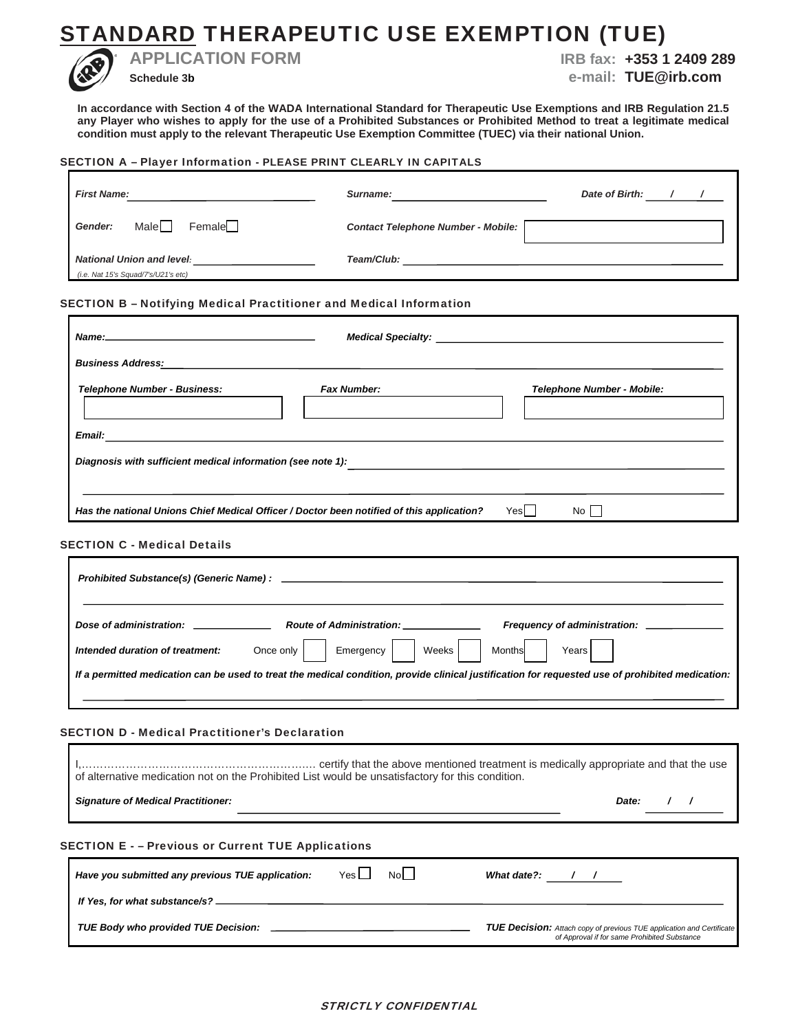# STANDARD THERAPEUTIC USE EXEMPTION (TUE)

## APPLICATION FORM

**Schedule 3b**

**IRB fax: +353 1 2409 289**
**e-mail: TUE@irb.com**

**In accordance with Section 4 of the WADA International Standard for Therapeutic Use Exemptions and IRB Regulation 21.5 any Player who wishes to apply for the use of a Prohibited Substances or Prohibited Method to treat a legitimate medical condition must apply to the relevant Therapeutic Use Exemption Committee (TUEC) via their national Union.**

### SECTION A – Player Information - PLEASE PRINT CLEARLY IN CAPITALS

*First Name:* ______________________ *Surname:* ______________________ *Date of Birth:* ___/___/___

*Gender:* Male ☐ Female ☐ *Contact Telephone Number - Mobile:* ______________________

*National Union and level:* ______________________ *Team/Club:* ______________________
*(i.e. Nat 15's Squad/7's/U21's etc)*

### SECTION B – Notifying Medical Practitioner and Medical Information

*Name:* ______________________ *Medical Specialty:* ______________________

*Business Address:* ______________________

*Telephone Number - Business:* ______________ *Fax Number:* ______________ *Telephone Number - Mobile:* ______________

*Email:* ______________________

*Diagnosis with sufficient medical information (see note 1):* ______________________

______________________

*Has the national Unions Chief Medical Officer / Doctor been notified of this application?* Yes ☐ No ☐

### SECTION C - Medical Details

*Prohibited Substance(s) (Generic Name) :* ______________________

______________________

*Dose of administration:* __________ *Route of Administration:* __________ *Frequency of administration:* __________

*Intended duration of treatment:* Once only ☐ Emergency ☐ Weeks ☐ Months ☐ Years ☐

*If a permitted medication can be used to treat the medical condition, provide clinical justification for requested use of prohibited medication:*

______________________

### SECTION D - Medical Practitioner's Declaration

I,……………………………………………………… certify that the above mentioned treatment is medically appropriate and that the use of alternative medication not on the Prohibited List would be unsatisfactory for this condition.

*Signature of Medical Practitioner:* ______________________ *Date:* ___/___/___

### SECTION E - – Previous or Current TUE Applications

*Have you submitted any previous TUE application:* Yes ☐ No ☐ *What date?:* ___/___/___

*If Yes, for what substance/s?* ______________________

*TUE Body who provided TUE Decision:* ______________________ ***TUE Decision:*** *Attach copy of previous TUE application and Certificate of Approval if for same Prohibited Substance*

*STRICTLY CONFIDENTIAL*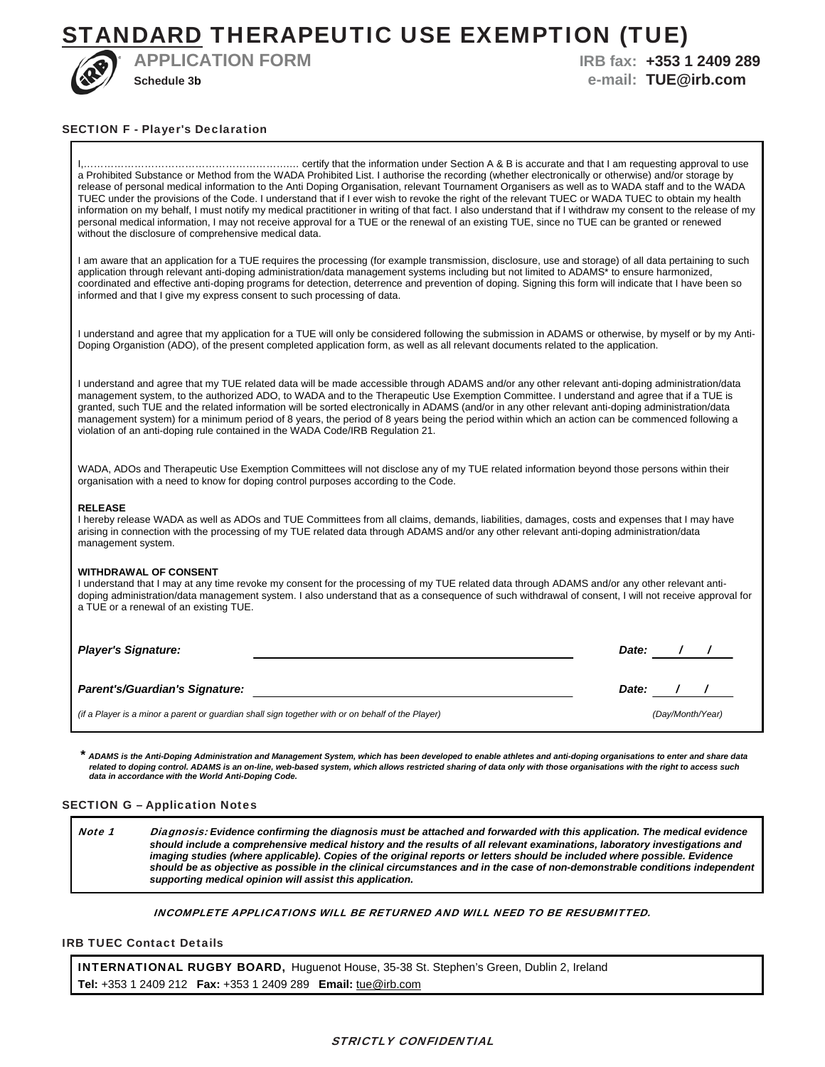# STANDARD THERAPEUTIC USE EXEMPTION (TUE)

**APPLICATION FORM** **IRB fax: +353 1 2409 289**

**Schedule 3b** **e-mail: TUE@irb.com**

## SECTION F - Player's Declaration

I,…………………………………………………….… certify that the information under Section A & B is accurate and that I am requesting approval to use a Prohibited Substance or Method from the WADA Prohibited List. I authorise the recording (whether electronically or otherwise) and/or storage by release of personal medical information to the Anti Doping Organisation, relevant Tournament Organisers as well as to WADA staff and to the WADA TUEC under the provisions of the Code. I understand that if I ever wish to revoke the right of the relevant TUEC or WADA TUEC to obtain my health information on my behalf, I must notify my medical practitioner in writing of that fact. I also understand that if I withdraw my consent to the release of my personal medical information, I may not receive approval for a TUE or the renewal of an existing TUE, since no TUE can be granted or renewed without the disclosure of comprehensive medical data.

I am aware that an application for a TUE requires the processing (for example transmission, disclosure, use and storage) of all data pertaining to such application through relevant anti-doping administration/data management systems including but not limited to ADAMS* to ensure harmonized, coordinated and effective anti-doping programs for detection, deterrence and prevention of doping. Signing this form will indicate that I have been so informed and that I give my express consent to such processing of data.

I understand and agree that my application for a TUE will only be considered following the submission in ADAMS or otherwise, by myself or by my Anti-Doping Organistion (ADO), of the present completed application form, as well as all relevant documents related to the application.

I understand and agree that my TUE related data will be made accessible through ADAMS and/or any other relevant anti-doping administration/data management system, to the authorized ADO, to WADA and to the Therapeutic Use Exemption Committee. I understand and agree that if a TUE is granted, such TUE and the related information will be sorted electronically in ADAMS (and/or in any other relevant anti-doping administration/data management system) for a minimum period of 8 years, the period of 8 years being the period within which an action can be commenced following a violation of an anti-doping rule contained in the WADA Code/IRB Regulation 21.

WADA, ADOs and Therapeutic Use Exemption Committees will not disclose any of my TUE related information beyond those persons within their organisation with a need to know for doping control purposes according to the Code.

**RELEASE**
I hereby release WADA as well as ADOs and TUE Committees from all claims, demands, liabilities, damages, costs and expenses that I may have arising in connection with the processing of my TUE related data through ADAMS and/or any other relevant anti-doping administration/data management system.

**WITHDRAWAL OF CONSENT**
I understand that I may at any time revoke my consent for the processing of my TUE related data through ADAMS and/or any other relevant anti-doping administration/data management system. I also understand that as a consequence of such withdrawal of consent, I will not receive approval for a TUE or a renewal of an existing TUE.

***Player's Signature:*** ______________________________ ***Date:*** ___/___/___

***Parent's/Guardian's Signature:*** ______________________________ ***Date:*** ___/___/___

*(if a Player is a minor a parent or guardian shall sign together with or on behalf of the Player)* *(Day/Month/Year)*

***\* ADAMS is the Anti-Doping Administration and Management System, which has been developed to enable athletes and anti-doping organisations to enter and share data related to doping control. ADAMS is an on-line, web-based system, which allows restricted sharing of data only with those organisations with the right to access such data in accordance with the World Anti-Doping Code.***

## SECTION G – Application Notes

*Note 1* *Diagnosis:* ***Evidence confirming the diagnosis must be attached and forwarded with this application. The medical evidence should include a comprehensive medical history and the results of all relevant examinations, laboratory investigations and imaging studies (where applicable). Copies of the original reports or letters should be included where possible. Evidence should be as objective as possible in the clinical circumstances and in the case of non-demonstrable conditions independent supporting medical opinion will assist this application.***

*INCOMPLETE APPLICATIONS WILL BE RETURNED AND WILL NEED TO BE RESUBMITTED.*

## IRB TUEC Contact Details

**INTERNATIONAL RUGBY BOARD,** Huguenot House, 35-38 St. Stephen's Green, Dublin 2, Ireland
**Tel:** +353 1 2409 212 **Fax:** +353 1 2409 289 **Email:** tue@irb.com

*STRICTLY CONFIDENTIAL*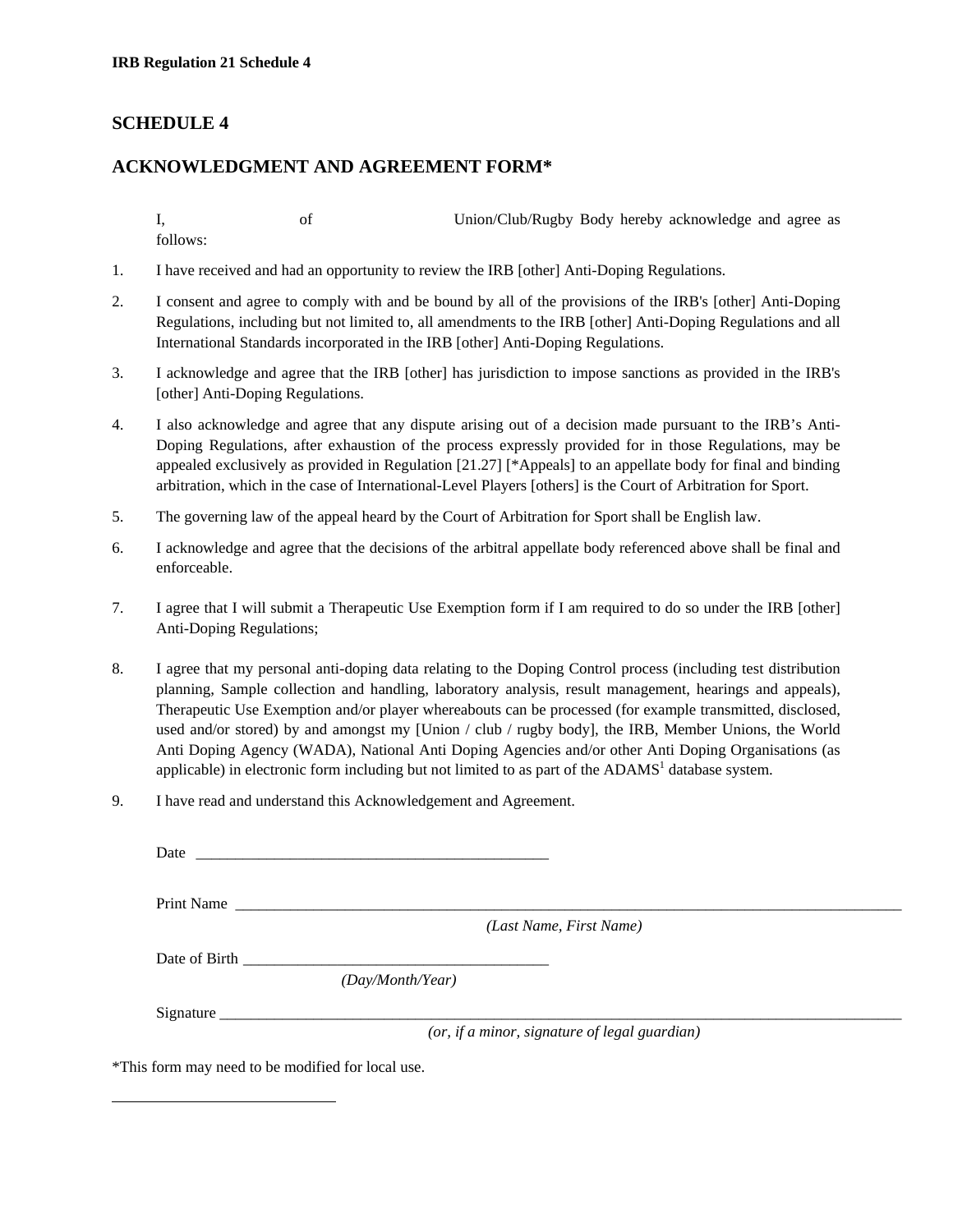## SCHEDULE 4

## ACKNOWLEDGMENT AND AGREEMENT FORM*

I, of Union/Club/Rugby Body hereby acknowledge and agree as follows:

1. I have received and had an opportunity to review the IRB [other] Anti-Doping Regulations.

2. I consent and agree to comply with and be bound by all of the provisions of the IRB's [other] Anti-Doping Regulations, including but not limited to, all amendments to the IRB [other] Anti-Doping Regulations and all International Standards incorporated in the IRB [other] Anti-Doping Regulations.

3. I acknowledge and agree that the IRB [other] has jurisdiction to impose sanctions as provided in the IRB's [other] Anti-Doping Regulations.

4. I also acknowledge and agree that any dispute arising out of a decision made pursuant to the IRB's Anti-Doping Regulations, after exhaustion of the process expressly provided for in those Regulations, may be appealed exclusively as provided in Regulation [21.27] [*Appeals] to an appellate body for final and binding arbitration, which in the case of International-Level Players [others] is the Court of Arbitration for Sport.

5. The governing law of the appeal heard by the Court of Arbitration for Sport shall be English law.

6. I acknowledge and agree that the decisions of the arbitral appellate body referenced above shall be final and enforceable.

7. I agree that I will submit a Therapeutic Use Exemption form if I am required to do so under the IRB [other] Anti-Doping Regulations;

8. I agree that my personal anti-doping data relating to the Doping Control process (including test distribution planning, Sample collection and handling, laboratory analysis, result management, hearings and appeals), Therapeutic Use Exemption and/or player whereabouts can be processed (for example transmitted, disclosed, used and/or stored) by and amongst my [Union / club / rugby body], the IRB, Member Unions, the World Anti Doping Agency (WADA), National Anti Doping Agencies and/or other Anti Doping Organisations (as applicable) in electronic form including but not limited to as part of the ADAMS[1] database system.

9. I have read and understand this Acknowledgement and Agreement.

Date \_\_\_\_\_\_\_\_\_\_\_\_\_\_\_\_\_\_\_\_\_\_\_\_\_\_\_\_\_\_\_\_\_\_\_\_\_\_\_\_\_\_\_\_

Print Name \_\_\_\_\_\_\_\_\_\_\_\_\_\_\_\_\_\_\_\_\_\_\_\_\_\_\_\_\_\_\_\_\_\_\_\_\_\_\_\_\_\_\_\_\_\_\_\_\_\_\_\_\_\_\_\_\_\_\_\_\_\_\_\_

*(Last Name, First Name)*

Date of Birth \_\_\_\_\_\_\_\_\_\_\_\_\_\_\_\_\_\_\_\_\_\_\_\_\_\_\_\_\_\_\_\_\_\_\_\_\_\_\_

*(Day/Month/Year)*

Signature \_\_\_\_\_\_\_\_\_\_\_\_\_\_\_\_\_\_\_\_\_\_\_\_\_\_\_\_\_\_\_\_\_\_\_\_\_\_\_\_\_\_\_\_\_\_\_\_\_\_\_\_\_\_\_\_\_\_\_\_\_\_\_\_\_\_\_

*(or, if a minor, signature of legal guardian)*

*This form may need to be modified for local use.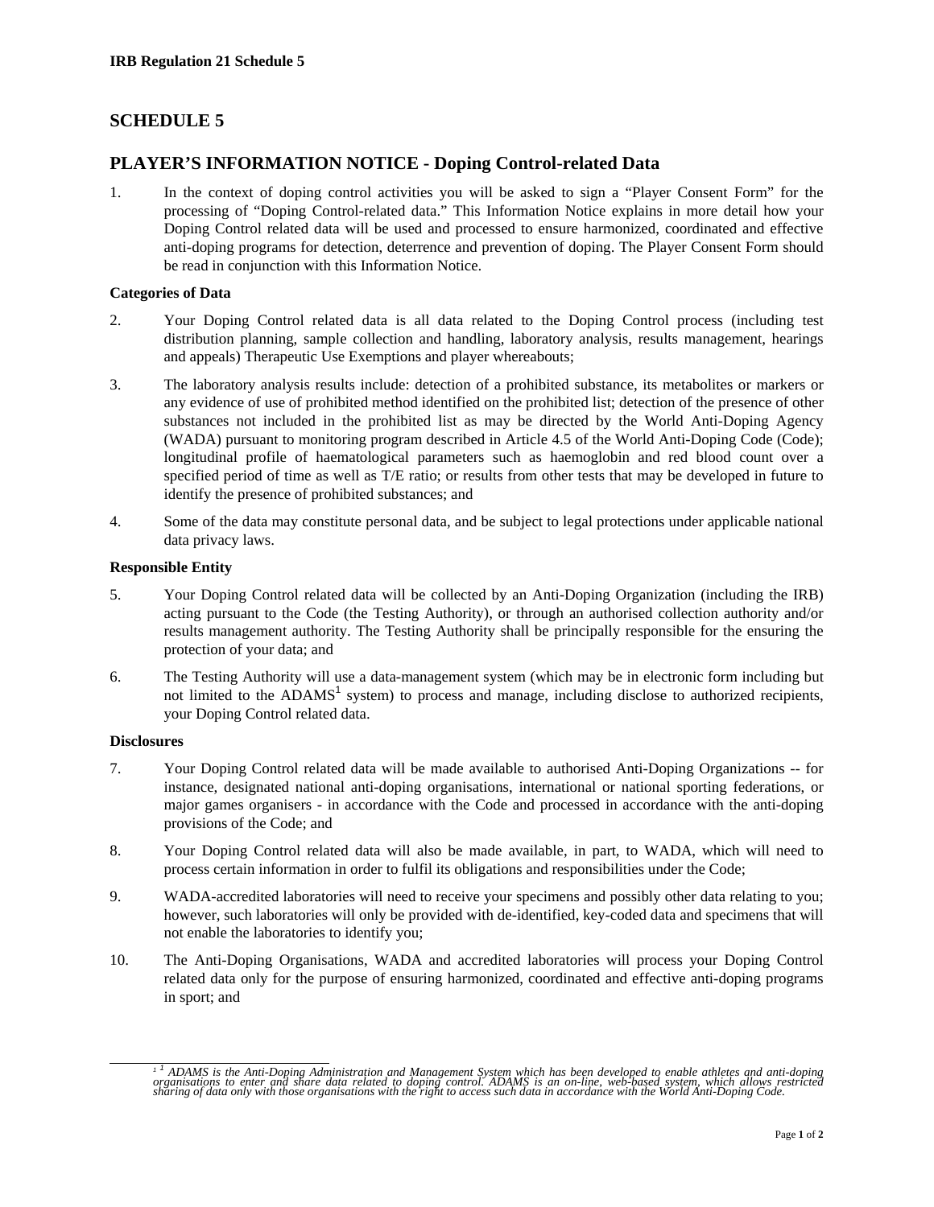# SCHEDULE 5

## PLAYER'S INFORMATION NOTICE - Doping Control-related Data

1. In the context of doping control activities you will be asked to sign a "Player Consent Form" for the processing of "Doping Control-related data." This Information Notice explains in more detail how your Doping Control related data will be used and processed to ensure harmonized, coordinated and effective anti-doping programs for detection, deterrence and prevention of doping. The Player Consent Form should be read in conjunction with this Information Notice.

**Categories of Data**

2. Your Doping Control related data is all data related to the Doping Control process (including test distribution planning, sample collection and handling, laboratory analysis, results management, hearings and appeals) Therapeutic Use Exemptions and player whereabouts;

3. The laboratory analysis results include: detection of a prohibited substance, its metabolites or markers or any evidence of use of prohibited method identified on the prohibited list; detection of the presence of other substances not included in the prohibited list as may be directed by the World Anti-Doping Agency (WADA) pursuant to monitoring program described in Article 4.5 of the World Anti-Doping Code (Code); longitudinal profile of haematological parameters such as haemoglobin and red blood count over a specified period of time as well as T/E ratio; or results from other tests that may be developed in future to identify the presence of prohibited substances; and

4. Some of the data may constitute personal data, and be subject to legal protections under applicable national data privacy laws.

**Responsible Entity**

5. Your Doping Control related data will be collected by an Anti-Doping Organization (including the IRB) acting pursuant to the Code (the Testing Authority), or through an authorised collection authority and/or results management authority. The Testing Authority shall be principally responsible for the ensuring the protection of your data; and

6. The Testing Authority will use a data-management system (which may be in electronic form including but not limited to the ADAMS[1] system) to process and manage, including disclose to authorized recipients, your Doping Control related data.

**Disclosures**

7. Your Doping Control related data will be made available to authorised Anti-Doping Organizations -- for instance, designated national anti-doping organisations, international or national sporting federations, or major games organisers - in accordance with the Code and processed in accordance with the anti-doping provisions of the Code; and

8. Your Doping Control related data will also be made available, in part, to WADA, which will need to process certain information in order to fulfil its obligations and responsibilities under the Code;

9. WADA-accredited laboratories will need to receive your specimens and possibly other data relating to you; however, such laboratories will only be provided with de-identified, key-coded data and specimens that will not enable the laboratories to identify you;

10. The Anti-Doping Organisations, WADA and accredited laboratories will process your Doping Control related data only for the purpose of ensuring harmonized, coordinated and effective anti-doping programs in sport; and

---

[1] *ADAMS is the Anti-Doping Administration and Management System which has been developed to enable athletes and anti-doping organisations to enter and share data related to doping control. ADAMS is an on-line, web-based system, which allows restricted sharing of data only with those organisations with the right to access such data in accordance with the World Anti-Doping Code.*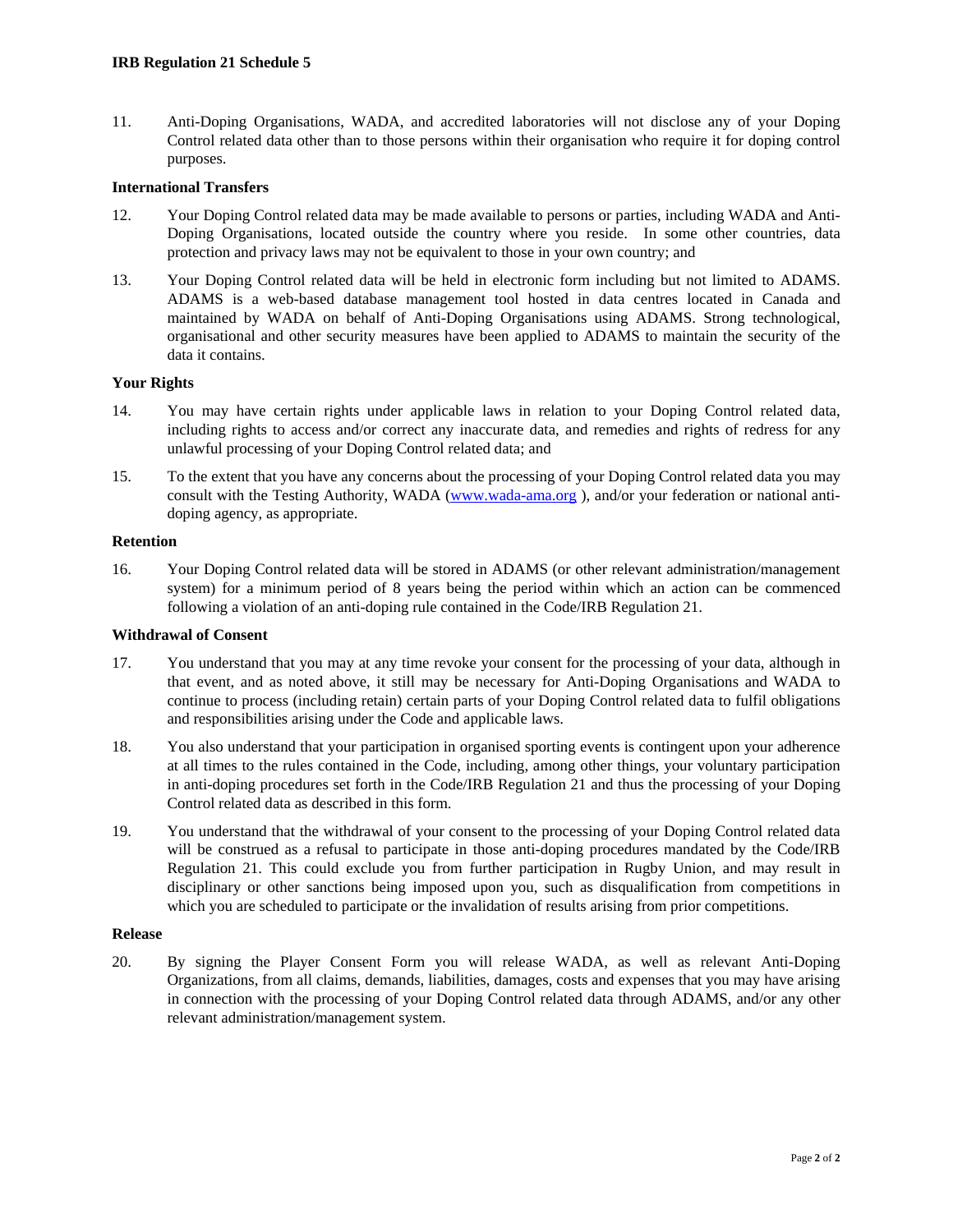11. Anti-Doping Organisations, WADA, and accredited laboratories will not disclose any of your Doping Control related data other than to those persons within their organisation who require it for doping control purposes.

**International Transfers**

12. Your Doping Control related data may be made available to persons or parties, including WADA and Anti-Doping Organisations, located outside the country where you reside. In some other countries, data protection and privacy laws may not be equivalent to those in your own country; and

13. Your Doping Control related data will be held in electronic form including but not limited to ADAMS. ADAMS is a web-based database management tool hosted in data centres located in Canada and maintained by WADA on behalf of Anti-Doping Organisations using ADAMS. Strong technological, organisational and other security measures have been applied to ADAMS to maintain the security of the data it contains.

**Your Rights**

14. You may have certain rights under applicable laws in relation to your Doping Control related data, including rights to access and/or correct any inaccurate data, and remedies and rights of redress for any unlawful processing of your Doping Control related data; and

15. To the extent that you have any concerns about the processing of your Doping Control related data you may consult with the Testing Authority, WADA ([www.wada-ama.org](http://www.wada-ama.org) ), and/or your federation or national anti-doping agency, as appropriate.

**Retention**

16. Your Doping Control related data will be stored in ADAMS (or other relevant administration/management system) for a minimum period of 8 years being the period within which an action can be commenced following a violation of an anti-doping rule contained in the Code/IRB Regulation 21.

**Withdrawal of Consent**

17. You understand that you may at any time revoke your consent for the processing of your data, although in that event, and as noted above, it still may be necessary for Anti-Doping Organisations and WADA to continue to process (including retain) certain parts of your Doping Control related data to fulfil obligations and responsibilities arising under the Code and applicable laws.

18. You also understand that your participation in organised sporting events is contingent upon your adherence at all times to the rules contained in the Code, including, among other things, your voluntary participation in anti-doping procedures set forth in the Code/IRB Regulation 21 and thus the processing of your Doping Control related data as described in this form.

19. You understand that the withdrawal of your consent to the processing of your Doping Control related data will be construed as a refusal to participate in those anti-doping procedures mandated by the Code/IRB Regulation 21. This could exclude you from further participation in Rugby Union, and may result in disciplinary or other sanctions being imposed upon you, such as disqualification from competitions in which you are scheduled to participate or the invalidation of results arising from prior competitions.

**Release**

20. By signing the Player Consent Form you will release WADA, as well as relevant Anti-Doping Organizations, from all claims, demands, liabilities, damages, costs and expenses that you may have arising in connection with the processing of your Doping Control related data through ADAMS, and/or any other relevant administration/management system.